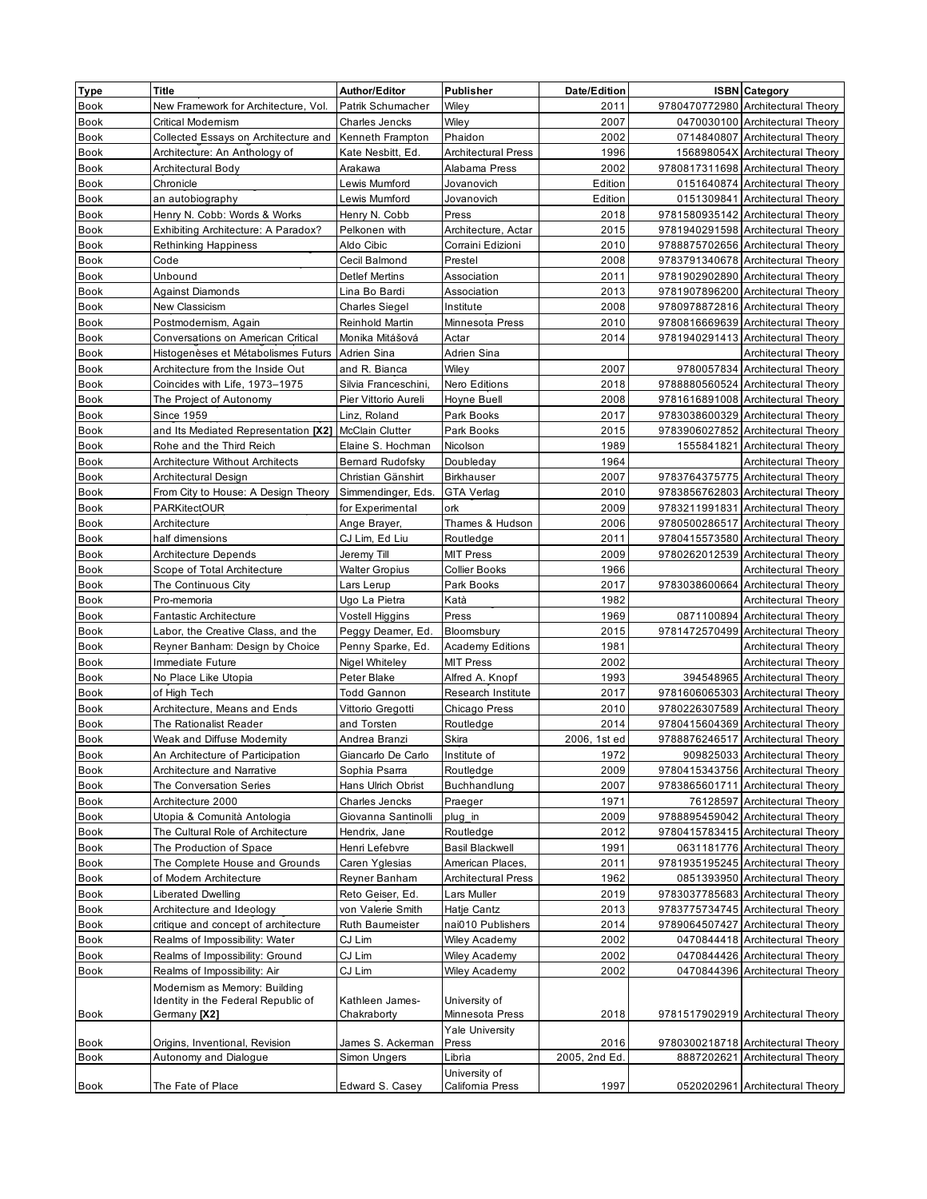| Type | Title | Author/Editor | Publisher | Date/Edition | ISBN | Category |
|---|---|---|---|---|---|---|
| Book | New Framework for Architecture, Vol. | Patrik Schumacher | Wiley | 2011 | 9780470772980 | Architectural Theory |
| Book | Critical Modernism | Charles Jencks | Wiley | 2007 | 0470030100 | Architectural Theory |
| Book | Collected Essays on Architecture and | Kenneth Frampton | Phaidon | 2002 | 0714840807 | Architectural Theory |
| Book | Architecture: An Anthology of | Kate Nesbitt, Ed. | Architectural Press | 1996 | 156898054X | Architectural Theory |
| Book | Architectural Body | Arakawa | Alabama Press | 2002 | 9780817311698 | Architectural Theory |
| Book | Chronicle | Lewis Mumford | Jovanovich | Edition | 0151640874 | Architectural Theory |
| Book | an autobiography | Lewis Mumford | Jovanovich | Edition | 0151309841 | Architectural Theory |
| Book | Henry N. Cobb: Words & Works | Henry N. Cobb | Press | 2018 | 9781580935142 | Architectural Theory |
| Book | Exhibiting Architecture: A Paradox? | Pelkonen with | Architecture, Actar | 2015 | 9781940291598 | Architectural Theory |
| Book | Rethinking Happiness | Aldo Cibic | Corraini Edizioni | 2010 | 9788875702656 | Architectural Theory |
| Book | Code | Cecil Balmond | Prestel | 2008 | 9783791340678 | Architectural Theory |
| Book | Unbound | Detlef Mertins | Association | 2011 | 9781902902890 | Architectural Theory |
| Book | Against Diamonds | Lina Bo Bardi | Association | 2013 | 9781907896200 | Architectural Theory |
| Book | New Classicism | Charles Siegel | Institute | 2008 | 9780978872816 | Architectural Theory |
| Book | Postmodernism, Again | Reinhold Martin | Minnesota Press | 2010 | 9780816669639 | Architectural Theory |
| Book | Conversations on American Critical | Monika Mitášová | Actar | 2014 | 9781940291413 | Architectural Theory |
| Book | Histogenèses et Métabolismes Futurs | Adrien Sina | Adrien Sina | | | Architectural Theory |
| Book | Architecture from the Inside Out | and R. Bianca | Wiley | 2007 | 9780057834 | Architectural Theory |
| Book | Coincides with Life, 1973–1975 | Silvia Franceschini, | Nero Editions | 2018 | 9788880560524 | Architectural Theory |
| Book | The Project of Autonomy | Pier Vittorio Aureli | Hoyne Buell | 2008 | 9781616891008 | Architectural Theory |
| Book | Since 1959 | Linz, Roland | Park Books | 2017 | 9783038600329 | Architectural Theory |
| Book | and Its Mediated Representation **[X2]** | McClain Clutter | Park Books | 2015 | 9783906027852 | Architectural Theory |
| Book | Rohe and the Third Reich | Elaine S. Hochman | Nicolson | 1989 | 1555841821 | Architectural Theory |
| Book | Architecture Without Architects | Bernard Rudofsky | Doubleday | 1964 | | Architectural Theory |
| Book | Architectural Design | Christian Gänshirt | Birkhauser | 2007 | 9783764375775 | Architectural Theory |
| Book | From City to House: A Design Theory | Simmendinger, Eds. | GTA Verlag | 2010 | 9783856762803 | Architectural Theory |
| Book | PARKitectOUR | for Experimental | ork | 2009 | 9783211991831 | Architectural Theory |
| Book | Architecture | Ange Brayer, | Thames & Hudson | 2006 | 9780500286517 | Architectural Theory |
| Book | half dimensions | CJ Lim, Ed Liu | Routledge | 2011 | 9780415573580 | Architectural Theory |
| Book | Architecture Depends | Jeremy Till | MIT Press | 2009 | 9780262012539 | Architectural Theory |
| Book | Scope of Total Architecture | Walter Gropius | Collier Books | 1966 | | Architectural Theory |
| Book | The Continuous City | Lars Lerup | Park Books | 2017 | 9783038600664 | Architectural Theory |
| Book | Pro-memoria | Ugo La Pietra | Katà | 1982 | | Architectural Theory |
| Book | Fantastic Architecture | Vostell Higgins | Press | 1969 | 0871100894 | Architectural Theory |
| Book | Labor, the Creative Class, and the | Peggy Deamer, Ed. | Bloomsbury | 2015 | 9781472570499 | Architectural Theory |
| Book | Reyner Banham: Design by Choice | Penny Sparke, Ed. | Academy Editions | 1981 | | Architectural Theory |
| Book | Immediate Future | Nigel Whiteley | MIT Press | 2002 | | Architectural Theory |
| Book | No Place Like Utopia | Peter Blake | Alfred A. Knopf | 1993 | 394548965 | Architectural Theory |
| Book | of High Tech | Todd Gannon | Research Institute | 2017 | 9781606065303 | Architectural Theory |
| Book | Architecture, Means and Ends | Vittorio Gregotti | Chicago Press | 2010 | 9780226307589 | Architectural Theory |
| Book | The Rationalist Reader | and Torsten | Routledge | 2014 | 9780415604369 | Architectural Theory |
| Book | Weak and Diffuse Modernity | Andrea Branzi | Skira | 2006, 1st ed | 9788876246517 | Architectural Theory |
| Book | An Architecture of Participation | Giancarlo De Carlo | Institute of | 1972 | 909825033 | Architectural Theory |
| Book | Architecture and Narrative | Sophia Psarra | Routledge | 2009 | 9780415343756 | Architectural Theory |
| Book | The Conversation Series | Hans Ulrich Obrist | Buchhandlung | 2007 | 9783865601711 | Architectural Theory |
| Book | Architecture 2000 | Charles Jencks | Praeger | 1971 | 76128597 | Architectural Theory |
| Book | Utopia & Comunità Antologia | Giovanna Santinolli | plug_in | 2009 | 9788895459042 | Architectural Theory |
| Book | The Cultural Role of Architecture | Hendrix, Jane | Routledge | 2012 | 9780415783415 | Architectural Theory |
| Book | The Production of Space | Henri Lefebvre | Basil Blackwell | 1991 | 0631181776 | Architectural Theory |
| Book | The Complete House and Grounds | Caren Yglesias | American Places, | 2011 | 9781935195245 | Architectural Theory |
| Book | of Modern Architecture | Reyner Banham | Architectural Press | 1962 | 0851393950 | Architectural Theory |
| Book | Liberated Dwelling | Reto Geiser, Ed. | Lars Muller | 2019 | 9783037785683 | Architectural Theory |
| Book | Architecture and Ideology | von Valerie Smith | Hatje Cantz | 2013 | 9783775734745 | Architectural Theory |
| Book | critique and concept of architecture | Ruth Baumeister | nai010 Publishers | 2014 | 9789064507427 | Architectural Theory |
| Book | Realms of Impossibility: Water | CJ Lim | Wiley Academy | 2002 | 0470844418 | Architectural Theory |
| Book | Realms of Impossibility: Ground | CJ Lim | Wiley Academy | 2002 | 0470844426 | Architectural Theory |
| Book | Realms of Impossibility: Air | CJ Lim | Wiley Academy | 2002 | 0470844396 | Architectural Theory |
| Book | Modernism as Memory: Building Identity in the Federal Republic of Germany **[X2]** | Kathleen James-Chakraborty | University of Minnesota Press | 2018 | 9781517902919 | Architectural Theory |
| Book | Origins, Inventional, Revision | James S. Ackerman | Yale University Press | 2016 | 9780300218718 | Architectural Theory |
| Book | Autonomy and Dialogue | Simon Ungers | Libria | 2005, 2nd Ed. | 8887202621 | Architectural Theory |
| Book | The Fate of Place | Edward S. Casey | University of California Press | 1997 | 0520202961 | Architectural Theory |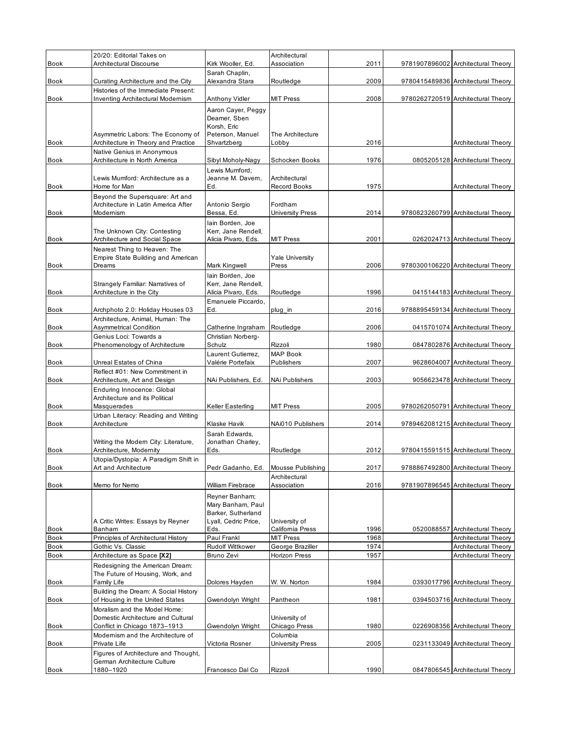| Book | 20/20: Editorial Takes on Architectural Discourse | Kirk Wooller, Ed. | Architectural Association | 2011 | 9781907896002 | Architectural Theory |
|---|---|---|---|---|---|---|
| Book | Curating Architecture and the City | Sarah Chaplin, Alexandra Stara | Routledge | 2009 | 9780415489836 | Architectural Theory |
| Book | Histories of the Immediate Present: Inventing Architectural Modernism | Anthony Vidler | MIT Press | 2008 | 9780262720519 | Architectural Theory |
| Book | Asymmetric Labors: The Economy of Architecture in Theory and Practice | Aaron Cayer, Peggy Deamer, Sben Korsh, Eric Peterson, Manuel Shvartzberg | The Architecture Lobby | 2016 | | Architectural Theory |
| Book | Native Genius in Anonymous Architecture in North America | Sibyl Moholy-Nagy | Schocken Books | 1976 | 0805205128 | Architectural Theory |
| Book | Lewis Mumford: Architecture as a Home for Man | Lewis Mumford; Jeanne M. Davern, Ed. | Architectural Record Books | 1975 | | Architectural Theory |
| Book | Beyond the Supersquare: Art and Architecture in Latin America After Modernism | Antonio Sergio Bessa, Ed. | Fordham University Press | 2014 | 9780823260799 | Architectural Theory |
| Book | The Unknown City: Contesting Architecture and Social Space | Iain Borden, Joe Kerr, Jane Rendell, Alicia Pivaro, Eds. | MIT Press | 2001 | 0262024713 | Architectural Theory |
| Book | Nearest Thing to Heaven: The Empire State Building and American Dreams | Mark Kingwell | Yale University Press | 2006 | 9780300106220 | Architectural Theory |
| Book | Strangely Familiar: Narratives of Architecture in the City | Iain Borden, Joe Kerr, Jane Rendell, Alicia Pivaro, Eds. | Routledge | 1996 | 0415144183 | Architectural Theory |
| Book | Archphoto 2.0: Holiday Houses 03 | Emanuele Piccardo, Ed. | plug_in | 2016 | 9788895459134 | Architectural Theory |
| Book | Architecture, Animal, Human: The Asymmetrical Condition | Catherine Ingraham | Routledge | 2006 | 0415701074 | Architectural Theory |
| Book | Genius Loci: Towards a Phenomenology of Architecture | Christian Norberg-Schulz | Rizzoli | 1980 | 0847802876 | Architectural Theory |
| Book | Unreal Estates of China | Laurent Gutierrez, Valérie Portefaix | MAP Book Publishers | 2007 | 9628604007 | Architectural Theory |
| Book | Reflect #01: New Commitment in Architecture, Art and Design | NAi Publishers, Ed. | NAi Publishers | 2003 | 9056623478 | Architectural Theory |
| Book | Enduring Innocence: Global Architecture and its Political Masquerades | Keller Easterling | MIT Press | 2005 | 9780262050791 | Architectural Theory |
| Book | Urban Literacy: Reading and Writing Architecture | Klaske Havik | NAi010 Publishers | 2014 | 9789462081215 | Architectural Theory |
| Book | Writing the Modern City: Literature, Architecture, Modernity | Sarah Edwards, Jonathan Charley, Eds. | Routledge | 2012 | 9780415591515 | Architectural Theory |
| Book | Utopia/Dystopia: A Paradigm Shift in Art and Architecture | Pedr Gadanho, Ed. | Mousse Publishing | 2017 | 9788867492800 | Architectural Theory |
| Book | Memo for Nemo | William Firebrace | Architectural Association | 2016 | 9781907896545 | Architectural Theory |
| Book | A Critic Writes: Essays by Reyner Banham | Reyner Banham; Mary Banham, Paul Barker, Sutherland Lyall, Cedric Price, Eds. | University of California Press | 1996 | 0520088557 | Architectural Theory |
| Book | Principles of Architectural History | Paul Frankl | MIT Press | 1968 | | Architectural Theory |
| Book | Gothic Vs. Classic | Rudolf Wittkower | George Braziller | 1974 | | Architectural Theory |
| Book | Architecture as Space **[X2]** | Bruno Zevi | Horizon Press | 1957 | | Architectural Theory |
| Book | Redesigning the American Dream: The Future of Housing, Work, and Family Life | Dolores Hayden | W. W. Norton | 1984 | 0393017796 | Architectural Theory |
| Book | Building the Dream: A Social History of Housing in the United States | Gwendolyn Wright | Pantheon | 1981 | 0394503716 | Architectural Theory |
| Book | Moralism and the Model Home: Domestic Architecture and Cultural Conflict in Chicago 1873–1913 | Gwendolyn Wright | University of Chicago Press | 1980 | 0226908356 | Architectural Theory |
| Book | Modernism and the Architecture of Private Life | Victoria Rosner | Columbia University Press | 2005 | 0231133049 | Architectural Theory |
| Book | Figures of Architecture and Thought, German Architecture Culture 1880–1920 | Francesco Dal Co | Rizzoli | 1990 | 0847806545 | Architectural Theory |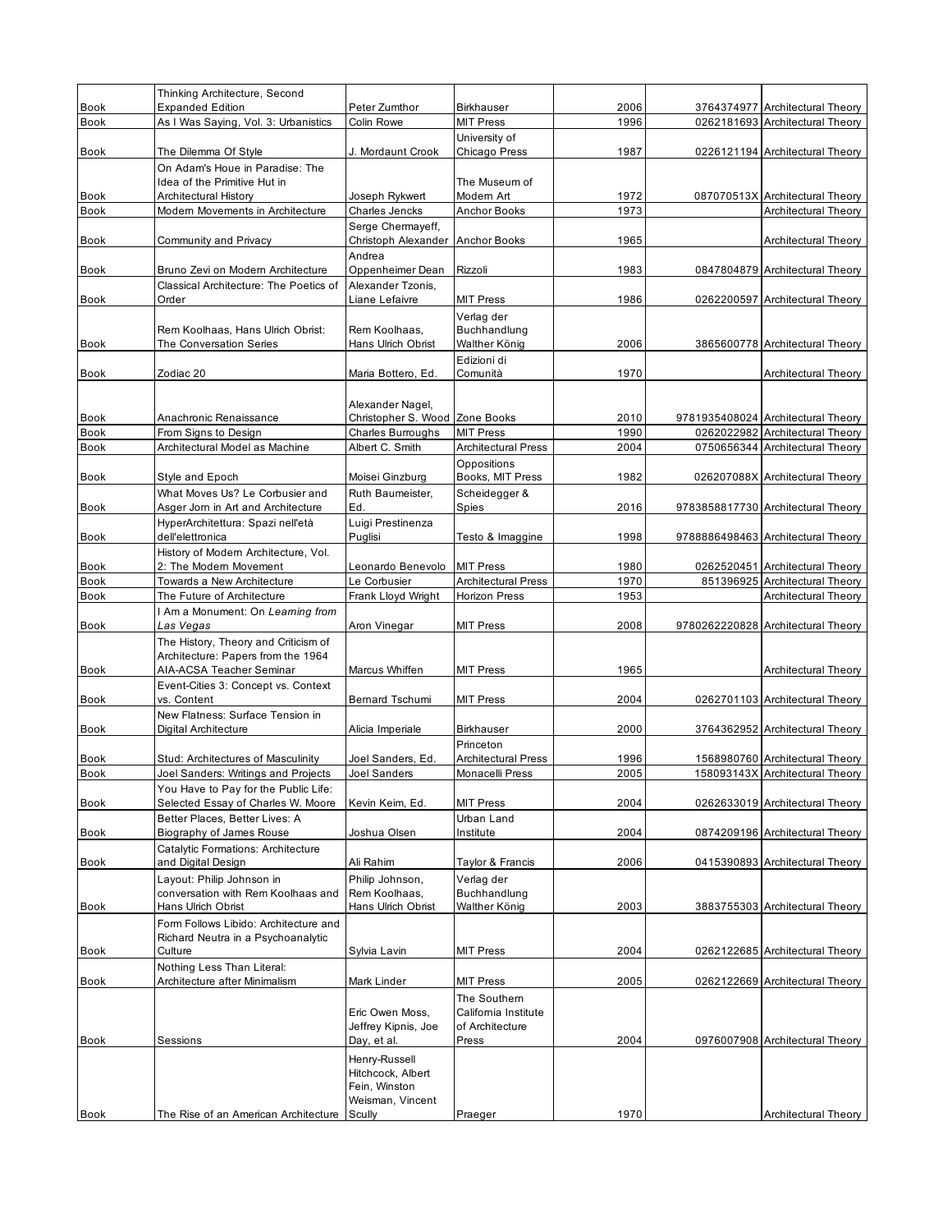| | | | | | | |
|---|---|---|---|---|---|---|
| Book | Thinking Architecture, Second Expanded Edition | Peter Zumthor | Birkhauser | 2006 | 3764374977 | Architectural Theory |
| Book | As I Was Saying, Vol. 3: Urbanistics | Colin Rowe | MIT Press | 1996 | 0262181693 | Architectural Theory |
| Book | The Dilemma Of Style | J. Mordaunt Crook | University of Chicago Press | 1987 | 0226121194 | Architectural Theory |
| Book | On Adam's Houe in Paradise: The Idea of the Primitive Hut in Architectural History | Joseph Rykwert | The Museum of Modern Art | 1972 | 087070513X | Architectural Theory |
| Book | Modern Movements in Architecture | Charles Jencks | Anchor Books | 1973 | | Architectural Theory |
| Book | Community and Privacy | Serge Chermayeff, Christoph Alexander | Anchor Books | 1965 | | Architectural Theory |
| Book | Bruno Zevi on Modern Architecture | Andrea Oppenheimer Dean | Rizzoli | 1983 | 0847804879 | Architectural Theory |
| Book | Classical Architecture: The Poetics of Order | Alexander Tzonis, Liane Lefaivre | MIT Press | 1986 | 0262200597 | Architectural Theory |
| Book | Rem Koolhaas, Hans Ulrich Obrist: The Conversation Series | Rem Koolhaas, Hans Ulrich Obrist | Verlag der Buchhandlung Walther König | 2006 | 3865600778 | Architectural Theory |
| Book | Zodiac 20 | Maria Bottero, Ed. | Edizioni di Comunità | 1970 | | Architectural Theory |
| Book | Anachronic Renaissance | Alexander Nagel, Christopher S. Wood | Zone Books | 2010 | 9781935408024 | Architectural Theory |
| Book | From Signs to Design | Charles Burroughs | MIT Press | 1990 | 0262022982 | Architectural Theory |
| Book | Architectural Model as Machine | Albert C. Smith | Architectural Press | 2004 | 0750656344 | Architectural Theory |
| Book | Style and Epoch | Moisei Ginzburg | Oppositions Books, MIT Press | 1982 | 026207088X | Architectural Theory |
| Book | What Moves Us? Le Corbusier and Asger Jorn in Art and Architecture | Ruth Baumeister, Ed. | Scheidegger & Spies | 2016 | 9783858817730 | Architectural Theory |
| Book | HyperArchitettura: Spazi nell'età dell'elettronica | Luigi Prestinenza Puglisi | Testo & Imaggine | 1998 | 9788886498463 | Architectural Theory |
| Book | History of Modern Architecture, Vol. 2: The Modern Movement | Leonardo Benevolo | MIT Press | 1980 | 0262520451 | Architectural Theory |
| Book | Towards a New Architecture | Le Corbusier | Architectural Press | 1970 | 851396925 | Architectural Theory |
| Book | The Future of Architecture | Frank Lloyd Wright | Horizon Press | 1953 | | Architectural Theory |
| Book | I Am a Monument: On *Learning from Las Vegas* | Aron Vinegar | MIT Press | 2008 | 9780262220828 | Architectural Theory |
| Book | The History, Theory and Criticism of Architecture: Papers from the 1964 AIA-ACSA Teacher Seminar | Marcus Whiffen | MIT Press | 1965 | | Architectural Theory |
| Book | Event-Cities 3: Concept vs. Context vs. Content | Bernard Tschumi | MIT Press | 2004 | 0262701103 | Architectural Theory |
| Book | New Flatness: Surface Tension in Digital Architecture | Alicia Imperiale | Birkhauser | 2000 | 3764362952 | Architectural Theory |
| Book | Stud: Architectures of Masculinity | Joel Sanders, Ed. | Princeton Architectural Press | 1996 | 1568980760 | Architectural Theory |
| Book | Joel Sanders: Writings and Projects | Joel Sanders | Monacelli Press | 2005 | 158093143X | Architectural Theory |
| Book | You Have to Pay for the Public Life: Selected Essay of Charles W. Moore | Kevin Keim, Ed. | MIT Press | 2004 | 0262633019 | Architectural Theory |
| Book | Better Places, Better Lives: A Biography of James Rouse | Joshua Olsen | Urban Land Institute | 2004 | 0874209196 | Architectural Theory |
| Book | Catalytic Formations: Architecture and Digital Design | Ali Rahim | Taylor & Francis | 2006 | 0415390893 | Architectural Theory |
| Book | Layout: Philip Johnson in conversation with Rem Koolhaas and Hans Ulrich Obrist | Philip Johnson, Rem Koolhaas, Hans Ulrich Obrist | Verlag der Buchhandlung Walther König | 2003 | 3883755303 | Architectural Theory |
| Book | Form Follows Libido: Architecture and Richard Neutra in a Psychoanalytic Culture | Sylvia Lavin | MIT Press | 2004 | 0262122685 | Architectural Theory |
| Book | Nothing Less Than Literal: Architecture after Minimalism | Mark Linder | MIT Press | 2005 | 0262122669 | Architectural Theory |
| Book | Sessions | Eric Owen Moss, Jeffrey Kipnis, Joe Day, et al. | The Southern California Institute of Architecture Press | 2004 | 0976007908 | Architectural Theory |
| Book | The Rise of an American Architecture | Henry-Russell Hitchcock, Albert Fein, Winston Weisman, Vincent Scully | Praeger | 1970 | | Architectural Theory |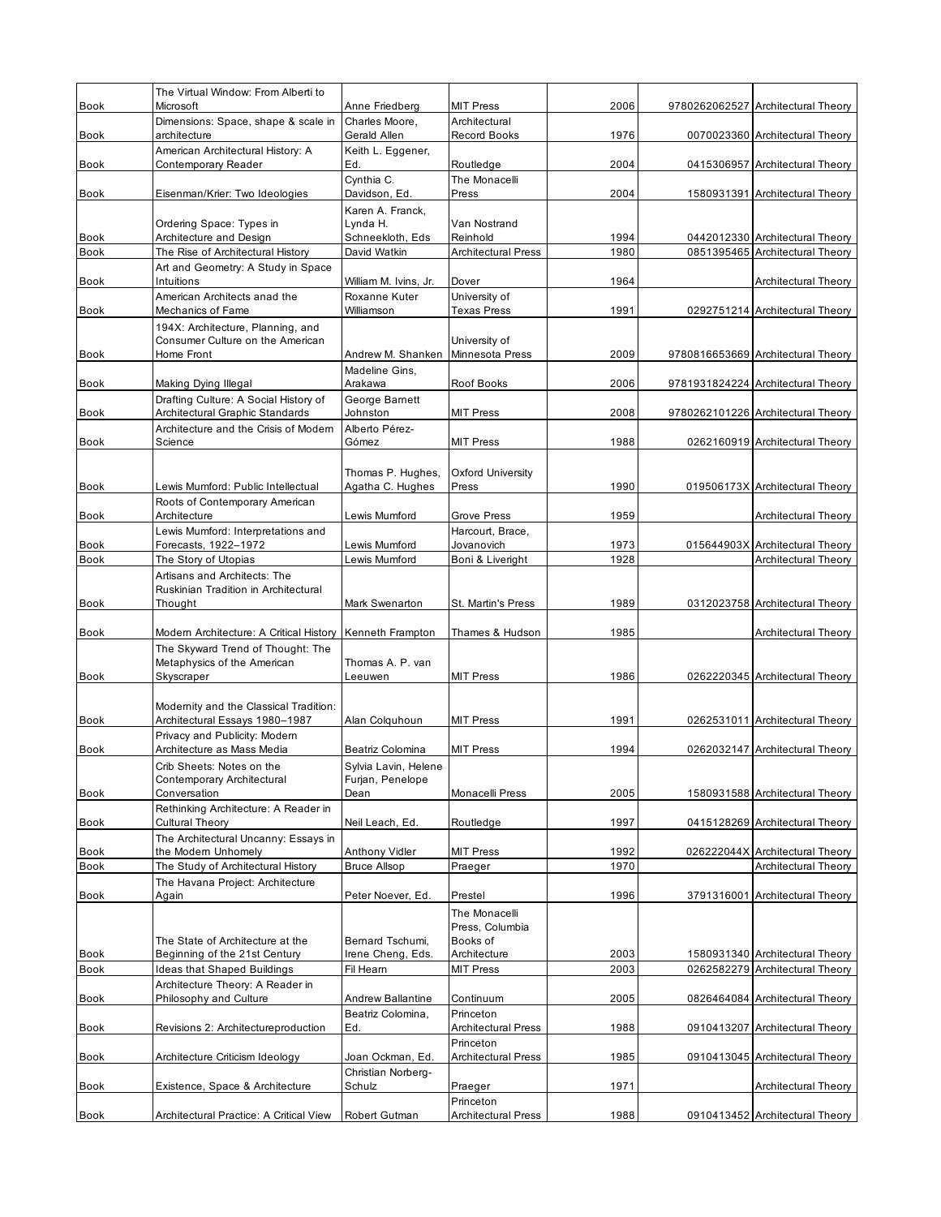| | | | | | | |
|---|---|---|---|---|---|---|
| Book | The Virtual Window: From Alberti to Microsoft | Anne Friedberg | MIT Press | 2006 | 9780262062527 | Architectural Theory |
| Book | Dimensions: Space, shape & scale in architecture | Charles Moore, Gerald Allen | Architectural Record Books | 1976 | 0070023360 | Architectural Theory |
| Book | American Architectural History: A Contemporary Reader | Keith L. Eggener, Ed. | Routledge | 2004 | 0415306957 | Architectural Theory |
| Book | Eisenman/Krier: Two Ideologies | Cynthia C. Davidson, Ed. | The Monacelli Press | 2004 | 1580931391 | Architectural Theory |
| Book | Ordering Space: Types in Architecture and Design | Karen A. Franck, Lynda H. Schneekloth, Eds | Van Nostrand Reinhold | 1994 | 0442012330 | Architectural Theory |
| Book | The Rise of Architectural History | David Watkin | Architectural Press | 1980 | 0851395465 | Architectural Theory |
| Book | Art and Geometry: A Study in Space Intuitions | William M. Ivins, Jr. | Dover | 1964 | | Architectural Theory |
| Book | American Architects anad the Mechanics of Fame | Roxanne Kuter Williamson | University of Texas Press | 1991 | 0292751214 | Architectural Theory |
| Book | 194X: Architecture, Planning, and Consumer Culture on the American Home Front | Andrew M. Shanken | University of Minnesota Press | 2009 | 9780816653669 | Architectural Theory |
| Book | Making Dying Illegal | Madeline Gins, Arakawa | Roof Books | 2006 | 9781931824224 | Architectural Theory |
| Book | Drafting Culture: A Social History of Architectural Graphic Standards | George Barnett Johnston | MIT Press | 2008 | 9780262101226 | Architectural Theory |
| Book | Architecture and the Crisis of Modern Science | Alberto Pérez-Gómez | MIT Press | 1988 | 0262160919 | Architectural Theory |
| Book | Lewis Mumford: Public Intellectual | Thomas P. Hughes, Agatha C. Hughes | Oxford University Press | 1990 | 019506173X | Architectural Theory |
| Book | Roots of Contemporary American Architecture | Lewis Mumford | Grove Press | 1959 | | Architectural Theory |
| Book | Lewis Mumford: Interpretations and Forecasts, 1922–1972 | Lewis Mumford | Harcourt, Brace, Jovanovich | 1973 | 015644903X | Architectural Theory |
| Book | The Story of Utopias | Lewis Mumford | Boni & Liveright | 1928 | | Architectural Theory |
| Book | Artisans and Architects: The Ruskinian Tradition in Architectural Thought | Mark Swenarton | St. Martin's Press | 1989 | 0312023758 | Architectural Theory |
| Book | Modern Architecture: A Critical History | Kenneth Frampton | Thames & Hudson | 1985 | | Architectural Theory |
| Book | The Skyward Trend of Thought: The Metaphysics of the American Skyscraper | Thomas A. P. van Leeuwen | MIT Press | 1986 | 0262220345 | Architectural Theory |
| Book | Modernity and the Classical Tradition: Architectural Essays 1980–1987 | Alan Colquhoun | MIT Press | 1991 | 0262531011 | Architectural Theory |
| Book | Privacy and Publicity: Modern Architecture as Mass Media | Beatriz Colomina | MIT Press | 1994 | 0262032147 | Architectural Theory |
| Book | Crib Sheets: Notes on the Contemporary Architectural Conversation | Sylvia Lavin, Helene Furjan, Penelope Dean | Monacelli Press | 2005 | 1580931588 | Architectural Theory |
| Book | Rethinking Architecture: A Reader in Cultural Theory | Neil Leach, Ed. | Routledge | 1997 | 0415128269 | Architectural Theory |
| Book | The Architectural Uncanny: Essays in the Modern Unhomely | Anthony Vidler | MIT Press | 1992 | 026222044X | Architectural Theory |
| Book | The Study of Architectural History | Bruce Allsop | Praeger | 1970 | | Architectural Theory |
| Book | The Havana Project: Architecture Again | Peter Noever, Ed. | Prestel | 1996 | 3791316001 | Architectural Theory |
| Book | The State of Architecture at the Beginning of the 21st Century | Bernard Tschumi, Irene Cheng, Eds. | The Monacelli Press, Columbia Books of Architecture | 2003 | 1580931340 | Architectural Theory |
| Book | Ideas that Shaped Buildings | Fil Hearn | MIT Press | 2003 | 0262582279 | Architectural Theory |
| Book | Architecture Theory: A Reader in Philosophy and Culture | Andrew Ballantine | Continuum | 2005 | 0826464084 | Architectural Theory |
| Book | Revisions 2: Architectureproduction | Beatriz Colomina, Ed. | Princeton Architectural Press | 1988 | 0910413207 | Architectural Theory |
| Book | Architecture Criticism Ideology | Joan Ockman, Ed. | Princeton Architectural Press | 1985 | 0910413045 | Architectural Theory |
| Book | Existence, Space & Architecture | Christian Norberg-Schulz | Praeger | 1971 | | Architectural Theory |
| Book | Architectural Practice: A Critical View | Robert Gutman | Princeton Architectural Press | 1988 | 0910413452 | Architectural Theory |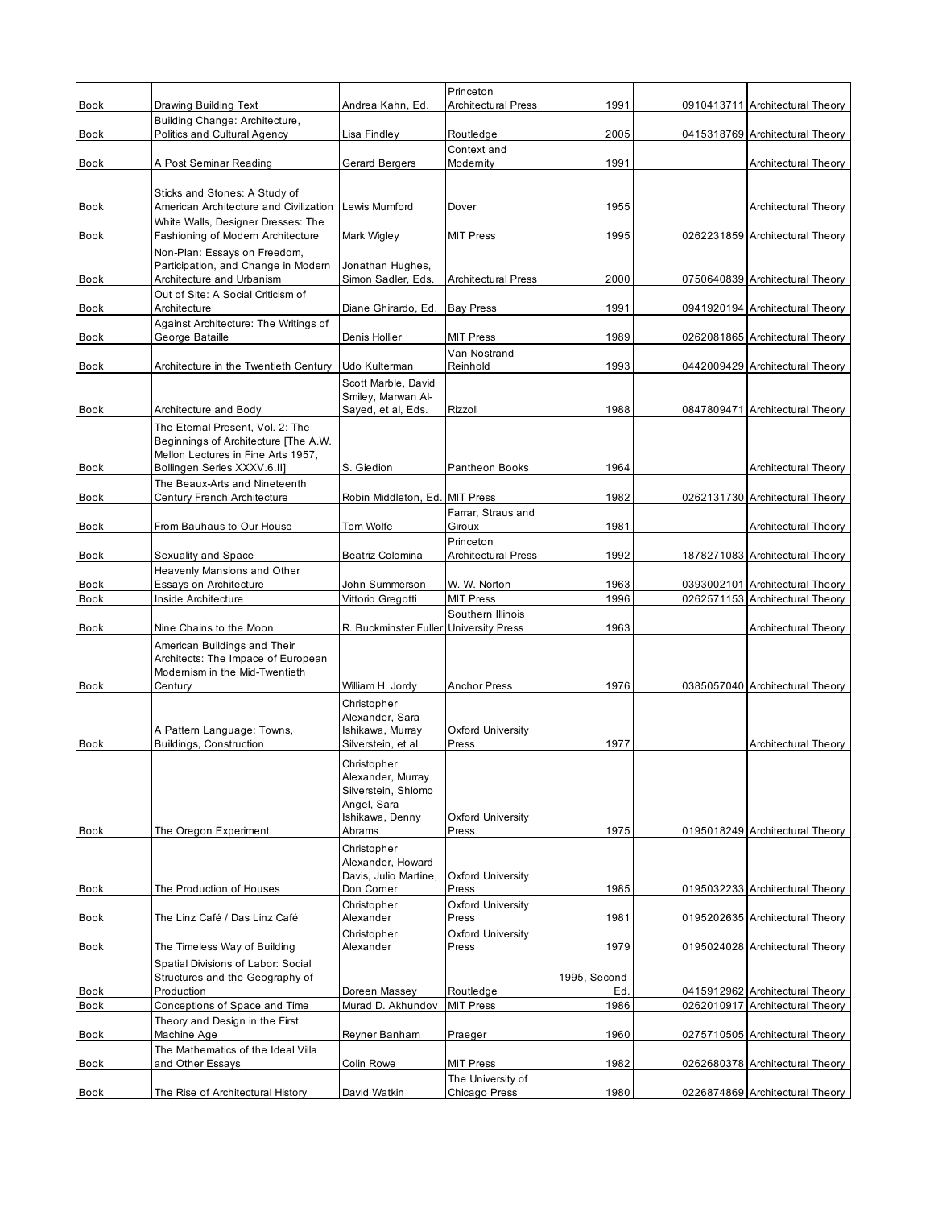| | | | | | | |
|---|---|---|---|---|---|---|
| Book | Drawing Building Text | Andrea Kahn, Ed. | Princeton Architectural Press | 1991 | 0910413711 | Architectural Theory |
| Book | Building Change: Architecture, Politics and Cultural Agency | Lisa Findley | Routledge | 2005 | 0415318769 | Architectural Theory |
| Book | A Post Seminar Reading | Gerard Bergers | Context and Modernity | 1991 | | Architectural Theory |
| Book | Sticks and Stones: A Study of American Architecture and Civilization | Lewis Mumford | Dover | 1955 | | Architectural Theory |
| Book | White Walls, Designer Dresses: The Fashioning of Modern Architecture | Mark Wigley | MIT Press | 1995 | 0262231859 | Architectural Theory |
| Book | Non-Plan: Essays on Freedom, Participation, and Change in Modern Architecture and Urbanism | Jonathan Hughes, Simon Sadler, Eds. | Architectural Press | 2000 | 0750640839 | Architectural Theory |
| Book | Out of Site: A Social Criticism of Architecture | Diane Ghirardo, Ed. | Bay Press | 1991 | 0941920194 | Architectural Theory |
| Book | Against Architecture: The Writings of George Bataille | Denis Hollier | MIT Press | 1989 | 0262081865 | Architectural Theory |
| Book | Architecture in the Twentieth Century | Udo Kulterman | Van Nostrand Reinhold | 1993 | 0442009429 | Architectural Theory |
| Book | Architecture and Body | Scott Marble, David Smiley, Marwan Al-Sayed, et al, Eds. | Rizzoli | 1988 | 0847809471 | Architectural Theory |
| Book | The Eternal Present, Vol. 2: The Beginnings of Architecture [The A.W. Mellon Lectures in Fine Arts 1957, Bollingen Series XXXV.6.II] | S. Giedion | Pantheon Books | 1964 | | Architectural Theory |
| Book | The Beaux-Arts and Nineteenth Century French Architecture | Robin Middleton, Ed. | MIT Press | 1982 | 0262131730 | Architectural Theory |
| Book | From Bauhaus to Our House | Tom Wolfe | Farrar, Straus and Giroux | 1981 | | Architectural Theory |
| Book | Sexuality and Space | Beatriz Colomina | Princeton Architectural Press | 1992 | 1878271083 | Architectural Theory |
| Book | Heavenly Mansions and Other Essays on Architecture | John Summerson | W. W. Norton | 1963 | 0393002101 | Architectural Theory |
| Book | Inside Architecture | Vittorio Gregotti | MIT Press | 1996 | 0262571153 | Architectural Theory |
| Book | Nine Chains to the Moon | R. Buckminster Fuller | Southern Illinois University Press | 1963 | | Architectural Theory |
| Book | American Buildings and Their Architects: The Impace of European Modernism in the Mid-Twentieth Century | William H. Jordy | Anchor Press | 1976 | 0385057040 | Architectural Theory |
| Book | A Pattern Language: Towns, Buildings, Construction | Christopher Alexander, Sara Ishikawa, Murray Silverstein, et al | Oxford University Press | 1977 | | Architectural Theory |
| Book | The Oregon Experiment | Christopher Alexander, Murray Silverstein, Shlomo Angel, Sara Ishikawa, Denny Abrams | Oxford University Press | 1975 | 0195018249 | Architectural Theory |
| Book | The Production of Houses | Christopher Alexander, Howard Davis, Julio Martine, Don Corner | Oxford University Press | 1985 | 0195032233 | Architectural Theory |
| Book | The Linz Café / Das Linz Café | Christopher Alexander | Oxford University Press | 1981 | 0195202635 | Architectural Theory |
| Book | The Timeless Way of Building | Christopher Alexander | Oxford University Press | 1979 | 0195024028 | Architectural Theory |
| Book | Spatial Divisions of Labor: Social Structures and the Geography of Production | Doreen Massey | Routledge | 1995, Second Ed. | 0415912962 | Architectural Theory |
| Book | Conceptions of Space and Time | Murad D. Akhundov | MIT Press | 1986 | 0262010917 | Architectural Theory |
| Book | Theory and Design in the First Machine Age | Reyner Banham | Praeger | 1960 | 0275710505 | Architectural Theory |
| Book | The Mathematics of the Ideal Villa and Other Essays | Colin Rowe | MIT Press | 1982 | 0262680378 | Architectural Theory |
| Book | The Rise of Architectural History | David Watkin | The University of Chicago Press | 1980 | 0226874869 | Architectural Theory |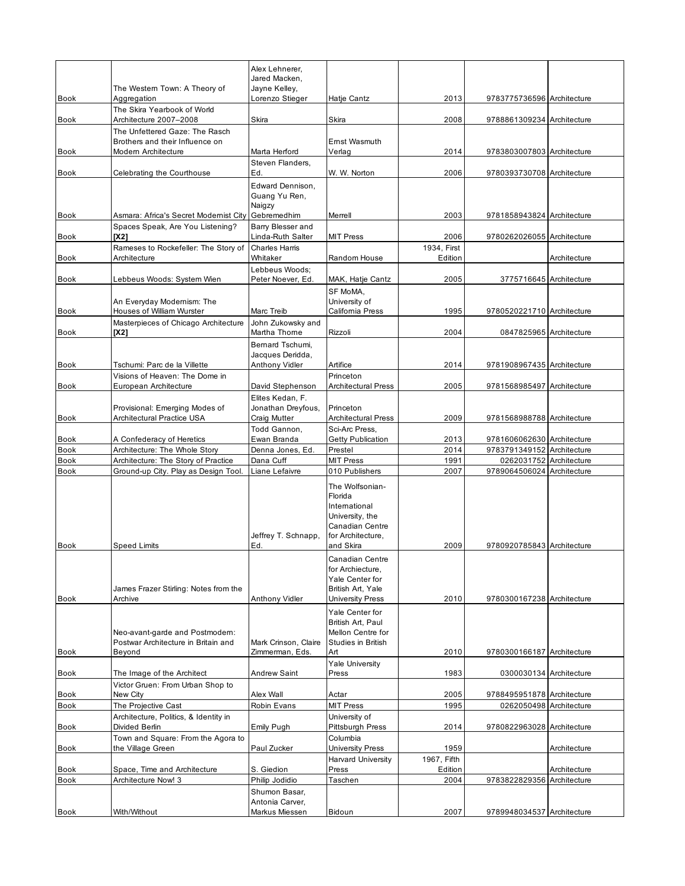| | | | | | | |
|---|---|---|---|---|---|---|
| Book | The Western Town: A Theory of Aggregation | Alex Lehnerer, Jared Macken, Jayne Kelley, Lorenzo Stieger | Hatje Cantz | 2013 | 9783775736596 | Architecture |
| Book | The Skira Yearbook of World Architecture 2007–2008 | Skira | Skira | 2008 | 9788861309234 | Architecture |
| Book | The Unfettered Gaze: The Rasch Brothers and their Influence on Modern Architecture | Marta Herford | Ernst Wasmuth Verlag | 2014 | 9783803007803 | Architecture |
| Book | Celebrating the Courthouse | Steven Flanders, Ed. | W. W. Norton | 2006 | 9780393730708 | Architecture |
| Book | Asmara: Africa's Secret Modernist City | Edward Dennison, Guang Yu Ren, Naigzy Gebremedhim | Merrell | 2003 | 9781858943824 | Architecture |
| Book | Spaces Speak, Are You Listening? **[X2]** | Barry Blesser and Linda-Ruth Salter | MIT Press | 2006 | 9780262026055 | Architecture |
| Book | Rameses to Rockefeller: The Story of Architecture | Charles Harris Whitaker | Random House | 1934, First Edition | | Architecture |
| Book | Lebbeus Woods: System Wien | Lebbeus Woods; Peter Noever, Ed. | MAK, Hatje Cantz | 2005 | 3775716645 | Architecture |
| Book | An Everyday Modernism: The Houses of William Wurster | Marc Treib | SF MoMA, University of California Press | 1995 | 9780520221710 | Architecture |
| Book | Masterpieces of Chicago Architecture **[X2]** | John Zukowsky and Martha Thorne | Rizzoli | 2004 | 0847825965 | Architecture |
| Book | Tschumi: Parc de la Villette | Bernard Tschumi, Jacques Deridda, Anthony Vidler | Artifice | 2014 | 9781908967435 | Architecture |
| Book | Visions of Heaven: The Dome in European Architecture | David Stephenson | Princeton Architectural Press | 2005 | 9781568985497 | Architecture |
| Book | Provisional: Emerging Modes of Architectural Practice USA | Elites Kedan, F. Jonathan Dreyfous, Craig Mutter | Princeton Architectural Press | 2009 | 9781568988788 | Architecture |
| Book | A Confederacy of Heretics | Todd Gannon, Ewan Branda | Sci-Arc Press, Getty Publication | 2013 | 9781606062630 | Architecture |
| Book | Architecture: The Whole Story | Denna Jones, Ed. | Prestel | 2014 | 9783791349152 | Architecture |
| Book | Architecture: The Story of Practice | Dana Cuff | MIT Press | 1991 | 0262031752 | Architecture |
| Book | Ground-up City. Play as Design Tool. | Liane Lefaivre | 010 Publishers | 2007 | 9789064506024 | Architecture |
| Book | Speed Limits | Jeffrey T. Schnapp, Ed. | The Wolfsonian-Florida International University, the Canadian Centre for Architecture, and Skira | 2009 | 9780920785843 | Architecture |
| Book | James Frazer Stirling: Notes from the Archive | Anthony Vidler | Canadian Centre for Archiecture, Yale Center for British Art, Yale University Press | 2010 | 9780300167238 | Architecture |
| Book | Neo-avant-garde and Postmodern: Postwar Architecture in Britain and Beyond | Mark Crinson, Claire Zimmerman, Eds. | Yale Center for British Art, Paul Mellon Centre for Studies in British Art | 2010 | 9780300166187 | Architecture |
| Book | The Image of the Architect | Andrew Saint | Yale University Press | 1983 | 0300030134 | Architecture |
| Book | Victor Gruen: From Urban Shop to New City | Alex Wall | Actar | 2005 | 9788495951878 | Architecture |
| Book | The Projective Cast | Robin Evans | MIT Press | 1995 | 0262050498 | Architecture |
| Book | Architecture, Politics, & Identity in Divided Berlin | Emily Pugh | University of Pittsburgh Press | 2014 | 9780822963028 | Architecture |
| Book | Town and Square: From the Agora to the Village Green | Paul Zucker | Columbia University Press | 1959 | | Architecture |
| Book | Space, Time and Architecture | S. Giedion | Harvard University Press | 1967, Fifth Edition | | Architecture |
| Book | Architecture Now! 3 | Philip Jodidio | Taschen | 2004 | 9783822829356 | Architecture |
| Book | With/Without | Shumon Basar, Antonia Carver, Markus Miessen | Bidoun | 2007 | 9789948034537 | Architecture |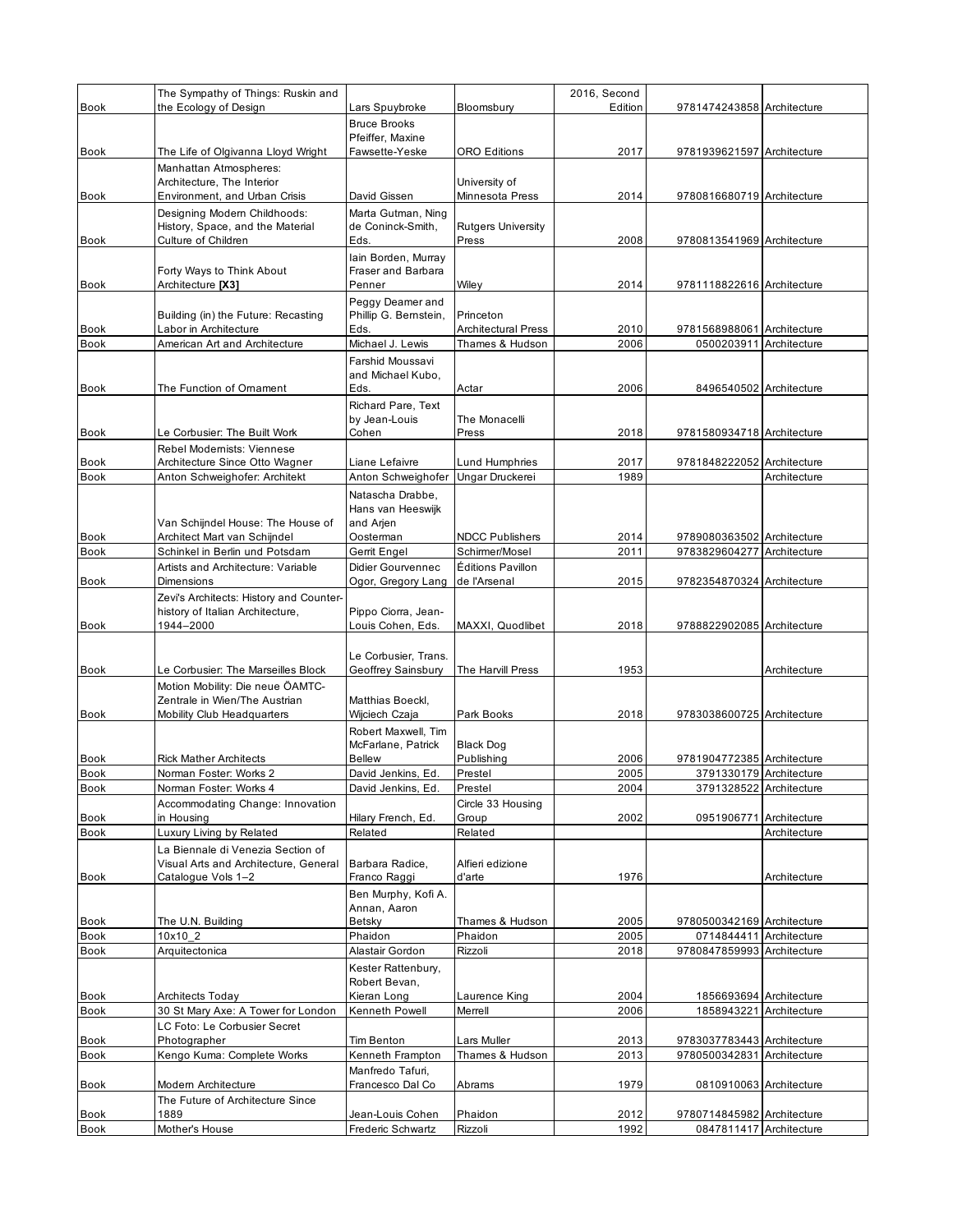| | | | | | | |
|---|---|---|---|---|---|---|
| Book | The Sympathy of Things: Ruskin and the Ecology of Design | Lars Spuybroke | Bloomsbury | 2016, Second Edition | 9781474243858 | Architecture |
| Book | The Life of Olgivanna Lloyd Wright | Bruce Brooks Pfeiffer, Maxine Fawsette-Yeske | ORO Editions | 2017 | 9781939621597 | Architecture |
| Book | Manhattan Atmospheres: Architecture, The Interior Environment, and Urban Crisis | David Gissen | University of Minnesota Press | 2014 | 9780816680719 | Architecture |
| Book | Designing Modern Childhoods: History, Space, and the Material Culture of Children | Marta Gutman, Ning de Coninck-Smith, Eds. | Rutgers University Press | 2008 | 9780813541969 | Architecture |
| Book | Forty Ways to Think About Architecture **[X3]** | Iain Borden, Murray Fraser and Barbara Penner | Wiley | 2014 | 9781118822616 | Architecture |
| Book | Building (in) the Future: Recasting Labor in Architecture | Peggy Deamer and Phillip G. Bernstein, Eds. | Princeton Architectural Press | 2010 | 9781568988061 | Architecture |
| Book | American Art and Architecture | Michael J. Lewis | Thames & Hudson | 2006 | 0500203911 | Architecture |
| Book | The Function of Ornament | Farshid Moussavi and Michael Kubo, Eds. | Actar | 2006 | 8496540502 | Architecture |
| Book | Le Corbusier: The Built Work | Richard Pare, Text by Jean-Louis Cohen | The Monacelli Press | 2018 | 9781580934718 | Architecture |
| Book | Rebel Modernists: Viennese Architecture Since Otto Wagner | Liane Lefaivre | Lund Humphries | 2017 | 9781848222052 | Architecture |
| Book | Anton Schweighofer: Architekt | Anton Schweighofer | Ungar Druckerei | 1989 | | Architecture |
| Book | Van Schijndel House: The House of Architect Mart van Schijndel | Natascha Drabbe, Hans van Heeswijk and Arjen Oosterman | NDCC Publishers | 2014 | 9789080363502 | Architecture |
| Book | Schinkel in Berlin und Potsdam | Gerrit Engel | Schirmer/Mosel | 2011 | 9783829604277 | Architecture |
| Book | Artists and Architecture: Variable Dimensions | Didier Gourvennec Ogor, Gregory Lang | Éditions Pavillon de l'Arsenal | 2015 | 9782354870324 | Architecture |
| Book | Zevi's Architects: History and Counter-history of Italian Architecture, 1944–2000 | Pippo Ciorra, Jean-Louis Cohen, Eds. | MAXXI, Quodlibet | 2018 | 9788822902085 | Architecture |
| Book | Le Corbusier: The Marseilles Block | Le Corbusier, Trans. Geoffrey Sainsbury | The Harvill Press | 1953 | | Architecture |
| Book | Motion Mobility: Die neue ÖAMTC-Zentrale in Wien/The Austrian Mobility Club Headquarters | Matthias Boeckl, Wijciech Czaja | Park Books | 2018 | 9783038600725 | Architecture |
| Book | Rick Mather Architects | Robert Maxwell, Tim McFarlane, Patrick Bellew | Black Dog Publishing | 2006 | 9781904772385 | Architecture |
| Book | Norman Foster: Works 2 | David Jenkins, Ed. | Prestel | 2005 | 3791330179 | Architecture |
| Book | Norman Foster: Works 4 | David Jenkins, Ed. | Prestel | 2004 | 3791328522 | Architecture |
| Book | Accommodating Change: Innovation in Housing | Hilary French, Ed. | Circle 33 Housing Group | 2002 | 0951906771 | Architecture |
| Book | Luxury Living by Related | Related | Related | | | Architecture |
| Book | La Biennale di Venezia Section of Visual Arts and Architecture, General Catalogue Vols 1–2 | Barbara Radice, Franco Raggi | Alfieri edizione d'arte | 1976 | | Architecture |
| Book | The U.N. Building | Ben Murphy, Kofi A. Annan, Aaron Betsky | Thames & Hudson | 2005 | 9780500342169 | Architecture |
| Book | 10x10_2 | Phaidon | Phaidon | 2005 | 0714844411 | Architecture |
| Book | Arquitectonica | Alastair Gordon | Rizzoli | 2018 | 9780847859993 | Architecture |
| Book | Architects Today | Kester Rattenbury, Robert Bevan, Kieran Long | Laurence King | 2004 | 1856693694 | Architecture |
| Book | 30 St Mary Axe: A Tower for London | Kenneth Powell | Merrell | 2006 | 1858943221 | Architecture |
| Book | LC Foto: Le Corbusier Secret Photographer | Tim Benton | Lars Muller | 2013 | 9783037783443 | Architecture |
| Book | Kengo Kuma: Complete Works | Kenneth Frampton | Thames & Hudson | 2013 | 9780500342831 | Architecture |
| Book | Modern Architecture | Manfredo Tafuri, Francesco Dal Co | Abrams | 1979 | 0810910063 | Architecture |
| Book | The Future of Architecture Since 1889 | Jean-Louis Cohen | Phaidon | 2012 | 9780714845982 | Architecture |
| Book | Mother's House | Frederic Schwartz | Rizzoli | 1992 | 0847811417 | Architecture |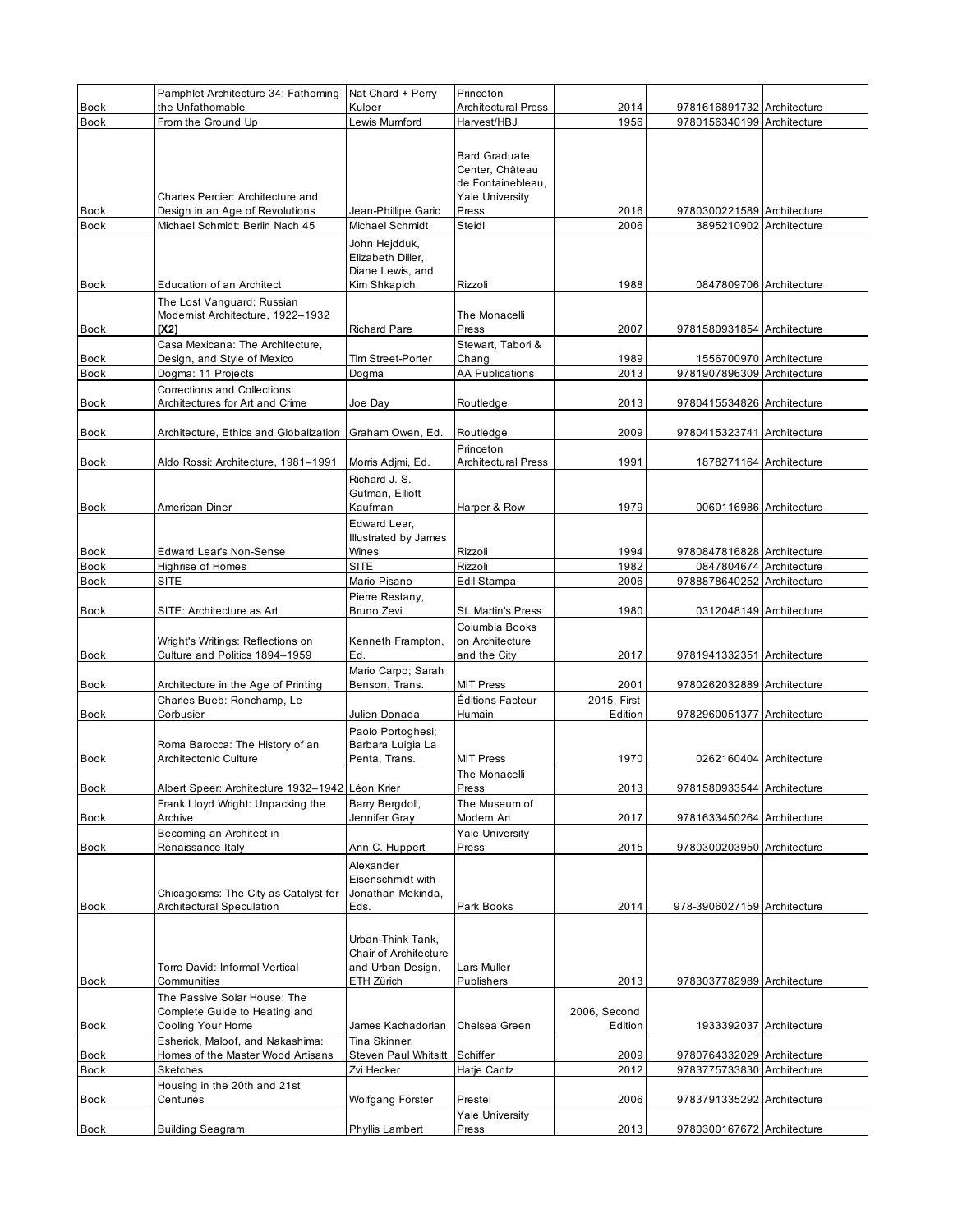| Book | Pamphlet Architecture 34: Fathoming the Unfathomable | Nat Chard + Perry Kulper | Princeton Architectural Press | 2014 | 9781616891732 | Architecture |
|---|---|---|---|---|---|---|
| Book | From the Ground Up | Lewis Mumford | Harvest/HBJ | 1956 | 9780156340199 | Architecture |
| Book | Charles Percier: Architecture and Design in an Age of Revolutions | Jean-Phillipe Garic | Bard Graduate Center, Château de Fontainebleau, Yale University Press | 2016 | 9780300221589 | Architecture |
| Book | Michael Schmidt: Berlin Nach 45 | Michael Schmidt | Steidl | 2006 | 3895210902 | Architecture |
| Book | Education of an Architect | John Hejdduk, Elizabeth Diller, Diane Lewis, and Kim Shkapich | Rizzoli | 1988 | 0847809706 | Architecture |
| Book | The Lost Vanguard: Russian Modernist Architecture, 1922–1932 **[X2]** | Richard Pare | The Monacelli Press | 2007 | 9781580931854 | Architecture |
| Book | Casa Mexicana: The Architecture, Design, and Style of Mexico | Tim Street-Porter | Stewart, Tabori & Chang | 1989 | 1556700970 | Architecture |
| Book | Dogma: 11 Projects | Dogma | AA Publications | 2013 | 9781907896309 | Architecture |
| Book | Corrections and Collections: Architectures for Art and Crime | Joe Day | Routledge | 2013 | 9780415534826 | Architecture |
| Book | Architecture, Ethics and Globalization | Graham Owen, Ed. | Routledge | 2009 | 9780415323741 | Architecture |
| Book | Aldo Rossi: Architecture, 1981–1991 | Morris Adjmi, Ed. | Princeton Architectural Press | 1991 | 1878271164 | Architecture |
| Book | American Diner | Richard J. S. Gutman, Elliott Kaufman | Harper & Row | 1979 | 0060116986 | Architecture |
| Book | Edward Lear's Non-Sense | Edward Lear, Illustrated by James Wines | Rizzoli | 1994 | 9780847816828 | Architecture |
| Book | Highrise of Homes | SITE | Rizzoli | 1982 | 0847804674 | Architecture |
| Book | SITE | Mario Pisano | Edil Stampa | 2006 | 9788878640252 | Architecture |
| Book | SITE: Architecture as Art | Pierre Restany, Bruno Zevi | St. Martin's Press | 1980 | 0312048149 | Architecture |
| Book | Wright's Writings: Reflections on Culture and Politics 1894–1959 | Kenneth Frampton, Ed. | Columbia Books on Architecture and the City | 2017 | 9781941332351 | Architecture |
| Book | Architecture in the Age of Printing | Mario Carpo; Sarah Benson, Trans. | MIT Press | 2001 | 9780262032889 | Architecture |
| Book | Charles Bueb: Ronchamp, Le Corbusier | Julien Donada | Éditions Facteur Humain | 2015, First Edition | 9782960051377 | Architecture |
| Book | Roma Barocca: The History of an Architectonic Culture | Paolo Portoghesi; Barbara Luigia La Penta, Trans. | MIT Press | 1970 | 0262160404 | Architecture |
| Book | Albert Speer: Architecture 1932–1942 | Léon Krier | The Monacelli Press | 2013 | 9781580933544 | Architecture |
| Book | Frank Lloyd Wright: Unpacking the Archive | Barry Bergdoll, Jennifer Gray | The Museum of Modern Art | 2017 | 9781633450264 | Architecture |
| Book | Becoming an Architect in Renaissance Italy | Ann C. Huppert | Yale University Press | 2015 | 9780300203950 | Architecture |
| Book | Chicagoisms: The City as Catalyst for Architectural Speculation | Alexander Eisenschmidt with Jonathan Mekinda, Eds. | Park Books | 2014 | 978-3906027159 | Architecture |
| Book | Torre David: Informal Vertical Communities | Urban-Think Tank, Chair of Architecture and Urban Design, ETH Zürich | Lars Muller Publishers | 2013 | 9783037782989 | Architecture |
| Book | The Passive Solar House: The Complete Guide to Heating and Cooling Your Home | James Kachadorian | Chelsea Green | 2006, Second Edition | 1933392037 | Architecture |
| Book | Esherick, Maloof, and Nakashima: Homes of the Master Wood Artisans | Tina Skinner, Steven Paul Whitsitt | Schiffer | 2009 | 9780764332029 | Architecture |
| Book | Sketches | Zvi Hecker | Hatje Cantz | 2012 | 9783775733830 | Architecture |
| Book | Housing in the 20th and 21st Centuries | Wolfgang Förster | Prestel | 2006 | 9783791335292 | Architecture |
| Book | Building Seagram | Phyllis Lambert | Yale University Press | 2013 | 9780300167672 | Architecture |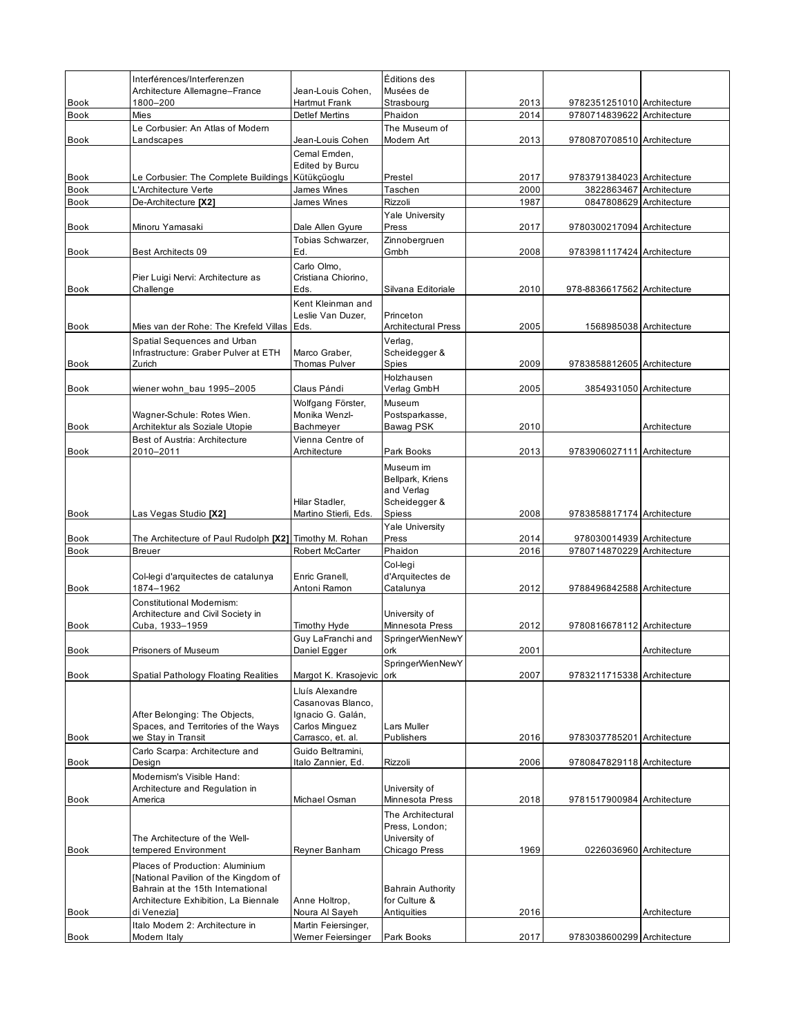| | | | | | | |
|---|---|---|---|---|---|---|
| Book | Interférences/Interferenzen Architecture Allemagne–France 1800–200 | Jean-Louis Cohen, Hartmut Frank | Éditions des Musées de Strasbourg | 2013 | 9782351251010 | Architecture |
| Book | Mies | Detlef Mertins | Phaidon | 2014 | 9780714839622 | Architecture |
| Book | Le Corbusier: An Atlas of Modern Landscapes | Jean-Louis Cohen | The Museum of Modern Art | 2013 | 9780870708510 | Architecture |
| Book | Le Corbusier: The Complete Buildings | Cemal Emden, Edited by Burcu Kütükçüoglu | Prestel | 2017 | 9783791384023 | Architecture |
| Book | L'Architecture Verte | James Wines | Taschen | 2000 | 3822863467 | Architecture |
| Book | De-Architecture **[X2]** | James Wines | Rizzoli | 1987 | 0847808629 | Architecture |
| Book | Minoru Yamasaki | Dale Allen Gyure | Yale University Press | 2017 | 9780300217094 | Architecture |
| Book | Best Architects 09 | Tobias Schwarzer, Ed. | Zinnobergruen Gmbh | 2008 | 9783981117424 | Architecture |
| Book | Pier Luigi Nervi: Architecture as Challenge | Carlo Olmo, Cristiana Chiorino, Eds. | Silvana Editoriale | 2010 | 978-8836617562 | Architecture |
| Book | Mies van der Rohe: The Krefeld Villas | Kent Kleinman and Leslie Van Duzer, Eds. | Princeton Architectural Press | 2005 | 1568985038 | Architecture |
| Book | Spatial Sequences and Urban Infrastructure: Graber Pulver at ETH Zurich | Marco Graber, Thomas Pulver | Verlag, Scheidegger & Spies | 2009 | 9783858812605 | Architecture |
| Book | wiener wohn_bau 1995–2005 | Claus Pándi | Holzhausen Verlag GmbH | 2005 | 3854931050 | Architecture |
| Book | Wagner-Schule: Rotes Wien. Architektur als Soziale Utopie | Wolfgang Förster, Monika Wenzl-Bachmeyer | Museum Postsparkasse, Bawag PSK | 2010 | | Architecture |
| Book | Best of Austria: Architecture 2010–2011 | Vienna Centre of Architecture | Park Books | 2013 | 9783906027111 | Architecture |
| Book | Las Vegas Studio **[X2]** | Hilar Stadler, Martino Stierli, Eds. | Museum im Bellpark, Kriens and Verlag Scheidegger & Spiess | 2008 | 9783858817174 | Architecture |
| Book | The Architecture of Paul Rudolph **[X2]** | Timothy M. Rohan | Yale University Press | 2014 | 978030014939 | Architecture |
| Book | Breuer | Robert McCarter | Phaidon | 2016 | 9780714870229 | Architecture |
| Book | Col-legi d'arquitectes de catalunya 1874–1962 | Enric Granell, Antoni Ramon | Col-legi d'Arquitectes de Catalunya | 2012 | 9788496842588 | Architecture |
| Book | Constitutional Modernism: Architecture and Civil Society in Cuba, 1933–1959 | Timothy Hyde | University of Minnesota Press | 2012 | 9780816678112 | Architecture |
| Book | Prisoners of Museum | Guy LaFranchi and Daniel Egger | SpringerWienNewYork | 2001 | | Architecture |
| Book | Spatial Pathology Floating Realities | Margot K. Krasojevic | SpringerWienNewYork | 2007 | 9783211715338 | Architecture |
| Book | After Belonging: The Objects, Spaces, and Territories of the Ways we Stay in Transit | Lluís Alexandre Casanovas Blanco, Ignacio G. Galán, Carlos Minguez Carrasco, et. al. | Lars Muller Publishers | 2016 | 9783037785201 | Architecture |
| Book | Carlo Scarpa: Architecture and Design | Guido Beltramini, Italo Zannier, Ed. | Rizzoli | 2006 | 9780847829118 | Architecture |
| Book | Modernism's Visible Hand: Architecture and Regulation in America | Michael Osman | University of Minnesota Press | 2018 | 9781517900984 | Architecture |
| Book | The Architecture of the Well-tempered Environment | Reyner Banham | The Architectural Press, London; University of Chicago Press | 1969 | 0226036960 | Architecture |
| Book | Places of Production: Aluminium [National Pavilion of the Kingdom of Bahrain at the 15th International Architecture Exhibition, La Biennale di Venezia] | Anne Holtrop, Noura Al Sayeh | Bahrain Authority for Culture & Antiquities | 2016 | | Architecture |
| Book | Italo Modern 2: Architecture in Modern Italy | Martin Feiersinger, Werner Feiersinger | Park Books | 2017 | 9783038600299 | Architecture |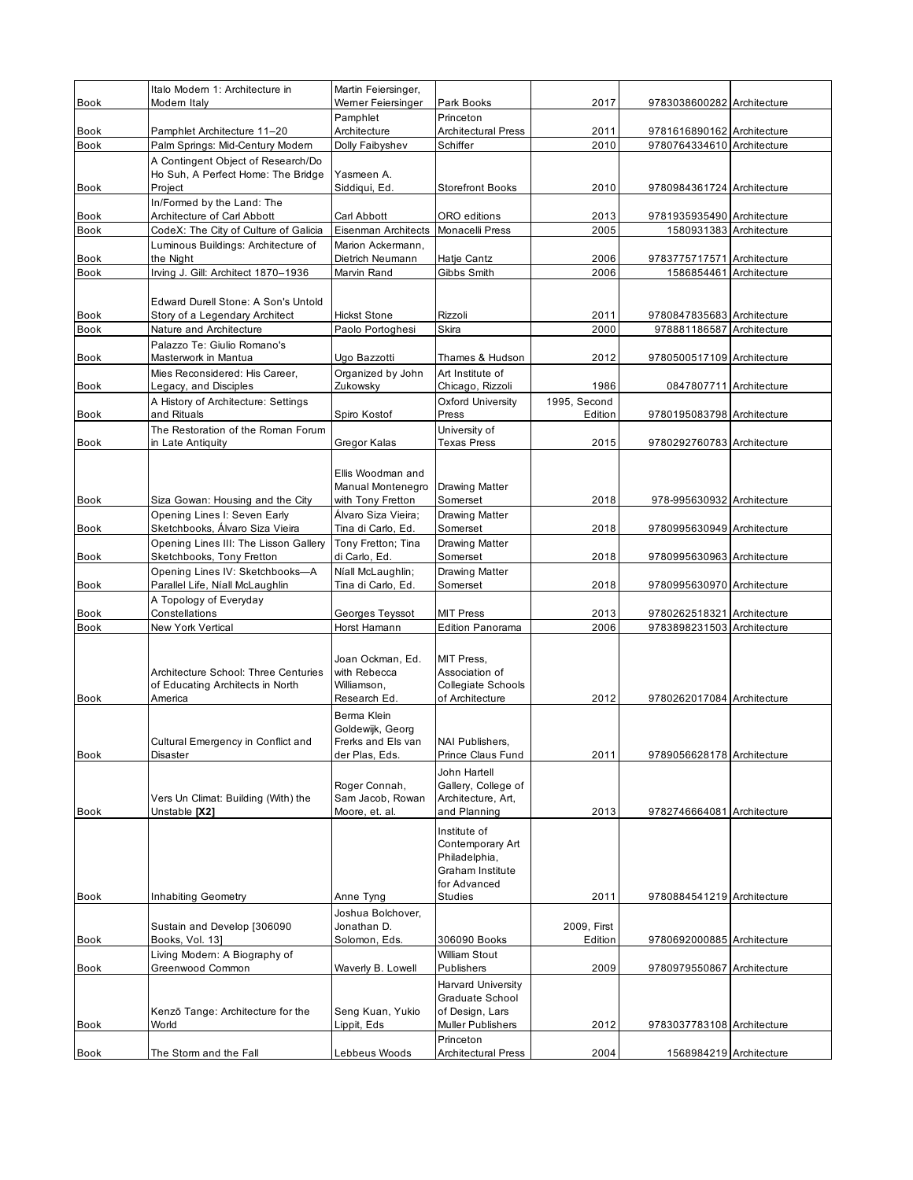| | | | | | | |
|---|---|---|---|---|---|---|
| Book | Italo Modern 1: Architecture in Modern Italy | Martin Feiersinger, Werner Feiersinger | Park Books | 2017 | 9783038600282 | Architecture |
| Book | Pamphlet Architecture 11–20 | Pamphlet Architecture | Princeton Architectural Press | 2011 | 9781616890162 | Architecture |
| Book | Palm Springs: Mid-Century Modern | Dolly Faibyshev | Schiffer | 2010 | 9780764334610 | Architecture |
| Book | A Contingent Object of Research/Do Ho Suh, A Perfect Home: The Bridge Project | Yasmeen A. Siddiqui, Ed. | Storefront Books | 2010 | 9780984361724 | Architecture |
| Book | In/Formed by the Land: The Architecture of Carl Abbott | Carl Abbott | ORO editions | 2013 | 9781935935490 | Architecture |
| Book | CodeX: The City of Culture of Galicia | Eisenman Architects | Monacelli Press | 2005 | 1580931383 | Architecture |
| Book | Luminous Buildings: Architecture of the Night | Marion Ackermann, Dietrich Neumann | Hatje Cantz | 2006 | 9783775717571 | Architecture |
| Book | Irving J. Gill: Architect 1870–1936 | Marvin Rand | Gibbs Smith | 2006 | 1586854461 | Architecture |
| Book | Edward Durell Stone: A Son's Untold Story of a Legendary Architect | Hickst Stone | Rizzoli | 2011 | 9780847835683 | Architecture |
| Book | Nature and Architecture | Paolo Portoghesi | Skira | 2000 | 978881186587 | Architecture |
| Book | Palazzo Te: Giulio Romano's Masterwork in Mantua | Ugo Bazzotti | Thames & Hudson | 2012 | 9780500517109 | Architecture |
| Book | Mies Reconsidered: His Career, Legacy, and Disciples | Organized by John Zukowsky | Art Institute of Chicago, Rizzoli | 1986 | 0847807711 | Architecture |
| Book | A History of Architecture: Settings and Rituals | Spiro Kostof | Oxford University Press | 1995, Second Edition | 9780195083798 | Architecture |
| Book | The Restoration of the Roman Forum in Late Antiquity | Gregor Kalas | University of Texas Press | 2015 | 9780292760783 | Architecture |
| Book | Siza Gowan: Housing and the City | Ellis Woodman and Manual Montenegro with Tony Fretton | Drawing Matter Somerset | 2018 | 978-995630932 | Architecture |
| Book | Opening Lines I: Seven Early Sketchbooks, Álvaro Siza Vieira | Álvaro Siza Vieira; Tina di Carlo, Ed. | Drawing Matter Somerset | 2018 | 9780995630949 | Architecture |
| Book | Opening Lines III: The Lisson Gallery Sketchbooks, Tony Fretton | Tony Fretton; Tina di Carlo, Ed. | Drawing Matter Somerset | 2018 | 9780995630963 | Architecture |
| Book | Opening Lines IV: Sketchbooks—A Parallel Life, Níall McLaughlin | Níall McLaughlin; Tina di Carlo, Ed. | Drawing Matter Somerset | 2018 | 9780995630970 | Architecture |
| Book | A Topology of Everyday Constellations | Georges Teyssot | MIT Press | 2013 | 9780262518321 | Architecture |
| Book | New York Vertical | Horst Hamann | Edition Panorama | 2006 | 9783898231503 | Architecture |
| Book | Architecture School: Three Centuries of Educating Architects in North America | Joan Ockman, Ed. with Rebecca Williamson, Research Ed. | MIT Press, Association of Collegiate Schools of Architecture | 2012 | 9780262017084 | Architecture |
| Book | Cultural Emergency in Conflict and Disaster | Berma Klein Goldewijk, Georg Frerks and Els van der Plas, Eds. | NAI Publishers, Prince Claus Fund | 2011 | 9789056628178 | Architecture |
| Book | Vers Un Climat: Building (With) the Unstable **[X2]** | Roger Connah, Sam Jacob, Rowan Moore, et. al. | John Hartell Gallery, College of Architecture, Art, and Planning | 2013 | 9782746664081 | Architecture |
| Book | Inhabiting Geometry | Anne Tyng | Institute of Contemporary Art Philadelphia, Graham Institute for Advanced Studies | 2011 | 9780884541219 | Architecture |
| Book | Sustain and Develop [306090 Books, Vol. 13] | Joshua Bolchover, Jonathan D. Solomon, Eds. | 306090 Books | 2009, First Edition | 9780692000885 | Architecture |
| Book | Living Modern: A Biography of Greenwood Common | Waverly B. Lowell | William Stout Publishers | 2009 | 9780979550867 | Architecture |
| Book | Kenzō Tange: Architecture for the World | Seng Kuan, Yukio Lippit, Eds | Harvard University Graduate School of Design, Lars Muller Publishers | 2012 | 9783037783108 | Architecture |
| Book | The Storm and the Fall | Lebbeus Woods | Princeton Architectural Press | 2004 | 1568984219 | Architecture |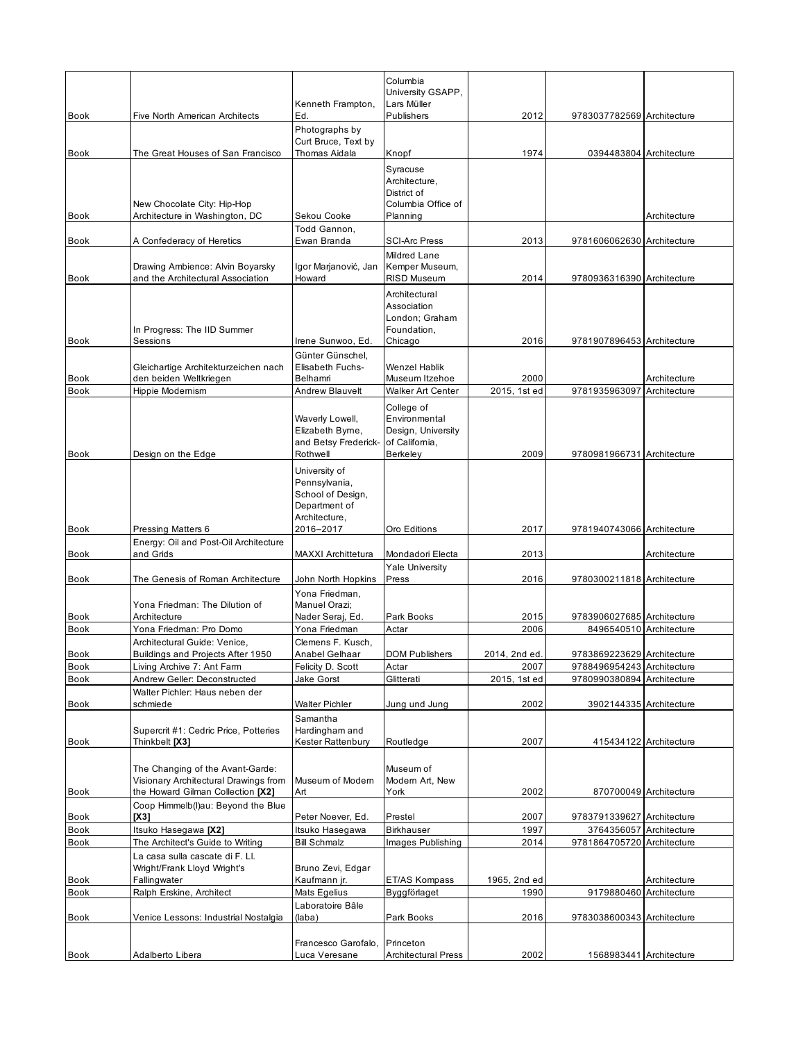| | | | | | | |
|---|---|---|---|---|---|---|
| Book | Five North American Architects | Kenneth Frampton, Ed. | Columbia University GSAPP, Lars Müller Publishers | 2012 | 9783037782569 | Architecture |
| Book | The Great Houses of San Francisco | Photographs by Curt Bruce, Text by Thomas Aidala | Knopf | 1974 | 0394483804 | Architecture |
| Book | New Chocolate City: Hip-Hop Architecture in Washington, DC | Sekou Cooke | Syracuse Architecture, District of Columbia Office of Planning | | | Architecture |
| Book | A Confederacy of Heretics | Todd Gannon, Ewan Branda | SCI-Arc Press | 2013 | 9781606062630 | Architecture |
| Book | Drawing Ambience: Alvin Boyarsky and the Architectural Association | Igor Marjanović, Jan Howard | Mildred Lane Kemper Museum, RISD Museum | 2014 | 9780936316390 | Architecture |
| Book | In Progress: The IID Summer Sessions | Irene Sunwoo, Ed. | Architectural Association London; Graham Foundation, Chicago | 2016 | 9781907896453 | Architecture |
| Book | Gleichartige Architekturzeichen nach den beiden Weltkriegen | Günter Günschel, Elisabeth Fuchs-Belhamri | Wenzel Hablik Museum Itzehoe | 2000 | | Architecture |
| Book | Hippie Modernism | Andrew Blauvelt | Walker Art Center | 2015, 1st ed | 9781935963097 | Architecture |
| Book | Design on the Edge | Waverly Lowell, Elizabeth Byrne, and Betsy Frederick-Rothwell | College of Environmental Design, University of California, Berkeley | 2009 | 9780981966731 | Architecture |
| Book | Pressing Matters 6 | University of Pennsylvania, School of Design, Department of Architecture, 2016–2017 | Oro Editions | 2017 | 9781940743066 | Architecture |
| Book | Energy: Oil and Post-Oil Architecture and Grids | MAXXI Archittetura | Mondadori Electa | 2013 | | Architecture |
| Book | The Genesis of Roman Architecture | John North Hopkins | Yale University Press | 2016 | 9780300211818 | Architecture |
| Book | Yona Friedman: The Dilution of Architecture | Yona Friedman, Manuel Orazi; Nader Seraj, Ed. | Park Books | 2015 | 9783906027685 | Architecture |
| Book | Yona Friedman: Pro Domo | Yona Friedman | Actar | 2006 | 8496540510 | Architecture |
| Book | Architectural Guide: Venice, Buildings and Projects After 1950 | Clemens F. Kusch, Anabel Gelhaar | DOM Publishers | 2014, 2nd ed. | 9783869223629 | Architecture |
| Book | Living Archive 7: Ant Farm | Felicity D. Scott | Actar | 2007 | 9788496954243 | Architecture |
| Book | Andrew Geller: Deconstructed | Jake Gorst | Glitterati | 2015, 1st ed | 9780990380894 | Architecture |
| Book | Walter Pichler: Haus neben der schmiede | Walter Pichler | Jung und Jung | 2002 | 3902144335 | Architecture |
| Book | Supercrit #1: Cedric Price, Potteries Thinkbelt **[X3]** | Samantha Hardingham and Kester Rattenbury | Routledge | 2007 | 415434122 | Architecture |
| Book | The Changing of the Avant-Garde: Visionary Architectural Drawings from the Howard Gilman Collection **[X2]** | Museum of Modern Art | Museum of Modern Art, New York | 2002 | 870700049 | Architecture |
| Book | Coop Himmelb(l)au: Beyond the Blue **[X3]** | Peter Noever, Ed. | Prestel | 2007 | 9783791339627 | Architecture |
| Book | Itsuko Hasegawa **[X2]** | Itsuko Hasegawa | Birkhauser | 1997 | 3764356057 | Architecture |
| Book | The Architect's Guide to Writing | Bill Schmalz | Images Publishing | 2014 | 9781864705720 | Architecture |
| Book | La casa sulla cascate di F. Ll. Wright/Frank Lloyd Wright's Fallingwater | Bruno Zevi, Edgar Kaufmann jr. | ET/AS Kompass | 1965, 2nd ed | | Architecture |
| Book | Ralph Erskine, Architect | Mats Egelius | Byggförlaget | 1990 | 9179880460 | Architecture |
| Book | Venice Lessons: Industrial Nostalgia | Laboratoire Bâle (laba) | Park Books | 2016 | 9783038600343 | Architecture |
| Book | Adalberto Libera | Francesco Garofalo, Luca Veresane | Princeton Architectural Press | 2002 | 1568983441 | Architecture |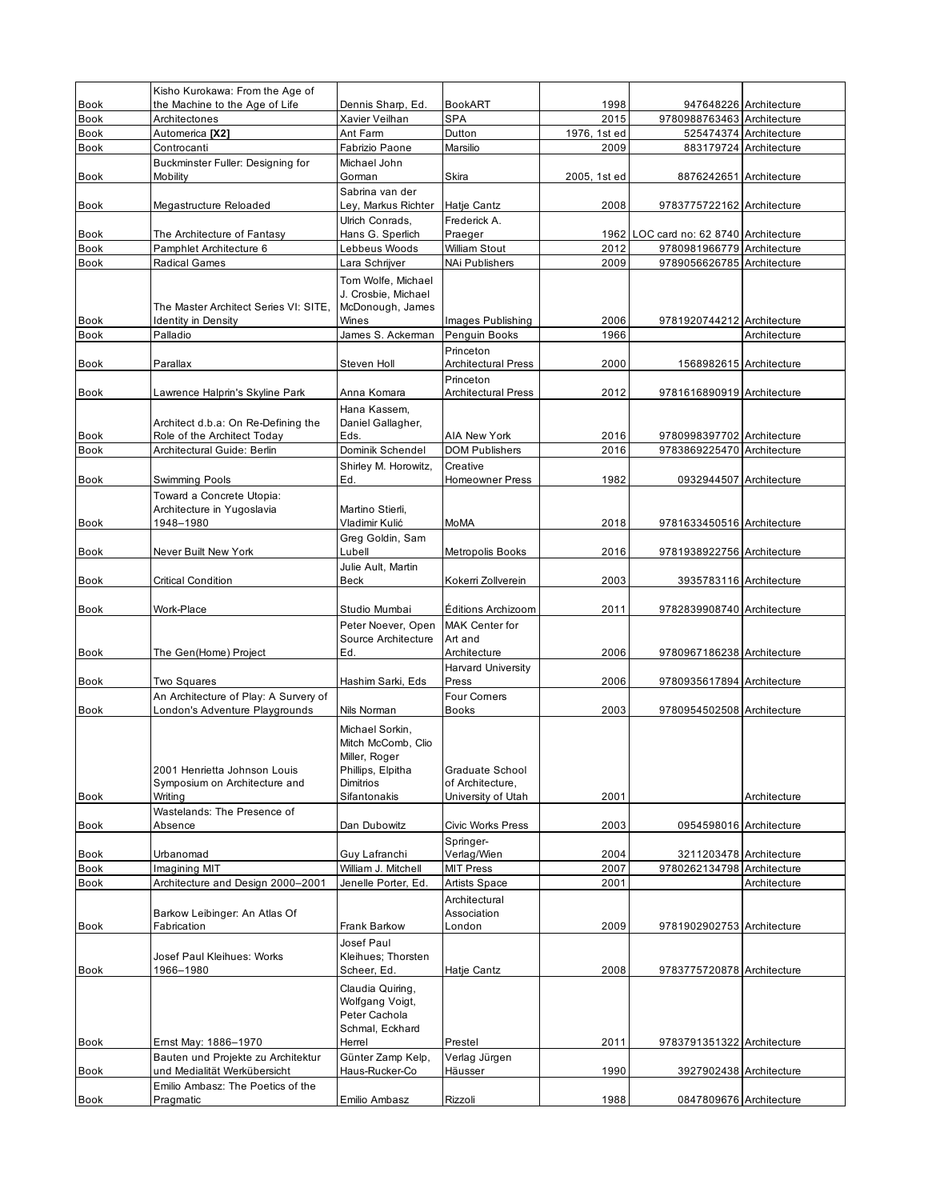| Book | Kisho Kurokawa: From the Age of the Machine to the Age of Life | Dennis Sharp, Ed. | BookART | 1998 | 947648226 | Architecture |
|---|---|---|---|---|---|---|
| Book | Architectones | Xavier Veilhan | SPA | 2015 | 9780988763463 | Architecture |
| Book | Automerica **[X2]** | Ant Farm | Dutton | 1976, 1st ed | 525474374 | Architecture |
| Book | Controcanti | Fabrizio Paone | Marsilio | 2009 | 883179724 | Architecture |
| Book | Buckminster Fuller: Designing for Mobility | Michael John Gorman | Skira | 2005, 1st ed | 8876242651 | Architecture |
| Book | Megastructure Reloaded | Sabrina van der Ley, Markus Richter | Hatje Cantz | 2008 | 9783775722162 | Architecture |
| Book | The Architecture of Fantasy | Ulrich Conrads, Hans G. Sperlich | Frederick A. Praeger | 1962 | LOC card no: 62 8740 | Architecture |
| Book | Pamphlet Architecture 6 | Lebbeus Woods | William Stout | 2012 | 9780981966779 | Architecture |
| Book | Radical Games | Lara Schrijver | NAi Publishers | 2009 | 9789056626785 | Architecture |
| Book | The Master Architect Series VI: SITE, Identity in Density | Tom Wolfe, Michael J. Crosbie, Michael McDonough, James Wines | Images Publishing | 2006 | 9781920744212 | Architecture |
| Book | Palladio | James S. Ackerman | Penguin Books | 1966 | | Architecture |
| Book | Parallax | Steven Holl | Princeton Architectural Press | 2000 | 1568982615 | Architecture |
| Book | Lawrence Halprin's Skyline Park | Anna Komara | Princeton Architectural Press | 2012 | 9781616890919 | Architecture |
| Book | Architect d.b.a: On Re-Defining the Role of the Architect Today | Hana Kassem, Daniel Gallagher, Eds. | AIA New York | 2016 | 9780998397702 | Architecture |
| Book | Architectural Guide: Berlin | Dominik Schendel | DOM Publishers | 2016 | 9783869225470 | Architecture |
| Book | Swimming Pools | Shirley M. Horowitz, Ed. | Creative Homeowner Press | 1982 | 0932944507 | Architecture |
| Book | Toward a Concrete Utopia: Architecture in Yugoslavia 1948–1980 | Martino Stierli, Vladimir Kulić | MoMA | 2018 | 9781633450516 | Architecture |
| Book | Never Built New York | Greg Goldin, Sam Lubell | Metropolis Books | 2016 | 9781938922756 | Architecture |
| Book | Critical Condition | Julie Ault, Martin Beck | Kokerri Zollverein | 2003 | 3935783116 | Architecture |
| Book | Work-Place | Studio Mumbai | Éditions Archizoom | 2011 | 9782839908740 | Architecture |
| Book | The Gen(Home) Project | Peter Noever, Open Source Architecture Ed. | MAK Center for Art and Architecture | 2006 | 9780967186238 | Architecture |
| Book | Two Squares | Hashim Sarki, Eds | Harvard University Press | 2006 | 9780935617894 | Architecture |
| Book | An Architecture of Play: A Survery of London's Adventure Playgrounds | Nils Norman | Four Corners Books | 2003 | 9780954502508 | Architecture |
| Book | 2001 Henrietta Johnson Louis Symposium on Architecture and Writing | Michael Sorkin, Mitch McComb, Clio Miller, Roger Phillips, Elpitha Dimitrios Sifantonakis | Graduate School of Architecture, University of Utah | 2001 | | Architecture |
| Book | Wastelands: The Presence of Absence | Dan Dubowitz | Civic Works Press | 2003 | 0954598016 | Architecture |
| Book | Urbanomad | Guy Lafranchi | Springer-Verlag/Wien | 2004 | 3211203478 | Architecture |
| Book | Imagining MIT | William J. Mitchell | MIT Press | 2007 | 9780262134798 | Architecture |
| Book | Architecture and Design 2000–2001 | Jenelle Porter, Ed. | Artists Space | 2001 | | Architecture |
| Book | Barkow Leibinger: An Atlas Of Fabrication | Frank Barkow | Architectural Association London | 2009 | 9781902902753 | Architecture |
| Book | Josef Paul Kleihues: Works 1966–1980 | Josef Paul Kleihues; Thorsten Scheer, Ed. | Hatje Cantz | 2008 | 9783775720878 | Architecture |
| Book | Ernst May: 1886–1970 | Claudia Quiring, Wolfgang Voigt, Peter Cachola Schmal, Eckhard Herrel | Prestel | 2011 | 9783791351322 | Architecture |
| Book | Bauten und Projekte zu Architektur und Medialität Werkübersicht | Günter Zamp Kelp, Haus-Rucker-Co | Verlag Jürgen Häusser | 1990 | 3927902438 | Architecture |
| Book | Emilio Ambasz: The Poetics of the Pragmatic | Emilio Ambasz | Rizzoli | 1988 | 0847809676 | Architecture |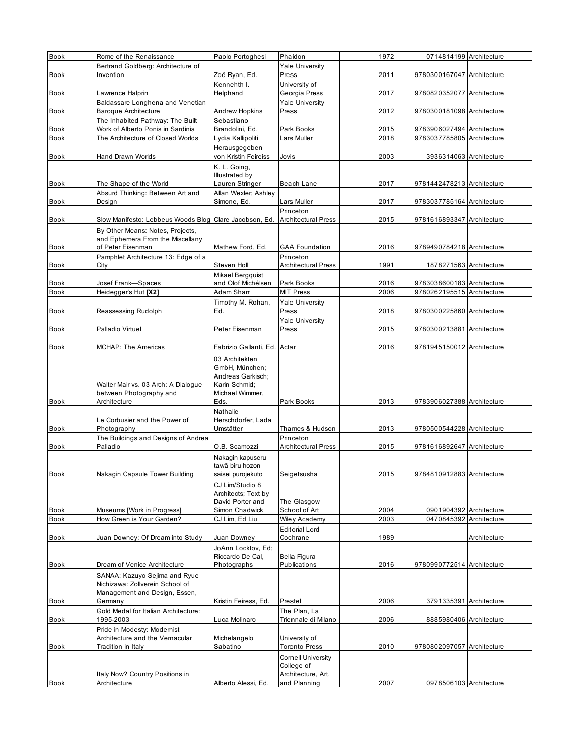| | | | | | | |
|---|---|---|---|---|---|---|
| Book | Rome of the Renaissance | Paolo Portoghesi | Phaidon | 1972 | 0714814199 | Architecture |
| Book | Bertrand Goldberg: Architecture of Invention | Zoë Ryan, Ed. | Yale University Press | 2011 | 9780300167047 | Architecture |
| Book | Lawrence Halprin | Kennehth I. Helphand | University of Georgia Press | 2017 | 9780820352077 | Architecture |
| Book | Baldassare Longhena and Venetian Baroque Architecture | Andrew Hopkins | Yale University Press | 2012 | 9780300181098 | Architecture |
| Book | The Inhabited Pathway: The Built Work of Alberto Ponis in Sardinia | Sebastiano Brandolini, Ed. | Park Books | 2015 | 9783906027494 | Architecture |
| Book | The Architecture of Closed Worlds | Lydia Kallipoliti | Lars Muller | 2018 | 9783037785805 | Architecture |
| Book | Hand Drawn Worlds | Herausgegeben von Kristin Feireiss | Jovis | 2003 | 3936314063 | Architecture |
| Book | The Shape of the World | K. L. Going, Illustrated by Lauren Stringer | Beach Lane | 2017 | 9781442478213 | Architecture |
| Book | Absurd Thinking: Between Art and Design | Allan Wexler; Ashley Simone, Ed. | Lars Muller | 2017 | 9783037785164 | Architecture |
| Book | Slow Manifesto: Lebbeus Woods Blog | Clare Jacobson, Ed. | Princeton Architectural Press | 2015 | 9781616893347 | Architecture |
| Book | By Other Means: Notes, Projects, and Ephemera From the Miscellany of Peter Eisenman | Mathew Ford, Ed. | GAA Foundation | 2016 | 9789490784218 | Architecture |
| Book | Pamphlet Architecture 13: Edge of a City | Steven Holl | Princeton Architectural Press | 1991 | 1878271563 | Architecture |
| Book | Josef Frank—Spaces | Mikael Bergquist and Olof Michélsen | Park Books | 2016 | 9783038600183 | Architecture |
| Book | Heidegger's Hut **[X2]** | Adam Sharr | MIT Press | 2006 | 9780262195515 | Architecture |
| Book | Reassessing Rudolph | Timothy M. Rohan, Ed. | Yale University Press | 2018 | 9780300225860 | Architecture |
| Book | Palladio Virtuel | Peter Eisenman | Yale University Press | 2015 | 9780300213881 | Architecture |
| Book | MCHAP: The Americas | Fabrizio Gallanti, Ed. | Actar | 2016 | 9781945150012 | Architecture |
| Book | Walter Mair vs. 03 Arch: A Dialogue between Photography and Architecture | 03 Architekten GmbH, München; Andreas Garkisch; Karin Schmid; Michael Wimmer, Eds. | Park Books | 2013 | 9783906027388 | Architecture |
| Book | Le Corbusier and the Power of Photography | Nathalie Herschdorfer, Lada Umstätter | Thames & Hudson | 2013 | 9780500544228 | Architecture |
| Book | The Buildings and Designs of Andrea Palladio | O.B. Scamozzi | Princeton Architectural Press | 2015 | 9781616892647 | Architecture |
| Book | Nakagin Capsule Tower Building | Nakagin kapuseru tawā biru hozon saisei purojekuto | Seigetsusha | 2015 | 9784810912883 | Architecture |
| Book | Museums [Work in Progress] | CJ Lim/Studio 8 Architects; Text by David Porter and Simon Chadwick | The Glasgow School of Art | 2004 | 0901904392 | Architecture |
| Book | How Green is Your Garden? | CJ Lim, Ed Liu | Wiley Academy | 2003 | 0470845392 | Architecture |
| Book | Juan Downey: Of Dream into Study | Juan Downey | Editorial Lord Cochrane | 1989 | | Architecture |
| Book | Dream of Venice Architecture | JoAnn Locktov, Ed; Riccardo De Cal, Photographs | Bella Figura Publications | 2016 | 9780990772514 | Architecture |
| Book | SANAA: Kazuyo Sejima and Ryue Nichizawa: Zollverein School of Management and Design, Essen, Germany | Kristin Feiress, Ed. | Prestel | 2006 | 3791335391 | Architecture |
| Book | Gold Medal for Italian Architecture: 1995-2003 | Luca Molinaro | The Plan, La Triennale di Milano | 2006 | 8885980406 | Architecture |
| Book | Pride in Modesty: Modernist Architecture and the Vernacular Tradition in Italy | Michelangelo Sabatino | University of Toronto Press | 2010 | 9780802097057 | Architecture |
| Book | Italy Now? Country Positions in Architecture | Alberto Alessi, Ed. | Cornell University College of Architecture, Art, and Planning | 2007 | 0978506103 | Architecture |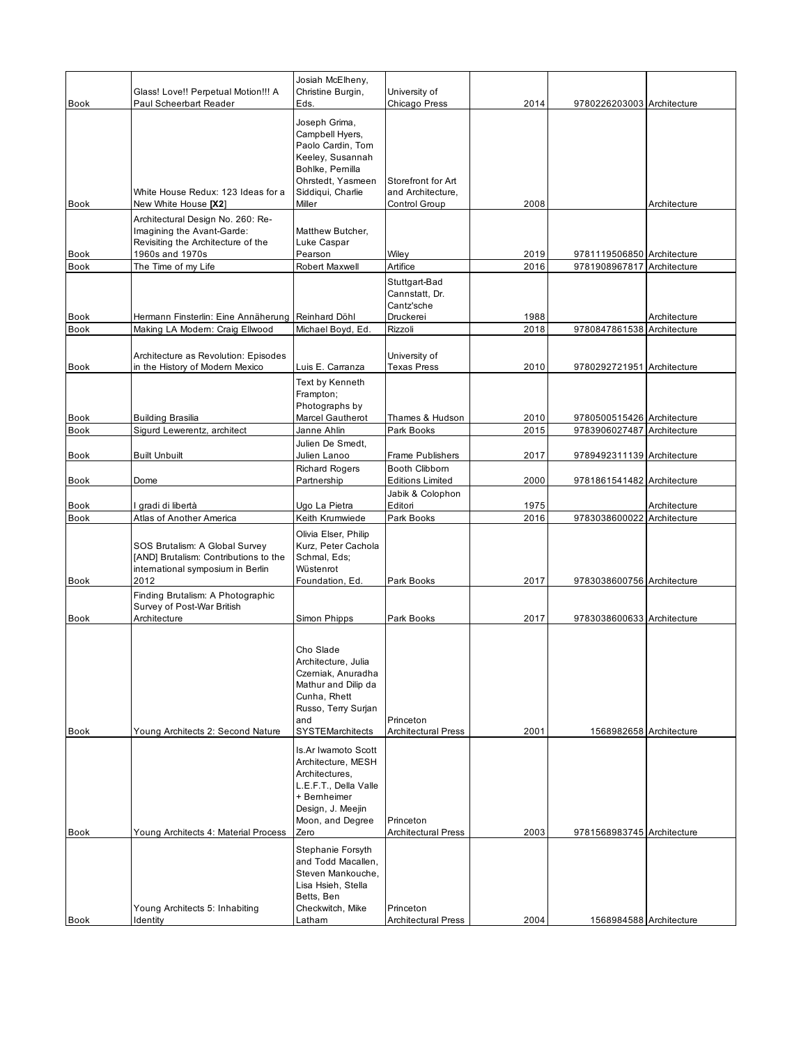| Book | Glass! Love!! Perpetual Motion!!! A Paul Scheerbart Reader | Josiah McElheny, Christine Burgin, Eds. | University of Chicago Press | 2014 | 9780226203003 | Architecture |
|---|---|---|---|---|---|---|
| Book | White House Redux: 123 Ideas for a New White House **[X2]** | Joseph Grima, Campbell Hyers, Paolo Cardin, Tom Keeley, Susannah Bohlke, Pernilla Ohrstedt, Yasmeen Siddiqui, Charlie Miller | Storefront for Art and Architecture, Control Group | 2008 | | Architecture |
| Book | Architectural Design No. 260: Re-Imagining the Avant-Garde: Revisiting the Architecture of the 1960s and 1970s | Matthew Butcher, Luke Caspar Pearson | Wiley | 2019 | 9781119506850 | Architecture |
| Book | The Time of my Life | Robert Maxwell | Artifice | 2016 | 9781908967817 | Architecture |
| Book | Hermann Finsterlin: Eine Annäherung | Reinhard Döhl | Stuttgart-Bad Cannstatt, Dr. Cantz'sche Druckerei | 1988 | | Architecture |
| Book | Making LA Modern: Craig Ellwood | Michael Boyd, Ed. | Rizzoli | 2018 | 9780847861538 | Architecture |
| Book | Architecture as Revolution: Episodes in the History of Modern Mexico | Luis E. Carranza | University of Texas Press | 2010 | 9780292721951 | Architecture |
| Book | Building Brasilia | Text by Kenneth Frampton; Photographs by Marcel Gautherot | Thames & Hudson | 2010 | 9780500515426 | Architecture |
| Book | Sigurd Lewerentz, architect | Janne Ahlin | Park Books | 2015 | 9783906027487 | Architecture |
| Book | Built Unbuilt | Julien De Smedt, Julien Lanoo | Frame Publishers | 2017 | 9789492311139 | Architecture |
| Book | Dome | Richard Rogers Partnership | Booth Clibborn Editions Limited | 2000 | 9781861541482 | Architecture |
| Book | I gradi di libertà | Ugo La Pietra | Jabik & Colophon Editori | 1975 | | Architecture |
| Book | Atlas of Another America | Keith Krumwiede | Park Books | 2016 | 9783038600022 | Architecture |
| Book | SOS Brutalism: A Global Survey [AND] Brutalism: Contributions to the international symposium in Berlin 2012 | Olivia Elser, Philip Kurz, Peter Cachola Schmal, Eds; Wüstenrot Foundation, Ed. | Park Books | 2017 | 9783038600756 | Architecture |
| Book | Finding Brutalism: A Photographic Survey of Post-War British Architecture | Simon Phipps | Park Books | 2017 | 9783038600633 | Architecture |
| Book | Young Architects 2: Second Nature | Cho Slade Architecture, Julia Czerniak, Anuradha Mathur and Dilip da Cunha, Rhett Russo, Terry Surjan and SYSTEMarchitects | Princeton Architectural Press | 2001 | 1568982658 | Architecture |
| Book | Young Architects 4: Material Process | Is.Ar Iwamoto Scott Architecture, MESH Architectures, L.E.F.T., Della Valle + Bernheimer Design, J. Meejin Moon, and Degree Zero | Princeton Architectural Press | 2003 | 9781568983745 | Architecture |
| Book | Young Architects 5: Inhabiting Identity | Stephanie Forsyth and Todd Macallen, Steven Mankouche, Lisa Hsieh, Stella Betts, Ben Checkwitch, Mike Latham | Princeton Architectural Press | 2004 | 1568984588 | Architecture |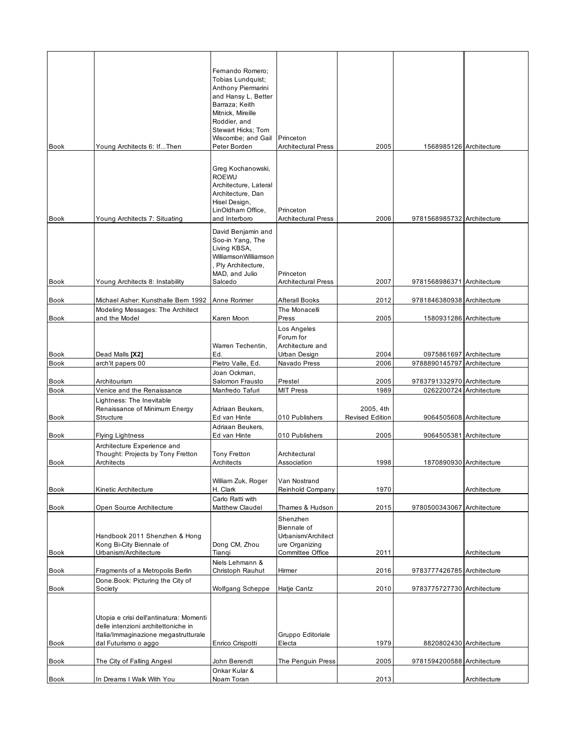| | | | | | | |
|---|---|---|---|---|---|---|
| Book | Young Architects 6: If...Then | Fernando Romero; Tobias Lundquist; Anthony Piermarini and Hansy L. Better Barraza; Keith Mitnick, Mireille Roddier, and Stewart Hicks; Tom Wiscombe; and Gail Peter Borden | Princeton Architectural Press | 2005 | 1568985126 | Architecture |
| Book | Young Architects 7: Situating | Greg Kochanowski, ROEWU Architecture, Lateral Architecture, Dan Hisel Design, LinOldham Office, and Interboro | Princeton Architectural Press | 2006 | 9781568985732 | Architecture |
| Book | Young Architects 8: Instability | David Benjamin and Soo-in Yang, The Living KBSA, WilliamsonWilliamson, Ply Architecture, MAD, and Julio Salcedo | Princeton Architectural Press | 2007 | 9781568986371 | Architecture |
| Book | Michael Asher: Kunsthalle Bern 1992 | Anne Rorimer | Afterall Books | 2012 | 9781846380938 | Architecture |
| Book | Modeling Messages: The Architect and the Model | Karen Moon | The Monacelli Press | 2005 | 1580931286 | Architecture |
| Book | Dead Malls **[X2]** | Warren Techentin, Ed. | Los Angeles Forum for Architecture and Urban Design | 2004 | 0975861697 | Architecture |
| Book | arch'it papers 00 | Pietro Valle, Ed. | Navado Press | 2006 | 9788890145797 | Architecture |
| Book | Architourism | Joan Ockman, Salomon Frausto | Prestel | 2005 | 9783791332970 | Architecture |
| Book | Venice and the Renaissance | Manfredo Tafuri | MIT Press | 1989 | 0262200724 | Architecture |
| Book | Lightness: The Inevitable Renaissance of Minimum Energy Structure | Adriaan Beukers, Ed van Hinte | 010 Publishers | 2005, 4th Revised Edition | 9064505608 | Architecture |
| Book | Flying Lightness | Adriaan Beukers, Ed van Hinte | 010 Publishers | 2005 | 9064505381 | Architecture |
| Book | Architecture Experience and Thought: Projects by Tony Fretton Architects | Tony Fretton Architects | Architectural Association | 1998 | 1870890930 | Architecture |
| Book | Kinetic Architecture | William Zuk, Roger H. Clark | Van Nostrand Reinhold Company | 1970 | | Architecture |
| Book | Open Source Architecture | Carlo Ratti with Matthew Claudel | Thames & Hudson | 2015 | 9780500343067 | Architecture |
| Book | Handbook 2011 Shenzhen & Hong Kong Bi-City Biennale of Urbanism/Architecture | Dong CM, Zhou Tianqi | Shenzhen Biennale of Urbanism/Architecture Organizing Committee Office | 2011 | | Architecture |
| Book | Fragments of a Metropolis Berlin | Niels Lehmann & Christoph Rauhut | Hirmer | 2016 | 9783777426785 | Architecture |
| Book | Done.Book: Picturing the City of Society | Wolfgang Scheppe | Hatje Cantz | 2010 | 9783775727730 | Architecture |
| Book | Utopia e crisi dell'antinatura: Momenti delle intenzioni architettoniche in Italia/Immaginazione megastrutturale dal Futurismo o aggo | Enrico Crispotti | Gruppo Editoriale Electa | 1979 | 8820802430 | Architecture |
| Book | The City of Falling Angesl | John Berendt | The Penguin Press | 2005 | 9781594200588 | Architecture |
| Book | In Dreams I Walk With You | Onkar Kular & Noam Toran | | 2013 | | Architecture |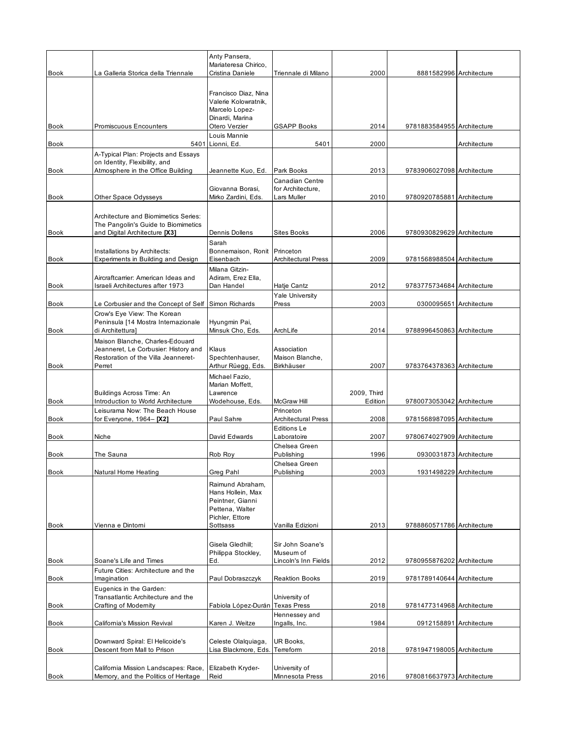| | | | | | | |
|---|---|---|---|---|---|---|
| Book | La Galleria Storica della Triennale | Anty Pansera, Mariateresa Chirico, Cristina Daniele | Triennale di Milano | 2000 | 8881582996 | Architecture |
| Book | Promiscuous Encounters | Francisco Diaz, Nina Valerie Kolowratnik, Marcelo Lopez-Dinardi, Marina Otero Verzier | GSAPP Books | 2014 | 9781883584955 | Architecture |
| Book | 5401 | Louis Mannie Lionni, Ed. | 5401 | 2000 | | Architecture |
| Book | A-Typical Plan: Projects and Essays on Identity, Flexibility, and Atmosphere in the Office Building | Jeannette Kuo, Ed. | Park Books | 2013 | 9783906027098 | Architecture |
| Book | Other Space Odysseys | Giovanna Borasi, Mirko Zardini, Eds. | Canadian Centre for Architecture, Lars Muller | 2010 | 9780920785881 | Architecture |
| Book | Architecture and Biomimetics Series: The Pangolin's Guide to Biomimetics and Digital Architecture **[X3]** | Dennis Dollens | Sites Books | 2006 | 9780930829629 | Architecture |
| Book | Installations by Architects: Experiments in Building and Design | Sarah Bonnemaison, Ronit Eisenbach | Princeton Architectural Press | 2009 | 9781568988504 | Architecture |
| Book | Aircraftcarrier: American Ideas and Israeli Architectures after 1973 | Milana Gitzin-Adiram, Erez Ella, Dan Handel | Hatje Cantz | 2012 | 9783775734684 | Architecture |
| Book | Le Corbusier and the Concept of Self | Simon Richards | Yale University Press | 2003 | 0300095651 | Architecture |
| Book | Crow's Eye View: The Korean Peninsula [14 Mostra Internazionale di Architettura] | Hyungmin Pai, Minsuk Cho, Eds. | ArchLife | 2014 | 9788996450863 | Architecture |
| Book | Maison Blanche, Charles-Edouard Jeanneret, Le Corbusier: History and Restoration of the Villa Jeanneret-Perret | Klaus Spechtenhauser, Arthur Rüegg, Eds. | Association Maison Blanche, Birkhäuser | 2007 | 9783764378363 | Architecture |
| Book | Buildings Across Time: An Introduction to World Architecture | Michael Fazio, Marian Moffett, Lawrence Wodehouse, Eds. | McGraw Hill | 2009, Third Edition | 9780073053042 | Architecture |
| Book | Leisurama Now: The Beach House for Everyone, 1964– **[X2]** | Paul Sahre | Princeton Architectural Press | 2008 | 9781568987095 | Architecture |
| Book | Niche | David Edwards | Editions Le Laboratoire | 2007 | 9780674027909 | Architecture |
| Book | The Sauna | Rob Roy | Chelsea Green Publishing | 1996 | 0930031873 | Architecture |
| Book | Natural Home Heating | Greg Pahl | Chelsea Green Publishing | 2003 | 1931498229 | Architecture |
| Book | Vienna e Dintorni | Raimund Abraham, Hans Hollein, Max Peintner, Gianni Pettena, Walter Pichler, Ettore Sottsass | Vanilla Edizioni | 2013 | 9788860571786 | Architecture |
| Book | Soane's Life and Times | Gisela Gledhill; Philippa Stockley, Ed. | Sir John Soane's Museum of Lincoln's Inn Fields | 2012 | 9780955876202 | Architecture |
| Book | Future Cities: Architecture and the Imagination | Paul Dobraszczyk | Reaktion Books | 2019 | 9781789140644 | Architecture |
| Book | Eugenics in the Garden: Transatlantic Architecture and the Crafting of Modernity | Fabiola López-Durán | University of Texas Press | 2018 | 9781477314968 | Architecture |
| Book | California's Mission Revival | Karen J. Weitze | Hennessey and Ingalls, Inc. | 1984 | 0912158891 | Architecture |
| Book | Downward Spiral: El Helicoide's Descent from Mall to Prison | Celeste Olalquiaga, Lisa Blackmore, Eds. | UR Books, Terreform | 2018 | 9781947198005 | Architecture |
| Book | California Mission Landscapes: Race, Memory, and the Politics of Heritage | Elizabeth Kryder-Reid | University of Minnesota Press | 2016 | 9780816637973 | Architecture |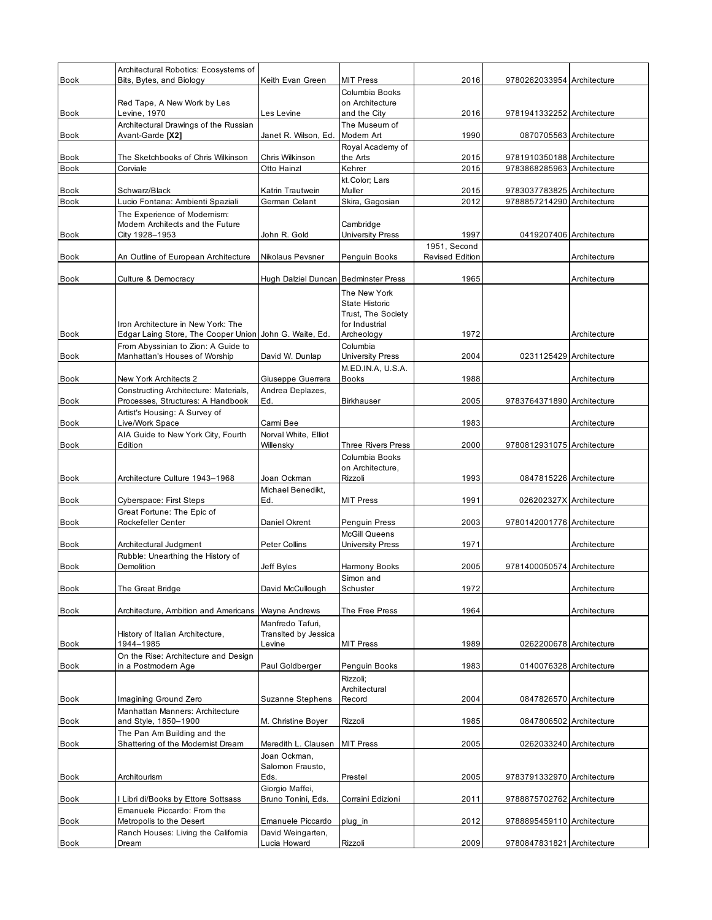| Book | Architectural Robotics: Ecosystems of Bits, Bytes, and Biology | Keith Evan Green | MIT Press | 2016 | 9780262033954 | Architecture |
|---|---|---|---|---|---|---|
| Book | Red Tape, A New Work by Les Levine, 1970 | Les Levine | Columbia Books on Architecture and the City | 2016 | 9781941332252 | Architecture |
| Book | Architectural Drawings of the Russian Avant-Garde **[X2]** | Janet R. Wilson, Ed. | The Museum of Modern Art | 1990 | 0870705563 | Architecture |
| Book | The Sketchbooks of Chris Wilkinson | Chris Wilkinson | Royal Academy of the Arts | 2015 | 9781910350188 | Architecture |
| Book | Corviale | Otto Hainzl | Kehrer | 2015 | 9783868285963 | Architecture |
| Book | Schwarz/Black | Katrin Trautwein | kt.Color; Lars Muller | 2015 | 9783037783825 | Architecture |
| Book | Lucio Fontana: Ambienti Spaziali | German Celant | Skira, Gagosian | 2012 | 9788857214290 | Architecture |
| Book | The Experience of Modernism: Modern Architects and the Future City 1928–1953 | John R. Gold | Cambridge University Press | 1997 | 0419207406 | Architecture |
| Book | An Outline of European Architecture | Nikolaus Pevsner | Penguin Books | 1951, Second Revised Edition | | Architecture |
| Book | Culture & Democracy | Hugh Dalziel Duncan | Bedminster Press | 1965 | | Architecture |
| Book | Iron Architecture in New York: The Edgar Laing Store, The Cooper Union | John G. Waite, Ed. | The New York State Historic Trust, The Society for Industrial Archeology | 1972 | | Architecture |
| Book | From Abyssinian to Zion: A Guide to Manhattan's Houses of Worship | David W. Dunlap | Columbia University Press | 2004 | 0231125429 | Architecture |
| Book | New York Architects 2 | Giuseppe Guerrera | M.ED.IN.A, U.S.A. Books | 1988 | | Architecture |
| Book | Constructing Architecture: Materials, Processes, Structures: A Handbook | Andrea Deplazes, Ed. | Birkhauser | 2005 | 9783764371890 | Architecture |
| Book | Artist's Housing: A Survey of Live/Work Space | Carmi Bee | | 1983 | | Architecture |
| Book | AIA Guide to New York City, Fourth Edition | Norval White, Elliot Willensky | Three Rivers Press | 2000 | 9780812931075 | Architecture |
| Book | Architecture Culture 1943–1968 | Joan Ockman | Columbia Books on Architecture, Rizzoli | 1993 | 0847815226 | Architecture |
| Book | Cyberspace: First Steps | Michael Benedikt, Ed. | MIT Press | 1991 | 026202327X | Architecture |
| Book | Great Fortune: The Epic of Rockefeller Center | Daniel Okrent | Penguin Press | 2003 | 9780142001776 | Architecture |
| Book | Architectural Judgment | Peter Collins | McGill Queens University Press | 1971 | | Architecture |
| Book | Rubble: Unearthing the History of Demolition | Jeff Byles | Harmony Books | 2005 | 9781400050574 | Architecture |
| Book | The Great Bridge | David McCullough | Simon and Schuster | 1972 | | Architecture |
| Book | Architecture, Ambition and Americans | Wayne Andrews | The Free Press | 1964 | | Architecture |
| Book | History of Italian Architecture, 1944–1985 | Manfredo Tafuri, Translted by Jessica Levine | MIT Press | 1989 | 0262200678 | Architecture |
| Book | On the Rise: Architecture and Design in a Postmodern Age | Paul Goldberger | Penguin Books | 1983 | 0140076328 | Architecture |
| Book | Imagining Ground Zero | Suzanne Stephens | Rizzoli; Architectural Record | 2004 | 0847826570 | Architecture |
| Book | Manhattan Manners: Architecture and Style, 1850–1900 | M. Christine Boyer | Rizzoli | 1985 | 0847806502 | Architecture |
| Book | The Pan Am Building and the Shattering of the Modernist Dream | Meredith L. Clausen | MIT Press | 2005 | 0262033240 | Architecture |
| Book | Architourism | Joan Ockman, Salomon Frausto, Eds. | Prestel | 2005 | 9783791332970 | Architecture |
| Book | I Libri di/Books by Ettore Sottsass | Giorgio Maffei, Bruno Tonini, Eds. | Corraini Edizioni | 2011 | 9788875702762 | Architecture |
| Book | Emanuele Piccardo: From the Metropolis to the Desert | Emanuele Piccardo | plug_in | 2012 | 9788895459110 | Architecture |
| Book | Ranch Houses: Living the California Dream | David Weingarten, Lucia Howard | Rizzoli | 2009 | 9780847831821 | Architecture |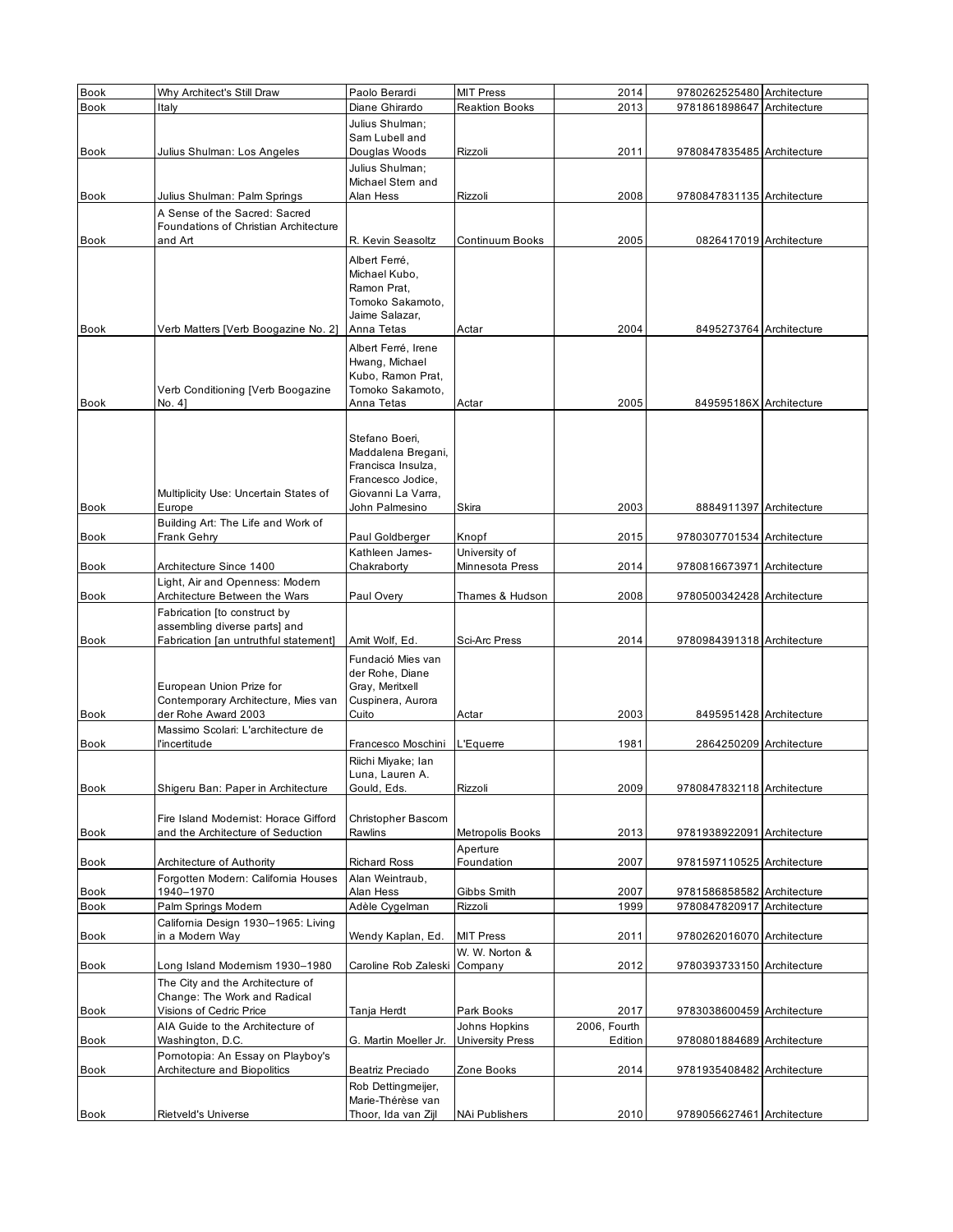| Book | Why Architect's Still Draw | Paolo Berardi | MIT Press | 2014 | 9780262525480 | Architecture |
|---|---|---|---|---|---|---|
| Book | Italy | Diane Ghirardo | Reaktion Books | 2013 | 9781861898647 | Architecture |
| Book | Julius Shulman: Los Angeles | Julius Shulman; Sam Lubell and Douglas Woods | Rizzoli | 2011 | 9780847835485 | Architecture |
| Book | Julius Shulman: Palm Springs | Julius Shulman; Michael Stern and Alan Hess | Rizzoli | 2008 | 9780847831135 | Architecture |
| Book | A Sense of the Sacred: Sacred Foundations of Christian Architecture and Art | R. Kevin Seasoltz | Continuum Books | 2005 | 0826417019 | Architecture |
| Book | Verb Matters [Verb Boogazine No. 2] | Albert Ferré, Michael Kubo, Ramon Prat, Tomoko Sakamoto, Jaime Salazar, Anna Tetas | Actar | 2004 | 8495273764 | Architecture |
| Book | Verb Conditioning [Verb Boogazine No. 4] | Albert Ferré, Irene Hwang, Michael Kubo, Ramon Prat, Tomoko Sakamoto, Anna Tetas | Actar | 2005 | 849595186X | Architecture |
| Book | Multiplicity Use: Uncertain States of Europe | Stefano Boeri, Maddalena Bregani, Francisca Insulza, Francesco Jodice, Giovanni La Varra, John Palmesino | Skira | 2003 | 8884911397 | Architecture |
| Book | Building Art: The Life and Work of Frank Gehry | Paul Goldberger | Knopf | 2015 | 9780307701534 | Architecture |
| Book | Architecture Since 1400 | Kathleen James-Chakraborty | University of Minnesota Press | 2014 | 9780816673971 | Architecture |
| Book | Light, Air and Openness: Modern Architecture Between the Wars | Paul Overy | Thames & Hudson | 2008 | 9780500342428 | Architecture |
| Book | Fabrication [to construct by assembling diverse parts] and Fabrication [an untruthful statement] | Amit Wolf, Ed. | Sci-Arc Press | 2014 | 9780984391318 | Architecture |
| Book | European Union Prize for Contemporary Architecture, Mies van der Rohe Award 2003 | Fundació Mies van der Rohe, Diane Gray, Meritxell Cuspinera, Aurora Cuito | Actar | 2003 | 8495951428 | Architecture |
| Book | Massimo Scolari: L'architecture de l'incertitude | Francesco Moschini | L'Equerre | 1981 | 2864250209 | Architecture |
| Book | Shigeru Ban: Paper in Architecture | Riichi Miyake; Ian Luna, Lauren A. Gould, Eds. | Rizzoli | 2009 | 9780847832118 | Architecture |
| Book | Fire Island Modernist: Horace Gifford and the Architecture of Seduction | Christopher Bascom Rawlins | Metropolis Books | 2013 | 9781938922091 | Architecture |
| Book | Architecture of Authority | Richard Ross | Aperture Foundation | 2007 | 9781597110525 | Architecture |
| Book | Forgotten Modern: California Houses 1940–1970 | Alan Weintraub, Alan Hess | Gibbs Smith | 2007 | 9781586858582 | Architecture |
| Book | Palm Springs Modern | Adèle Cygelman | Rizzoli | 1999 | 9780847820917 | Architecture |
| Book | California Design 1930–1965: Living in a Modern Way | Wendy Kaplan, Ed. | MIT Press | 2011 | 9780262016070 | Architecture |
| Book | Long Island Modernism 1930–1980 | Caroline Rob Zaleski | W. W. Norton & Company | 2012 | 9780393733150 | Architecture |
| Book | The City and the Architecture of Change: The Work and Radical Visions of Cedric Price | Tanja Herdt | Park Books | 2017 | 9783038600459 | Architecture |
| Book | AIA Guide to the Architecture of Washington, D.C. | G. Martin Moeller Jr. | Johns Hopkins University Press | 2006, Fourth Edition | 9780801884689 | Architecture |
| Book | Pornotopia: An Essay on Playboy's Architecture and Biopolitics | Beatriz Preciado | Zone Books | 2014 | 9781935408482 | Architecture |
| Book | Rietveld's Universe | Rob Dettingmeijer, Marie-Thérèse van Thoor, Ida van Zijl | NAi Publishers | 2010 | 9789056627461 | Architecture |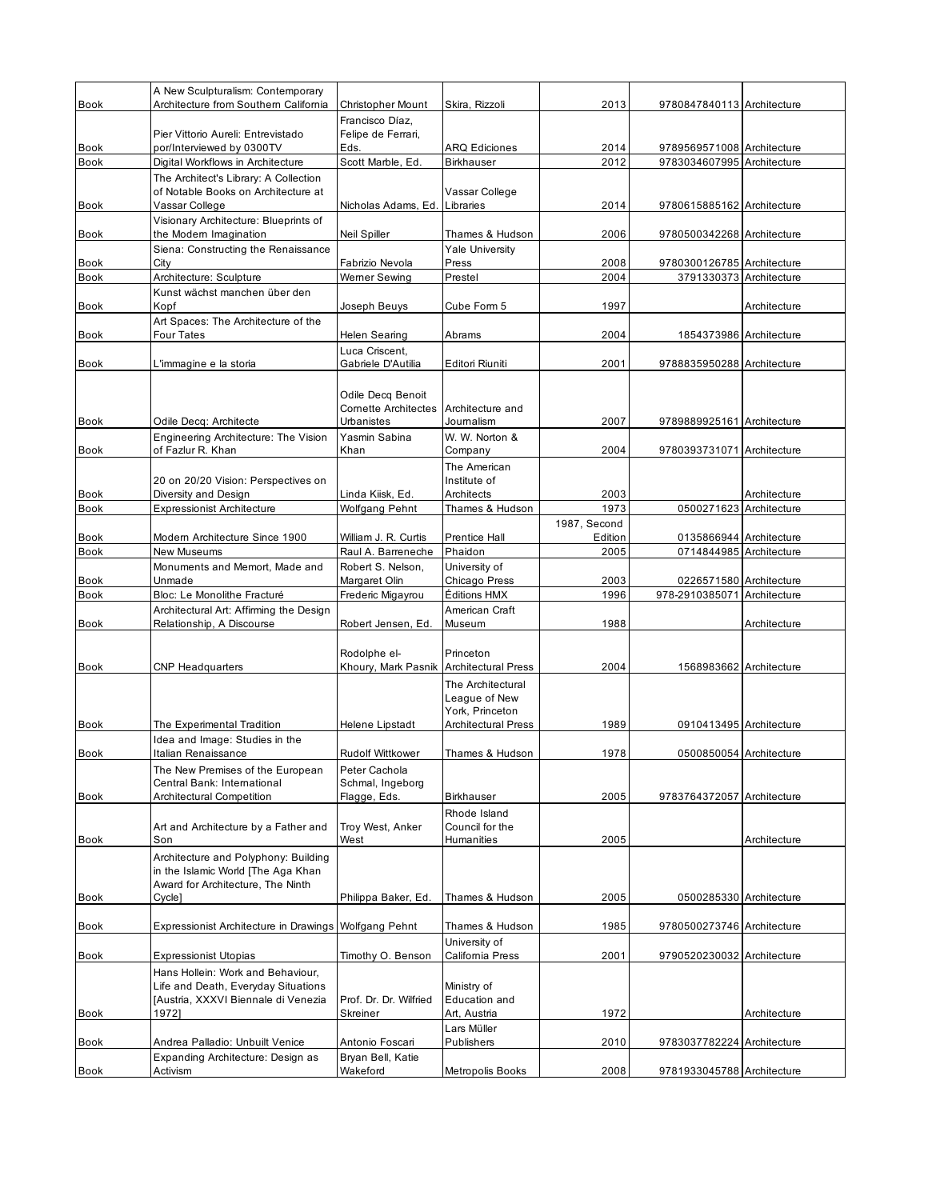| Book | A New Sculpturalism: Contemporary Architecture from Southern California | Christopher Mount | Skira, Rizzoli | 2013 | 9780847840113 | Architecture |
|---|---|---|---|---|---|---|
| Book | Pier Vittorio Aureli: Entrevistado por/Interviewed by 0300TV | Francisco Díaz, Felipe de Ferrari, Eds. | ARQ Ediciones | 2014 | 9789569571008 | Architecture |
| Book | Digital Workflows in Architecture | Scott Marble, Ed. | Birkhauser | 2012 | 9783034607995 | Architecture |
| Book | The Architect's Library: A Collection of Notable Books on Architecture at Vassar College | Nicholas Adams, Ed. | Vassar College Libraries | 2014 | 9780615885162 | Architecture |
| Book | Visionary Architecture: Blueprints of the Modern Imagination | Neil Spiller | Thames & Hudson | 2006 | 9780500342268 | Architecture |
| Book | Siena: Constructing the Renaissance City | Fabrizio Nevola | Yale University Press | 2008 | 9780300126785 | Architecture |
| Book | Architecture: Sculpture | Werner Sewing | Prestel | 2004 | 3791330373 | Architecture |
| Book | Kunst wächst manchen über den Kopf | Joseph Beuys | Cube Form 5 | 1997 | | Architecture |
| Book | Art Spaces: The Architecture of the Four Tates | Helen Searing | Abrams | 2004 | 1854373986 | Architecture |
| Book | L'immagine e la storia | Luca Criscent, Gabriele D'Autilia | Editori Riuniti | 2001 | 9788835950288 | Architecture |
| Book | Odile Decq: Architecte | Odile Decq Benoit Cornette Architectes Urbanistes | Architecture and Journalism | 2007 | 9789889925161 | Architecture |
| Book | Engineering Architecture: The Vision of Fazlur R. Khan | Yasmin Sabina Khan | W. W. Norton & Company | 2004 | 9780393731071 | Architecture |
| Book | 20 on 20/20 Vision: Perspectives on Diversity and Design | Linda Kiisk, Ed. | The American Institute of Architects | 2003 | | Architecture |
| Book | Expressionist Architecture | Wolfgang Pehnt | Thames & Hudson | 1973 | 0500271623 | Architecture |
| Book | Modern Architecture Since 1900 | William J. R. Curtis | Prentice Hall | 1987, Second Edition | 0135866944 | Architecture |
| Book | New Museums | Raul A. Barreneche | Phaidon | 2005 | 0714844985 | Architecture |
| Book | Monuments and Memort, Made and Unmade | Robert S. Nelson, Margaret Olin | University of Chicago Press | 2003 | 0226571580 | Architecture |
| Book | Bloc: Le Monolithe Fracturé | Frederic Migayrou | Éditions HMX | 1996 | 978-2910385071 | Architecture |
| Book | Architectural Art: Affirming the Design Relationship, A Discourse | Robert Jensen, Ed. | American Craft Museum | 1988 | | Architecture |
| Book | CNP Headquarters | Rodolphe el-Khoury, Mark Pasnik | Princeton Architectural Press | 2004 | 1568983662 | Architecture |
| Book | The Experimental Tradition | Helene Lipstadt | The Architectural League of New York, Princeton Architectural Press | 1989 | 0910413495 | Architecture |
| Book | Idea and Image: Studies in the Italian Renaissance | Rudolf Wittkower | Thames & Hudson | 1978 | 0500850054 | Architecture |
| Book | The New Premises of the European Central Bank: International Architectural Competition | Peter Cachola Schmal, Ingeborg Flagge, Eds. | Birkhauser | 2005 | 9783764372057 | Architecture |
| Book | Art and Architecture by a Father and Son | Troy West, Anker West | Rhode Island Council for the Humanities | 2005 | | Architecture |
| Book | Architecture and Polyphony: Building in the Islamic World [The Aga Khan Award for Architecture, The Ninth Cycle] | Philippa Baker, Ed. | Thames & Hudson | 2005 | 0500285330 | Architecture |
| Book | Expressionist Architecture in Drawings | Wolfgang Pehnt | Thames & Hudson | 1985 | 9780500273746 | Architecture |
| Book | Expressionist Utopias | Timothy O. Benson | University of California Press | 2001 | 9790520230032 | Architecture |
| Book | Hans Hollein: Work and Behaviour, Life and Death, Everyday Situations [Austria, XXXVI Biennale di Venezia 1972] | Prof. Dr. Dr. Wilfried Skreiner | Ministry of Education and Art, Austria | 1972 | | Architecture |
| Book | Andrea Palladio: Unbuilt Venice | Antonio Foscari | Lars Müller Publishers | 2010 | 9783037782224 | Architecture |
| Book | Expanding Architecture: Design as Activism | Bryan Bell, Katie Wakeford | Metropolis Books | 2008 | 9781933045788 | Architecture |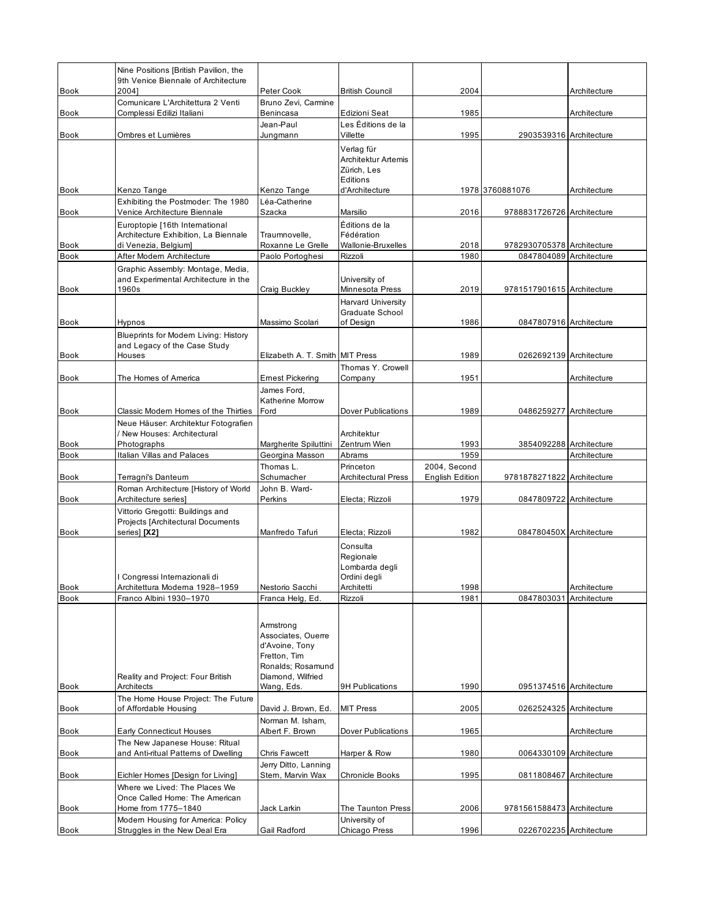| Book | Nine Positions [British Pavilion, the 9th Venice Biennale of Architecture 2004] | Peter Cook | British Council | 2004 | | Architecture |
|---|---|---|---|---|---|---|
| Book | Comunicare L'Architettura 2 Venti Complessi Edilizi Italiani | Bruno Zevi, Carmine Benincasa | Edizioni Seat | 1985 | | Architecture |
| Book | Ombres et Lumières | Jean-Paul Jungmann | Les Éditions de la Villette | 1995 | 2903539316 | Architecture |
| Book | Kenzo Tange | Kenzo Tange | Verlag für Architektur Artemis Zürich, Les Editions d'Architecture | 1978 | 3760881076 | Architecture |
| Book | Exhibiting the Postmoder: The 1980 Venice Architecture Biennale | Léa-Catherine Szacka | Marsilio | 2016 | 9788831726726 | Architecture |
| Book | Europtopie [16th International Architecture Exhibition, La Biennale di Venezia, Belgium] | Traumnovelle, Roxanne Le Grelle | Éditions de la Fédération Wallonie-Bruxelles | 2018 | 9782930705378 | Architecture |
| Book | After Modern Architecture | Paolo Portoghesi | Rizzoli | 1980 | 0847804089 | Architecture |
| Book | Graphic Assembly: Montage, Media, and Experimental Architecture in the 1960s | Craig Buckley | University of Minnesota Press | 2019 | 9781517901615 | Architecture |
| Book | Hypnos | Massimo Scolari | Harvard University Graduate School of Design | 1986 | 0847807916 | Architecture |
| Book | Blueprints for Modern Living: History and Legacy of the Case Study Houses | Elizabeth A. T. Smith | MIT Press | 1989 | 0262692139 | Architecture |
| Book | The Homes of America | Ernest Pickering | Thomas Y. Crowell Company | 1951 | | Architecture |
| Book | Classic Modern Homes of the Thirties | James Ford, Katherine Morrow Ford | Dover Publications | 1989 | 0486259277 | Architecture |
| Book | Neue Häuser: Architektur Fotografien / New Houses: Architectural Photographs | Margherite Spiluttini | Architektur Zentrum Wien | 1993 | 3854092288 | Architecture |
| Book | Italian Villas and Palaces | Georgina Masson | Abrams | 1959 | | Architecture |
| Book | Terragni's Danteum | Thomas L. Schumacher | Princeton Architectural Press | 2004, Second English Edition | 9781878271822 | Architecture |
| Book | Roman Architecture [History of World Architecture series] | John B. Ward-Perkins | Electa; Rizzoli | 1979 | 0847809722 | Architecture |
| Book | Vittorio Gregotti: Buildings and Projects [Architectural Documents series] **[X2]** | Manfredo Tafuri | Electa; Rizzoli | 1982 | 084780450X | Architecture |
| Book | I Congressi Internazionali di Architettura Moderna 1928–1959 | Nestorio Sacchi | Consulta Regionale Lombarda degli Ordini degli Architetti | 1998 | | Architecture |
| Book | Franco Albini 1930–1970 | Franca Helg, Ed. | Rizzoli | 1981 | 0847803031 | Architecture |
| Book | Reality and Project: Four British Architects | Armstrong Associates, Ouerre d'Avoine, Tony Fretton, Tim Ronalds; Rosamund Diamond, Wilfried Wang, Eds. | 9H Publications | 1990 | 0951374516 | Architecture |
| Book | The Home House Project: The Future of Affordable Housing | David J. Brown, Ed. | MIT Press | 2005 | 0262524325 | Architecture |
| Book | Early Connecticut Houses | Norman M. Isham, Albert F. Brown | Dover Publications | 1965 | | Architecture |
| Book | The New Japanese House: Ritual and Anti-ritual Patterns of Dwelling | Chris Fawcett | Harper & Row | 1980 | 0064330109 | Architecture |
| Book | Eichler Homes [Design for Living] | Jerry Ditto, Lanning Stern, Marvin Wax | Chronicle Books | 1995 | 0811808467 | Architecture |
| Book | Where we Lived: The Places We Once Called Home: The American Home from 1775–1840 | Jack Larkin | The Taunton Press | 2006 | 9781561588473 | Architecture |
| Book | Modern Housing for America: Policy Struggles in the New Deal Era | Gail Radford | University of Chicago Press | 1996 | 0226702235 | Architecture |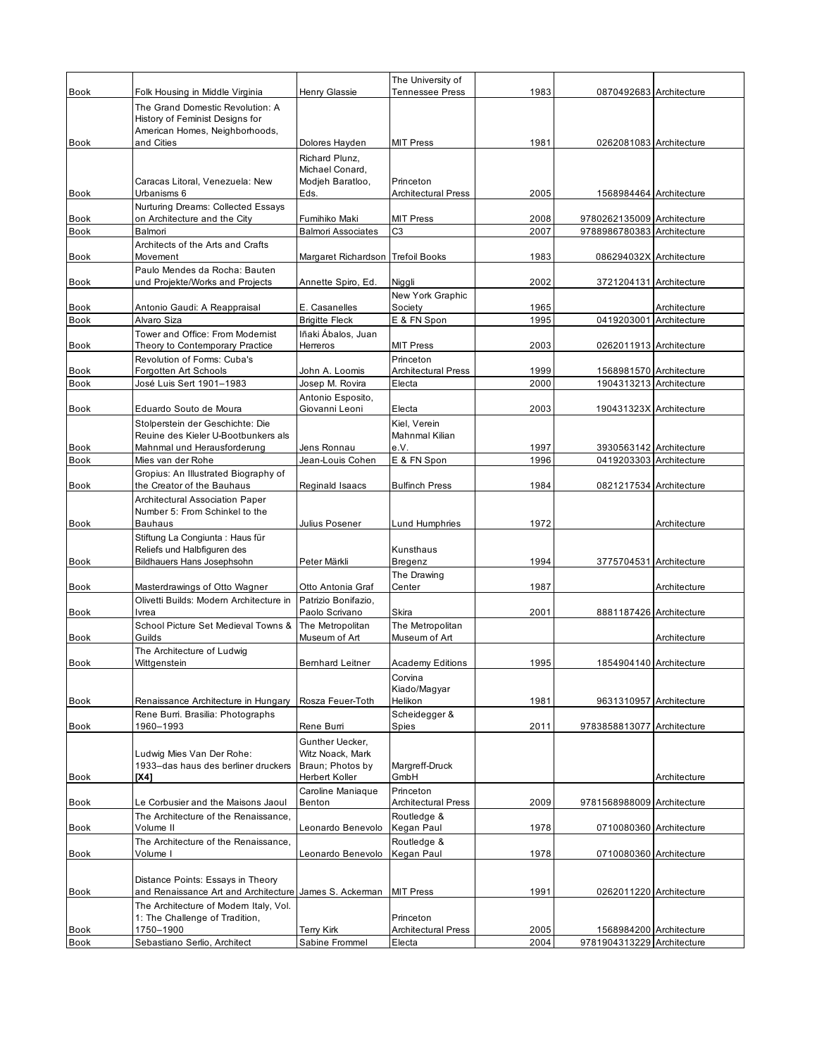| | | | | | | |
|---|---|---|---|---|---|---|
| Book | Folk Housing in Middle Virginia | Henry Glassie | The University of Tennessee Press | 1983 | 0870492683 | Architecture |
| Book | The Grand Domestic Revolution: A History of Feminist Designs for American Homes, Neighborhoods, and Cities | Dolores Hayden | MIT Press | 1981 | 0262081083 | Architecture |
| Book | Caracas Litoral, Venezuela: New Urbanisms 6 | Richard Plunz, Michael Conard, Modjeh Baratloo, Eds. | Princeton Architectural Press | 2005 | 1568984464 | Architecture |
| Book | Nurturing Dreams: Collected Essays on Architecture and the City | Fumihiko Maki | MIT Press | 2008 | 9780262135009 | Architecture |
| Book | Balmori | Balmori Associates | C3 | 2007 | 9788986780383 | Architecture |
| Book | Architects of the Arts and Crafts Movement | Margaret Richardson | Trefoil Books | 1983 | 086294032X | Architecture |
| Book | Paulo Mendes da Rocha: Bauten und Projekte/Works and Projects | Annette Spiro, Ed. | Niggli | 2002 | 3721204131 | Architecture |
| Book | Antonio Gaudi: A Reappraisal | E. Casanelles | New York Graphic Society | 1965 | | Architecture |
| Book | Alvaro Siza | Brigitte Fleck | E & FN Spon | 1995 | 0419203001 | Architecture |
| Book | Tower and Office: From Modernist Theory to Contemporary Practice | Iñaki Ábalos, Juan Herreros | MIT Press | 2003 | 0262011913 | Architecture |
| Book | Revolution of Forms: Cuba's Forgotten Art Schools | John A. Loomis | Princeton Architectural Press | 1999 | 1568981570 | Architecture |
| Book | José Luis Sert 1901–1983 | Josep M. Rovira | Electa | 2000 | 1904313213 | Architecture |
| Book | Eduardo Souto de Moura | Antonio Esposito, Giovanni Leoni | Electa | 2003 | 190431323X | Architecture |
| Book | Stolperstein der Geschichte: Die Reuine des Kieler U-Bootbunkers als Mahnmal und Herausforderung | Jens Ronnau | Kiel, Verein Mahnmal Kilian e.V. | 1997 | 3930563142 | Architecture |
| Book | Mies van der Rohe | Jean-Louis Cohen | E & FN Spon | 1996 | 0419203303 | Architecture |
| Book | Gropius: An Illustrated Biography of the Creator of the Bauhaus | Reginald Isaacs | Bulfinch Press | 1984 | 0821217534 | Architecture |
| Book | Architectural Association Paper Number 5: From Schinkel to the Bauhaus | Julius Posener | Lund Humphries | 1972 | | Architecture |
| Book | Stiftung La Congiunta : Haus für Reliefs und Halbfiguren des Bildhauers Hans Josephsohn | Peter Märkli | Kunsthaus Bregenz | 1994 | 3775704531 | Architecture |
| Book | Masterdrawings of Otto Wagner | Otto Antonia Graf | The Drawing Center | 1987 | | Architecture |
| Book | Olivetti Builds: Modern Architecture in Ivrea | Patrizio Bonifazio, Paolo Scrivano | Skira | 2001 | 8881187426 | Architecture |
| Book | School Picture Set Medieval Towns & Guilds | The Metropolitan Museum of Art | The Metropolitan Museum of Art | | | Architecture |
| Book | The Architecture of Ludwig Wittgenstein | Bernhard Leitner | Academy Editions | 1995 | 1854904140 | Architecture |
| Book | Renaissance Architecture in Hungary | Rosza Feuer-Toth | Corvina Kiado/Magyar Helikon | 1981 | 9631310957 | Architecture |
| Book | Rene Burri. Brasilia: Photographs 1960–1993 | Rene Burri | Scheidegger & Spies | 2011 | 9783858813077 | Architecture |
| Book | Ludwig Mies Van Der Rohe: 1933–das haus des berliner druckers **[X4]** | Gunther Uecker, Witz Noack, Mark Braun; Photos by Herbert Koller | Margreff-Druck GmbH | | | Architecture |
| Book | Le Corbusier and the Maisons Jaoul | Caroline Maniaque Benton | Princeton Architectural Press | 2009 | 9781568988009 | Architecture |
| Book | The Architecture of the Renaissance, Volume II | Leonardo Benevolo | Routledge & Kegan Paul | 1978 | 0710080360 | Architecture |
| Book | The Architecture of the Renaissance, Volume I | Leonardo Benevolo | Routledge & Kegan Paul | 1978 | 0710080360 | Architecture |
| Book | Distance Points: Essays in Theory and Renaissance Art and Architecture | James S. Ackerman | MIT Press | 1991 | 0262011220 | Architecture |
| Book | The Architecture of Modern Italy, Vol. 1: The Challenge of Tradition, 1750–1900 | Terry Kirk | Princeton Architectural Press | 2005 | 1568984200 | Architecture |
| Book | Sebastiano Serlio, Architect | Sabine Frommel | Electa | 2004 | 9781904313229 | Architecture |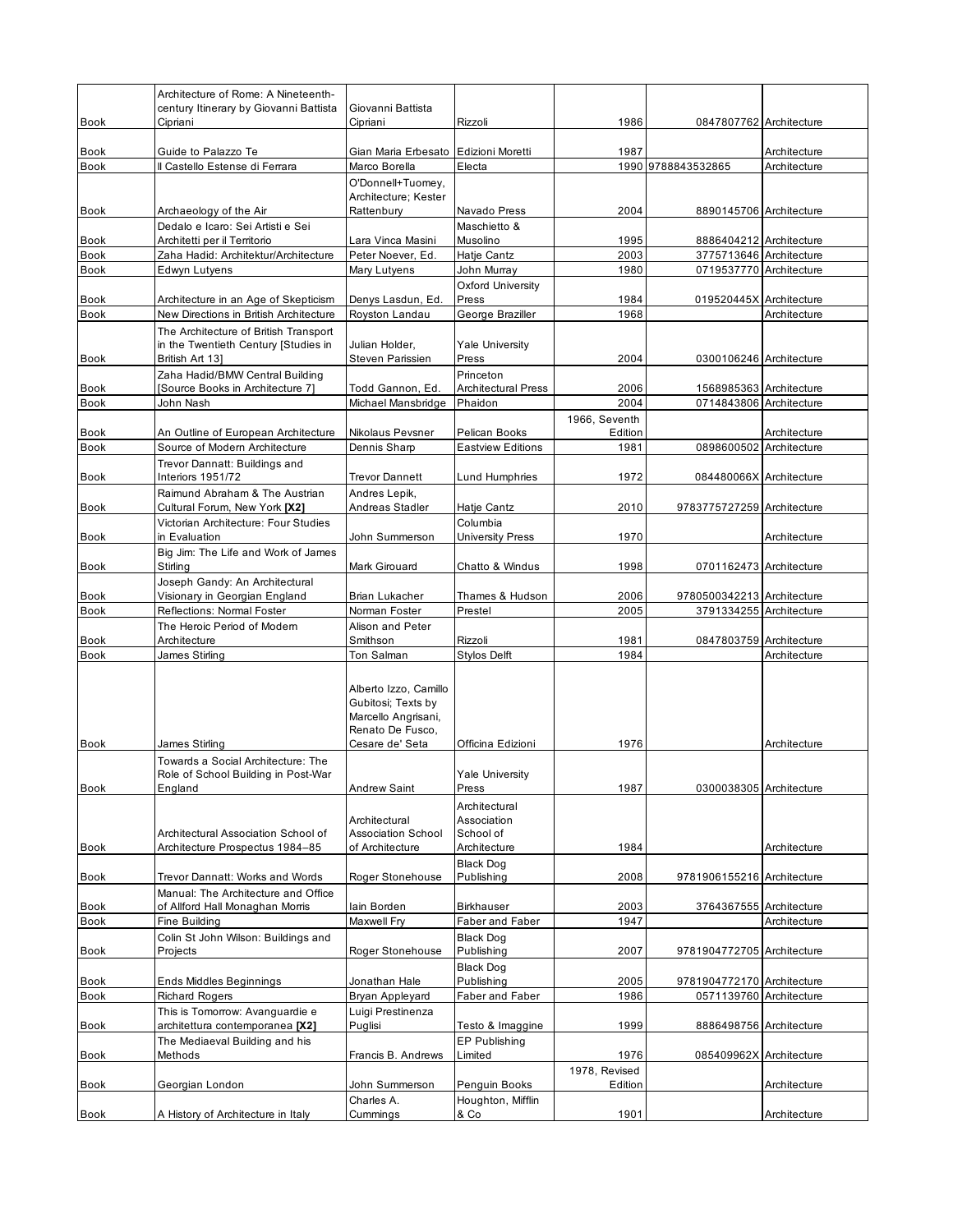| | | | | | | |
|---|---|---|---|---|---|---|
| Book | Architecture of Rome: A Nineteenth-century Itinerary by Giovanni Battista Cipriani | Giovanni Battista Cipriani | Rizzoli | 1986 | 0847807762 | Architecture |
| Book | Guide to Palazzo Te | Gian Maria Erbesato | Edizioni Moretti | 1987 | | Architecture |
| Book | Il Castello Estense di Ferrara | Marco Borella | Electa | 1990 | 9788843532865 | Architecture |
| Book | Archaeology of the Air | O'Donnell+Tuomey, Architecture; Kester Rattenbury | Navado Press | 2004 | 8890145706 | Architecture |
| Book | Dedalo e Icaro: Sei Artisti e Sei Architetti per il Territorio | Lara Vinca Masini | Maschietto & Musolino | 1995 | 8886404212 | Architecture |
| Book | Zaha Hadid: Architektur/Architecture | Peter Noever, Ed. | Hatje Cantz | 2003 | 3775713646 | Architecture |
| Book | Edwyn Lutyens | Mary Lutyens | John Murray | 1980 | 0719537770 | Architecture |
| Book | Architecture in an Age of Skepticism | Denys Lasdun, Ed. | Oxford University Press | 1984 | 019520445X | Architecture |
| Book | New Directions in British Architecture | Royston Landau | George Braziller | 1968 | | Architecture |
| Book | The Architecture of British Transport in the Twentieth Century [Studies in British Art 13] | Julian Holder, Steven Parissien | Yale University Press | 2004 | 0300106246 | Architecture |
| Book | Zaha Hadid/BMW Central Building [Source Books in Architecture 7] | Todd Gannon, Ed. | Princeton Architectural Press | 2006 | 1568985363 | Architecture |
| Book | John Nash | Michael Mansbridge | Phaidon | 2004 | 0714843806 | Architecture |
| Book | An Outline of European Architecture | Nikolaus Pevsner | Pelican Books | 1966, Seventh Edition | | Architecture |
| Book | Source of Modern Architecture | Dennis Sharp | Eastview Editions | 1981 | 0898600502 | Architecture |
| Book | Trevor Dannatt: Buildings and Interiors 1951/72 | Trevor Dannett | Lund Humphries | 1972 | 084480066X | Architecture |
| Book | Raimund Abraham & The Austrian Cultural Forum, New York **[X2]** | Andres Lepik, Andreas Stadler | Hatje Cantz | 2010 | 9783775727259 | Architecture |
| Book | Victorian Architecture: Four Studies in Evaluation | John Summerson | Columbia University Press | 1970 | | Architecture |
| Book | Big Jim: The Life and Work of James Stirling | Mark Girouard | Chatto & Windus | 1998 | 0701162473 | Architecture |
| Book | Joseph Gandy: An Architectural Visionary in Georgian England | Brian Lukacher | Thames & Hudson | 2006 | 9780500342213 | Architecture |
| Book | Reflections: Normal Foster | Norman Foster | Prestel | 2005 | 3791334255 | Architecture |
| Book | The Heroic Period of Modern Architecture | Alison and Peter Smithson | Rizzoli | 1981 | 0847803759 | Architecture |
| Book | James Stirling | Ton Salman | Stylos Delft | 1984 | | Architecture |
| Book | James Stirling | Alberto Izzo, Camillo Gubitosi; Texts by Marcello Angrisani, Renato De Fusco, Cesare de' Seta | Officina Edizioni | 1976 | | Architecture |
| Book | Towards a Social Architecture: The Role of School Building in Post-War England | Andrew Saint | Yale University Press | 1987 | 0300038305 | Architecture |
| Book | Architectural Association School of Architecture Prospectus 1984–85 | Architectural Association School of Architecture | Architectural Association School of Architecture | 1984 | | Architecture |
| Book | Trevor Dannatt: Works and Words | Roger Stonehouse | Black Dog Publishing | 2008 | 9781906155216 | Architecture |
| Book | Manual: The Architecture and Office of Allford Hall Monaghan Morris | Iain Borden | Birkhauser | 2003 | 3764367555 | Architecture |
| Book | Fine Building | Maxwell Fry | Faber and Faber | 1947 | | Architecture |
| Book | Colin St John Wilson: Buildings and Projects | Roger Stonehouse | Black Dog Publishing | 2007 | 9781904772705 | Architecture |
| Book | Ends Middles Beginnings | Jonathan Hale | Black Dog Publishing | 2005 | 9781904772170 | Architecture |
| Book | Richard Rogers | Bryan Appleyard | Faber and Faber | 1986 | 0571139760 | Architecture |
| Book | This is Tomorrow: Avanguardie e architettura contemporanea **[X2]** | Luigi Prestinenza Puglisi | Testo & Imaggine | 1999 | 8886498756 | Architecture |
| Book | The Mediaeval Building and his Methods | Francis B. Andrews | EP Publishing Limited | 1976 | 085409962X | Architecture |
| Book | Georgian London | John Summerson | Penguin Books | 1978, Revised Edition | | Architecture |
| Book | A History of Architecture in Italy | Charles A. Cummings | Houghton, Mifflin & Co | 1901 | | Architecture |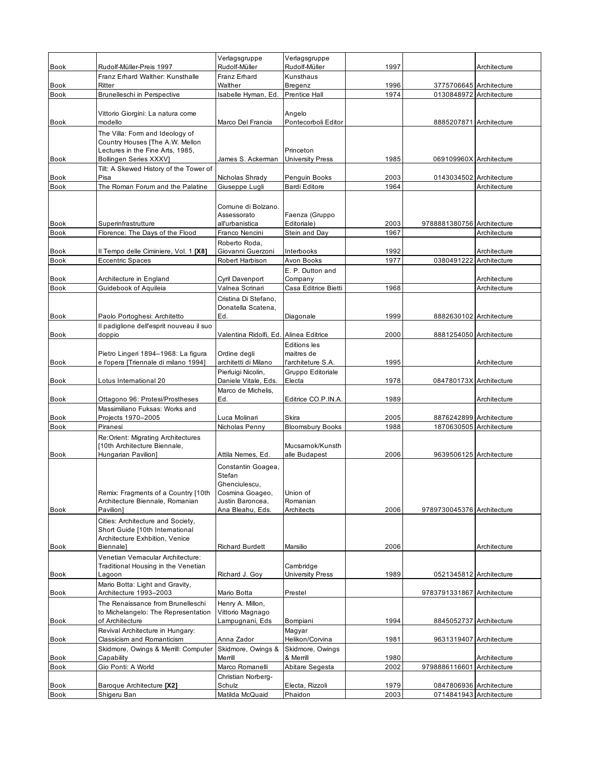| Book | Rudolf-Müller-Preis 1997 | Verlagsgruppe Rudolf-Müller | Verlagsgruppe Rudolf-Müller | 1997 | | Architecture |
|---|---|---|---|---|---|---|
| Book | Franz Erhard Walther: Kunsthalle Ritter | Franz Erhard Walther | Kunsthaus Bregenz | 1996 | 3775706645 | Architecture |
| Book | Brunelleschi in Perspective | Isabelle Hyman, Ed. | Prentice Hall | 1974 | 0130848972 | Architecture |
| Book | Vittorio Giorgini: La natura come modello | Marco Del Francia | Angelo Pontecorboli Editor | | 8885207871 | Architecture |
| Book | The Villa: Form and Ideology of Country Houses [The A.W. Mellon Lectures in the Fine Arts, 1985, Bollingen Series XXXV] | James S. Ackerman | Princeton University Press | 1985 | 069109960X | Architecture |
| Book | Tilt: A Skewed History of the Tower of Pisa | Nicholas Shrady | Penguin Books | 2003 | 0143034502 | Architecture |
| Book | The Roman Forum and the Palatine | Giuseppe Lugli | Bardi Editore | 1964 | | Architecture |
| Book | Superinfrastrutture | Comune di Bolzano. Assessorato all'urbanistica | Faenza (Gruppo Editoriale) | 2003 | 9788881380756 | Architecture |
| Book | Florence: The Days of the Flood | Franco Nencini | Stein and Day | 1967 | | Architecture |
| Book | Il Tempo delle Ciminiere, Vol. 1 **[X8]** | Roberto Roda, Giovanni Guerzoni | Interbooks | 1992 | | Architecture |
| Book | Eccentric Spaces | Robert Harbison | Avon Books | 1977 | 0380491222 | Architecture |
| Book | Architecture in England | Cyril Davenport | E. P. Dutton and Company | | | Architecture |
| Book | Guidebook of Aquileia | Valnea Scrinari | Casa Editrice Bietti | 1968 | | Architecture |
| Book | Paolo Portoghesi: Architetto | Cristina Di Stefano, Donatella Scatena, Ed. | Diagonale | 1999 | 8882630102 | Architecture |
| Book | Il padiglione dell'esprit nouveau il suo doppio | Valentina Ridolfi, Ed. | Alinea Editrice | 2000 | 8881254050 | Architecture |
| Book | Pietro Lingeri 1894–1968: La figura e l'opera [Triennale di milano 1994] | Ordine degli architetti di Milano | Editions les maitres de l'architeture S.A. | 1995 | | Architecture |
| Book | Lotus International 20 | Pierluigi Nicolin, Daniele Vitale, Eds. | Gruppo Editoriale Electa | 1978 | 084780173X | Architecture |
| Book | Ottagono 96: Protesi/Prostheses | Marco de Michelis, Ed. | Editrice CO.P.IN.A. | 1989 | | Architecture |
| Book | Massimiliano Fuksas: Works and Projects 1970–2005 | Luca Molinari | Skira | 2005 | 8876242899 | Architecture |
| Book | Piranesi | Nicholas Penny | Bloomsbury Books | 1988 | 1870630505 | Architecture |
| Book | Re:Orient: Migrating Architectures [10th Architecture Biennale, Hungarian Pavilion] | Attila Nemes, Ed. | Mucsarnok/Kunsthalle Budapest | 2006 | 9639506125 | Architecture |
| Book | Remix: Fragments of a Country [10th Architecture Biennale, Romanian Pavilion] | Constantin Goagea, Stefan Ghenciulescu, Cosmina Goageo, Justin Baroncea, Ana Bleahu, Eds. | Union of Romanian Architects | 2006 | 9789730045376 | Architecture |
| Book | Cities: Architecture and Society, Short Guide [10th International Architecture Exhbition, Venice Biennale] | Richard Burdett | Marsilio | 2006 | | Architecture |
| Book | Venetian Vernacular Architecture: Traditional Housing in the Venetian Lagoon | Richard J. Goy | Cambridge University Press | 1989 | 0521345812 | Architecture |
| Book | Mario Botta: Light and Gravity, Architecture 1993–2003 | Mario Botta | Prestel | | 9783791331867 | Architecture |
| Book | The Renaissance from Brunelleschi to Michelangelo: The Representation of Architecture | Henry A. Millon, Vittorio Magnago Lampugnani, Eds | Bompiani | 1994 | 8845052737 | Architecture |
| Book | Revival Architecture in Hungary: Classicism and Romanticism | Anna Zador | Magyar Helikon/Corvina | 1981 | 9631319407 | Architecture |
| Book | Skidmore, Owings & Merrill: Computer Capability | Skidmore, Owings & Merrill | Skidmore, Owings & Merrill | 1980 | | Architecture |
| Book | Gio Ponti: A World | Marco Romanelli | Abitare Segesta | 2002 | 9798886116601 | Architecture |
| Book | Baroque Architecture **[X2]** | Christian Norberg-Schulz | Electa, Rizzoli | 1979 | 0847806936 | Architecture |
| Book | Shigeru Ban | Matilda McQuaid | Phaidon | 2003 | 0714841943 | Architecture |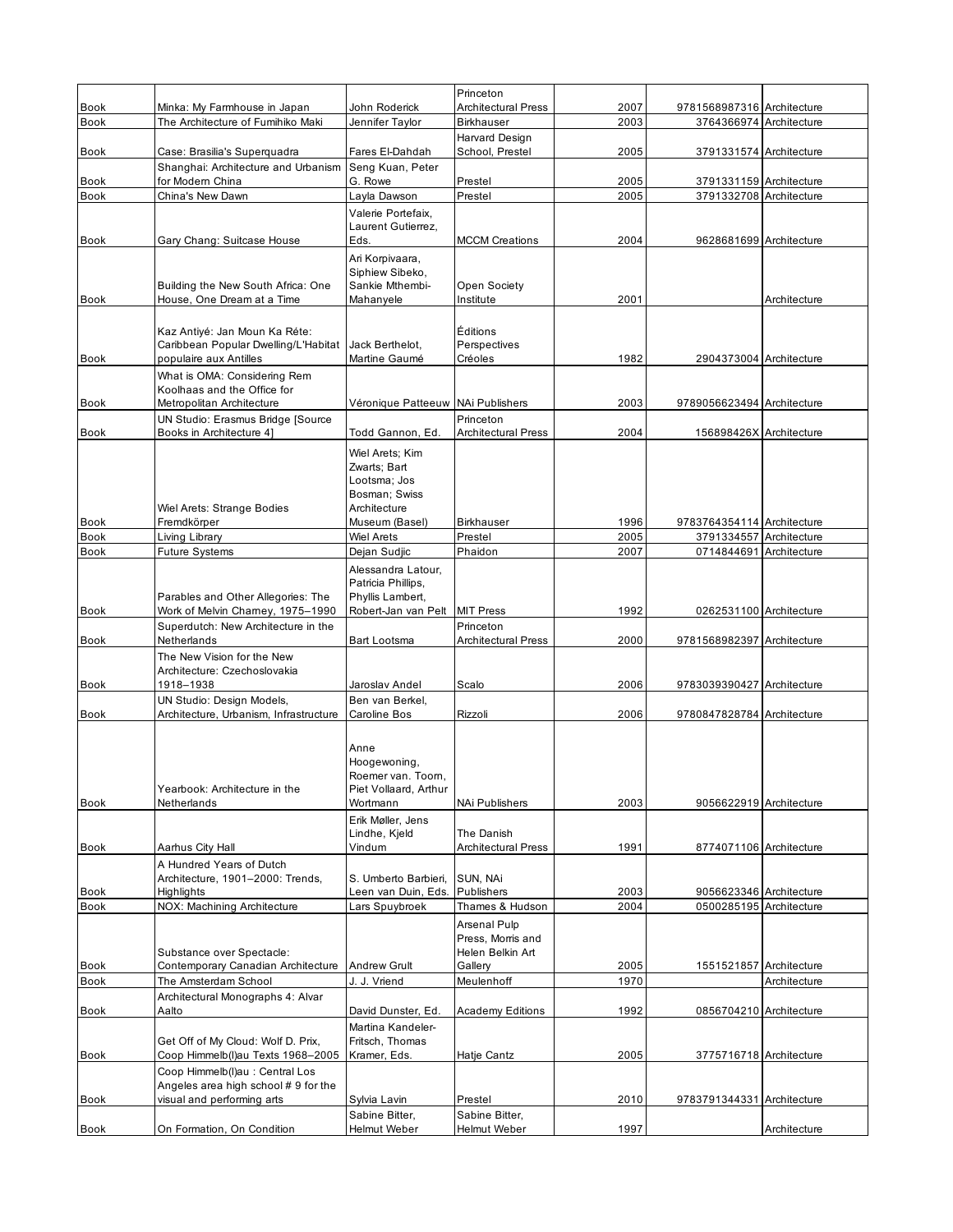| Book | Minka: My Farmhouse in Japan | John Roderick | Princeton Architectural Press | 2007 | 9781568987316 | Architecture |
|---|---|---|---|---|---|---|
| Book | The Architecture of Fumihiko Maki | Jennifer Taylor | Birkhauser | 2003 | 3764366974 | Architecture |
| Book | Case: Brasilia's Superquadra | Fares El-Dahdah | Harvard Design School, Prestel | 2005 | 3791331574 | Architecture |
| Book | Shanghai: Architecture and Urbanism for Modern China | Seng Kuan, Peter G. Rowe | Prestel | 2005 | 3791331159 | Architecture |
| Book | China's New Dawn | Layla Dawson | Prestel | 2005 | 3791332708 | Architecture |
| Book | Gary Chang: Suitcase House | Valerie Portefaix, Laurent Gutierrez, Eds. | MCCM Creations | 2004 | 9628681699 | Architecture |
| Book | Building the New South Africa: One House, One Dream at a Time | Ari Korpivaara, Siphiew Sibeko, Sankie Mthembi-Mahanyele | Open Society Institute | 2001 | | Architecture |
| Book | Kaz Antiyé: Jan Moun Ka Réte: Caribbean Popular Dwelling/L'Habitat populaire aux Antilles | Jack Berthelot, Martine Gaumé | Éditions Perspectives Créoles | 1982 | 2904373004 | Architecture |
| Book | What is OMA: Considering Rem Koolhaas and the Office for Metropolitan Architecture | Véronique Patteeuw | NAi Publishers | 2003 | 9789056623494 | Architecture |
| Book | UN Studio: Erasmus Bridge [Source Books in Architecture 4] | Todd Gannon, Ed. | Princeton Architectural Press | 2004 | 156898426X | Architecture |
| Book | Wiel Arets: Strange Bodies Fremdkörper | Wiel Arets; Kim Zwarts; Bart Lootsma; Jos Bosman; Swiss Architecture Museum (Basel) | Birkhauser | 1996 | 9783764354114 | Architecture |
| Book | Living Library | Wiel Arets | Prestel | 2005 | 3791334557 | Architecture |
| Book | Future Systems | Dejan Sudjic | Phaidon | 2007 | 0714844691 | Architecture |
| Book | Parables and Other Allegories: The Work of Melvin Charney, 1975–1990 | Alessandra Latour, Patricia Phillips, Phyllis Lambert, Robert-Jan van Pelt | MIT Press | 1992 | 0262531100 | Architecture |
| Book | Superdutch: New Architecture in the Netherlands | Bart Lootsma | Princeton Architectural Press | 2000 | 9781568982397 | Architecture |
| Book | The New Vision for the New Architecture: Czechoslovakia 1918–1938 | Jaroslav Andel | Scalo | 2006 | 9783039390427 | Architecture |
| Book | UN Studio: Design Models, Architecture, Urbanism, Infrastructure | Ben van Berkel, Caroline Bos | Rizzoli | 2006 | 9780847828784 | Architecture |
| Book | Yearbook: Architecture in the Netherlands | Anne Hoogewoning, Roemer van. Toorn, Piet Vollaard, Arthur Wortmann | NAi Publishers | 2003 | 9056622919 | Architecture |
| Book | Aarhus City Hall | Erik Møller, Jens Lindhe, Kjeld Vindum | The Danish Architectural Press | 1991 | 8774071106 | Architecture |
| Book | A Hundred Years of Dutch Architecture, 1901–2000: Trends, Highlights | S. Umberto Barbieri, Leen van Duin, Eds. | SUN, NAi Publishers | 2003 | 9056623346 | Architecture |
| Book | NOX: Machining Architecture | Lars Spuybroek | Thames & Hudson | 2004 | 0500285195 | Architecture |
| Book | Substance over Spectacle: Contemporary Canadian Architecture | Andrew Grult | Arsenal Pulp Press, Morris and Helen Belkin Art Gallery | 2005 | 1551521857 | Architecture |
| Book | The Amsterdam School | J. J. Vriend | Meulenhoff | 1970 | | Architecture |
| Book | Architectural Monographs 4: Alvar Aalto | David Dunster, Ed. | Academy Editions | 1992 | 0856704210 | Architecture |
| Book | Get Off of My Cloud: Wolf D. Prix, Coop Himmelb(l)au Texts 1968–2005 | Martina Kandeler-Fritsch, Thomas Kramer, Eds. | Hatje Cantz | 2005 | 3775716718 | Architecture |
| Book | Coop Himmelb(l)au : Central Los Angeles area high school # 9 for the visual and performing arts | Sylvia Lavin | Prestel | 2010 | 9783791344331 | Architecture |
| Book | On Formation, On Condition | Sabine Bitter, Helmut Weber | Sabine Bitter, Helmut Weber | 1997 | | Architecture |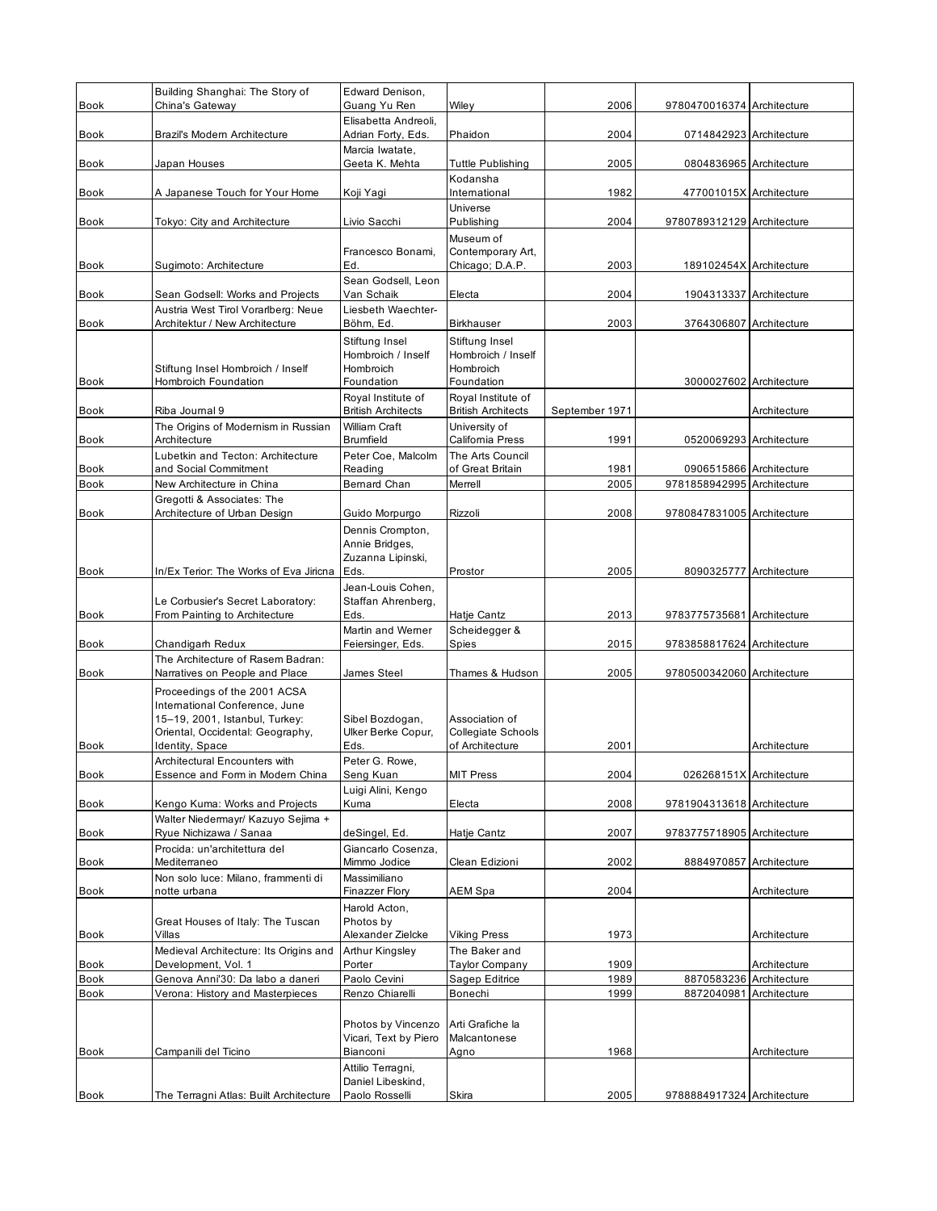| | | | | | | |
|---|---|---|---|---|---|---|
| Book | Building Shanghai: The Story of China's Gateway | Edward Denison, Guang Yu Ren | Wiley | 2006 | 9780470016374 | Architecture |
| Book | Brazil's Modern Architecture | Elisabetta Andreoli, Adrian Forty, Eds. | Phaidon | 2004 | 0714842923 | Architecture |
| Book | Japan Houses | Marcia Iwatate, Geeta K. Mehta | Tuttle Publishing | 2005 | 0804836965 | Architecture |
| Book | A Japanese Touch for Your Home | Koji Yagi | Kodansha International | 1982 | 477001015X | Architecture |
| Book | Tokyo: City and Architecture | Livio Sacchi | Universe Publishing | 2004 | 9780789312129 | Architecture |
| Book | Sugimoto: Architecture | Francesco Bonami, Ed. | Museum of Contemporary Art, Chicago; D.A.P. | 2003 | 189102454X | Architecture |
| Book | Sean Godsell: Works and Projects | Sean Godsell, Leon Van Schaik | Electa | 2004 | 1904313337 | Architecture |
| Book | Austria West Tirol Vorarlberg: Neue Architektur / New Architecture | Liesbeth Waechter-Böhm, Ed. | Birkhauser | 2003 | 3764306807 | Architecture |
| Book | Stiftung Insel Hombroich / Inself Hombroich Foundation | Stiftung Insel Hombroich / Inself Hombroich Foundation | Stiftung Insel Hombroich / Inself Hombroich Foundation | | 3000027602 | Architecture |
| Book | Riba Journal 9 | Royal Institute of British Architects | Royal Institute of British Architects | September 1971 | | Architecture |
| Book | The Origins of Modernism in Russian Architecture | William Craft Brumfield | University of California Press | 1991 | 0520069293 | Architecture |
| Book | Lubetkin and Tecton: Architecture and Social Commitment | Peter Coe, Malcolm Reading | The Arts Council of Great Britain | 1981 | 0906515866 | Architecture |
| Book | New Architecture in China | Bernard Chan | Merrell | 2005 | 9781858942995 | Architecture |
| Book | Gregotti & Associates: The Architecture of Urban Design | Guido Morpurgo | Rizzoli | 2008 | 9780847831005 | Architecture |
| Book | In/Ex Terior: The Works of Eva Jiricna | Dennis Crompton, Annie Bridges, Zuzanna Lipinski, Eds. | Prostor | 2005 | 8090325777 | Architecture |
| Book | Le Corbusier's Secret Laboratory: From Painting to Architecture | Jean-Louis Cohen, Staffan Ahrenberg, Eds. | Hatje Cantz | 2013 | 9783775735681 | Architecture |
| Book | Chandigarh Redux | Martin and Werner Feiersinger, Eds. | Scheidegger & Spies | 2015 | 9783858817624 | Architecture |
| Book | The Architecture of Rasem Badran: Narratives on People and Place | James Steel | Thames & Hudson | 2005 | 9780500342060 | Architecture |
| Book | Proceedings of the 2001 ACSA International Conference, June 15–19, 2001, Istanbul, Turkey: Oriental, Occidental: Geography, Identity, Space | Sibel Bozdogan, Ulker Berke Copur, Eds. | Association of Collegiate Schools of Architecture | 2001 | | Architecture |
| Book | Architectural Encounters with Essence and Form in Modern China | Peter G. Rowe, Seng Kuan | MIT Press | 2004 | 026268151X | Architecture |
| Book | Kengo Kuma: Works and Projects | Luigi Alini, Kengo Kuma | Electa | 2008 | 9781904313618 | Architecture |
| Book | Walter Niedermayr/ Kazuyo Sejima + Ryue Nichizawa / Sanaa | deSingel, Ed. | Hatje Cantz | 2007 | 9783775718905 | Architecture |
| Book | Procida: un'architettura del Mediterraneo | Giancarlo Cosenza, Mimmo Jodice | Clean Edizioni | 2002 | 8884970857 | Architecture |
| Book | Non solo luce: Milano, frammenti di notte urbana | Massimiliano Finazzer Flory | AEM Spa | 2004 | | Architecture |
| Book | Great Houses of Italy: The Tuscan Villas | Harold Acton, Photos by Alexander Zielcke | Viking Press | 1973 | | Architecture |
| Book | Medieval Architecture: Its Origins and Development, Vol. 1 | Arthur Kingsley Porter | The Baker and Taylor Company | 1909 | | Architecture |
| Book | Genova Anni'30: Da labo a daneri | Paolo Cevini | Sagep Editrice | 1989 | 8870583236 | Architecture |
| Book | Verona: History and Masterpieces | Renzo Chiarelli | Bonechi | 1999 | 8872040981 | Architecture |
| Book | Campanili del Ticino | Photos by Vincenzo Vicari, Text by Piero Bianconi | Arti Grafiche la Malcantonese Agno | 1968 | | Architecture |
| Book | The Terragni Atlas: Built Architecture | Attilio Terragni, Daniel Libeskind, Paolo Rosselli | Skira | 2005 | 9788884917324 | Architecture |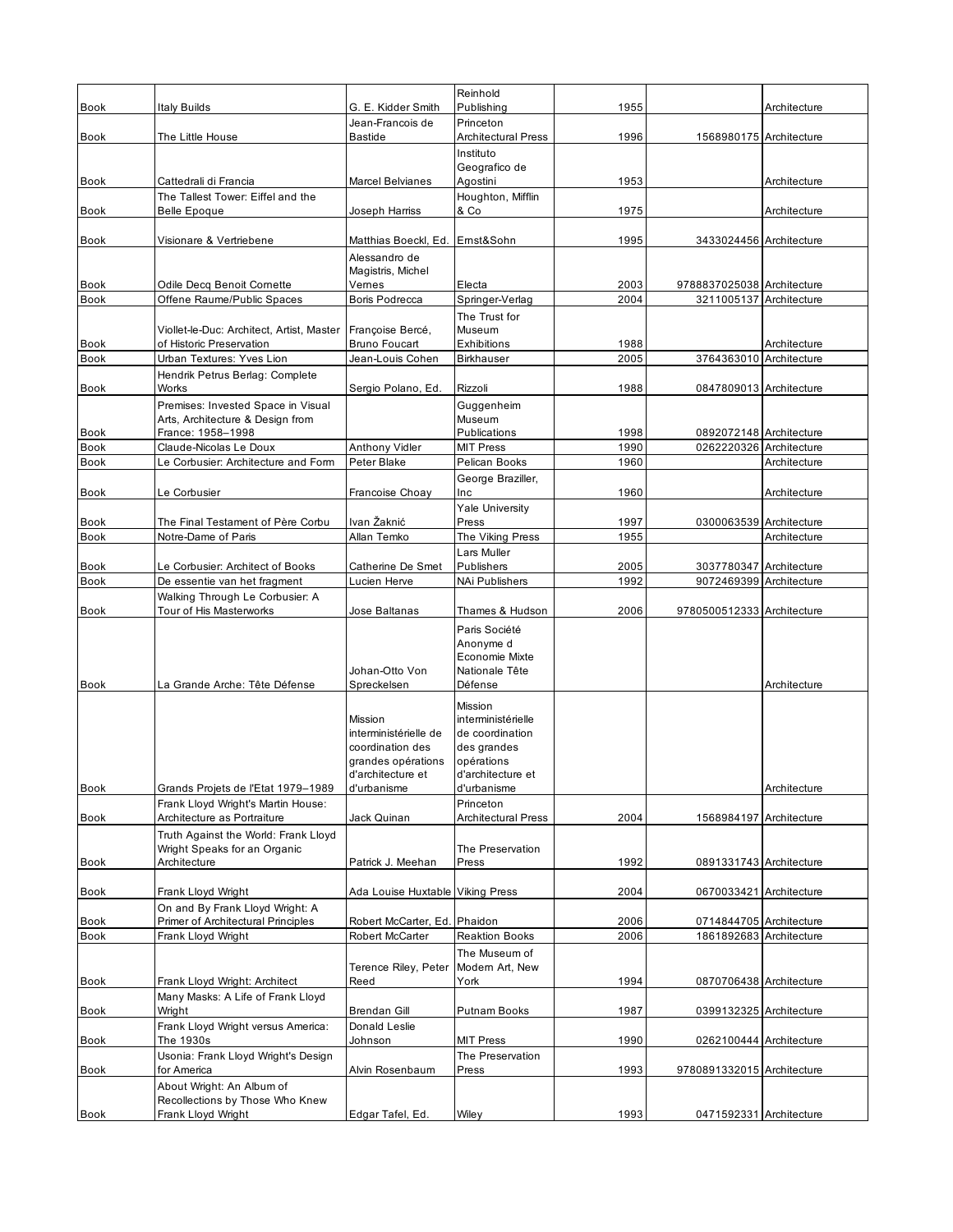| | | | | | | |
|---|---|---|---|---|---|---|
| Book | Italy Builds | G. E. Kidder Smith | Reinhold Publishing | 1955 | | Architecture |
| Book | The Little House | Jean-Francois de Bastide | Princeton Architectural Press | 1996 | 1568980175 | Architecture |
| Book | Cattedrali di Francia | Marcel Belvianes | Instituto Geografico de Agostini | 1953 | | Architecture |
| Book | The Tallest Tower: Eiffel and the Belle Epoque | Joseph Harriss | Houghton, Mifflin & Co | 1975 | | Architecture |
| Book | Visionare & Vertriebene | Matthias Boeckl, Ed. | Ernst&Sohn | 1995 | 3433024456 | Architecture |
| Book | Odile Decq Benoit Cornette | Alessandro de Magistris, Michel Vernes | Electa | 2003 | 9788837025038 | Architecture |
| Book | Offene Raume/Public Spaces | Boris Podrecca | Springer-Verlag | 2004 | 3211005137 | Architecture |
| Book | Viollet-le-Duc: Architect, Artist, Master of Historic Preservation | Françoise Bercé, Bruno Foucart | The Trust for Museum Exhibitions | 1988 | | Architecture |
| Book | Urban Textures: Yves Lion | Jean-Louis Cohen | Birkhauser | 2005 | 3764363010 | Architecture |
| Book | Hendrik Petrus Berlag: Complete Works | Sergio Polano, Ed. | Rizzoli | 1988 | 0847809013 | Architecture |
| Book | Premises: Invested Space in Visual Arts, Architecture & Design from France: 1958–1998 | | Guggenheim Museum Publications | 1998 | 0892072148 | Architecture |
| Book | Claude-Nicolas Le Doux | Anthony Vidler | MIT Press | 1990 | 0262220326 | Architecture |
| Book | Le Corbusier: Architecture and Form | Peter Blake | Pelican Books | 1960 | | Architecture |
| Book | Le Corbusier | Francoise Choay | George Braziller, Inc | 1960 | | Architecture |
| Book | The Final Testament of Père Corbu | Ivan Žaknić | Yale University Press | 1997 | 0300063539 | Architecture |
| Book | Notre-Dame of Paris | Allan Temko | The Viking Press | 1955 | | Architecture |
| Book | Le Corbusier: Architect of Books | Catherine De Smet | Lars Muller Publishers | 2005 | 3037780347 | Architecture |
| Book | De essentie van het fragment | Lucien Herve | NAi Publishers | 1992 | 9072469399 | Architecture |
| Book | Walking Through Le Corbusier: A Tour of His Masterworks | Jose Baltanas | Thames & Hudson | 2006 | 9780500512333 | Architecture |
| Book | La Grande Arche: Tête Défense | Johan-Otto Von Spreckelsen | Paris Société Anonyme d Economie Mixte Nationale Tête Défense | | | Architecture |
| Book | Grands Projets de l'Etat 1979–1989 | Mission interministérielle de coordination des grandes opérations d'architecture et d'urbanisme | Mission interministérielle de coordination des grandes opérations d'architecture et d'urbanisme | | | Architecture |
| Book | Frank Lloyd Wright's Martin House: Architecture as Portraiture | Jack Quinan | Princeton Architectural Press | 2004 | 1568984197 | Architecture |
| Book | Truth Against the World: Frank Lloyd Wright Speaks for an Organic Architecture | Patrick J. Meehan | The Preservation Press | 1992 | 0891331743 | Architecture |
| Book | Frank Lloyd Wright | Ada Louise Huxtable | Viking Press | 2004 | 0670033421 | Architecture |
| Book | On and By Frank Lloyd Wright: A Primer of Architectural Principles | Robert McCarter, Ed. | Phaidon | 2006 | 0714844705 | Architecture |
| Book | Frank Lloyd Wright | Robert McCarter | Reaktion Books | 2006 | 1861892683 | Architecture |
| Book | Frank Lloyd Wright: Architect | Terence Riley, Peter Reed | The Museum of Modern Art, New York | 1994 | 0870706438 | Architecture |
| Book | Many Masks: A Life of Frank Lloyd Wright | Brendan Gill | Putnam Books | 1987 | 0399132325 | Architecture |
| Book | Frank Lloyd Wright versus America: The 1930s | Donald Leslie Johnson | MIT Press | 1990 | 0262100444 | Architecture |
| Book | Usonia: Frank Lloyd Wright's Design for America | Alvin Rosenbaum | The Preservation Press | 1993 | 9780891332015 | Architecture |
| Book | About Wright: An Album of Recollections by Those Who Knew Frank Lloyd Wright | Edgar Tafel, Ed. | Wiley | 1993 | 0471592331 | Architecture |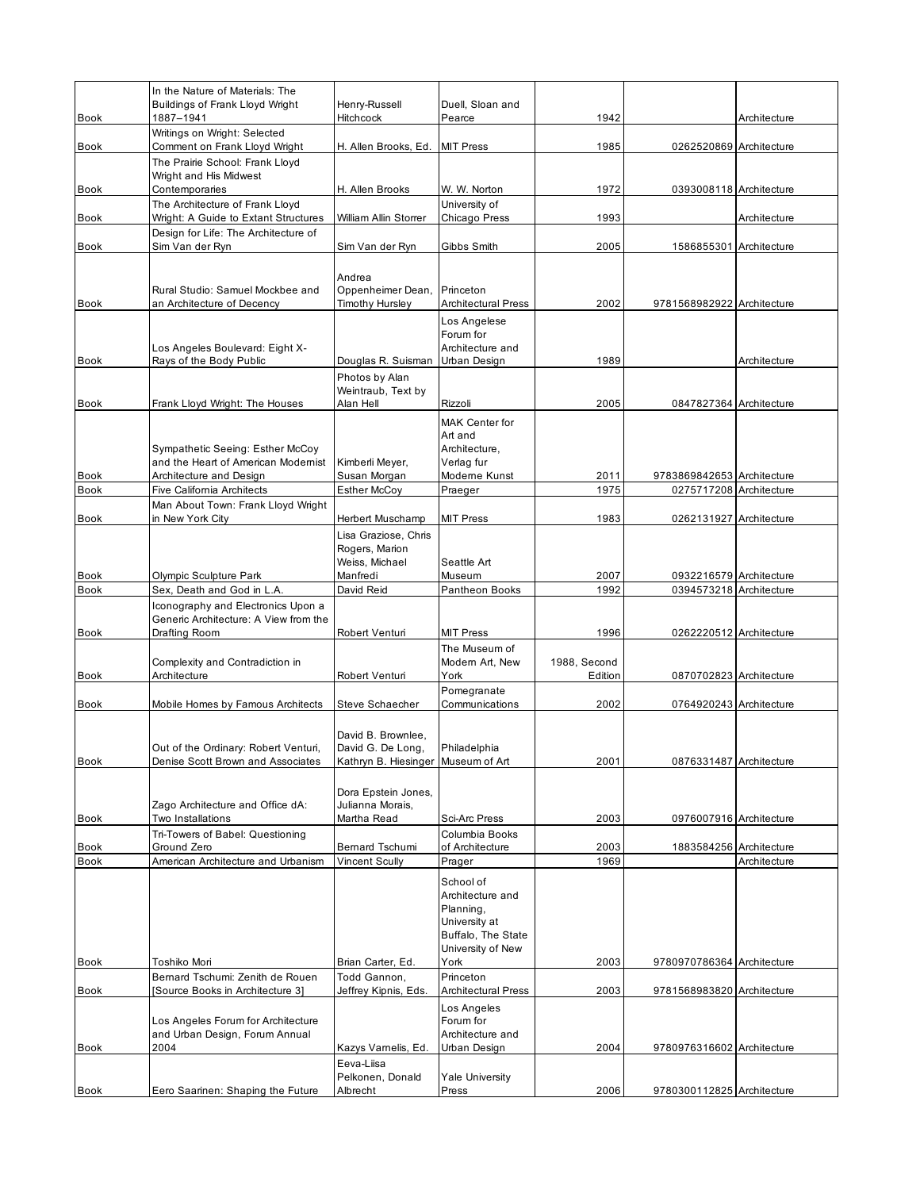| | | | | | | |
|---|---|---|---|---|---|---|
| Book | In the Nature of Materials: The Buildings of Frank Lloyd Wright 1887–1941 | Henry-Russell Hitchcock | Duell, Sloan and Pearce | 1942 | | Architecture |
| Book | Writings on Wright: Selected Comment on Frank Lloyd Wright | H. Allen Brooks, Ed. | MIT Press | 1985 | 0262520869 | Architecture |
| Book | The Prairie School: Frank Lloyd Wright and His Midwest Contemporaries | H. Allen Brooks | W. W. Norton | 1972 | 0393008118 | Architecture |
| Book | The Architecture of Frank Lloyd Wright: A Guide to Extant Structures | William Allin Storrer | University of Chicago Press | 1993 | | Architecture |
| Book | Design for Life: The Architecture of Sim Van der Ryn | Sim Van der Ryn | Gibbs Smith | 2005 | 1586855301 | Architecture |
| Book | Rural Studio: Samuel Mockbee and an Architecture of Decency | Andrea Oppenheimer Dean, Timothy Hursley | Princeton Architectural Press | 2002 | 9781568982922 | Architecture |
| Book | Los Angeles Boulevard: Eight X-Rays of the Body Public | Douglas R. Suisman | Los Angelese Forum for Architecture and Urban Design | 1989 | | Architecture |
| Book | Frank Lloyd Wright: The Houses | Photos by Alan Weintraub, Text by Alan Hell | Rizzoli | 2005 | 0847827364 | Architecture |
| Book | Sympathetic Seeing: Esther McCoy and the Heart of American Modernist Architecture and Design | Kimberli Meyer, Susan Morgan | MAK Center for Art and Architecture, Verlag fur Moderne Kunst | 2011 | 9783869842653 | Architecture |
| Book | Five California Architects | Esther McCoy | Praeger | 1975 | 0275717208 | Architecture |
| Book | Man About Town: Frank Lloyd Wright in New York City | Herbert Muschamp | MIT Press | 1983 | 0262131927 | Architecture |
| Book | Olympic Sculpture Park | Lisa Graziose, Chris Rogers, Marion Weiss, Michael Manfredi | Seattle Art Museum | 2007 | 0932216579 | Architecture |
| Book | Sex, Death and God in L.A. | David Reid | Pantheon Books | 1992 | 0394573218 | Architecture |
| Book | Iconography and Electronics Upon a Generic Architecture: A View from the Drafting Room | Robert Venturi | MIT Press | 1996 | 0262220512 | Architecture |
| Book | Complexity and Contradiction in Architecture | Robert Venturi | The Museum of Modern Art, New York | 1988, Second Edition | 0870702823 | Architecture |
| Book | Mobile Homes by Famous Architects | Steve Schaecher | Pomegranate Communications | 2002 | 0764920243 | Architecture |
| Book | Out of the Ordinary: Robert Venturi, Denise Scott Brown and Associates | David B. Brownlee, David G. De Long, Kathryn B. Hiesinger | Philadelphia Museum of Art | 2001 | 0876331487 | Architecture |
| Book | Zago Architecture and Office dA: Two Installations | Dora Epstein Jones, Julianna Morais, Martha Read | Sci-Arc Press | 2003 | 0976007916 | Architecture |
| Book | Tri-Towers of Babel: Questioning Ground Zero | Bernard Tschumi | Columbia Books of Architecture | 2003 | 1883584256 | Architecture |
| Book | American Architecture and Urbanism | Vincent Scully | Prager | 1969 | | Architecture |
| Book | Toshiko Mori | Brian Carter, Ed. | School of Architecture and Planning, University at Buffalo, The State University of New York | 2003 | 9780970786364 | Architecture |
| Book | Bernard Tschumi: Zenith de Rouen [Source Books in Architecture 3] | Todd Gannon, Jeffrey Kipnis, Eds. | Princeton Architectural Press | 2003 | 9781568983820 | Architecture |
| Book | Los Angeles Forum for Architecture and Urban Design, Forum Annual 2004 | Kazys Varnelis, Ed. | Los Angeles Forum for Architecture and Urban Design | 2004 | 9780976316602 | Architecture |
| Book | Eero Saarinen: Shaping the Future | Eeva-Liisa Pelkonen, Donald Albrecht | Yale University Press | 2006 | 9780300112825 | Architecture |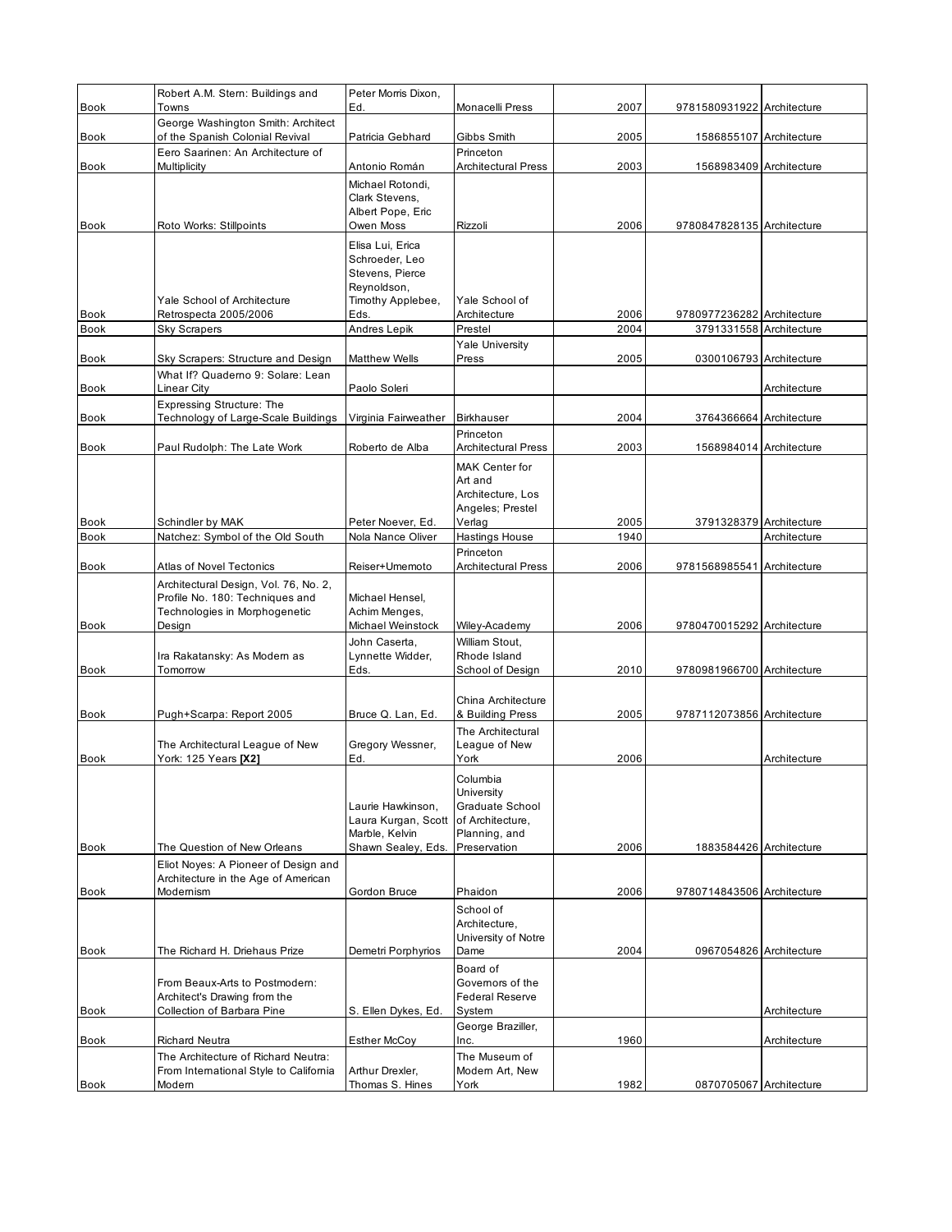| Book | Robert A.M. Stern: Buildings and Towns | Peter Morris Dixon, Ed. | Monacelli Press | 2007 | 9781580931922 | Architecture |
|---|---|---|---|---|---|---|
| Book | George Washington Smith: Architect of the Spanish Colonial Revival | Patricia Gebhard | Gibbs Smith | 2005 | 1586855107 | Architecture |
| Book | Eero Saarinen: An Architecture of Multiplicity | Antonio Román | Princeton Architectural Press | 2003 | 1568983409 | Architecture |
| Book | Roto Works: Stillpoints | Michael Rotondi, Clark Stevens, Albert Pope, Eric Owen Moss | Rizzoli | 2006 | 9780847828135 | Architecture |
| Book | Yale School of Architecture Retrospecta 2005/2006 | Elisa Lui, Erica Schroeder, Leo Stevens, Pierce Reynoldson, Timothy Applebee, Eds. | Yale School of Architecture | 2006 | 9780977236282 | Architecture |
| Book | Sky Scrapers | Andres Lepik | Prestel | 2004 | 3791331558 | Architecture |
| Book | Sky Scrapers: Structure and Design | Matthew Wells | Yale University Press | 2005 | 0300106793 | Architecture |
| Book | What If? Quaderno 9: Solare: Lean Linear City | Paolo Soleri | | | | Architecture |
| Book | Expressing Structure: The Technology of Large-Scale Buildings | Virginia Fairweather | Birkhauser | 2004 | 3764366664 | Architecture |
| Book | Paul Rudolph: The Late Work | Roberto de Alba | Princeton Architectural Press | 2003 | 1568984014 | Architecture |
| Book | Schindler by MAK | Peter Noever, Ed. | MAK Center for Art and Architecture, Los Angeles; Prestel Verlag | 2005 | 3791328379 | Architecture |
| Book | Natchez: Symbol of the Old South | Nola Nance Oliver | Hastings House | 1940 | | Architecture |
| Book | Atlas of Novel Tectonics | Reiser+Umemoto | Princeton Architectural Press | 2006 | 9781568985541 | Architecture |
| Book | Architectural Design, Vol. 76, No. 2, Profile No. 180: Techniques and Technologies in Morphogenetic Design | Michael Hensel, Achim Menges, Michael Weinstock | Wiley-Academy | 2006 | 9780470015292 | Architecture |
| Book | Ira Rakatansky: As Modern as Tomorrow | John Caserta, Lynnette Widder, Eds. | William Stout, Rhode Island School of Design | 2010 | 9780981966700 | Architecture |
| Book | Pugh+Scarpa: Report 2005 | Bruce Q. Lan, Ed. | China Architecture & Building Press | 2005 | 9787112073856 | Architecture |
| Book | The Architectural League of New York: 125 Years **[X2]** | Gregory Wessner, Ed. | The Architectural League of New York | 2006 | | Architecture |
| Book | The Question of New Orleans | Laurie Hawkinson, Laura Kurgan, Scott Marble, Kelvin Shawn Sealey, Eds. | Columbia University Graduate School of Architecture, Planning, and Preservation | 2006 | 1883584426 | Architecture |
| Book | Eliot Noyes: A Pioneer of Design and Architecture in the Age of American Modernism | Gordon Bruce | Phaidon | 2006 | 9780714843506 | Architecture |
| Book | The Richard H. Driehaus Prize | Demetri Porphyrios | School of Architecture, University of Notre Dame | 2004 | 0967054826 | Architecture |
| Book | From Beaux-Arts to Postmodern: Architect's Drawing from the Collection of Barbara Pine | S. Ellen Dykes, Ed. | Board of Governors of the Federal Reserve System | | | Architecture |
| Book | Richard Neutra | Esther McCoy | George Braziller, Inc. | 1960 | | Architecture |
| Book | The Architecture of Richard Neutra: From International Style to California Modern | Arthur Drexler, Thomas S. Hines | The Museum of Modern Art, New York | 1982 | 0870705067 | Architecture |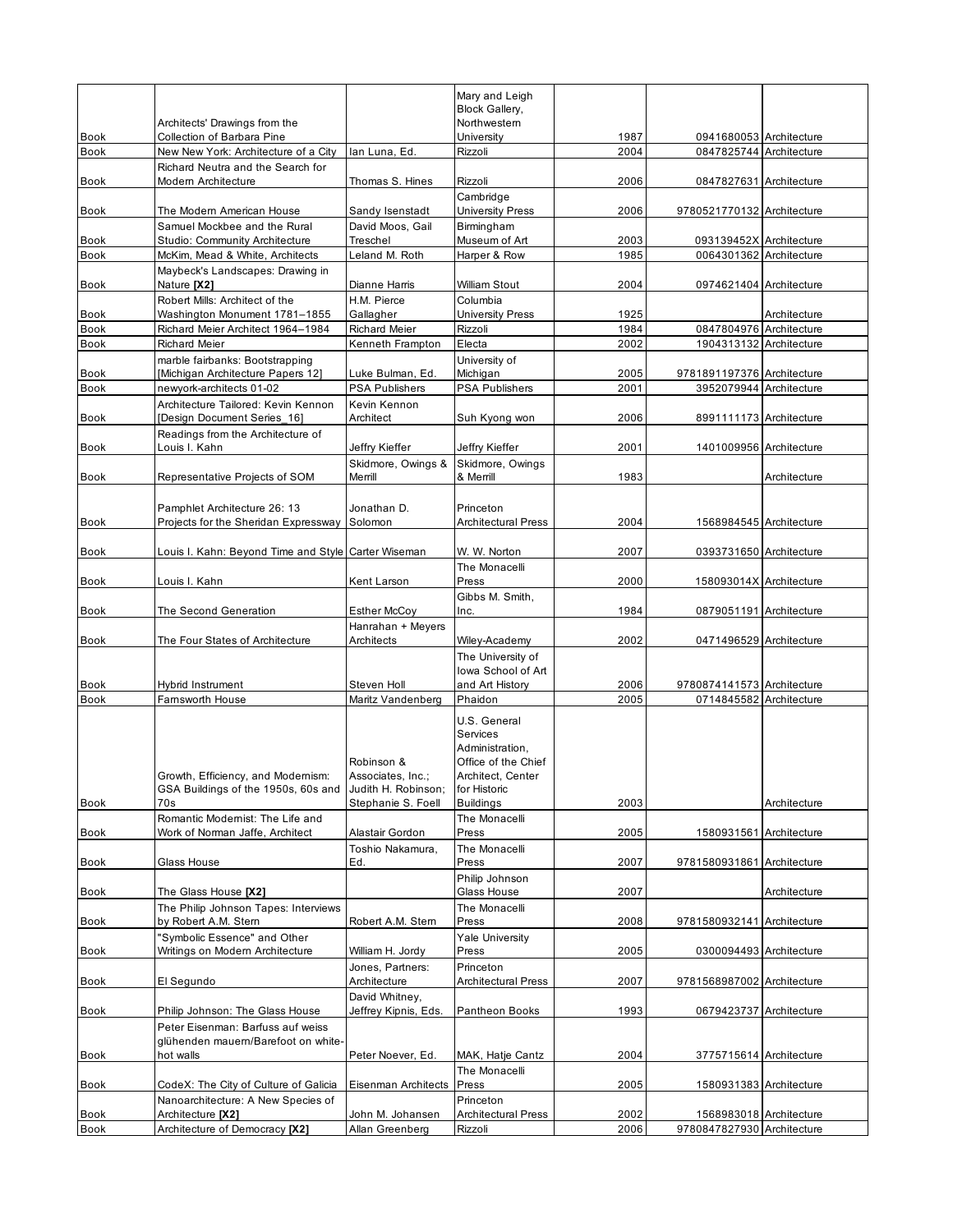| Book | Architects' Drawings from the Collection of Barbara Pine | | Mary and Leigh Block Gallery, Northwestern University | 1987 | 0941680053 | Architecture |
|---|---|---|---|---|---|---|
| Book | New New York: Architecture of a City | Ian Luna, Ed. | Rizzoli | 2004 | 0847825744 | Architecture |
| Book | Richard Neutra and the Search for Modern Architecture | Thomas S. Hines | Rizzoli | 2006 | 0847827631 | Architecture |
| Book | The Modern American House | Sandy Isenstadt | Cambridge University Press | 2006 | 9780521770132 | Architecture |
| Book | Samuel Mockbee and the Rural Studio: Community Architecture | David Moos, Gail Treschel | Birmingham Museum of Art | 2003 | 093139452X | Architecture |
| Book | McKim, Mead & White, Architects | Leland M. Roth | Harper & Row | 1985 | 0064301362 | Architecture |
| Book | Maybeck's Landscapes: Drawing in Nature **[X2]** | Dianne Harris | William Stout | 2004 | 0974621404 | Architecture |
| Book | Robert Mills: Architect of the Washington Monument 1781–1855 | H.M. Pierce Gallagher | Columbia University Press | 1925 | | Architecture |
| Book | Richard Meier Architect 1964–1984 | Richard Meier | Rizzoli | 1984 | 0847804976 | Architecture |
| Book | Richard Meier | Kenneth Frampton | Electa | 2002 | 1904313132 | Architecture |
| Book | marble fairbanks: Bootstrapping [Michigan Architecture Papers 12] | Luke Bulman, Ed. | University of Michigan | 2005 | 9781891197376 | Architecture |
| Book | newyork-architects 01-02 | PSA Publishers | PSA Publishers | 2001 | 3952079944 | Architecture |
| Book | Architecture Tailored: Kevin Kennon [Design Document Series_16] | Kevin Kennon Architect | Suh Kyong won | 2006 | 8991111173 | Architecture |
| Book | Readings from the Architecture of Louis I. Kahn | Jeffry Kieffer | Jeffry Kieffer | 2001 | 1401009956 | Architecture |
| Book | Representative Projects of SOM | Skidmore, Owings & Merrill | Skidmore, Owings & Merrill | 1983 | | Architecture |
| Book | Pamphlet Architecture 26: 13 Projects for the Sheridan Expressway | Jonathan D. Solomon | Princeton Architectural Press | 2004 | 1568984545 | Architecture |
| Book | Louis I. Kahn: Beyond Time and Style | Carter Wiseman | W. W. Norton | 2007 | 0393731650 | Architecture |
| Book | Louis I. Kahn | Kent Larson | The Monacelli Press | 2000 | 158093014X | Architecture |
| Book | The Second Generation | Esther McCoy | Gibbs M. Smith, Inc. | 1984 | 0879051191 | Architecture |
| Book | The Four States of Architecture | Hanrahan + Meyers Architects | Wiley-Academy | 2002 | 0471496529 | Architecture |
| Book | Hybrid Instrument | Steven Holl | The University of Iowa School of Art and Art History | 2006 | 9780874141573 | Architecture |
| Book | Farnsworth House | Maritz Vandenberg | Phaidon | 2005 | 0714845582 | Architecture |
| Book | Growth, Efficiency, and Modernism: GSA Buildings of the 1950s, 60s and 70s | Robinson & Associates, Inc.; Judith H. Robinson; Stephanie S. Foell | U.S. General Services Administration, Office of the Chief Architect, Center for Historic Buildings | 2003 | | Architecture |
| Book | Romantic Modernist: The Life and Work of Norman Jaffe, Architect | Alastair Gordon | The Monacelli Press | 2005 | 1580931561 | Architecture |
| Book | Glass House | Toshio Nakamura, Ed. | The Monacelli Press | 2007 | 9781580931861 | Architecture |
| Book | The Glass House **[X2]** | | Philip Johnson Glass House | 2007 | | Architecture |
| Book | The Philip Johnson Tapes: Interviews by Robert A.M. Stern | Robert A.M. Stern | The Monacelli Press | 2008 | 9781580932141 | Architecture |
| Book | "Symbolic Essence" and Other Writings on Modern Architecture | William H. Jordy | Yale University Press | 2005 | 0300094493 | Architecture |
| Book | El Segundo | Jones, Partners: Architecture | Princeton Architectural Press | 2007 | 9781568987002 | Architecture |
| Book | Philip Johnson: The Glass House | David Whitney, Jeffrey Kipnis, Eds. | Pantheon Books | 1993 | 0679423737 | Architecture |
| Book | Peter Eisenman: Barfuss auf weiss glühenden mauern/Barefoot on white-hot walls | Peter Noever, Ed. | MAK, Hatje Cantz | 2004 | 3775715614 | Architecture |
| Book | CodeX: The City of Culture of Galicia | Eisenman Architects | The Monacelli Press | 2005 | 1580931383 | Architecture |
| Book | Nanoarchitecture: A New Species of Architecture **[X2]** | John M. Johansen | Princeton Architectural Press | 2002 | 1568983018 | Architecture |
| Book | Architecture of Democracy **[X2]** | Allan Greenberg | Rizzoli | 2006 | 9780847827930 | Architecture |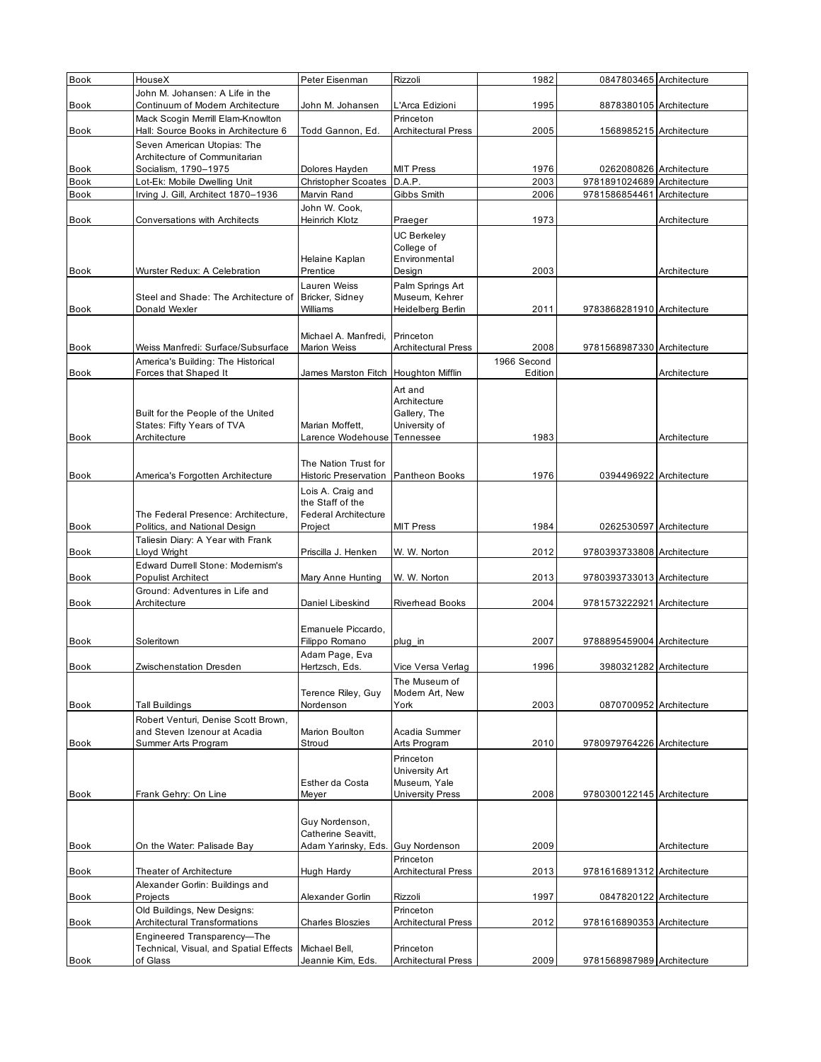| Book | HouseX | Peter Eisenman | Rizzoli | 1982 | 0847803465 | Architecture |
|---|---|---|---|---|---|---|
| Book | John M. Johansen: A Life in the Continuum of Modern Architecture | John M. Johansen | L'Arca Edizioni | 1995 | 8878380105 | Architecture |
| Book | Mack Scogin Merrill Elam-Knowlton Hall: Source Books in Architecture 6 | Todd Gannon, Ed. | Princeton Architectural Press | 2005 | 1568985215 | Architecture |
| Book | Seven American Utopias: The Architecture of Communitarian Socialism, 1790–1975 | Dolores Hayden | MIT Press | 1976 | 0262080826 | Architecture |
| Book | Lot-Ek: Mobile Dwelling Unit | Christopher Scoates | D.A.P. | 2003 | 9781891024689 | Architecture |
| Book | Irving J. Gill, Architect 1870–1936 | Marvin Rand | Gibbs Smith | 2006 | 9781586854461 | Architecture |
| Book | Conversations with Architects | John W. Cook, Heinrich Klotz | Praeger | 1973 | | Architecture |
| Book | Wurster Redux: A Celebration | Helaine Kaplan Prentice | UC Berkeley College of Environmental Design | 2003 | | Architecture |
| Book | Steel and Shade: The Architecture of Donald Wexler | Lauren Weiss Bricker, Sidney Williams | Palm Springs Art Museum, Kehrer Heidelberg Berlin | 2011 | 9783868281910 | Architecture |
| Book | Weiss Manfredi: Surface/Subsurface | Michael A. Manfredi, Marion Weiss | Princeton Architectural Press | 2008 | 9781568987330 | Architecture |
| Book | America's Building: The Historical Forces that Shaped It | James Marston Fitch | Houghton Mifflin | 1966 Second Edition | | Architecture |
| Book | Built for the People of the United States: Fifty Years of TVA Architecture | Marian Moffett, Larence Wodehouse | Art and Architecture Gallery, The University of Tennessee | 1983 | | Architecture |
| Book | America's Forgotten Architecture | The Nation Trust for Historic Preservation | Pantheon Books | 1976 | 0394496922 | Architecture |
| Book | The Federal Presence: Architecture, Politics, and National Design | Lois A. Craig and the Staff of the Federal Architecture Project | MIT Press | 1984 | 0262530597 | Architecture |
| Book | Taliesin Diary: A Year with Frank Lloyd Wright | Priscilla J. Henken | W. W. Norton | 2012 | 9780393733808 | Architecture |
| Book | Edward Durrell Stone: Modernism's Populist Architect | Mary Anne Hunting | W. W. Norton | 2013 | 9780393733013 | Architecture |
| Book | Ground: Adventures in Life and Architecture | Daniel Libeskind | Riverhead Books | 2004 | 9781573222921 | Architecture |
| Book | Soleritown | Emanuele Piccardo, Filippo Romano | plug_in | 2007 | 9788895459004 | Architecture |
| Book | Zwischenstation Dresden | Adam Page, Eva Hertzsch, Eds. | Vice Versa Verlag | 1996 | 3980321282 | Architecture |
| Book | Tall Buildings | Terence Riley, Guy Nordenson | The Museum of Modern Art, New York | 2003 | 0870700952 | Architecture |
| Book | Robert Venturi, Denise Scott Brown, and Steven Izenour at Acadia Summer Arts Program | Marion Boulton Stroud | Acadia Summer Arts Program | 2010 | 9780979764226 | Architecture |
| Book | Frank Gehry: On Line | Esther da Costa Meyer | Princeton University Art Museum, Yale University Press | 2008 | 9780300122145 | Architecture |
| Book | On the Water: Palisade Bay | Guy Nordenson, Catherine Seavitt, Adam Yarinsky, Eds. | Guy Nordenson | 2009 | | Architecture |
| Book | Theater of Architecture | Hugh Hardy | Princeton Architectural Press | 2013 | 9781616891312 | Architecture |
| Book | Alexander Gorlin: Buildings and Projects | Alexander Gorlin | Rizzoli | 1997 | 0847820122 | Architecture |
| Book | Old Buildings, New Designs: Architectural Transformations | Charles Bloszies | Princeton Architectural Press | 2012 | 9781616890353 | Architecture |
| Book | Engineered Transparency—The Technical, Visual, and Spatial Effects of Glass | Michael Bell, Jeannie Kim, Eds. | Princeton Architectural Press | 2009 | 9781568987989 | Architecture |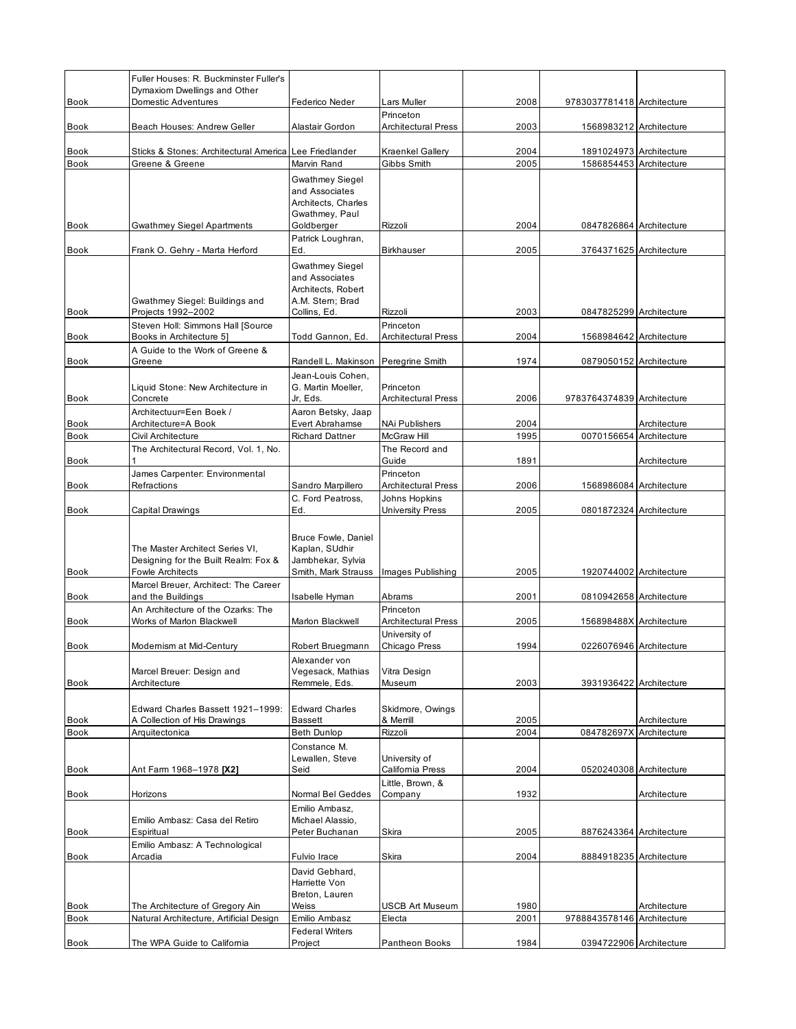| Book | Fuller Houses: R. Buckminster Fuller's Dymaxiom Dwellings and Other Domestic Adventures | Federico Neder | Lars Muller | 2008 | 9783037781418 | Architecture |
|---|---|---|---|---|---|---|
| Book | Beach Houses: Andrew Geller | Alastair Gordon | Princeton Architectural Press | 2003 | 1568983212 | Architecture |
| Book | Sticks & Stones: Architectural America | Lee Friedlander | Kraenkel Gallery | 2004 | 1891024973 | Architecture |
| Book | Greene & Greene | Marvin Rand | Gibbs Smith | 2005 | 1586854453 | Architecture |
| Book | Gwathmey Siegel Apartments | Gwathmey Siegel and Associates Architects, Charles Gwathmey, Paul Goldberger | Rizzoli | 2004 | 0847826864 | Architecture |
| Book | Frank O. Gehry - Marta Herford | Patrick Loughran, Ed. | Birkhauser | 2005 | 3764371625 | Architecture |
| Book | Gwathmey Siegel: Buildings and Projects 1992–2002 | Gwathmey Siegel and Associates Architects, Robert A.M. Stern; Brad Collins, Ed. | Rizzoli | 2003 | 0847825299 | Architecture |
| Book | Steven Holl: Simmons Hall [Source Books in Architecture 5] | Todd Gannon, Ed. | Princeton Architectural Press | 2004 | 1568984642 | Architecture |
| Book | A Guide to the Work of Greene & Greene | Randell L. Makinson | Peregrine Smith | 1974 | 0879050152 | Architecture |
| Book | Liquid Stone: New Architecture in Concrete | Jean-Louis Cohen, G. Martin Moeller, Jr, Eds. | Princeton Architectural Press | 2006 | 9783764374839 | Architecture |
| Book | Architectuur=Een Boek / Architecture=A Book | Aaron Betsky, Jaap Evert Abrahamse | NAi Publishers | 2004 | | Architecture |
| Book | Civil Architecture | Richard Dattner | McGraw Hill | 1995 | 0070156654 | Architecture |
| Book | The Architectural Record, Vol. 1, No. 1 | | The Record and Guide | 1891 | | Architecture |
| Book | James Carpenter: Environmental Refractions | Sandro Marpillero | Princeton Architectural Press | 2006 | 1568986084 | Architecture |
| Book | Capital Drawings | C. Ford Peatross, Ed. | Johns Hopkins University Press | 2005 | 0801872324 | Architecture |
| Book | The Master Architect Series VI, Designing for the Built Realm: Fox & Fowle Architects | Bruce Fowle, Daniel Kaplan, SUdhir Jambhekar, Sylvia Smith, Mark Strauss | Images Publishing | 2005 | 1920744002 | Architecture |
| Book | Marcel Breuer, Architect: The Career and the Buildings | Isabelle Hyman | Abrams | 2001 | 0810942658 | Architecture |
| Book | An Architecture of the Ozarks: The Works of Marlon Blackwell | Marlon Blackwell | Princeton Architectural Press | 2005 | 156898488X | Architecture |
| Book | Modernism at Mid-Century | Robert Bruegmann | University of Chicago Press | 1994 | 0226076946 | Architecture |
| Book | Marcel Breuer: Design and Architecture | Alexander von Vegesack, Mathias Remmele, Eds. | Vitra Design Museum | 2003 | 3931936422 | Architecture |
| Book | Edward Charles Bassett 1921–1999: A Collection of His Drawings | Edward Charles Bassett | Skidmore, Owings & Merrill | 2005 | | Architecture |
| Book | Arquitectonica | Beth Dunlop | Rizzoli | 2004 | 084782697X | Architecture |
| Book | Ant Farm 1968–1978 **[X2]** | Constance M. Lewallen, Steve Seid | University of California Press | 2004 | 0520240308 | Architecture |
| Book | Horizons | Normal Bel Geddes | Little, Brown, & Company | 1932 | | Architecture |
| Book | Emilio Ambasz: Casa del Retiro Espiritual | Emilio Ambasz, Michael Alassio, Peter Buchanan | Skira | 2005 | 8876243364 | Architecture |
| Book | Emilio Ambasz: A Technological Arcadia | Fulvio Irace | Skira | 2004 | 8884918235 | Architecture |
| Book | The Architecture of Gregory Ain | David Gebhard, Harriette Von Breton, Lauren Weiss | USCB Art Museum | 1980 | | Architecture |
| Book | Natural Architecture, Artificial Design | Emilio Ambasz | Electa | 2001 | 9788843578146 | Architecture |
| Book | The WPA Guide to California | Federal Writers Project | Pantheon Books | 1984 | 0394722906 | Architecture |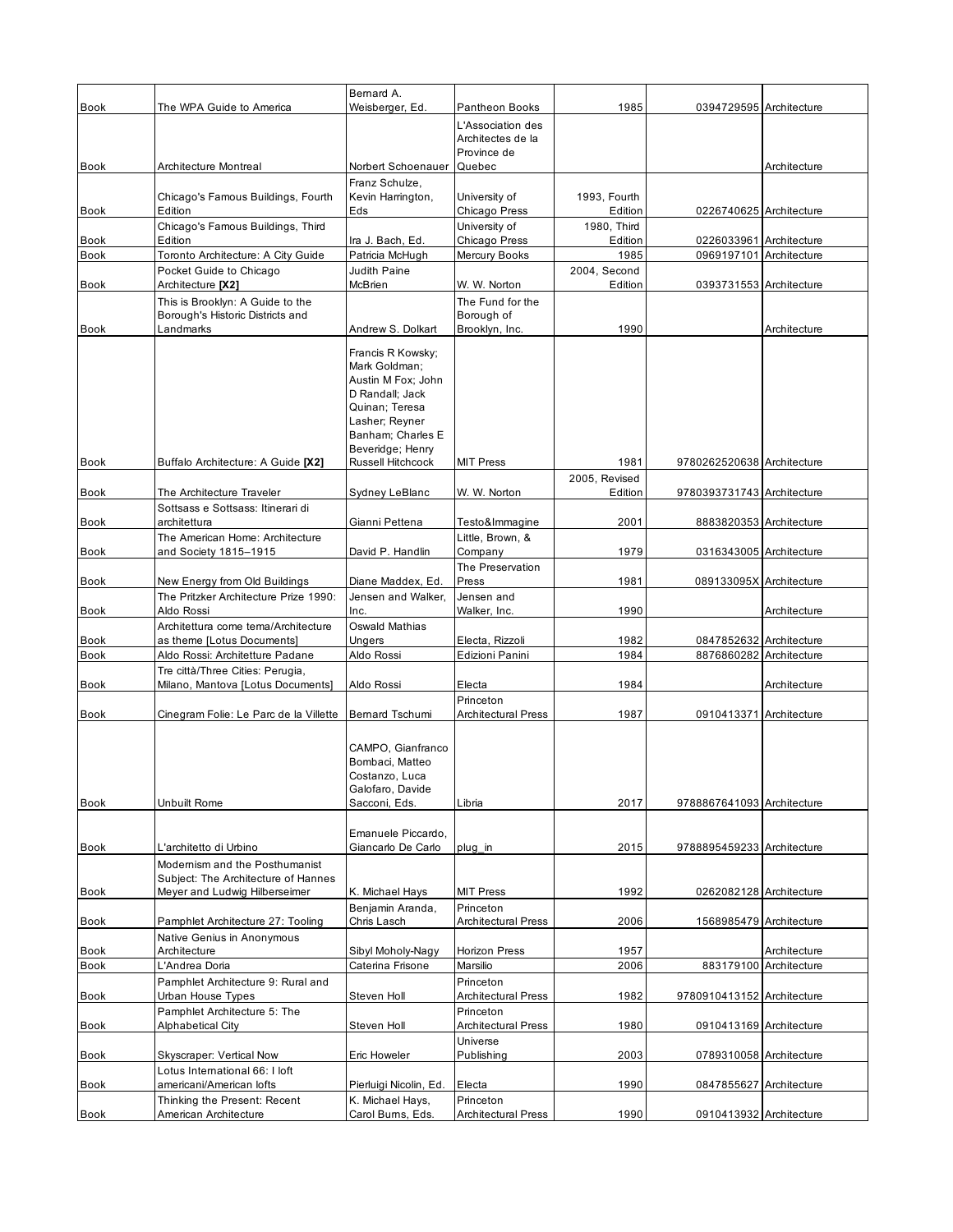| Book | The WPA Guide to America | Bernard A. Weisberger, Ed. | Pantheon Books | 1985 | 0394729595 | Architecture |
|---|---|---|---|---|---|---|
| Book | Architecture Montreal | Norbert Schoenauer | L'Association des Architectes de la Province de Quebec | | | Architecture |
| Book | Chicago's Famous Buildings, Fourth Edition | Franz Schulze, Kevin Harrington, Eds | University of Chicago Press | 1993, Fourth Edition | 0226740625 | Architecture |
| Book | Chicago's Famous Buildings, Third Edition | Ira J. Bach, Ed. | University of Chicago Press | 1980, Third Edition | 0226033961 | Architecture |
| Book | Toronto Architecture: A City Guide | Patricia McHugh | Mercury Books | 1985 | 0969197101 | Architecture |
| Book | Pocket Guide to Chicago Architecture **[X2]** | Judith Paine McBrien | W. W. Norton | 2004, Second Edition | 0393731553 | Architecture |
| Book | This is Brooklyn: A Guide to the Borough's Historic Districts and Landmarks | Andrew S. Dolkart | The Fund for the Borough of Brooklyn, Inc. | 1990 | | Architecture |
| Book | Buffalo Architecture: A Guide **[X2]** | Francis R Kowsky; Mark Goldman; Austin M Fox; John D Randall; Jack Quinan; Teresa Lasher; Reyner Banham; Charles E Beveridge; Henry Russell Hitchcock | MIT Press | 1981 | 9780262520638 | Architecture |
| Book | The Architecture Traveler | Sydney LeBlanc | W. W. Norton | 2005, Revised Edition | 9780393731743 | Architecture |
| Book | Sottsass e Sottsass: Itinerari di architettura | Gianni Pettena | Testo&Immagine | 2001 | 8883820353 | Architecture |
| Book | The American Home: Architecture and Society 1815–1915 | David P. Handlin | Little, Brown, & Company | 1979 | 0316343005 | Architecture |
| Book | New Energy from Old Buildings | Diane Maddex, Ed. | The Preservation Press | 1981 | 089133095X | Architecture |
| Book | The Pritzker Architecture Prize 1990: Aldo Rossi | Jensen and Walker, Inc. | Jensen and Walker, Inc. | 1990 | | Architecture |
| Book | Architettura come tema/Architecture as theme [Lotus Documents] | Oswald Mathias Ungers | Electa, Rizzoli | 1982 | 0847852632 | Architecture |
| Book | Aldo Rossi: Architetture Padane | Aldo Rossi | Edizioni Panini | 1984 | 8876860282 | Architecture |
| Book | Tre città/Three Cities: Perugia, Milano, Mantova [Lotus Documents] | Aldo Rossi | Electa | 1984 | | Architecture |
| Book | Cinegram Folie: Le Parc de la Villette | Bernard Tschumi | Princeton Architectural Press | 1987 | 0910413371 | Architecture |
| Book | Unbuilt Rome | CAMPO, Gianfranco Bombaci, Matteo Costanzo, Luca Galofaro, Davide Sacconi, Eds. | Libria | 2017 | 9788867641093 | Architecture |
| Book | L'architetto di Urbino | Emanuele Piccardo, Giancarlo De Carlo | plug_in | 2015 | 9788895459233 | Architecture |
| Book | Modernism and the Posthumanist Subject: The Architecture of Hannes Meyer and Ludwig Hilberseimer | K. Michael Hays | MIT Press | 1992 | 0262082128 | Architecture |
| Book | Pamphlet Architecture 27: Tooling | Benjamin Aranda, Chris Lasch | Princeton Architectural Press | 2006 | 1568985479 | Architecture |
| Book | Native Genius in Anonymous Architecture | Sibyl Moholy-Nagy | Horizon Press | 1957 | | Architecture |
| Book | L'Andrea Doria | Caterina Frisone | Marsilio | 2006 | 883179100 | Architecture |
| Book | Pamphlet Architecture 9: Rural and Urban House Types | Steven Holl | Princeton Architectural Press | 1982 | 9780910413152 | Architecture |
| Book | Pamphlet Architecture 5: The Alphabetical City | Steven Holl | Princeton Architectural Press | 1980 | 0910413169 | Architecture |
| Book | Skyscraper: Vertical Now | Eric Howeler | Universe Publishing | 2003 | 0789310058 | Architecture |
| Book | Lotus International 66: I loft americani/American lofts | Pierluigi Nicolin, Ed. | Electa | 1990 | 0847855627 | Architecture |
| Book | Thinking the Present: Recent American Architecture | K. Michael Hays, Carol Burns, Eds. | Princeton Architectural Press | 1990 | 0910413932 | Architecture |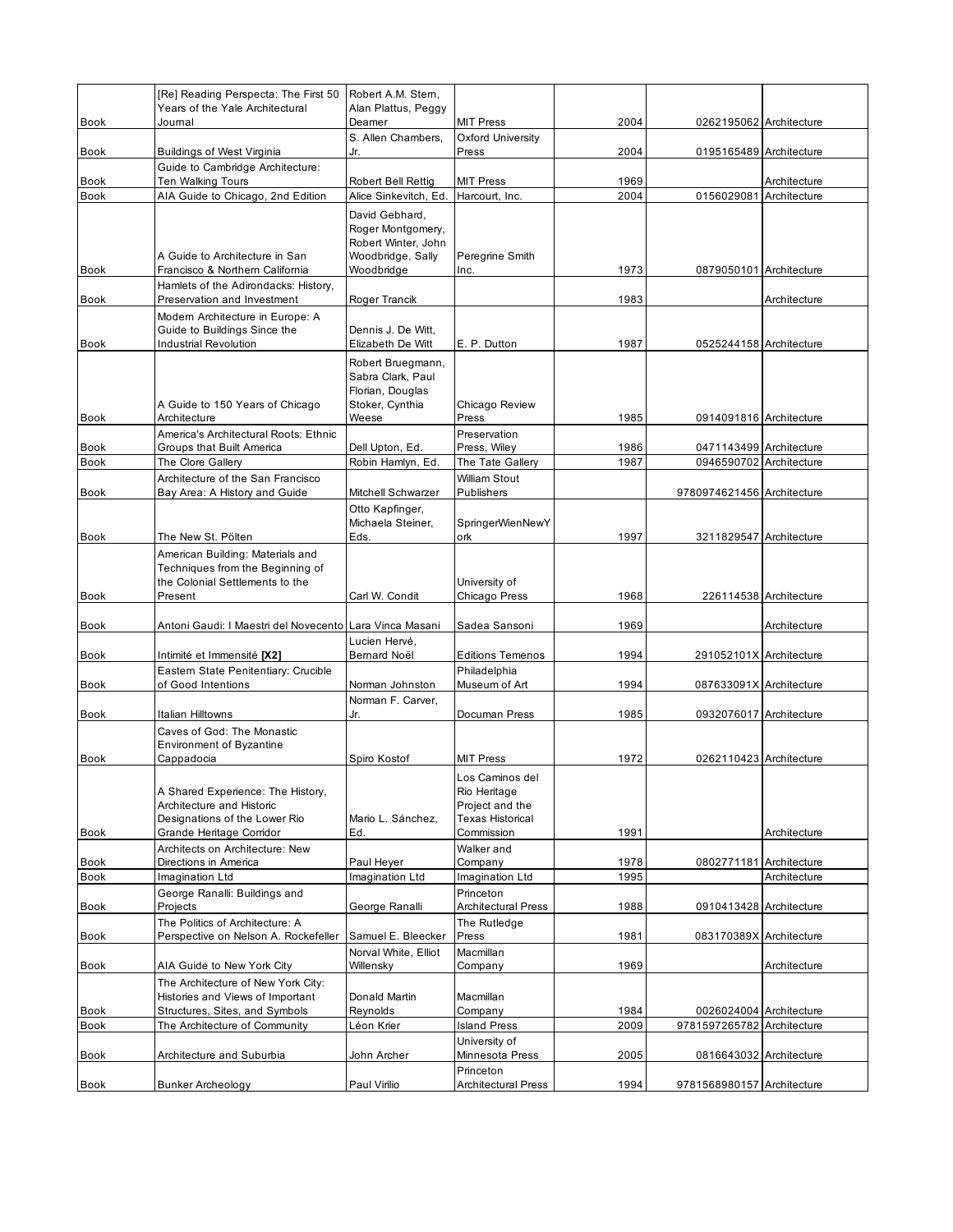| Book | [Re] Reading Perspecta: The First 50 Years of the Yale Architectural Journal | Robert A.M. Stern, Alan Plattus, Peggy Deamer | MIT Press | 2004 | 0262195062 | Architecture |
|---|---|---|---|---|---|---|
| Book | Buildings of West Virginia | S. Allen Chambers, Jr. | Oxford University Press | 2004 | 0195165489 | Architecture |
| Book | Guide to Cambridge Architecture: Ten Walking Tours | Robert Bell Rettig | MIT Press | 1969 | | Architecture |
| Book | AIA Guide to Chicago, 2nd Edition | Alice Sinkevitch, Ed. | Harcourt, Inc. | 2004 | 0156029081 | Architecture |
| Book | A Guide to Architecture in San Francisco & Northern California | David Gebhard, Roger Montgomery, Robert Winter, John Woodbridge, Sally Woodbridge | Peregrine Smith Inc. | 1973 | 0879050101 | Architecture |
| Book | Hamlets of the Adirondacks: History, Preservation and Investment | Roger Trancik | | 1983 | | Architecture |
| Book | Modern Architecture in Europe: A Guide to Buildings Since the Industrial Revolution | Dennis J. De Witt, Elizabeth De Witt | E. P. Dutton | 1987 | 0525244158 | Architecture |
| Book | A Guide to 150 Years of Chicago Architecture | Robert Bruegmann, Sabra Clark, Paul Florian, Douglas Stoker, Cynthia Weese | Chicago Review Press | 1985 | 0914091816 | Architecture |
| Book | America's Architectural Roots: Ethnic Groups that Built America | Dell Upton, Ed. | Preservation Press, Wiley | 1986 | 0471143499 | Architecture |
| Book | The Clore Gallery | Robin Hamlyn, Ed. | The Tate Gallery | 1987 | 0946590702 | Architecture |
| Book | Architecture of the San Francisco Bay Area: A History and Guide | Mitchell Schwarzer | William Stout Publishers | | 9780974621456 | Architecture |
| Book | The New St. Pölten | Otto Kapfinger, Michaela Steiner, Eds. | SpringerWienNewYork | 1997 | 3211829547 | Architecture |
| Book | American Building: Materials and Techniques from the Beginning of the Colonial Settlements to the Present | Carl W. Condit | University of Chicago Press | 1968 | 226114538 | Architecture |
| Book | Antoni Gaudi: I Maestri del Novecento | Lara Vinca Masani | Sadea Sansoni | 1969 | | Architecture |
| Book | Intimité et Immensité **[X2]** | Lucien Hervé, Bernard Noël | Editions Temenos | 1994 | 291052101X | Architecture |
| Book | Eastern State Penitentiary: Crucible of Good Intentions | Norman Johnston | Philadelphia Museum of Art | 1994 | 087633091X | Architecture |
| Book | Italian Hilltowns | Norman F. Carver, Jr. | Documan Press | 1985 | 0932076017 | Architecture |
| Book | Caves of God: The Monastic Environment of Byzantine Cappadocia | Spiro Kostof | MIT Press | 1972 | 0262110423 | Architecture |
| Book | A Shared Experience: The History, Architecture and Historic Designations of the Lower Rio Grande Heritage Corridor | Mario L. Sánchez, Ed. | Los Caminos del Rio Heritage Project and the Texas Historical Commission | 1991 | | Architecture |
| Book | Architects on Architecture: New Directions in America | Paul Heyer | Walker and Company | 1978 | 0802771181 | Architecture |
| Book | Imagination Ltd | Imagination Ltd | Imagination Ltd | 1995 | | Architecture |
| Book | George Ranalli: Buildings and Projects | George Ranalli | Princeton Architectural Press | 1988 | 0910413428 | Architecture |
| Book | The Politics of Architecture: A Perspective on Nelson A. Rockefeller | Samuel E. Bleecker | The Rutledge Press | 1981 | 083170389X | Architecture |
| Book | AIA Guide to New York City | Norval White, Elliot Willensky | Macmillan Company | 1969 | | Architecture |
| Book | The Architecture of New York City: Histories and Views of Important Structures, Sites, and Symbols | Donald Martin Reynolds | Macmillan Company | 1984 | 0026024004 | Architecture |
| Book | The Architecture of Community | Léon Krier | Island Press | 2009 | 9781597265782 | Architecture |
| Book | Architecture and Suburbia | John Archer | University of Minnesota Press | 2005 | 0816643032 | Architecture |
| Book | Bunker Archeology | Paul Virilio | Princeton Architectural Press | 1994 | 9781568980157 | Architecture |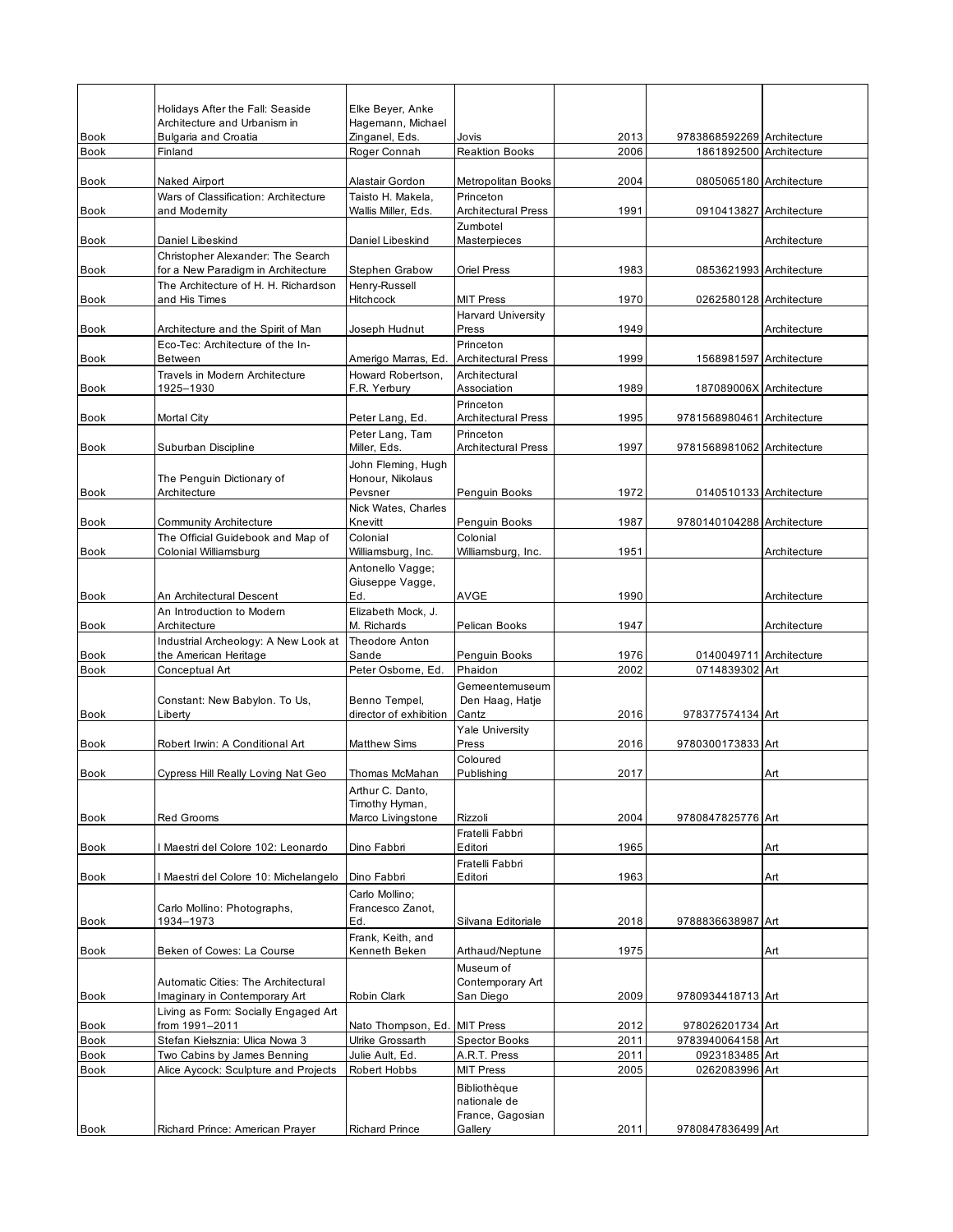| | | | | | | |
|---|---|---|---|---|---|---|
| Book | Holidays After the Fall: Seaside Architecture and Urbanism in Bulgaria and Croatia | Elke Beyer, Anke Hagemann, Michael Zinganel, Eds. | Jovis | 2013 | 9783868592269 | Architecture |
| Book | Finland | Roger Connah | Reaktion Books | 2006 | 1861892500 | Architecture |
| Book | Naked Airport | Alastair Gordon | Metropolitan Books | 2004 | 0805065180 | Architecture |
| Book | Wars of Classification: Architecture and Modernity | Taisto H. Makela, Wallis Miller, Eds. | Princeton Architectural Press | 1991 | 0910413827 | Architecture |
| Book | Daniel Libeskind | Daniel Libeskind | Zumbotel Masterpieces | | | Architecture |
| Book | Christopher Alexander: The Search for a New Paradigm in Architecture | Stephen Grabow | Oriel Press | 1983 | 0853621993 | Architecture |
| Book | The Architecture of H. H. Richardson and His Times | Henry-Russell Hitchcock | MIT Press | 1970 | 0262580128 | Architecture |
| Book | Architecture and the Spirit of Man | Joseph Hudnut | Harvard University Press | 1949 | | Architecture |
| Book | Eco-Tec: Architecture of the In-Between | Amerigo Marras, Ed. | Princeton Architectural Press | 1999 | 1568981597 | Architecture |
| Book | Travels in Modern Architecture 1925–1930 | Howard Robertson, F.R. Yerbury | Architectural Association | 1989 | 187089006X | Architecture |
| Book | Mortal City | Peter Lang, Ed. | Princeton Architectural Press | 1995 | 9781568980461 | Architecture |
| Book | Suburban Discipline | Peter Lang, Tam Miller, Eds. | Princeton Architectural Press | 1997 | 9781568981062 | Architecture |
| Book | The Penguin Dictionary of Architecture | John Fleming, Hugh Honour, Nikolaus Pevsner | Penguin Books | 1972 | 0140510133 | Architecture |
| Book | Community Architecture | Nick Wates, Charles Knevitt | Penguin Books | 1987 | 9780140104288 | Architecture |
| Book | The Official Guidebook and Map of Colonial Williamsburg | Colonial Williamsburg, Inc. | Colonial Williamsburg, Inc. | 1951 | | Architecture |
| Book | An Architectural Descent | Antonello Vagge; Giuseppe Vagge, Ed. | AVGE | 1990 | | Architecture |
| Book | An Introduction to Modern Architecture | Elizabeth Mock, J. M. Richards | Pelican Books | 1947 | | Architecture |
| Book | Industrial Archeology: A New Look at the American Heritage | Theodore Anton Sande | Penguin Books | 1976 | 0140049711 | Architecture |
| Book | Conceptual Art | Peter Osborne, Ed. | Phaidon | 2002 | 0714839302 | Art |
| Book | Constant: New Babylon. To Us, Liberty | Benno Tempel, director of exhibition | Gemeentemuseum Den Haag, Hatje Cantz | 2016 | 978377574134 | Art |
| Book | Robert Irwin: A Conditional Art | Matthew Sims | Yale University Press | 2016 | 9780300173833 | Art |
| Book | Cypress Hill Really Loving Nat Geo | Thomas McMahan | Coloured Publishing | 2017 | | Art |
| Book | Red Grooms | Arthur C. Danto, Timothy Hyman, Marco Livingstone | Rizzoli | 2004 | 9780847825776 | Art |
| Book | I Maestri del Colore 102: Leonardo | Dino Fabbri | Fratelli Fabbri Editori | 1965 | | Art |
| Book | I Maestri del Colore 10: Michelangelo | Dino Fabbri | Fratelli Fabbri Editori | 1963 | | Art |
| Book | Carlo Mollino: Photographs, 1934–1973 | Carlo Mollino; Francesco Zanot, Ed. | Silvana Editoriale | 2018 | 9788836638987 | Art |
| Book | Beken of Cowes: La Course | Frank, Keith, and Kenneth Beken | Arthaud/Neptune | 1975 | | Art |
| Book | Automatic Cities: The Architectural Imaginary in Contemporary Art | Robin Clark | Museum of Contemporary Art San Diego | 2009 | 9780934418713 | Art |
| Book | Living as Form: Socially Engaged Art from 1991–2011 | Nato Thompson, Ed. | MIT Press | 2012 | 978026201734 | Art |
| Book | Stefan Kiełsznia: Ulica Nowa 3 | Ulrike Grossarth | Spector Books | 2011 | 9783940064158 | Art |
| Book | Two Cabins by James Benning | Julie Ault, Ed. | A.R.T. Press | 2011 | 0923183485 | Art |
| Book | Alice Aycock: Sculpture and Projects | Robert Hobbs | MIT Press | 2005 | 0262083996 | Art |
| Book | Richard Prince: American Prayer | Richard Prince | Bibliothèque nationale de France, Gagosian Gallery | 2011 | 9780847836499 | Art |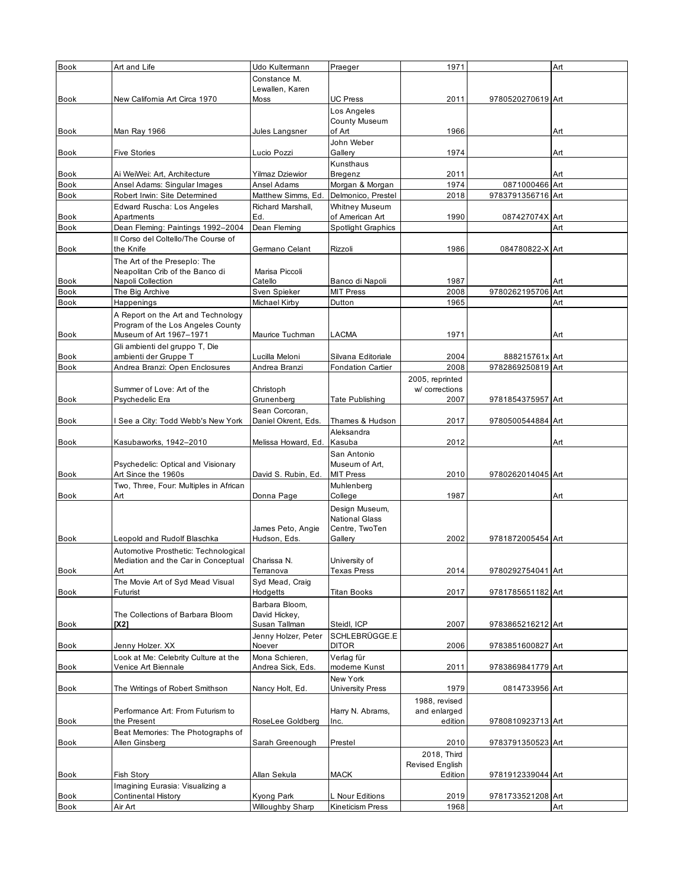| Book | Art and Life | Udo Kultermann | Praeger | 1971 | | Art |
|---|---|---|---|---|---|---|
| Book | New California Art Circa 1970 | Constance M. Lewallen, Karen Moss | UC Press | 2011 | 9780520270619 | Art |
| Book | Man Ray 1966 | Jules Langsner | Los Angeles County Museum of Art | 1966 | | Art |
| Book | Five Stories | Lucio Pozzi | John Weber Gallery | 1974 | | Art |
| Book | Ai WeiWei: Art, Architecture | Yilmaz Dziewior | Kunsthaus Bregenz | 2011 | | Art |
| Book | Ansel Adams: Singular Images | Ansel Adams | Morgan & Morgan | 1974 | 0871000466 | Art |
| Book | Robert Irwin: Site Determined | Matthew Simms, Ed. | Delmonico, Prestel | 2018 | 9783791356716 | Art |
| Book | Edward Ruscha: Los Angeles Apartments | Richard Marshall, Ed. | Whitney Museum of American Art | 1990 | 087427074X | Art |
| Book | Dean Fleming: Paintings 1992–2004 | Dean Fleming | Spotlight Graphics | | | Art |
| Book | Il Corso del Coltello/The Course of the Knife | Germano Celant | Rizzoli | 1986 | 084780822-X | Art |
| Book | The Art of the Preseplo: The Neapolitan Crib of the Banco di Napoli Collection | Marisa Piccoli Catello | Banco di Napoli | 1987 | | Art |
| Book | The Big Archive | Sven Spieker | MIT Press | 2008 | 9780262195706 | Art |
| Book | Happenings | Michael Kirby | Dutton | 1965 | | Art |
| Book | A Report on the Art and Technology Program of the Los Angeles County Museum of Art 1967–1971 | Maurice Tuchman | LACMA | 1971 | | Art |
| Book | Gli ambienti del gruppo T, Die ambienti der Gruppe T | Lucilla Meloni | Silvana Editoriale | 2004 | 888215761x | Art |
| Book | Andrea Branzi: Open Enclosures | Andrea Branzi | Fondation Cartier | 2008 | 9782869250819 | Art |
| Book | Summer of Love: Art of the Psychedelic Era | Christoph Grunenberg | Tate Publishing | 2005, reprinted w/ corrections 2007 | 9781854375957 | Art |
| Book | I See a City: Todd Webb's New York | Sean Corcoran, Daniel Okrent, Eds. | Thames & Hudson | 2017 | 9780500544884 | Art |
| Book | Kasubaworks, 1942–2010 | Melissa Howard, Ed. | Aleksandra Kasuba | 2012 | | Art |
| Book | Psychedelic: Optical and Visionary Art Since the 1960s | David S. Rubin, Ed. | San Antonio Museum of Art, MIT Press | 2010 | 9780262014045 | Art |
| Book | Two, Three, Four: Multiples in African Art | Donna Page | Muhlenberg College | 1987 | | Art |
| Book | Leopold and Rudolf Blaschka | James Peto, Angie Hudson, Eds. | Design Museum, National Glass Centre, TwoTen Gallery | 2002 | 9781872005454 | Art |
| Book | Automotive Prosthetic: Technological Mediation and the Car in Conceptual Art | Charissa N. Terranova | University of Texas Press | 2014 | 9780292754041 | Art |
| Book | The Movie Art of Syd Mead Visual Futurist | Syd Mead, Craig Hodgetts | Titan Books | 2017 | 9781785651182 | Art |
| Book | The Collections of Barbara Bloom **[X2]** | Barbara Bloom, David Hickey, Susan Tallman | Steidl, ICP | 2007 | 9783865216212 | Art |
| Book | Jenny Holzer. XX | Jenny Holzer, Peter Noever | SCHLEBRÜGGE.EDITOR | 2006 | 9783851600827 | Art |
| Book | Look at Me: Celebrity Culture at the Venice Art Biennale | Mona Schieren, Andrea Sick, Eds. | Verlag für moderne Kunst | 2011 | 9783869841779 | Art |
| Book | The Writings of Robert Smithson | Nancy Holt, Ed. | New York University Press | 1979 | 0814733956 | Art |
| Book | Performance Art: From Futurism to the Present | RoseLee Goldberg | Harry N. Abrams, Inc. | 1988, revised and enlarged edition | 9780810923713 | Art |
| Book | Beat Memories: The Photographs of Allen Ginsberg | Sarah Greenough | Prestel | 2010 | 9783791350523 | Art |
| Book | Fish Story | Allan Sekula | MACK | 2018, Third Revised English Edition | 9781912339044 | Art |
| Book | Imagining Eurasia: Visualizing a Continental History | Kyong Park | L Nour Editions | 2019 | 9781733521208 | Art |
| Book | Air Art | Willoughby Sharp | Kineticism Press | 1968 | | Art |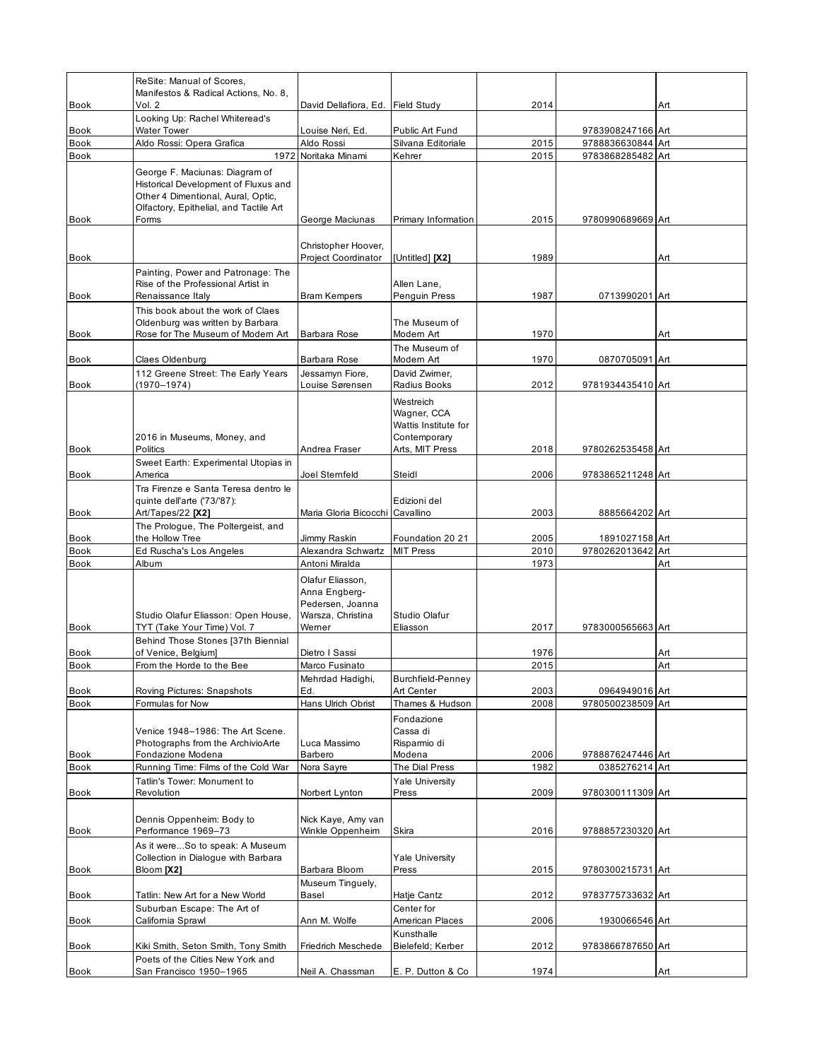| | | | | | | |
|---|---|---|---|---|---|---|
| Book | ReSite: Manual of Scores, Manifestos & Radical Actions, No. 8, Vol. 2 | David Dellafiora, Ed. | Field Study | 2014 | | Art |
| Book | Looking Up: Rachel Whiteread's Water Tower | Louise Neri, Ed. | Public Art Fund | | 9783908247166 | Art |
| Book | Aldo Rossi: Opera Grafica | Aldo Rossi | Silvana Editoriale | 2015 | 9788836630844 | Art |
| Book | 1972 | Noritaka Minami | Kehrer | 2015 | 9783868285482 | Art |
| Book | George F. Maciunas: Diagram of Historical Development of Fluxus and Other 4 Dimentional, Aural, Optic, Olfactory, Epithelial, and Tactile Art Forms | George Maciunas | Primary Information | 2015 | 9780990689669 | Art |
| Book | | Christopher Hoover, Project Coordinator | [Untitled] **[X2]** | 1989 | | Art |
| Book | Painting, Power and Patronage: The Rise of the Professional Artist in Renaissance Italy | Bram Kempers | Allen Lane, Penguin Press | 1987 | 0713990201 | Art |
| Book | This book about the work of Claes Oldenburg was written by Barbara Rose for The Museum of Modern Art | Barbara Rose | The Museum of Modern Art | 1970 | | Art |
| Book | Claes Oldenburg | Barbara Rose | The Museum of Modern Art | 1970 | 0870705091 | Art |
| Book | 112 Greene Street: The Early Years (1970–1974) | Jessamyn Fiore, Louise Sørensen | David Zwirner, Radius Books | 2012 | 9781934435410 | Art |
| Book | 2016 in Museums, Money, and Politics | Andrea Fraser | Westreich Wagner, CCA Wattis Institute for Contemporary Arts, MIT Press | 2018 | 9780262535458 | Art |
| Book | Sweet Earth: Experimental Utopias in America | Joel Sternfeld | Steidl | 2006 | 9783865211248 | Art |
| Book | Tra Firenze e Santa Teresa dentro le quinte dell'arte ('73/'87): Art/Tapes/22 **[X2]** | Maria Gloria Bicocchi | Edizioni del Cavallino | 2003 | 8885664202 | Art |
| Book | The Prologue, The Poltergeist, and the Hollow Tree | Jimmy Raskin | Foundation 20 21 | 2005 | 1891027158 | Art |
| Book | Ed Ruscha's Los Angeles | Alexandra Schwartz | MIT Press | 2010 | 9780262013642 | Art |
| Book | Album | Antoni Miralda | | 1973 | | Art |
| Book | Studio Olafur Eliasson: Open House, TYT (Take Your Time) Vol. 7 | Olafur Eliasson, Anna Engberg-Pedersen, Joanna Warsza, Christina Werner | Studio Olafur Eliasson | 2017 | 9783000565663 | Art |
| Book | Behind Those Stones [37th Biennial of Venice, Belgium] | Dietro I Sassi | | 1976 | | Art |
| Book | From the Horde to the Bee | Marco Fusinato | | 2015 | | Art |
| Book | Roving Pictures: Snapshots | Mehrdad Hadighi, Ed. | Burchfield-Penney Art Center | 2003 | 0964949016 | Art |
| Book | Formulas for Now | Hans Ulrich Obrist | Thames & Hudson | 2008 | 9780500238509 | Art |
| Book | Venice 1948–1986: The Art Scene. Photographs from the ArchivioArte Fondazione Modena | Luca Massimo Barbero | Fondazione Cassa di Risparmio di Modena | 2006 | 9788876247446 | Art |
| Book | Running Time: Films of the Cold War | Nora Sayre | The Dial Press | 1982 | 0385276214 | Art |
| Book | Tatlin's Tower: Monument to Revolution | Norbert Lynton | Yale University Press | 2009 | 9780300111309 | Art |
| Book | Dennis Oppenheim: Body to Performance 1969–73 | Nick Kaye, Amy van Winkle Oppenheim | Skira | 2016 | 9788857230320 | Art |
| Book | As it were...So to speak: A Museum Collection in Dialogue with Barbara Bloom **[X2]** | Barbara Bloom | Yale University Press | 2015 | 9780300215731 | Art |
| Book | Tatlin: New Art for a New World | Museum Tinguely, Basel | Hatje Cantz | 2012 | 9783775733632 | Art |
| Book | Suburban Escape: The Art of California Sprawl | Ann M. Wolfe | Center for American Places | 2006 | 1930066546 | Art |
| Book | Kiki Smith, Seton Smith, Tony Smith | Friedrich Meschede | Kunsthalle Bielefeld; Kerber | 2012 | 9783866787650 | Art |
| Book | Poets of the Cities New York and San Francisco 1950–1965 | Neil A. Chassman | E. P. Dutton & Co | 1974 | | Art |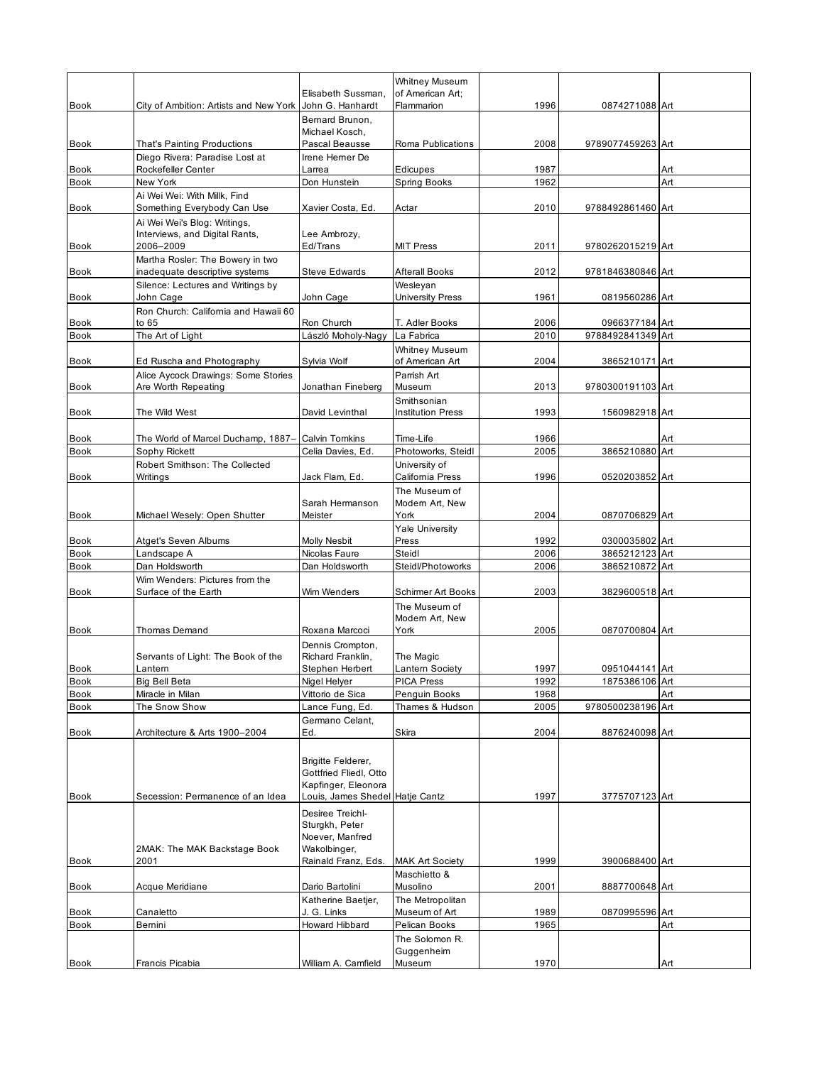| | | | | | | |
|---|---|---|---|---|---|---|
| Book | City of Ambition: Artists and New York | Elisabeth Sussman, John G. Hanhardt | Whitney Museum of American Art; Flammarion | 1996 | 0874271088 | Art |
| Book | That's Painting Productions | Bernard Brunon, Michael Kosch, Pascal Beausse | Roma Publications | 2008 | 9789077459263 | Art |
| Book | Diego Rivera: Paradise Lost at Rockefeller Center | Irene Herner De Larrea | Edicupes | 1987 | | Art |
| Book | New York | Don Hunstein | Spring Books | 1962 | | Art |
| Book | Ai Wei Wei: With Millk, Find Something Everybody Can Use | Xavier Costa, Ed. | Actar | 2010 | 9788492861460 | Art |
| Book | Ai Wei Wei's Blog: Writings, Interviews, and Digital Rants, 2006–2009 | Lee Ambrozy, Ed/Trans | MIT Press | 2011 | 9780262015219 | Art |
| Book | Martha Rosler: The Bowery in two inadequate descriptive systems | Steve Edwards | Afterall Books | 2012 | 9781846380846 | Art |
| Book | Silence: Lectures and Writings by John Cage | John Cage | Wesleyan University Press | 1961 | 0819560286 | Art |
| Book | Ron Church: California and Hawaii 60 to 65 | Ron Church | T. Adler Books | 2006 | 0966377184 | Art |
| Book | The Art of Light | László Moholy-Nagy | La Fabrica | 2010 | 9788492841349 | Art |
| Book | Ed Ruscha and Photography | Sylvia Wolf | Whitney Museum of American Art | 2004 | 3865210171 | Art |
| Book | Alice Aycock Drawings: Some Stories Are Worth Repeating | Jonathan Fineberg | Parrish Art Museum | 2013 | 9780300191103 | Art |
| Book | The Wild West | David Levinthal | Smithsonian Institution Press | 1993 | 1560982918 | Art |
| Book | The World of Marcel Duchamp, 1887– | Calvin Tomkins | Time-Life | 1966 | | Art |
| Book | Sophy Rickett | Celia Davies, Ed. | Photoworks, Steidl | 2005 | 3865210880 | Art |
| Book | Robert Smithson: The Collected Writings | Jack Flam, Ed. | University of California Press | 1996 | 0520203852 | Art |
| Book | Michael Wesely: Open Shutter | Sarah Hermanson Meister | The Museum of Modern Art, New York | 2004 | 0870706829 | Art |
| Book | Atget's Seven Albums | Molly Nesbit | Yale University Press | 1992 | 0300035802 | Art |
| Book | Landscape A | Nicolas Faure | Steidl | 2006 | 3865212123 | Art |
| Book | Dan Holdsworth | Dan Holdsworth | Steidl/Photoworks | 2006 | 3865210872 | Art |
| Book | Wim Wenders: Pictures from the Surface of the Earth | Wim Wenders | Schirmer Art Books | 2003 | 3829600518 | Art |
| Book | Thomas Demand | Roxana Marcoci | The Museum of Modern Art, New York | 2005 | 0870700804 | Art |
| Book | Servants of Light: The Book of the Lantern | Dennis Crompton, Richard Franklin, Stephen Herbert | The Magic Lantern Society | 1997 | 0951044141 | Art |
| Book | Big Bell Beta | Nigel Helyer | PICA Press | 1992 | 1875386106 | Art |
| Book | Miracle in Milan | Vittorio de Sica | Penguin Books | 1968 | | Art |
| Book | The Snow Show | Lance Fung, Ed. | Thames & Hudson | 2005 | 9780500238196 | Art |
| Book | Architecture & Arts 1900–2004 | Germano Celant, Ed. | Skira | 2004 | 8876240098 | Art |
| Book | Secession: Permanence of an Idea | Brigitte Felderer, Gottfried Fliedl, Otto Kapfinger, Eleonora Louis, James Shedel | Hatje Cantz | 1997 | 3775707123 | Art |
| Book | 2MAK: The MAK Backstage Book 2001 | Desiree Treichl-Sturgkh, Peter Noever, Manfred Wakolbinger, Rainald Franz, Eds. | MAK Art Society | 1999 | 3900688400 | Art |
| Book | Acque Meridiane | Dario Bartolini | Maschietto & Musolino | 2001 | 8887700648 | Art |
| Book | Canaletto | Katherine Baetjer, J. G. Links | The Metropolitan Museum of Art | 1989 | 0870995596 | Art |
| Book | Bernini | Howard Hibbard | Pelican Books | 1965 | | Art |
| Book | Francis Picabia | William A. Camfield | The Solomon R. Guggenheim Museum | 1970 | | Art |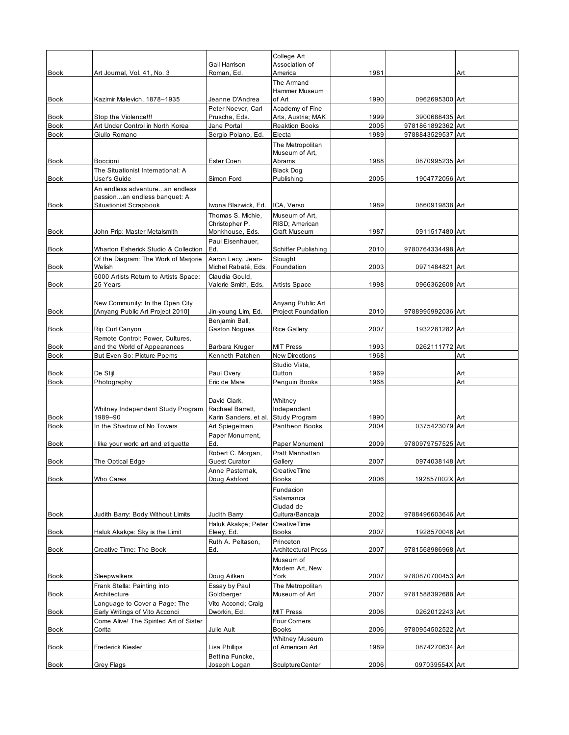| Book | Art Journal, Vol. 41, No. 3 | Gail Harrison Roman, Ed. | College Art Association of America | 1981 | | Art |
|---|---|---|---|---|---|---|
| Book | Kazimir Malevich, 1878–1935 | Jeanne D'Andrea | The Armand Hammer Museum of Art | 1990 | 0962695300 | Art |
| Book | Stop the Violence!!! | Peter Noever, Carl Pruscha, Eds. | Academy of Fine Arts, Austria; MAK | 1999 | 3900688435 | Art |
| Book | Art Under Control in North Korea | Jane Portal | Reaktion Books | 2005 | 9781861892362 | Art |
| Book | Giulio Romano | Sergio Polano, Ed. | Electa | 1989 | 9788843529537 | Art |
| Book | Boccioni | Ester Coen | The Metropolitan Museum of Art, Abrams | 1988 | 0870995235 | Art |
| Book | The Situationist International: A User's Guide | Simon Ford | Black Dog Publishing | 2005 | 1904772056 | Art |
| Book | An endless adventure...an endless passion...an endless banquet: A Situationist Scrapbook | Iwona Blazwick, Ed. | ICA, Verso | 1989 | 0860919838 | Art |
| Book | John Prip: Master Metalsmith | Thomas S. Michie, Christopher P. Monkhouse, Eds. | Museum of Art, RISD; American Craft Museum | 1987 | 0911517480 | Art |
| Book | Wharton Esherick Studio & Collection | Paul Eisenhauer, Ed. | Schiffer Publishing | 2010 | 9780764334498 | Art |
| Book | Of the Diagram: The Work of Marjorie Welish | Aaron Lecy, Jean-Michel Rabaté, Eds. | Slought Foundation | 2003 | 0971484821 | Art |
| Book | 5000 Artists Return to Artists Space: 25 Years | Claudia Gould, Valerie Smith, Eds. | Artists Space | 1998 | 0966362608 | Art |
| Book | New Community: In the Open City [Anyang Public Art Project 2010] | Jin-young Lim, Ed. | Anyang Public Art Project Foundation | 2010 | 9788995992036 | Art |
| Book | Rip Curl Canyon | Benjamin Ball, Gaston Nogues | Rice Gallery | 2007 | 1932281282 | Art |
| Book | Remote Control: Power, Cultures, and the World of Appearances | Barbara Kruger | MIT Press | 1993 | 0262111772 | Art |
| Book | But Even So: Picture Poems | Kenneth Patchen | New Directions | 1968 | | Art |
| Book | De Stijl | Paul Overy | Studio Vista, Dutton | 1969 | | Art |
| Book | Photography | Eric de Mare | Penguin Books | 1968 | | Art |
| Book | Whitney Independent Study Program 1989–90 | David Clark, Rachael Barrett, Karin Sanders, et al. | Whitney Independent Study Program | 1990 | | Art |
| Book | In the Shadow of No Towers | Art Spiegelman | Pantheon Books | 2004 | 0375423079 | Art |
| Book | I like your work: art and etiquette | Paper Monument, Ed. | Paper Monument | 2009 | 9780979757525 | Art |
| Book | The Optical Edge | Robert C. Morgan, Guest Curator | Pratt Manhattan Gallery | 2007 | 0974038148 | Art |
| Book | Who Cares | Anne Pasternak, Doug Ashford | CreativeTime Books | 2006 | 192857002X | Art |
| Book | Judith Barry: Body Without Limits | Judith Barry | Fundacion Salamanca Ciudad de Cultura/Bancaja | 2002 | 9788496603646 | Art |
| Book | Haluk Akakçe: Sky is the Limit | Haluk Akakçe; Peter Eleey, Ed. | CreativeTime Books | 2007 | 1928570046 | Art |
| Book | Creative Time: The Book | Ruth A. Peltason, Ed. | Princeton Architectural Press | 2007 | 9781568986968 | Art |
| Book | Sleepwalkers | Doug Aitken | Museum of Modern Art, New York | 2007 | 9780870700453 | Art |
| Book | Frank Stella: Painting into Architecture | Essay by Paul Goldberger | The Metropolitan Museum of Art | 2007 | 9781588392688 | Art |
| Book | Language to Cover a Page: The Early Writings of Vito Acconci | Vito Acconci; Craig Dworkin, Ed. | MIT Press | 2006 | 0262012243 | Art |
| Book | Come Alive! The Spirited Art of Sister Corita | Julie Ault | Four Corners Books | 2006 | 9780954502522 | Art |
| Book | Frederick Kiesler | Lisa Phillips | Whitney Museum of American Art | 1989 | 0874270634 | Art |
| Book | Grey Flags | Bettina Funcke, Joseph Logan | SculptureCenter | 2006 | 097039554X | Art |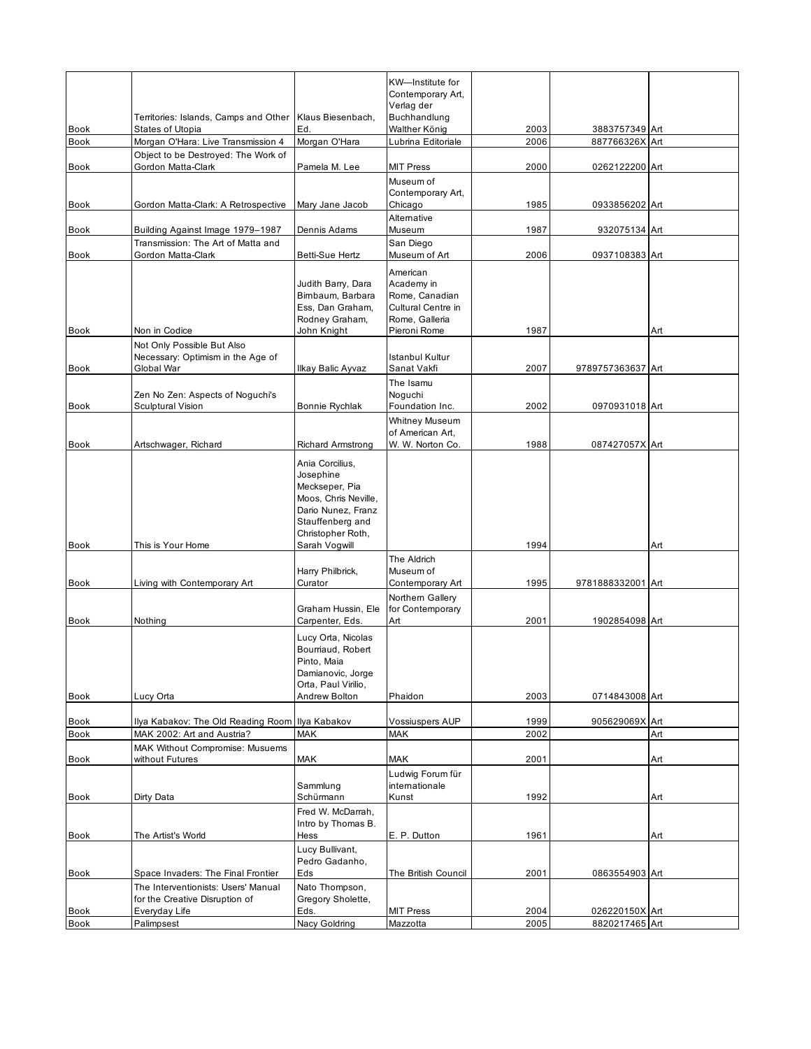| | | | | | | |
|---|---|---|---|---|---|---|
| Book | Territories: Islands, Camps and Other States of Utopia | Klaus Biesenbach, Ed. | KW—Institute for Contemporary Art, Verlag der Buchhandlung Walther König | 2003 | 3883757349 | Art |
| Book | Morgan O'Hara: Live Transmission 4 | Morgan O'Hara | Lubrina Editoriale | 2006 | 887766326X | Art |
| Book | Object to be Destroyed: The Work of Gordon Matta-Clark | Pamela M. Lee | MIT Press | 2000 | 0262122200 | Art |
| Book | Gordon Matta-Clark: A Retrospective | Mary Jane Jacob | Museum of Contemporary Art, Chicago | 1985 | 0933856202 | Art |
| Book | Building Against Image 1979–1987 | Dennis Adams | Alternative Museum | 1987 | 932075134 | Art |
| Book | Transmission: The Art of Matta and Gordon Matta-Clark | Betti-Sue Hertz | San Diego Museum of Art | 2006 | 0937108383 | Art |
| Book | Non in Codice | Judith Barry, Dara Birnbaum, Barbara Ess, Dan Graham, Rodney Graham, John Knight | American Academy in Rome, Canadian Cultural Centre in Rome, Galleria Pieroni Rome | 1987 | | Art |
| Book | Not Only Possible But Also Necessary: Optimism in the Age of Global War | Ilkay Balic Ayvaz | Istanbul Kultur Sanat Vakfi | 2007 | 9789757363637 | Art |
| Book | Zen No Zen: Aspects of Noguchi's Sculptural Vision | Bonnie Rychlak | The Isamu Noguchi Foundation Inc. | 2002 | 0970931018 | Art |
| Book | Artschwager, Richard | Richard Armstrong | Whitney Museum of American Art, W. W. Norton Co. | 1988 | 087427057X | Art |
| Book | This is Your Home | Ania Corcilius, Josephine Meckseper, Pia Moos, Chris Neville, Dario Nunez, Franz Stauffenberg and Christopher Roth, Sarah Vogwill | | 1994 | | Art |
| Book | Living with Contemporary Art | Harry Philbrick, Curator | The Aldrich Museum of Contemporary Art | 1995 | 9781888332001 | Art |
| Book | Nothing | Graham Hussin, Ele Carpenter, Eds. | Northern Gallery for Contemporary Art | 2001 | 1902854098 | Art |
| Book | Lucy Orta | Lucy Orta, Nicolas Bourriaud, Robert Pinto, Maia Damianovic, Jorge Orta, Paul Virilio, Andrew Bolton | Phaidon | 2003 | 0714843008 | Art |
| Book | Ilya Kabakov: The Old Reading Room | Ilya Kabakov | Vossiuspers AUP | 1999 | 905629069X | Art |
| Book | MAK 2002: Art and Austria? | MAK | MAK | 2002 | | Art |
| Book | MAK Without Compromise: Musuems without Futures | MAK | MAK | 2001 | | Art |
| Book | Dirty Data | Sammlung Schürmann | Ludwig Forum für internationale Kunst | 1992 | | Art |
| Book | The Artist's World | Fred W. McDarrah, Intro by Thomas B. Hess | E. P. Dutton | 1961 | | Art |
| Book | Space Invaders: The Final Frontier | Lucy Bullivant, Pedro Gadanho, Eds | The British Council | 2001 | 0863554903 | Art |
| Book | The Interventionists: Users' Manual for the Creative Disruption of Everyday Life | Nato Thompson, Gregory Sholette, Eds. | MIT Press | 2004 | 026220150X | Art |
| Book | Palimpsest | Nacy Goldring | Mazzotta | 2005 | 8820217465 | Art |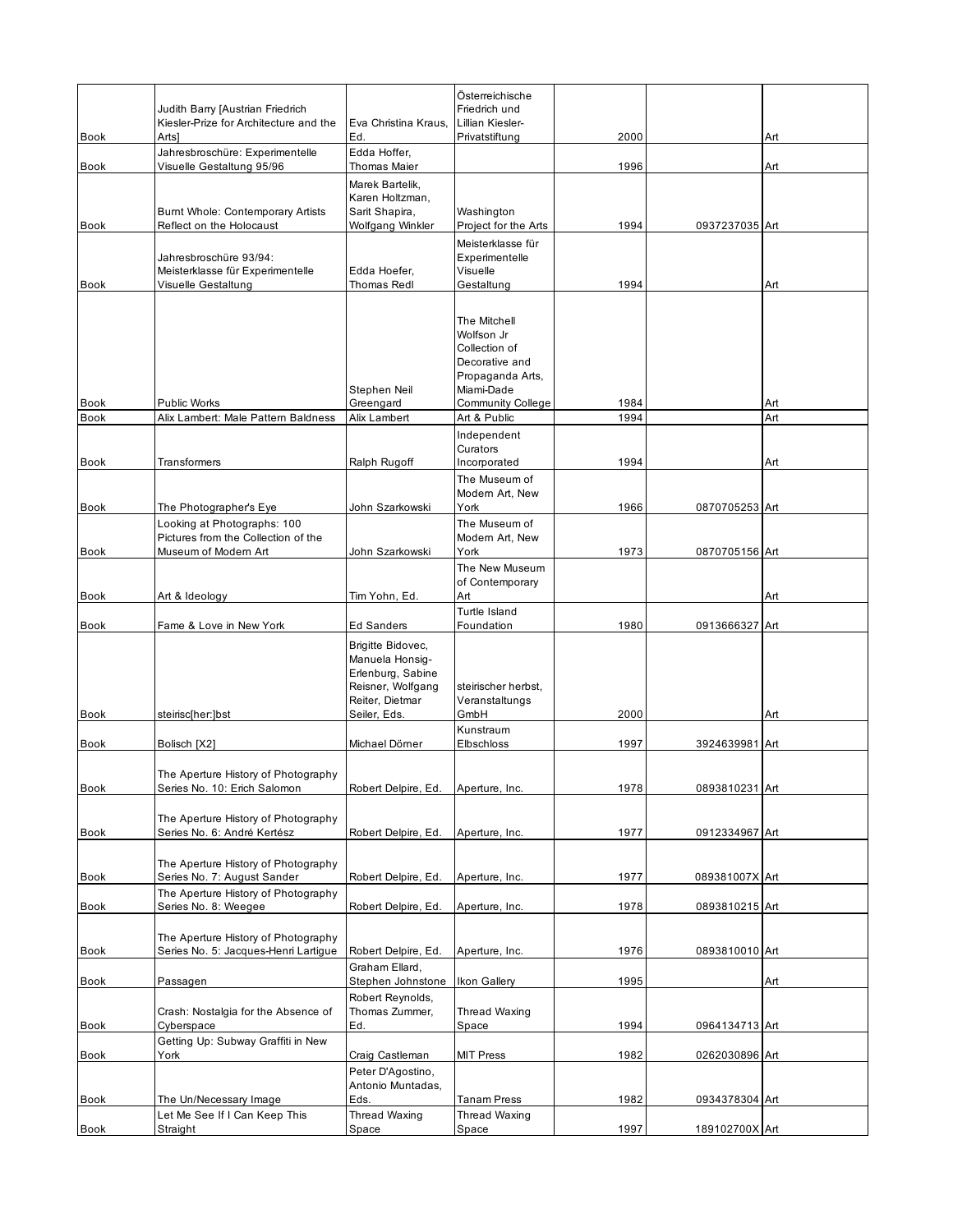| | | | | | | |
|---|---|---|---|---|---|---|
| Book | Judith Barry [Austrian Friedrich Kiesler-Prize for Architecture and the Arts] | Eva Christina Kraus, Ed. | Österreichische Friedrich und Lillian Kiesler-Privatstiftung | 2000 | | Art |
| Book | Jahresbroschüre: Experimentelle Visuelle Gestaltung 95/96 | Edda Hoffer, Thomas Maier | | 1996 | | Art |
| Book | Burnt Whole: Contemporary Artists Reflect on the Holocaust | Marek Bartelik, Karen Holtzman, Sarit Shapira, Wolfgang Winkler | Washington Project for the Arts | 1994 | 0937237035 | Art |
| Book | Jahresbroschüre 93/94: Meisterklasse für Experimentelle Visuelle Gestaltung | Edda Hoefer, Thomas Redl | Meisterklasse für Experimentelle Visuelle Gestaltung | 1994 | | Art |
| Book | Public Works | Stephen Neil Greengard | The Mitchell Wolfson Jr Collection of Decorative and Propaganda Arts, Miami-Dade Community College | 1984 | | Art |
| Book | Alix Lambert: Male Pattern Baldness | Alix Lambert | Art & Public | 1994 | | Art |
| Book | Transformers | Ralph Rugoff | Independent Curators Incorporated | 1994 | | Art |
| Book | The Photographer's Eye | John Szarkowski | The Museum of Modern Art, New York | 1966 | 0870705253 | Art |
| Book | Looking at Photographs: 100 Pictures from the Collection of the Museum of Modern Art | John Szarkowski | The Museum of Modern Art, New York | 1973 | 0870705156 | Art |
| Book | Art & Ideology | Tim Yohn, Ed. | The New Museum of Contemporary Art | | | Art |
| Book | Fame & Love in New York | Ed Sanders | Turtle Island Foundation | 1980 | 0913666327 | Art |
| Book | steirisc[her:]bst | Brigitte Bidovec, Manuela Honsig-Erlenburg, Sabine Reisner, Wolfgang Reiter, Dietmar Seiler, Eds. | steirischer herbst, Veranstaltungs GmbH | 2000 | | Art |
| Book | Bolisch [X2] | Michael Dörner | Kunstraum Elbschloss | 1997 | 3924639981 | Art |
| Book | The Aperture History of Photography Series No. 10: Erich Salomon | Robert Delpire, Ed. | Aperture, Inc. | 1978 | 0893810231 | Art |
| Book | The Aperture History of Photography Series No. 6: André Kertész | Robert Delpire, Ed. | Aperture, Inc. | 1977 | 0912334967 | Art |
| Book | The Aperture History of Photography Series No. 7: August Sander | Robert Delpire, Ed. | Aperture, Inc. | 1977 | 089381007X | Art |
| Book | The Aperture History of Photography Series No. 8: Weegee | Robert Delpire, Ed. | Aperture, Inc. | 1978 | 0893810215 | Art |
| Book | The Aperture History of Photography Series No. 5: Jacques-Henri Lartigue | Robert Delpire, Ed. | Aperture, Inc. | 1976 | 0893810010 | Art |
| Book | Passagen | Graham Ellard, Stephen Johnstone | Ikon Gallery | 1995 | | Art |
| Book | Crash: Nostalgia for the Absence of Cyberspace | Robert Reynolds, Thomas Zummer, Ed. | Thread Waxing Space | 1994 | 0964134713 | Art |
| Book | Getting Up: Subway Graffiti in New York | Craig Castleman | MIT Press | 1982 | 0262030896 | Art |
| Book | The Un/Necessary Image | Peter D'Agostino, Antonio Muntadas, Eds. | Tanam Press | 1982 | 0934378304 | Art |
| Book | Let Me See If I Can Keep This Straight | Thread Waxing Space | Thread Waxing Space | 1997 | 189102700X | Art |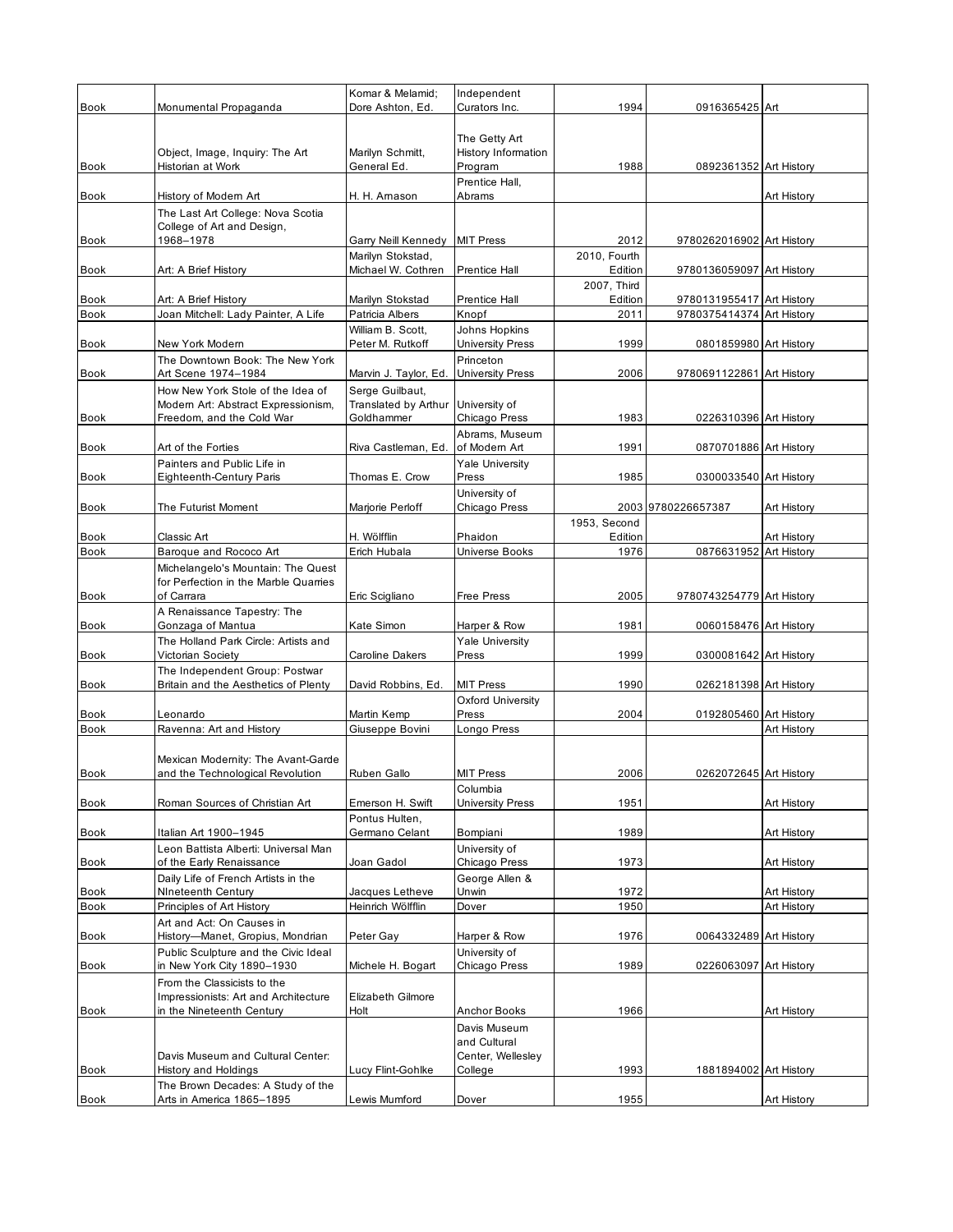| | | | | | | |
|---|---|---|---|---|---|---|
| Book | Monumental Propaganda | Komar & Melamid; Dore Ashton, Ed. | Independent Curators Inc. | 1994 | 0916365425 | Art |
| Book | Object, Image, Inquiry: The Art Historian at Work | Marilyn Schmitt, General Ed. | The Getty Art History Information Program | 1988 | 0892361352 | Art History |
| Book | History of Modern Art | H. H. Arnason | Prentice Hall, Abrams | | | Art History |
| Book | The Last Art College: Nova Scotia College of Art and Design, 1968–1978 | Garry Neill Kennedy | MIT Press | 2012 | 9780262016902 | Art History |
| Book | Art: A Brief History | Marilyn Stokstad, Michael W. Cothren | Prentice Hall | 2010, Fourth Edition | 9780136059097 | Art History |
| Book | Art: A Brief History | Marilyn Stokstad | Prentice Hall | 2007, Third Edition | 9780131955417 | Art History |
| Book | Joan Mitchell: Lady Painter, A Life | Patricia Albers | Knopf | 2011 | 9780375414374 | Art History |
| Book | New York Modern | William B. Scott, Peter M. Rutkoff | Johns Hopkins University Press | 1999 | 0801859980 | Art History |
| Book | The Downtown Book: The New York Art Scene 1974–1984 | Marvin J. Taylor, Ed. | Princeton University Press | 2006 | 9780691122861 | Art History |
| Book | How New York Stole of the Idea of Modern Art: Abstract Expressionism, Freedom, and the Cold War | Serge Guilbaut, Translated by Arthur Goldhammer | University of Chicago Press | 1983 | 0226310396 | Art History |
| Book | Art of the Forties | Riva Castleman, Ed. | Abrams, Museum of Modern Art | 1991 | 0870701886 | Art History |
| Book | Painters and Public Life in Eighteenth-Century Paris | Thomas E. Crow | Yale University Press | 1985 | 0300033540 | Art History |
| Book | The Futurist Moment | Marjorie Perloff | University of Chicago Press | 2003 | 9780226657387 | Art History |
| Book | Classic Art | H. Wölfflin | Phaidon | 1953, Second Edition | | Art History |
| Book | Baroque and Rococo Art | Erich Hubala | Universe Books | 1976 | 0876631952 | Art History |
| Book | Michelangelo's Mountain: The Quest for Perfection in the Marble Quarries of Carrara | Eric Scigliano | Free Press | 2005 | 9780743254779 | Art History |
| Book | A Renaissance Tapestry: The Gonzaga of Mantua | Kate Simon | Harper & Row | 1981 | 0060158476 | Art History |
| Book | The Holland Park Circle: Artists and Victorian Society | Caroline Dakers | Yale University Press | 1999 | 0300081642 | Art History |
| Book | The Independent Group: Postwar Britain and the Aesthetics of Plenty | David Robbins, Ed. | MIT Press | 1990 | 0262181398 | Art History |
| Book | Leonardo | Martin Kemp | Oxford University Press | 2004 | 0192805460 | Art History |
| Book | Ravenna: Art and History | Giuseppe Bovini | Longo Press | | | Art History |
| Book | Mexican Modernity: The Avant-Garde and the Technological Revolution | Ruben Gallo | MIT Press | 2006 | 0262072645 | Art History |
| Book | Roman Sources of Christian Art | Emerson H. Swift | Columbia University Press | 1951 | | Art History |
| Book | Italian Art 1900–1945 | Pontus Hulten, Germano Celant | Bompiani | 1989 | | Art History |
| Book | Leon Battista Alberti: Universal Man of the Early Renaissance | Joan Gadol | University of Chicago Press | 1973 | | Art History |
| Book | Daily Life of French Artists in the NIneteenth Century | Jacques Letheve | George Allen & Unwin | 1972 | | Art History |
| Book | Principles of Art History | Heinrich Wölfflin | Dover | 1950 | | Art History |
| Book | Art and Act: On Causes in History—Manet, Gropius, Mondrian | Peter Gay | Harper & Row | 1976 | 0064332489 | Art History |
| Book | Public Sculpture and the Civic Ideal in New York City 1890–1930 | Michele H. Bogart | University of Chicago Press | 1989 | 0226063097 | Art History |
| Book | From the Classicists to the Impressionists: Art and Architecture in the Nineteenth Century | Elizabeth Gilmore Holt | Anchor Books | 1966 | | Art History |
| Book | Davis Museum and Cultural Center: History and Holdings | Lucy Flint-Gohlke | Davis Museum and Cultural Center, Wellesley College | 1993 | 1881894002 | Art History |
| Book | The Brown Decades: A Study of the Arts in America 1865–1895 | Lewis Mumford | Dover | 1955 | | Art History |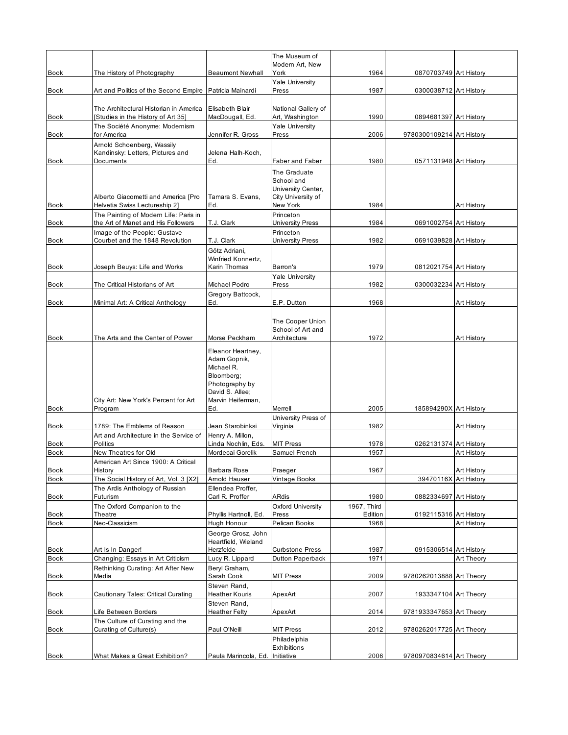| | | | | | | |
|---|---|---|---|---|---|---|
| Book | The History of Photography | Beaumont Newhall | The Museum of Modern Art, New York | 1964 | 0870703749 | Art History |
| Book | Art and Politics of the Second Empire | Patricia Mainardi | Yale University Press | 1987 | 0300038712 | Art History |
| Book | The Architectural Historian in America [Studies in the History of Art 35] | Elisabeth Blair MacDougall, Ed. | National Gallery of Art, Washington | 1990 | 0894681397 | Art History |
| Book | The Société Anonyme: Modernism for America | Jennifer R. Gross | Yale University Press | 2006 | 9780300109214 | Art History |
| Book | Arnold Schoenberg, Wassily Kandinsky: Letters, Pictures and Documents | Jelena Halh-Koch, Ed. | Faber and Faber | 1980 | 0571131948 | Art History |
| Book | Alberto Giacometti and America [Pro Helvetia Swiss Lectureship 2] | Tamara S. Evans, Ed. | The Graduate School and University Center, City University of New York | 1984 | | Art History |
| Book | The Painting of Modern Life: Paris in the Art of Manet and His Followers | T.J. Clark | Princeton University Press | 1984 | 0691002754 | Art History |
| Book | Image of the People: Gustave Courbet and the 1848 Revolution | T.J. Clark | Princeton University Press | 1982 | 0691039828 | Art History |
| Book | Joseph Beuys: Life and Works | Götz Adriani, Winfried Konnertz, Karin Thomas | Barron's | 1979 | 0812021754 | Art History |
| Book | The Critical Historians of Art | Michael Podro | Yale University Press | 1982 | 0300032234 | Art History |
| Book | Minimal Art: A Critical Anthology | Gregory Battcock, Ed. | E.P. Dutton | 1968 | | Art History |
| Book | The Arts and the Center of Power | Morse Peckham | The Cooper Union School of Art and Architecture | 1972 | | Art History |
| Book | City Art: New York's Percent for Art Program | Eleanor Heartney, Adam Gopnik, Michael R. Bloomberg; Photography by David S. Allee; Marvin Heiferman, Ed. | Merrell | 2005 | 185894290X | Art History |
| Book | 1789: The Emblems of Reason | Jean Starobinksi | University Press of Virginia | 1982 | | Art History |
| Book | Art and Architecture in the Service of Politics | Henry A. Millon, Linda Nochlin, Eds. | MIT Press | 1978 | 0262131374 | Art History |
| Book | New Theatres for Old | Mordecai Gorelik | Samuel French | 1957 | | Art History |
| Book | American Art Since 1900: A Critical History | Barbara Rose | Praeger | 1967 | | Art History |
| Book | The Social History of Art, Vol. 3 [X2] | Arnold Hauser | Vintage Books | | 39470116X | Art History |
| Book | The Ardis Anthology of Russian Futurism | Ellendea Proffer, Carl R. Proffer | ARdis | 1980 | 0882334697 | Art History |
| Book | The Oxford Companion to the Theatre | Phyllis Hartnoll, Ed. | Oxford University Press | 1967, Third Edition | 0192115316 | Art History |
| Book | Neo-Classicism | Hugh Honour | Pelican Books | 1968 | | Art History |
| Book | Art Is In Danger! | George Grosz, John Heartfield, Wieland Herzfelde | Curbstone Press | 1987 | 0915306514 | Art History |
| Book | Changing: Essays in Art Criticism | Lucy R. Lippard | Dutton Paperback | 1971 | | Art Theory |
| Book | Rethinking Curating: Art After New Media | Beryl Graham, Sarah Cook | MIT Press | 2009 | 9780262013888 | Art Theory |
| Book | Cautionary Tales: Critical Curating | Steven Rand, Heather Kouris | ApexArt | 2007 | 1933347104 | Art Theory |
| Book | Life Between Borders | Steven Rand, Heather Felty | ApexArt | 2014 | 9781933347653 | Art Theory |
| Book | The Culture of Curating and the Curating of Culture(s) | Paul O'Neill | MIT Press | 2012 | 9780262017725 | Art Theory |
| Book | What Makes a Great Exhibition? | Paula Marincola, Ed. | Philadelphia Exhibitions Initiative | 2006 | 9780970834614 | Art Theory |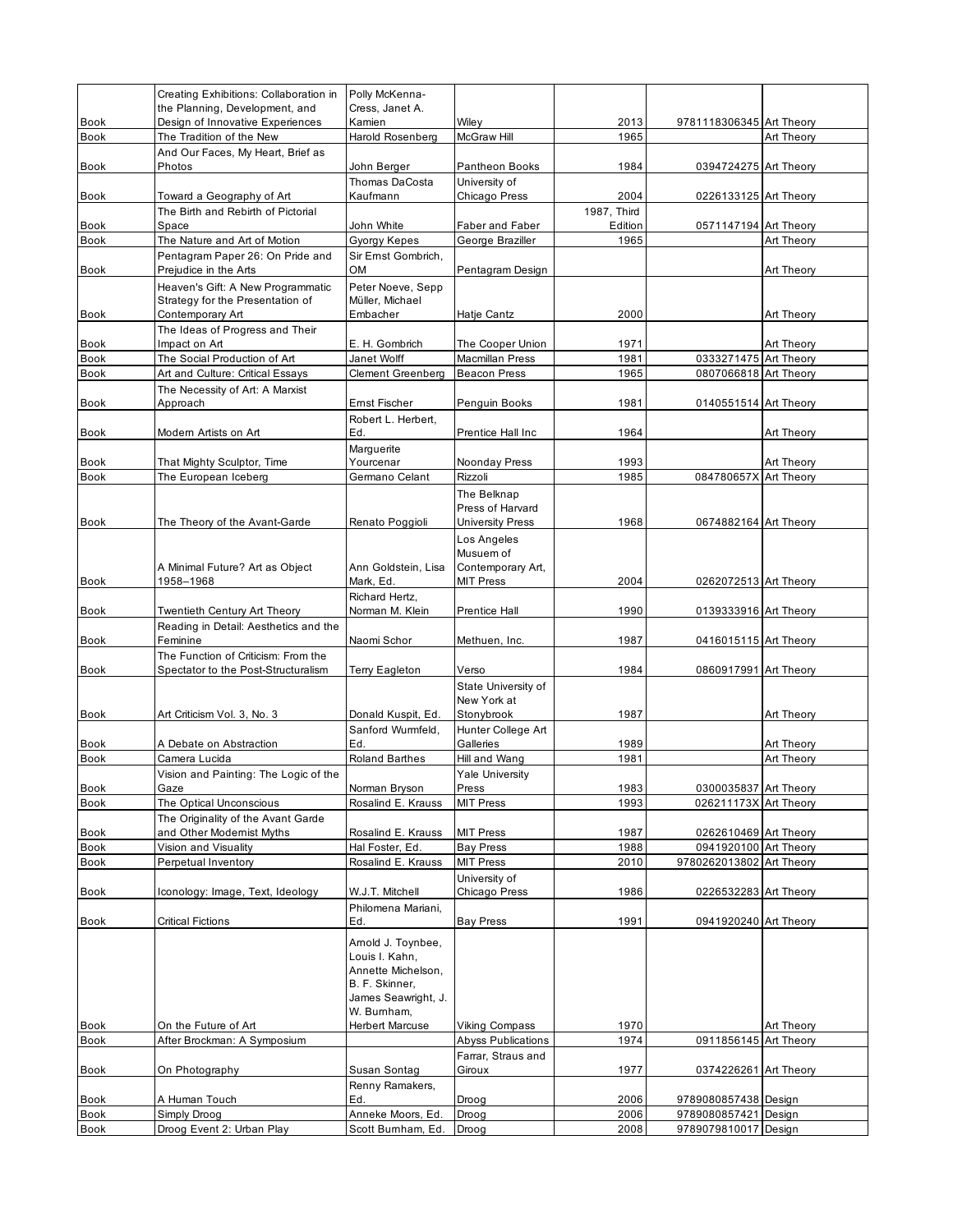| | | | | | | |
|---|---|---|---|---|---|---|
| Book | Creating Exhibitions: Collaboration in the Planning, Development, and Design of Innovative Experiences | Polly McKenna-Cress, Janet A. Kamien | Wiley | 2013 | 9781118306345 | Art Theory |
| Book | The Tradition of the New | Harold Rosenberg | McGraw Hill | 1965 | | Art Theory |
| Book | And Our Faces, My Heart, Brief as Photos | John Berger | Pantheon Books | 1984 | 0394724275 | Art Theory |
| Book | Toward a Geography of Art | Thomas DaCosta Kaufmann | University of Chicago Press | 2004 | 0226133125 | Art Theory |
| Book | The Birth and Rebirth of Pictorial Space | John White | Faber and Faber | 1987, Third Edition | 0571147194 | Art Theory |
| Book | The Nature and Art of Motion | Gyorgy Kepes | George Braziller | 1965 | | Art Theory |
| Book | Pentagram Paper 26: On Pride and Prejudice in the Arts | Sir Ernst Gombrich, OM | Pentagram Design | | | Art Theory |
| Book | Heaven's Gift: A New Programmatic Strategy for the Presentation of Contemporary Art | Peter Noeve, Sepp Müller, Michael Embacher | Hatje Cantz | 2000 | | Art Theory |
| Book | The Ideas of Progress and Their Impact on Art | E. H. Gombrich | The Cooper Union | 1971 | | Art Theory |
| Book | The Social Production of Art | Janet Wolff | Macmillan Press | 1981 | 0333271475 | Art Theory |
| Book | Art and Culture: Critical Essays | Clement Greenberg | Beacon Press | 1965 | 0807066818 | Art Theory |
| Book | The Necessity of Art: A Marxist Approach | Ernst Fischer | Penguin Books | 1981 | 0140551514 | Art Theory |
| Book | Modern Artists on Art | Robert L. Herbert, Ed. | Prentice Hall Inc | 1964 | | Art Theory |
| Book | That Mighty Sculptor, Time | Marguerite Yourcenar | Noonday Press | 1993 | | Art Theory |
| Book | The European Iceberg | Germano Celant | Rizzoli | 1985 | 084780657X | Art Theory |
| Book | The Theory of the Avant-Garde | Renato Poggioli | The Belknap Press of Harvard University Press | 1968 | 0674882164 | Art Theory |
| Book | A Minimal Future? Art as Object 1958–1968 | Ann Goldstein, Lisa Mark, Ed. | Los Angeles Musuem of Contemporary Art, MIT Press | 2004 | 0262072513 | Art Theory |
| Book | Twentieth Century Art Theory | Richard Hertz, Norman M. Klein | Prentice Hall | 1990 | 0139333916 | Art Theory |
| Book | Reading in Detail: Aesthetics and the Feminine | Naomi Schor | Methuen, Inc. | 1987 | 0416015115 | Art Theory |
| Book | The Function of Criticism: From the Spectator to the Post-Structuralism | Terry Eagleton | Verso | 1984 | 0860917991 | Art Theory |
| Book | Art Criticism Vol. 3, No. 3 | Donald Kuspit, Ed. | State University of New York at Stonybrook | 1987 | | Art Theory |
| Book | A Debate on Abstraction | Sanford Wurmfeld, Ed. | Hunter College Art Galleries | 1989 | | Art Theory |
| Book | Camera Lucida | Roland Barthes | Hill and Wang | 1981 | | Art Theory |
| Book | Vision and Painting: The Logic of the Gaze | Norman Bryson | Yale University Press | 1983 | 0300035837 | Art Theory |
| Book | The Optical Unconscious | Rosalind E. Krauss | MIT Press | 1993 | 026211173X | Art Theory |
| Book | The Originality of the Avant Garde and Other Modernist Myths | Rosalind E. Krauss | MIT Press | 1987 | 0262610469 | Art Theory |
| Book | Vision and Visuality | Hal Foster, Ed. | Bay Press | 1988 | 0941920100 | Art Theory |
| Book | Perpetual Inventory | Rosalind E. Krauss | MIT Press | 2010 | 9780262013802 | Art Theory |
| Book | Iconology: Image, Text, Ideology | W.J.T. Mitchell | University of Chicago Press | 1986 | 0226532283 | Art Theory |
| Book | Critical Fictions | Philomena Mariani, Ed. | Bay Press | 1991 | 0941920240 | Art Theory |
| Book | On the Future of Art | Arnold J. Toynbee, Louis I. Kahn, Annette Michelson, B. F. Skinner, James Seawright, J. W. Burnham, Herbert Marcuse | Viking Compass | 1970 | | Art Theory |
| Book | After Brockman: A Symposium | | Abyss Publications | 1974 | 0911856145 | Art Theory |
| Book | On Photography | Susan Sontag | Farrar, Straus and Giroux | 1977 | 0374226261 | Art Theory |
| Book | A Human Touch | Renny Ramakers, Ed. | Droog | 2006 | 9789080857438 | Design |
| Book | Simply Droog | Anneke Moors, Ed. | Droog | 2006 | 9789080857421 | Design |
| Book | Droog Event 2: Urban Play | Scott Burnham, Ed. | Droog | 2008 | 9789079810017 | Design |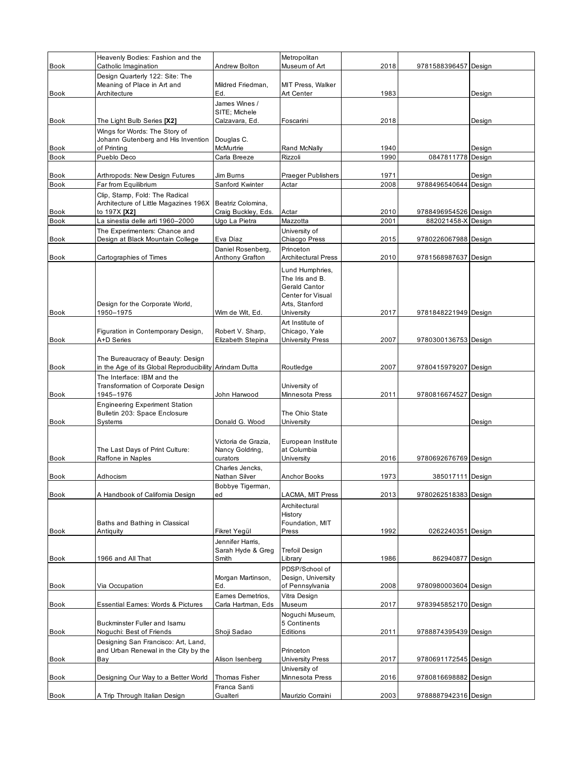| | | | | | | |
|---|---|---|---|---|---|---|
| Book | Heavenly Bodies: Fashion and the Catholic Imagination | Andrew Bolton | Metropolitan Museum of Art | 2018 | 9781588396457 | Design |
| Book | Design Quarterly 122: Site: The Meaning of Place in Art and Architecture | Mildred Friedman, Ed. | MIT Press, Walker Art Center | 1983 | | Design |
| Book | The Light Bulb Series **[X2]** | James Wines / SITE; Michele Calzavara, Ed. | Foscarini | 2018 | | Design |
| Book | Wings for Words: The Story of Johann Gutenberg and His Invention of Printing | Douglas C. McMurtrie | Rand McNally | 1940 | | Design |
| Book | Pueblo Deco | Carla Breeze | Rizzoli | 1990 | 0847811778 | Design |
| Book | Arthropods: New Design Futures | Jim Burns | Praeger Publishers | 1971 | | Design |
| Book | Far from Equilibrium | Sanford Kwinter | Actar | 2008 | 9788496540644 | Design |
| Book | Clip, Stamp, Fold: The Radical Architecture of Little Magazines 196X to 197X **[X2]** | Beatriz Colomina, Craig Buckley, Eds. | Actar | 2010 | 9788496954526 | Design |
| Book | La sinestia delle arti 1960–2000 | Ugo La Pietra | Mazzotta | 2001 | 882021458-X | Design |
| Book | The Experimenters: Chance and Design at Black Mountain College | Eva Díaz | University of Chiacgo Press | 2015 | 9780226067988 | Design |
| Book | Cartographies of Times | Daniel Rosenberg, Anthony Grafton | Princeton Architectural Press | 2010 | 9781568987637 | Design |
| Book | Design for the Corporate World, 1950–1975 | Wim de Wit, Ed. | Lund Humphries, The Iris and B. Gerald Cantor Center for Visual Arts, Stanford University | 2017 | 9781848221949 | Design |
| Book | Figuration in Contemporary Design, A+D Series | Robert V. Sharp, Elizabeth Stepina | Art Institute of Chicago, Yale University Press | 2007 | 9780300136753 | Design |
| Book | The Bureaucracy of Beauty: Design in the Age of its Global Reproducibility | Arindam Dutta | Routledge | 2007 | 9780415979207 | Design |
| Book | The Interface: IBM and the Transformation of Corporate Design 1945–1976 | John Harwood | University of Minnesota Press | 2011 | 9780816674527 | Design |
| Book | Engineering Experiment Station Bulletin 203: Space Enclosure Systems | Donald G. Wood | The Ohio State University | | | Design |
| Book | The Last Days of Print Culture: Raffone in Naples | Victoria de Grazia, Nancy Goldring, curators | European Institute at Columbia University | 2016 | 9780692676769 | Design |
| Book | Adhocism | Charles Jencks, Nathan Silver | Anchor Books | 1973 | 385017111 | Design |
| Book | A Handbook of California Design | Bobbye Tigerman, ed | LACMA, MIT Press | 2013 | 9780262518383 | Design |
| Book | Baths and Bathing in Classical Antiquity | Fikret Yegül | Architectural History Foundation, MIT Press | 1992 | 0262240351 | Design |
| Book | 1966 and All That | Jennifer Harris, Sarah Hyde & Greg Smith | Trefoil Design Library | 1986 | 862940877 | Design |
| Book | Via Occupation | Morgan Martinson, Ed. | PDSP/School of Design, University of Pennsylvania | 2008 | 9780980003604 | Design |
| Book | Essential Eames: Words & Pictures | Eames Demetrios, Carla Hartman, Eds | Vitra Design Museum | 2017 | 9783945852170 | Design |
| Book | Buckminster Fuller and Isamu Noguchi: Best of Friends | Shoji Sadao | Noguchi Museum, 5 Continents Editions | 2011 | 9788874395439 | Design |
| Book | Designing San Francisco: Art, Land, and Urban Renewal in the City by the Bay | Alison Isenberg | Princeton University Press | 2017 | 9780691172545 | Design |
| Book | Designing Our Way to a Better World | Thomas Fisher | University of Minnesota Press | 2016 | 9780816698882 | Design |
| Book | A Trip Through Italian Design | Franca Santi Gualteri | Maurizio Corraini | 2003 | 9788887942316 | Design |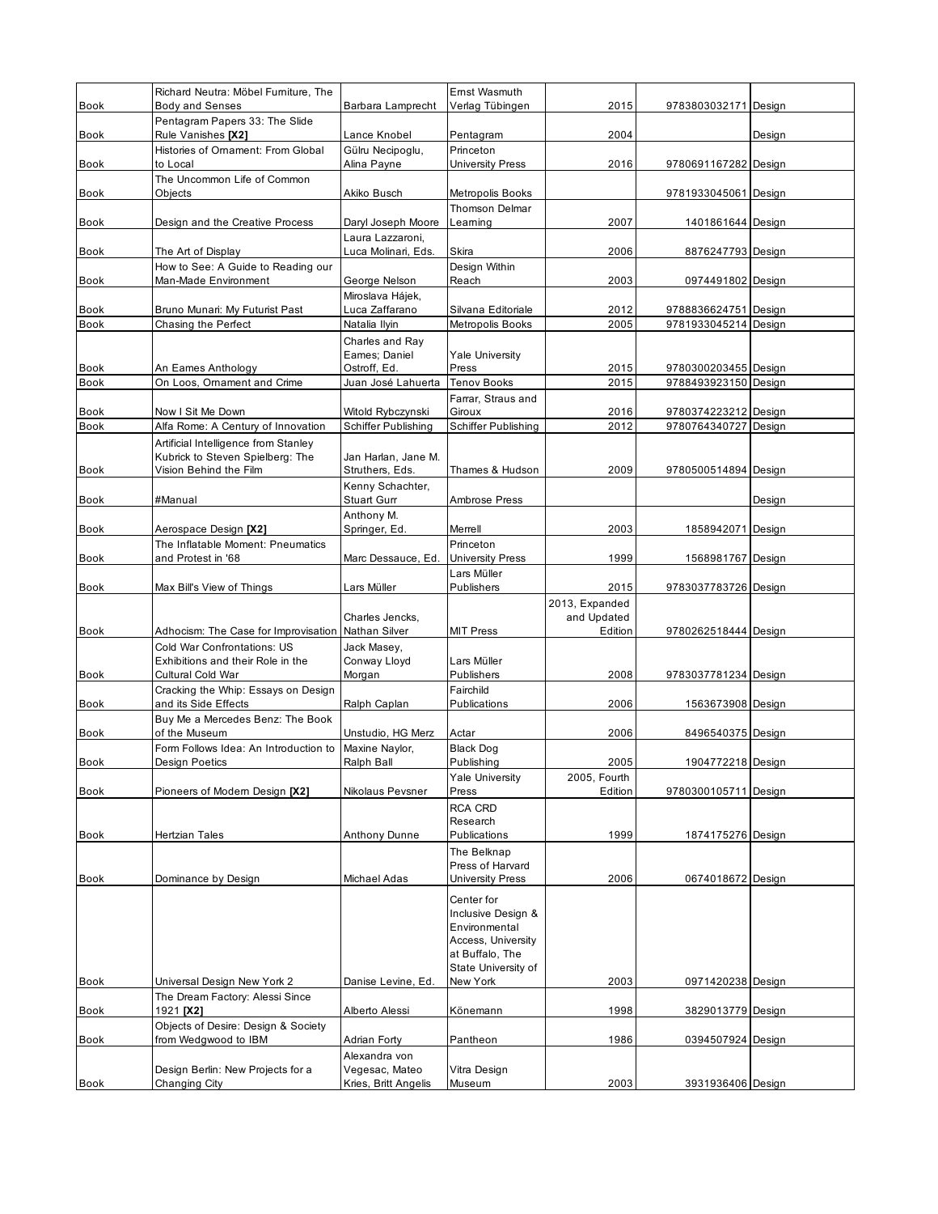| Book | Richard Neutra: Möbel Furniture, The Body and Senses | Barbara Lamprecht | Ernst Wasmuth Verlag Tübingen | 2015 | 9783803032171 | Design |
|---|---|---|---|---|---|---|
| Book | Pentagram Papers 33: The Slide Rule Vanishes **[X2]** | Lance Knobel | Pentagram | 2004 | | Design |
| Book | Histories of Ornament: From Global to Local | Gülru Necipoglu, Alina Payne | Princeton University Press | 2016 | 9780691167282 | Design |
| Book | The Uncommon Life of Common Objects | Akiko Busch | Metropolis Books | | 9781933045061 | Design |
| Book | Design and the Creative Process | Daryl Joseph Moore | Thomson Delmar Learning | 2007 | 1401861644 | Design |
| Book | The Art of Display | Laura Lazzaroni, Luca Molinari, Eds. | Skira | 2006 | 8876247793 | Design |
| Book | How to See: A Guide to Reading our Man-Made Environment | George Nelson | Design Within Reach | 2003 | 0974491802 | Design |
| Book | Bruno Munari: My Futurist Past | Miroslava Hájek, Luca Zaffarano | Silvana Editoriale | 2012 | 9788836624751 | Design |
| Book | Chasing the Perfect | Natalia Ilyin | Metropolis Books | 2005 | 9781933045214 | Design |
| Book | An Eames Anthology | Charles and Ray Eames; Daniel Ostroff, Ed. | Yale University Press | 2015 | 9780300203455 | Design |
| Book | On Loos, Ornament and Crime | Juan José Lahuerta | Tenov Books | 2015 | 9788493923150 | Design |
| Book | Now I Sit Me Down | Witold Rybczynski | Farrar, Straus and Giroux | 2016 | 9780374223212 | Design |
| Book | Alfa Rome: A Century of Innovation | Schiffer Publishing | Schiffer Publishing | 2012 | 9780764340727 | Design |
| Book | Artificial Intelligence from Stanley Kubrick to Steven Spielberg: The Vision Behind the Film | Jan Harlan, Jane M. Struthers, Eds. | Thames & Hudson | 2009 | 9780500514894 | Design |
| Book | #Manual | Kenny Schachter, Stuart Gurr | Ambrose Press | | | Design |
| Book | Aerospace Design **[X2]** | Anthony M. Springer, Ed. | Merrell | 2003 | 1858942071 | Design |
| Book | The Inflatable Moment: Pneumatics and Protest in '68 | Marc Dessauce, Ed. | Princeton University Press | 1999 | 1568981767 | Design |
| Book | Max Bill's View of Things | Lars Müller | Lars Müller Publishers | 2015 | 9783037783726 | Design |
| Book | Adhocism: The Case for Improvisation | Charles Jencks, Nathan Silver | MIT Press | 2013, Expanded and Updated Edition | 9780262518444 | Design |
| Book | Cold War Confrontations: US Exhibitions and their Role in the Cultural Cold War | Jack Masey, Conway Lloyd Morgan | Lars Müller Publishers | 2008 | 9783037781234 | Design |
| Book | Cracking the Whip: Essays on Design and its Side Effects | Ralph Caplan | Fairchild Publications | 2006 | 1563673908 | Design |
| Book | Buy Me a Mercedes Benz: The Book of the Museum | Unstudio, HG Merz | Actar | 2006 | 8496540375 | Design |
| Book | Form Follows Idea: An Introduction to Design Poetics | Maxine Naylor, Ralph Ball | Black Dog Publishing | 2005 | 1904772218 | Design |
| Book | Pioneers of Modern Design **[X2]** | Nikolaus Pevsner | Yale University Press | 2005, Fourth Edition | 9780300105711 | Design |
| Book | Hertzian Tales | Anthony Dunne | RCA CRD Research Publications | 1999 | 1874175276 | Design |
| Book | Dominance by Design | Michael Adas | The Belknap Press of Harvard University Press | 2006 | 0674018672 | Design |
| Book | Universal Design New York 2 | Danise Levine, Ed. | Center for Inclusive Design & Environmental Access, University at Buffalo, The State University of New York | 2003 | 0971420238 | Design |
| Book | The Dream Factory: Alessi Since 1921 **[X2]** | Alberto Alessi | Könemann | 1998 | 3829013779 | Design |
| Book | Objects of Desire: Design & Society from Wedgwood to IBM | Adrian Forty | Pantheon | 1986 | 0394507924 | Design |
| Book | Design Berlin: New Projects for a Changing City | Alexandra von Vegesac, Mateo Kries, Britt Angelis | Vitra Design Museum | 2003 | 3931936406 | Design |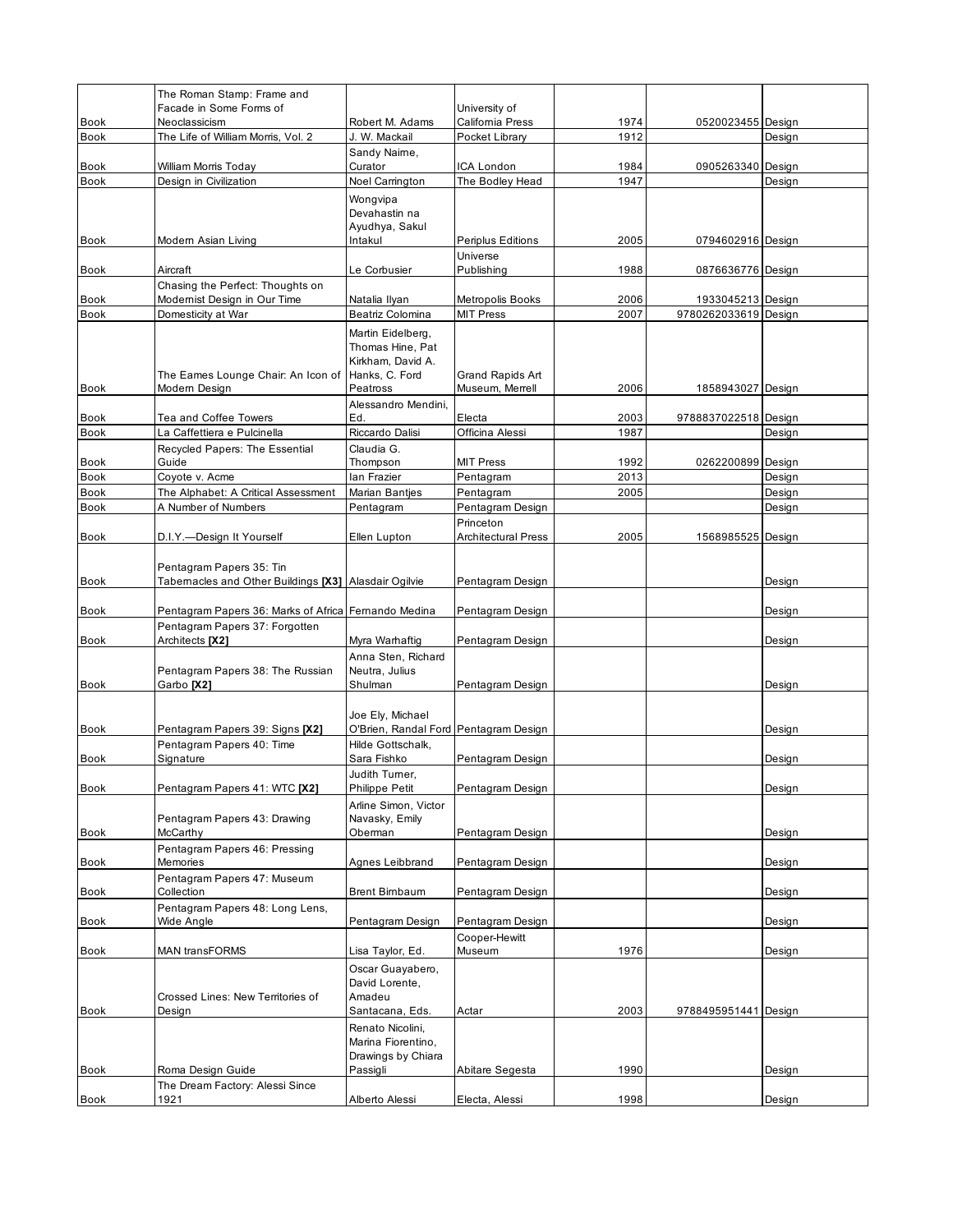| Book | The Roman Stamp: Frame and Facade in Some Forms of Neoclassicism | Robert M. Adams | University of California Press | 1974 | 0520023455 | Design |
|---|---|---|---|---|---|---|
| Book | The Life of William Morris, Vol. 2 | J. W. Mackail | Pocket Library | 1912 | | Design |
| Book | William Morris Today | Sandy Nairne, Curator | ICA London | 1984 | 0905263340 | Design |
| Book | Design in Civilization | Noel Carrington | The Bodley Head | 1947 | | Design |
| Book | Modern Asian Living | Wongvipa Devahastin na Ayudhya, Sakul Intakul | Periplus Editions | 2005 | 0794602916 | Design |
| Book | Aircraft | Le Corbusier | Universe Publishing | 1988 | 0876636776 | Design |
| Book | Chasing the Perfect: Thoughts on Modernist Design in Our Time | Natalia Ilyan | Metropolis Books | 2006 | 1933045213 | Design |
| Book | Domesticity at War | Beatriz Colomina | MIT Press | 2007 | 9780262033619 | Design |
| Book | The Eames Lounge Chair: An Icon of Modern Design | Martin Eidelberg, Thomas Hine, Pat Kirkham, David A. Hanks, C. Ford Peatross | Grand Rapids Art Museum, Merrell | 2006 | 1858943027 | Design |
| Book | Tea and Coffee Towers | Alessandro Mendini, Ed. | Electa | 2003 | 9788837022518 | Design |
| Book | La Caffettiera e Pulcinella | Riccardo Dalisi | Officina Alessi | 1987 | | Design |
| Book | Recycled Papers: The Essential Guide | Claudia G. Thompson | MIT Press | 1992 | 0262200899 | Design |
| Book | Coyote v. Acme | Ian Frazier | Pentagram | 2013 | | Design |
| Book | The Alphabet: A Critical Assessment | Marian Bantjes | Pentagram | 2005 | | Design |
| Book | A Number of Numbers | Pentagram | Pentagram Design | | | Design |
| Book | D.I.Y.—Design It Yourself | Ellen Lupton | Princeton Architectural Press | 2005 | 1568985525 | Design |
| Book | Pentagram Papers 35: Tin Tabernacles and Other Buildings **[X3]** | Alasdair Ogilvie | Pentagram Design | | | Design |
| Book | Pentagram Papers 36: Marks of Africa | Fernando Medina | Pentagram Design | | | Design |
| Book | Pentagram Papers 37: Forgotten Architects **[X2]** | Myra Warhaftig | Pentagram Design | | | Design |
| Book | Pentagram Papers 38: The Russian Garbo **[X2]** | Anna Sten, Richard Neutra, Julius Shulman | Pentagram Design | | | Design |
| Book | Pentagram Papers 39: Signs **[X2]** | Joe Ely, Michael O'Brien, Randal Ford | Pentagram Design | | | Design |
| Book | Pentagram Papers 40: Time Signature | Hilde Gottschalk, Sara Fishko | Pentagram Design | | | Design |
| Book | Pentagram Papers 41: WTC **[X2]** | Judith Turner, Philippe Petit | Pentagram Design | | | Design |
| Book | Pentagram Papers 43: Drawing McCarthy | Arline Simon, Victor Navasky, Emily Oberman | Pentagram Design | | | Design |
| Book | Pentagram Papers 46: Pressing Memories | Agnes Leibbrand | Pentagram Design | | | Design |
| Book | Pentagram Papers 47: Museum Collection | Brent Birnbaum | Pentagram Design | | | Design |
| Book | Pentagram Papers 48: Long Lens, Wide Angle | Pentagram Design | Pentagram Design | | | Design |
| Book | MAN transFORMS | Lisa Taylor, Ed. | Cooper-Hewitt Museum | 1976 | | Design |
| Book | Crossed Lines: New Territories of Design | Oscar Guayabero, David Lorente, Amadeu Santacana, Eds. | Actar | 2003 | 9788495951441 | Design |
| Book | Roma Design Guide | Renato Nicolini, Marina Fiorentino, Drawings by Chiara Passigli | Abitare Segesta | 1990 | | Design |
| Book | The Dream Factory: Alessi Since 1921 | Alberto Alessi | Electa, Alessi | 1998 | | Design |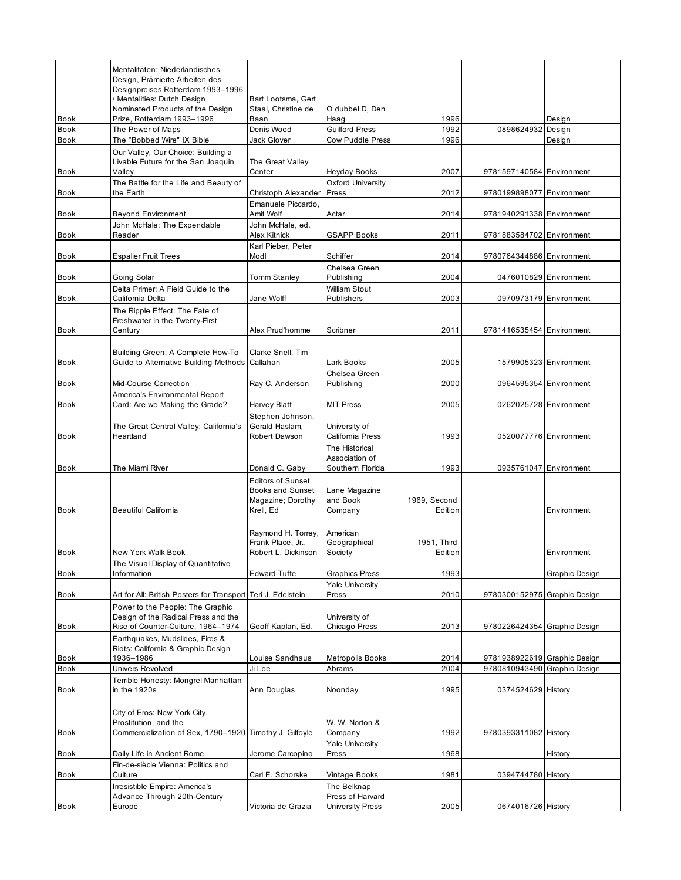| | | | | | | |
|---|---|---|---|---|---|---|
| Book | Mentalitäten: Niederländisches Design, Prämierte Arbeiten des Designpreises Rotterdam 1993–1996 / Mentalities: Dutch Design Nominated Products of the Design Prize, Rotterdam 1993–1996 | Bart Lootsma, Gert Staal, Christine de Baan | O dubbel D, Den Haag | 1996 | | Design |
| Book | The Power of Maps | Denis Wood | Guilford Press | 1992 | 0898624932 | Design |
| Book | The "Bobbed Wire" IX Bible | Jack Glover | Cow Puddle Press | 1996 | | Design |
| Book | Our Valley, Our Choice: Building a Livable Future for the San Joaquin Valley | The Great Valley Center | Heyday Books | 2007 | 9781597140584 | Environment |
| Book | The Battle for the Life and Beauty of the Earth | Christoph Alexander | Oxford University Press | 2012 | 9780199898077 | Environment |
| Book | Beyond Environment | Emanuele Piccardo, Amit Wolf | Actar | 2014 | 9781940291338 | Environment |
| Book | John McHale: The Expendable Reader | John McHale, ed. Alex Kitnick | GSAPP Books | 2011 | 9781883584702 | Environment |
| Book | Espalier Fruit Trees | Karl Pieber, Peter Modl | Schiffer | 2014 | 9780764344886 | Environment |
| Book | Going Solar | Tomm Stanley | Chelsea Green Publishing | 2004 | 0476010829 | Environment |
| Book | Delta Primer: A Field Guide to the California Delta | Jane Wolff | William Stout Publishers | 2003 | 0970973179 | Environment |
| Book | The Ripple Effect: The Fate of Freshwater in the Twenty-First Century | Alex Prud'homme | Scribner | 2011 | 9781416535454 | Environment |
| Book | Building Green: A Complete How-To Guide to Alternative Building Methods | Clarke Snell, Tim Callahan | Lark Books | 2005 | 1579905323 | Environment |
| Book | Mid-Course Correction | Ray C. Anderson | Chelsea Green Publishing | 2000 | 0964595354 | Environment |
| Book | America's Environmental Report Card: Are we Making the Grade? | Harvey Blatt | MIT Press | 2005 | 0262025728 | Environment |
| Book | The Great Central Valley: California's Heartland | Stephen Johnson, Gerald Haslam, Robert Dawson | University of California Press | 1993 | 0520077776 | Environment |
| Book | The Miami River | Donald C. Gaby | The Historical Association of Southern Florida | 1993 | 0935761047 | Environment |
| Book | Beautiful California | Editors of Sunset Books and Sunset Magazine; Dorothy Krell, Ed | Lane Magazine and Book Company | 1969, Second Edition | | Environment |
| Book | New York Walk Book | Raymond H. Torrey, Frank Place, Jr., Robert L. Dickinson | American Geographical Society | 1951, Third Edition | | Environment |
| Book | The Visual Display of Quantitative Information | Edward Tufte | Graphics Press | 1993 | | Graphic Design |
| Book | Art for All: British Posters for Transport | Teri J. Edelstein | Yale University Press | 2010 | 9780300152975 | Graphic Design |
| Book | Power to the People: The Graphic Design of the Radical Press and the Rise of Counter-Culture, 1964–1974 | Geoff Kaplan, Ed. | University of Chicago Press | 2013 | 9780226424354 | Graphic Design |
| Book | Earthquakes, Mudslides, Fires & Riots: California & Graphic Design 1936–1986 | Louise Sandhaus | Metropolis Books | 2014 | 9781938922619 | Graphic Design |
| Book | Univers Revolved | Ji Lee | Abrams | 2004 | 9780810943490 | Graphic Design |
| Book | Terrible Honesty: Mongrel Manhattan in the 1920s | Ann Douglas | Noonday | 1995 | 0374524629 | History |
| Book | City of Eros: New York City, Prostitution, and the Commercialization of Sex, 1790–1920 | Timothy J. Gilfoyle | W. W. Norton & Company | 1992 | 9780393311082 | History |
| Book | Daily Life in Ancient Rome | Jerome Carcopino | Yale University Press | 1968 | | History |
| Book | Fin-de-siècle Vienna: Politics and Culture | Carl E. Schorske | Vintage Books | 1981 | 0394744780 | History |
| Book | Irresistible Empire: America's Advance Through 20th-Century Europe | Victoria de Grazia | The Belknap Press of Harvard University Press | 2005 | 0674016726 | History |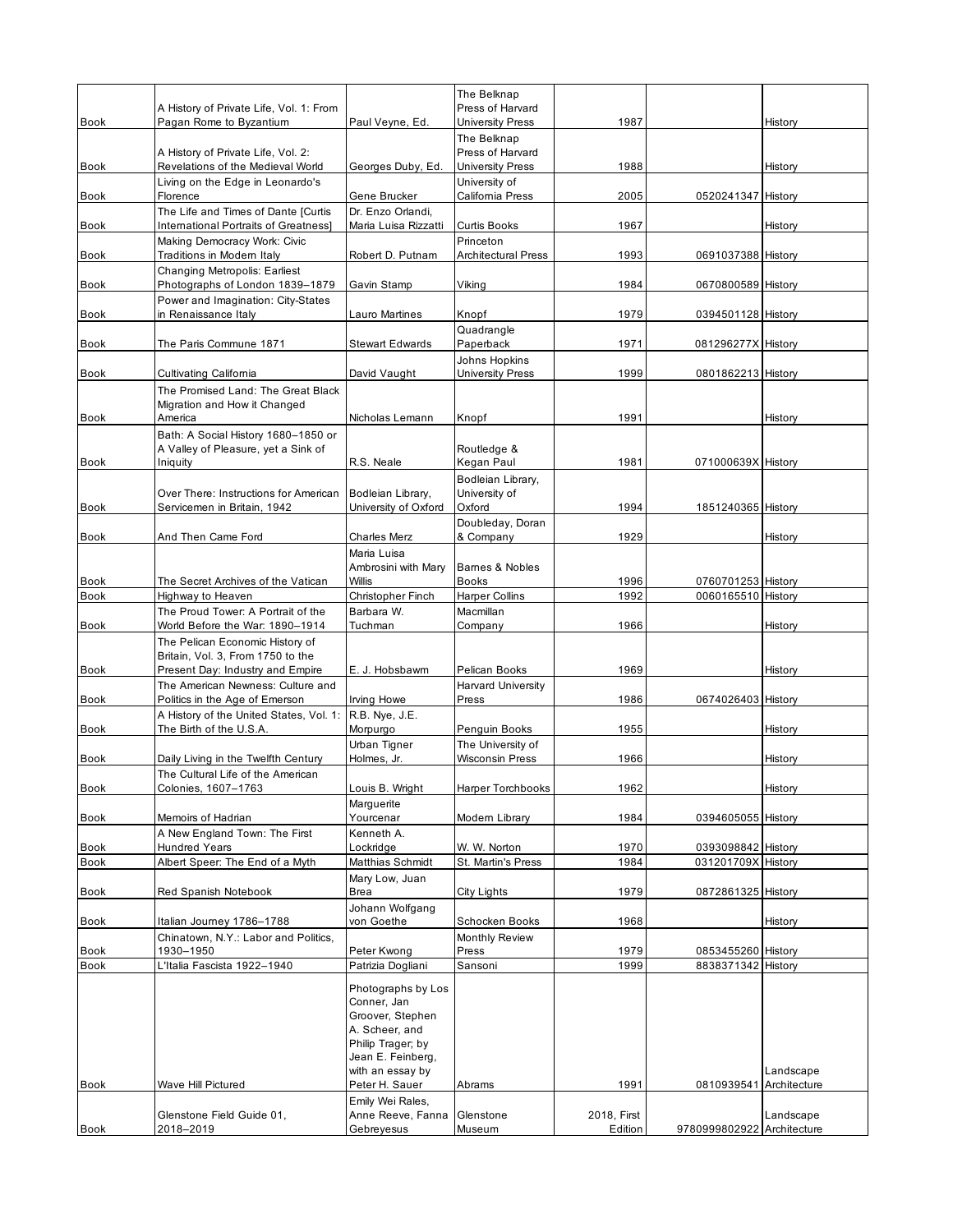| | | | | | | |
|---|---|---|---|---|---|---|
| Book | A History of Private Life, Vol. 1: From Pagan Rome to Byzantium | Paul Veyne, Ed. | The Belknap Press of Harvard University Press | 1987 | | History |
| Book | A History of Private Life, Vol. 2: Revelations of the Medieval World | Georges Duby, Ed. | The Belknap Press of Harvard University Press | 1988 | | History |
| Book | Living on the Edge in Leonardo's Florence | Gene Brucker | University of California Press | 2005 | 0520241347 | History |
| Book | The Life and Times of Dante [Curtis International Portraits of Greatness] | Dr. Enzo Orlandi, Maria Luisa Rizzatti | Curtis Books | 1967 | | History |
| Book | Making Democracy Work: Civic Traditions in Modern Italy | Robert D. Putnam | Princeton Architectural Press | 1993 | 0691037388 | History |
| Book | Changing Metropolis: Earliest Photographs of London 1839–1879 | Gavin Stamp | Viking | 1984 | 0670800589 | History |
| Book | Power and Imagination: City-States in Renaissance Italy | Lauro Martines | Knopf | 1979 | 0394501128 | History |
| Book | The Paris Commune 1871 | Stewart Edwards | Quadrangle Paperback | 1971 | 081296277X | History |
| Book | Cultivating California | David Vaught | Johns Hopkins University Press | 1999 | 0801862213 | History |
| Book | The Promised Land: The Great Black Migration and How it Changed America | Nicholas Lemann | Knopf | 1991 | | History |
| Book | Bath: A Social History 1680–1850 or A Valley of Pleasure, yet a Sink of Iniquity | R.S. Neale | Routledge & Kegan Paul | 1981 | 071000639X | History |
| Book | Over There: Instructions for American Servicemen in Britain, 1942 | Bodleian Library, University of Oxford | Bodleian Library, University of Oxford | 1994 | 1851240365 | History |
| Book | And Then Came Ford | Charles Merz | Doubleday, Doran & Company | 1929 | | History |
| Book | The Secret Archives of the Vatican | Maria Luisa Ambrosini with Mary Willis | Barnes & Nobles Books | 1996 | 0760701253 | History |
| Book | Highway to Heaven | Christopher Finch | Harper Collins | 1992 | 0060165510 | History |
| Book | The Proud Tower: A Portrait of the World Before the War: 1890–1914 | Barbara W. Tuchman | Macmillan Company | 1966 | | History |
| Book | The Pelican Economic History of Britain, Vol. 3, From 1750 to the Present Day: Industry and Empire | E. J. Hobsbawm | Pelican Books | 1969 | | History |
| Book | The American Newness: Culture and Politics in the Age of Emerson | Irving Howe | Harvard University Press | 1986 | 0674026403 | History |
| Book | A History of the United States, Vol. 1: The Birth of the U.S.A. | R.B. Nye, J.E. Morpurgo | Penguin Books | 1955 | | History |
| Book | Daily Living in the Twelfth Century | Urban Tigner Holmes, Jr. | The University of Wisconsin Press | 1966 | | History |
| Book | The Cultural Life of the American Colonies, 1607–1763 | Louis B. Wright | Harper Torchbooks | 1962 | | History |
| Book | Memoirs of Hadrian | Marguerite Yourcenar | Modern Library | 1984 | 0394605055 | History |
| Book | A New England Town: The First Hundred Years | Kenneth A. Lockridge | W. W. Norton | 1970 | 0393098842 | History |
| Book | Albert Speer: The End of a Myth | Matthias Schmidt | St. Martin's Press | 1984 | 031201709X | History |
| Book | Red Spanish Notebook | Mary Low, Juan Brea | City Lights | 1979 | 0872861325 | History |
| Book | Italian Journey 1786–1788 | Johann Wolfgang von Goethe | Schocken Books | 1968 | | History |
| Book | Chinatown, N.Y.: Labor and Politics, 1930–1950 | Peter Kwong | Monthly Review Press | 1979 | 0853455260 | History |
| Book | L'Italia Fascista 1922–1940 | Patrizia Dogliani | Sansoni | 1999 | 8838371342 | History |
| Book | Wave Hill Pictured | Photographs by Los Conner, Jan Groover, Stephen A. Scheer, and Philip Trager; by Jean E. Feinberg, with an essay by Peter H. Sauer | Abrams | 1991 | 0810939541 | Landscape Architecture |
| Book | Glenstone Field Guide 01, 2018–2019 | Emily Wei Rales, Anne Reeve, Fanna Gebreyesus | Glenstone Museum | 2018, First Edition | 9780999802922 | Landscape Architecture |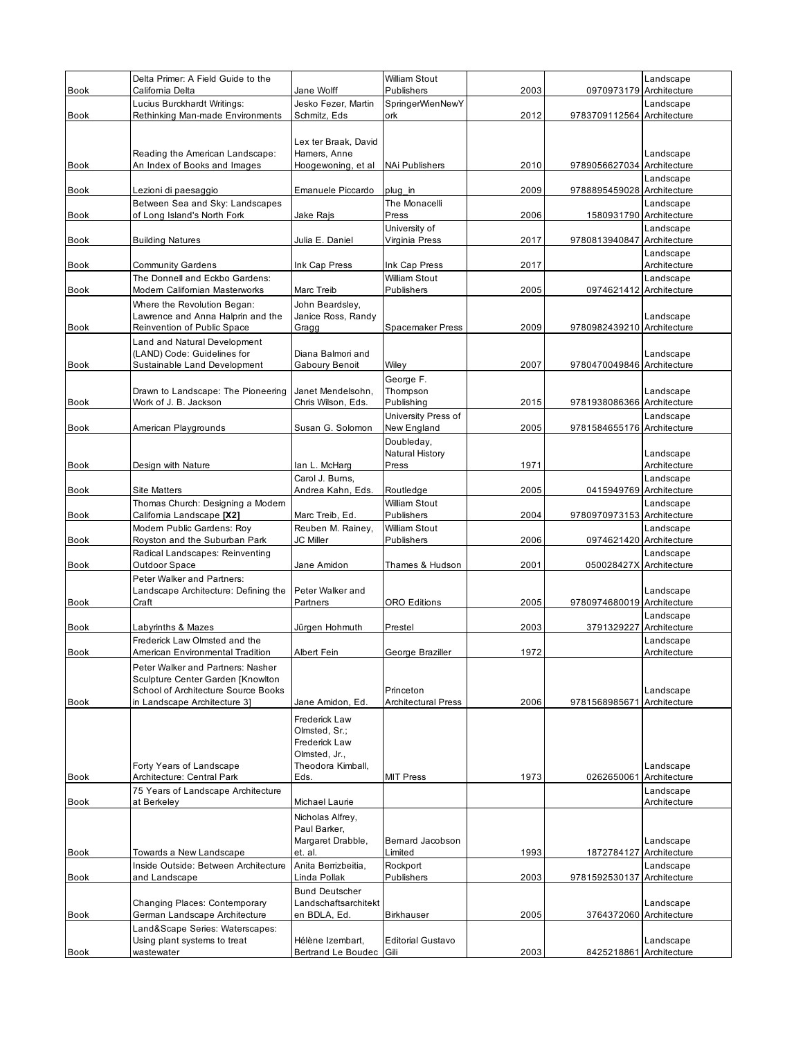| | | | | | | |
|---|---|---|---|---|---|---|
| Book | Delta Primer: A Field Guide to the California Delta | Jane Wolff | William Stout Publishers | 2003 | 0970973179 | Landscape Architecture |
| Book | Lucius Burckhardt Writings: Rethinking Man-made Environments | Jesko Fezer, Martin Schmitz, Eds | SpringerWienNewYork | 2012 | 9783709112564 | Landscape Architecture |
| Book | Reading the American Landscape: An Index of Books and Images | Lex ter Braak, David Hamers, Anne Hoogewoning, et al | NAi Publishers | 2010 | 9789056627034 | Landscape Architecture |
| Book | Lezioni di paesaggio | Emanuele Piccardo | plug_in | 2009 | 9788895459028 | Landscape Architecture |
| Book | Between Sea and Sky: Landscapes of Long Island's North Fork | Jake Rajs | The Monacelli Press | 2006 | 1580931790 | Landscape Architecture |
| Book | Building Natures | Julia E. Daniel | University of Virginia Press | 2017 | 9780813940847 | Landscape Architecture |
| Book | Community Gardens | Ink Cap Press | Ink Cap Press | 2017 | | Landscape Architecture |
| Book | The Donnell and Eckbo Gardens: Modern Californian Masterworks | Marc Treib | William Stout Publishers | 2005 | 0974621412 | Landscape Architecture |
| Book | Where the Revolution Began: Lawrence and Anna Halprin and the Reinvention of Public Space | John Beardsley, Janice Ross, Randy Gragg | Spacemaker Press | 2009 | 9780982439210 | Landscape Architecture |
| Book | Land and Natural Development (LAND) Code: Guidelines for Sustainable Land Development | Diana Balmori and Gaboury Benoit | Wiley | 2007 | 9780470049846 | Landscape Architecture |
| Book | Drawn to Landscape: The Pioneering Work of J. B. Jackson | Janet Mendelsohn, Chris Wilson, Eds. | George F. Thompson Publishing | 2015 | 9781938086366 | Landscape Architecture |
| Book | American Playgrounds | Susan G. Solomon | University Press of New England | 2005 | 9781584655176 | Landscape Architecture |
| Book | Design with Nature | Ian L. McHarg | Doubleday, Natural History Press | 1971 | | Landscape Architecture |
| Book | Site Matters | Carol J. Burns, Andrea Kahn, Eds. | Routledge | 2005 | 0415949769 | Landscape Architecture |
| Book | Thomas Church: Designing a Modern California Landscape **[X2]** | Marc Treib, Ed. | William Stout Publishers | 2004 | 9780970973153 | Landscape Architecture |
| Book | Modern Public Gardens: Roy Royston and the Suburban Park | Reuben M. Rainey, JC Miller | William Stout Publishers | 2006 | 0974621420 | Landscape Architecture |
| Book | Radical Landscapes: Reinventing Outdoor Space | Jane Amidon | Thames & Hudson | 2001 | 050028427X | Landscape Architecture |
| Book | Peter Walker and Partners: Landscape Architecture: Defining the Craft | Peter Walker and Partners | ORO Editions | 2005 | 9780974680019 | Landscape Architecture |
| Book | Labyrinths & Mazes | Jürgen Hohmuth | Prestel | 2003 | 3791329227 | Landscape Architecture |
| Book | Frederick Law Olmsted and the American Environmental Tradition | Albert Fein | George Braziller | 1972 | | Landscape Architecture |
| Book | Peter Walker and Partners: Nasher Sculpture Center Garden [Knowlton School of Architecture Source Books in Landscape Architecture 3] | Jane Amidon, Ed. | Princeton Architectural Press | 2006 | 9781568985671 | Landscape Architecture |
| Book | Forty Years of Landscape Architecture: Central Park | Frederick Law Olmsted, Sr.; Frederick Law Olmsted, Jr., Theodora Kimball, Eds. | MIT Press | 1973 | 0262650061 | Landscape Architecture |
| Book | 75 Years of Landscape Architecture at Berkeley | Michael Laurie | | | | Landscape Architecture |
| Book | Towards a New Landscape | Nicholas Alfrey, Paul Barker, Margaret Drabble, et. al. | Bernard Jacobson Limited | 1993 | 1872784127 | Landscape Architecture |
| Book | Inside Outside: Between Architecture and Landscape | Anita Berrizbeitia, Linda Pollak | Rockport Publishers | 2003 | 9781592530137 | Landscape Architecture |
| Book | Changing Places: Contemporary German Landscape Architecture | Bund Deutscher Landschaftsarchitekten BDLA, Ed. | Birkhauser | 2005 | 3764372060 | Landscape Architecture |
| Book | Land&Scape Series: Waterscapes: Using plant systems to treat wastewater | Hélène Izembart, Bertrand Le Boudec | Editorial Gustavo Gili | 2003 | 8425218861 | Landscape Architecture |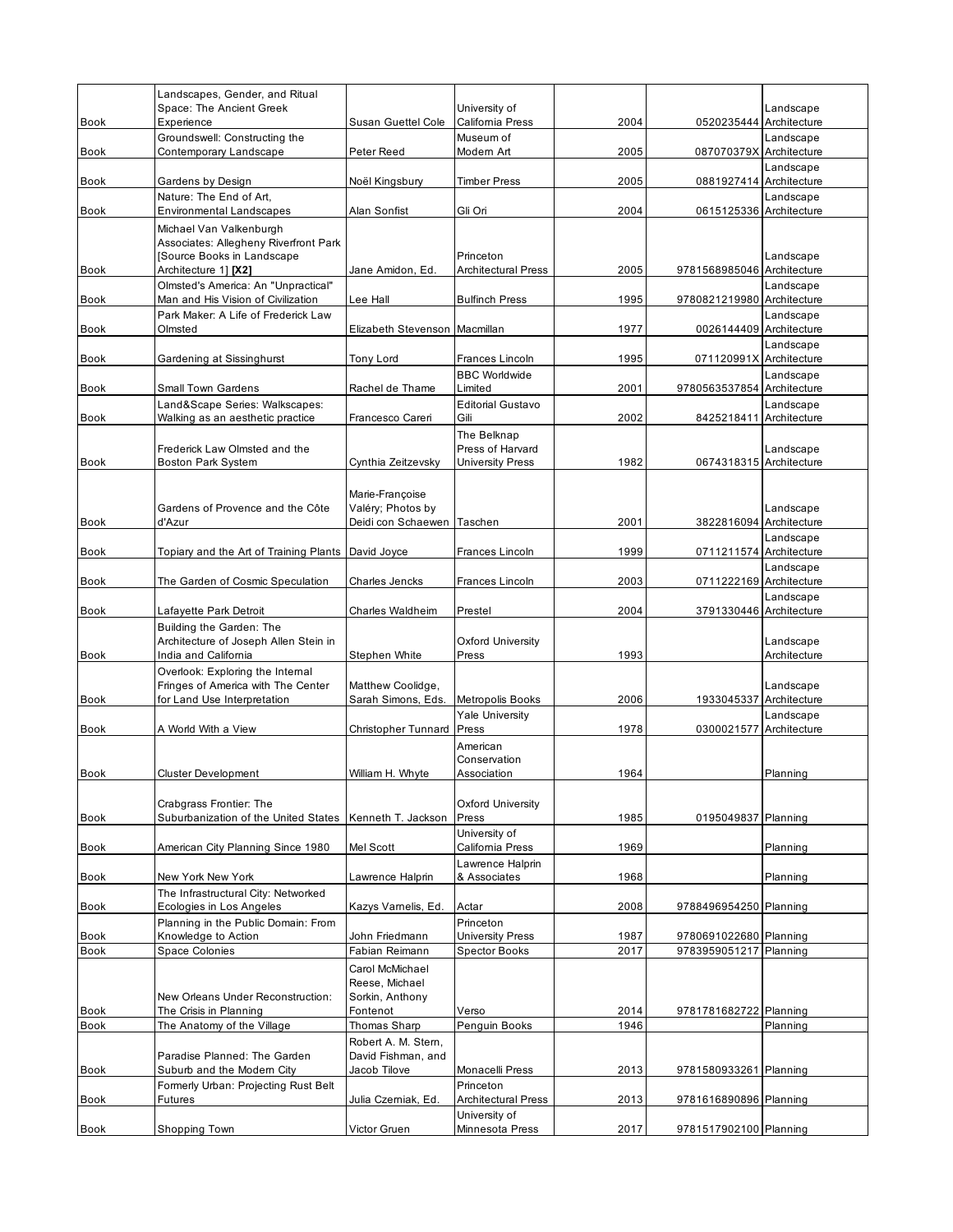| | | | | | | |
|---|---|---|---|---|---|---|
| Book | Landscapes, Gender, and Ritual Space: The Ancient Greek Experience | Susan Guettel Cole | University of California Press | 2004 | 0520235444 | Landscape Architecture |
| Book | Groundswell: Constructing the Contemporary Landscape | Peter Reed | Museum of Modern Art | 2005 | 087070379X | Landscape Architecture |
| Book | Gardens by Design | Noël Kingsbury | Timber Press | 2005 | 0881927414 | Landscape Architecture |
| Book | Nature: The End of Art, Environmental Landscapes | Alan Sonfist | Gli Ori | 2004 | 0615125336 | Landscape Architecture |
| Book | Michael Van Valkenburgh Associates: Allegheny Riverfront Park [Source Books in Landscape Architecture 1] **[X2]** | Jane Amidon, Ed. | Princeton Architectural Press | 2005 | 9781568985046 | Landscape Architecture |
| Book | Olmsted's America: An "Unpractical" Man and His Vision of Civilization | Lee Hall | Bulfinch Press | 1995 | 9780821219980 | Landscape Architecture |
| Book | Park Maker: A Life of Frederick Law Olmsted | Elizabeth Stevenson | Macmillan | 1977 | 0026144409 | Landscape Architecture |
| Book | Gardening at Sissinghurst | Tony Lord | Frances Lincoln | 1995 | 071120991X | Landscape Architecture |
| Book | Small Town Gardens | Rachel de Thame | BBC Worldwide Limited | 2001 | 9780563537854 | Landscape Architecture |
| Book | Land&Scape Series: Walkscapes: Walking as an aesthetic practice | Francesco Careri | Editorial Gustavo Gili | 2002 | 8425218411 | Landscape Architecture |
| Book | Frederick Law Olmsted and the Boston Park System | Cynthia Zeitzevsky | The Belknap Press of Harvard University Press | 1982 | 0674318315 | Landscape Architecture |
| Book | Gardens of Provence and the Côte d'Azur | Marie-Françoise Valéry; Photos by Deidi con Schaewen | Taschen | 2001 | 3822816094 | Landscape Architecture |
| Book | Topiary and the Art of Training Plants | David Joyce | Frances Lincoln | 1999 | 0711211574 | Landscape Architecture |
| Book | The Garden of Cosmic Speculation | Charles Jencks | Frances Lincoln | 2003 | 0711222169 | Landscape Architecture |
| Book | Lafayette Park Detroit | Charles Waldheim | Prestel | 2004 | 3791330446 | Landscape Architecture |
| Book | Building the Garden: The Architecture of Joseph Allen Stein in India and California | Stephen White | Oxford University Press | 1993 | | Landscape Architecture |
| Book | Overlook: Exploring the Internal Fringes of America with The Center for Land Use Interpretation | Matthew Coolidge, Sarah Simons, Eds. | Metropolis Books | 2006 | 1933045337 | Landscape Architecture |
| Book | A World With a View | Christopher Tunnard | Yale University Press | 1978 | 0300021577 | Landscape Architecture |
| Book | Cluster Development | William H. Whyte | American Conservation Association | 1964 | | Planning |
| Book | Crabgrass Frontier: The Suburbanization of the United States | Kenneth T. Jackson | Oxford University Press | 1985 | 0195049837 | Planning |
| Book | American City Planning Since 1980 | Mel Scott | University of California Press | 1969 | | Planning |
| Book | New York New York | Lawrence Halprin | Lawrence Halprin & Associates | 1968 | | Planning |
| Book | The Infrastructural City: Networked Ecologies in Los Angeles | Kazys Varnelis, Ed. | Actar | 2008 | 9788496954250 | Planning |
| Book | Planning in the Public Domain: From Knowledge to Action | John Friedmann | Princeton University Press | 1987 | 9780691022680 | Planning |
| Book | Space Colonies | Fabian Reimann | Spector Books | 2017 | 9783959051217 | Planning |
| Book | New Orleans Under Reconstruction: The Crisis in Planning | Carol McMichael Reese, Michael Sorkin, Anthony Fontenot | Verso | 2014 | 9781781682722 | Planning |
| Book | The Anatomy of the Village | Thomas Sharp | Penguin Books | 1946 | | Planning |
| Book | Paradise Planned: The Garden Suburb and the Modern City | Robert A. M. Stern, David Fishman, and Jacob Tilove | Monacelli Press | 2013 | 9781580933261 | Planning |
| Book | Formerly Urban: Projecting Rust Belt Futures | Julia Czerniak, Ed. | Princeton Architectural Press | 2013 | 9781616890896 | Planning |
| Book | Shopping Town | Victor Gruen | University of Minnesota Press | 2017 | 9781517902100 | Planning |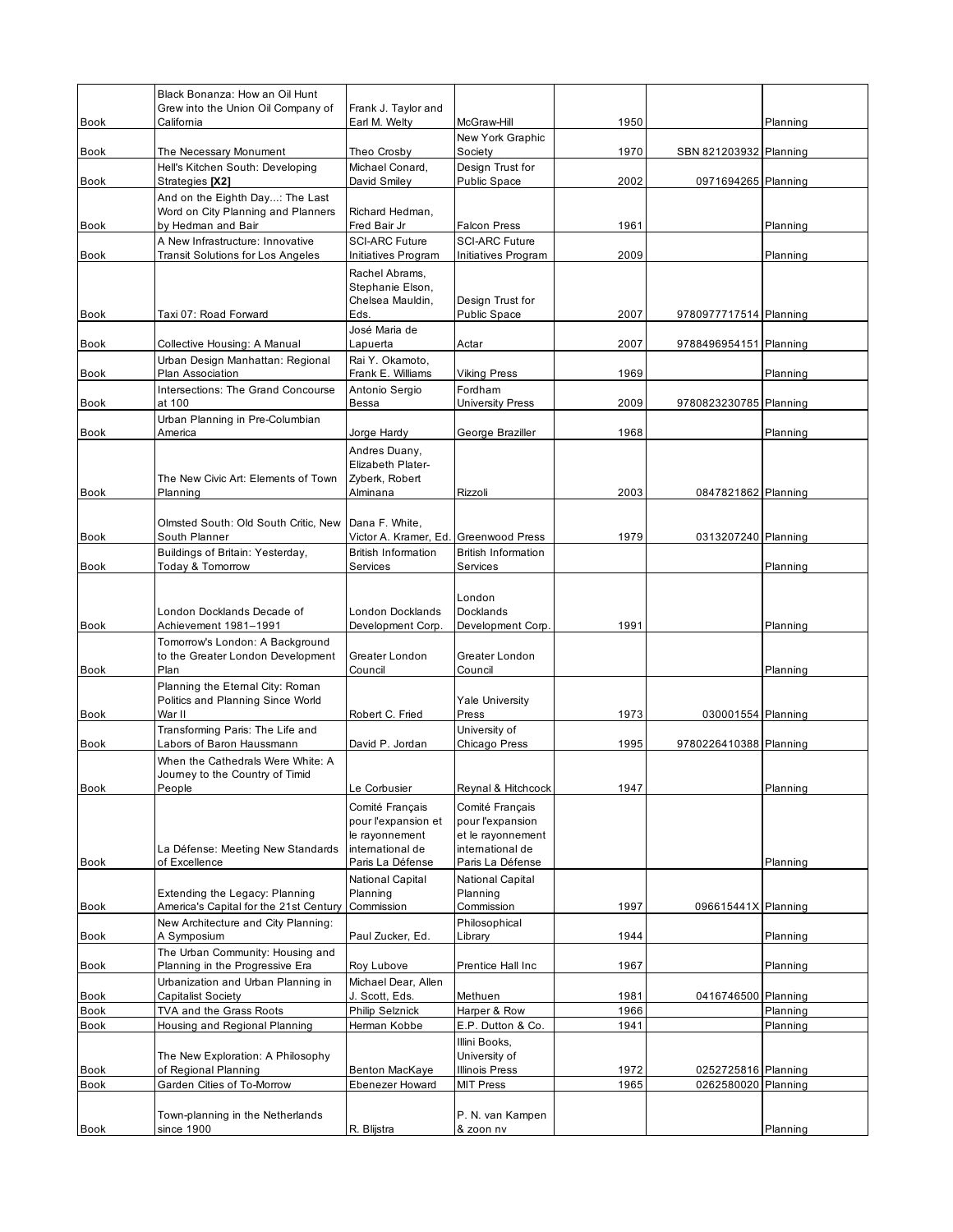| Book | Black Bonanza: How an Oil Hunt Grew into the Union Oil Company of California | Frank J. Taylor and Earl M. Welty | McGraw-Hill | 1950 | | Planning |
|---|---|---|---|---|---|---|
| Book | The Necessary Monument | Theo Crosby | New York Graphic Society | 1970 | SBN 821203932 | Planning |
| Book | Hell's Kitchen South: Developing Strategies **[X2]** | Michael Conard, David Smiley | Design Trust for Public Space | 2002 | 0971694265 | Planning |
| Book | And on the Eighth Day...: The Last Word on City Planning and Planners by Hedman and Bair | Richard Hedman, Fred Bair Jr | Falcon Press | 1961 | | Planning |
| Book | A New Infrastructure: Innovative Transit Solutions for Los Angeles | SCI-ARC Future Initiatives Program | SCI-ARC Future Initiatives Program | 2009 | | Planning |
| Book | Taxi 07: Road Forward | Rachel Abrams, Stephanie Elson, Chelsea Mauldin, Eds. | Design Trust for Public Space | 2007 | 9780977717514 | Planning |
| Book | Collective Housing: A Manual | José Maria de Lapuerta | Actar | 2007 | 9788496954151 | Planning |
| Book | Urban Design Manhattan: Regional Plan Association | Rai Y. Okamoto, Frank E. Williams | Viking Press | 1969 | | Planning |
| Book | Intersections: The Grand Concourse at 100 | Antonio Sergio Bessa | Fordham University Press | 2009 | 9780823230785 | Planning |
| Book | Urban Planning in Pre-Columbian America | Jorge Hardy | George Braziller | 1968 | | Planning |
| Book | The New Civic Art: Elements of Town Planning | Andres Duany, Elizabeth Plater-Zyberk, Robert Alminana | Rizzoli | 2003 | 0847821862 | Planning |
| Book | Olmsted South: Old South Critic, New South Planner | Dana F. White, Victor A. Kramer, Ed. | Greenwood Press | 1979 | 0313207240 | Planning |
| Book | Buildings of Britain: Yesterday, Today & Tomorrow | British Information Services | British Information Services | | | Planning |
| Book | London Docklands Decade of Achievement 1981–1991 | London Docklands Development Corp. | London Docklands Development Corp. | 1991 | | Planning |
| Book | Tomorrow's London: A Background to the Greater London Development Plan | Greater London Council | Greater London Council | | | Planning |
| Book | Planning the Eternal City: Roman Politics and Planning Since World War II | Robert C. Fried | Yale University Press | 1973 | 030001554 | Planning |
| Book | Transforming Paris: The Life and Labors of Baron Haussmann | David P. Jordan | University of Chicago Press | 1995 | 9780226410388 | Planning |
| Book | When the Cathedrals Were White: A Journey to the Country of Timid People | Le Corbusier | Reynal & Hitchcock | 1947 | | Planning |
| Book | La Défense: Meeting New Standards of Excellence | Comité Français pour l'expansion et le rayonnement international de Paris La Défense | Comité Français pour l'expansion et le rayonnement international de Paris La Défense | | | Planning |
| Book | Extending the Legacy: Planning America's Capital for the 21st Century | National Capital Planning Commission | National Capital Planning Commission | 1997 | 096615441X | Planning |
| Book | New Architecture and City Planning: A Symposium | Paul Zucker, Ed. | Philosophical Library | 1944 | | Planning |
| Book | The Urban Community: Housing and Planning in the Progressive Era | Roy Lubove | Prentice Hall Inc | 1967 | | Planning |
| Book | Urbanization and Urban Planning in Capitalist Society | Michael Dear, Allen J. Scott, Eds. | Methuen | 1981 | 0416746500 | Planning |
| Book | TVA and the Grass Roots | Philip Selznick | Harper & Row | 1966 | | Planning |
| Book | Housing and Regional Planning | Herman Kobbe | E.P. Dutton & Co. | 1941 | | Planning |
| Book | The New Exploration: A Philosophy of Regional Planning | Benton MacKaye | Illini Books, University of Illinois Press | 1972 | 0252725816 | Planning |
| Book | Garden Cities of To-Morrow | Ebenezer Howard | MIT Press | 1965 | 0262580020 | Planning |
| Book | Town-planning in the Netherlands since 1900 | R. Blijstra | P. N. van Kampen & zoon nv | | | Planning |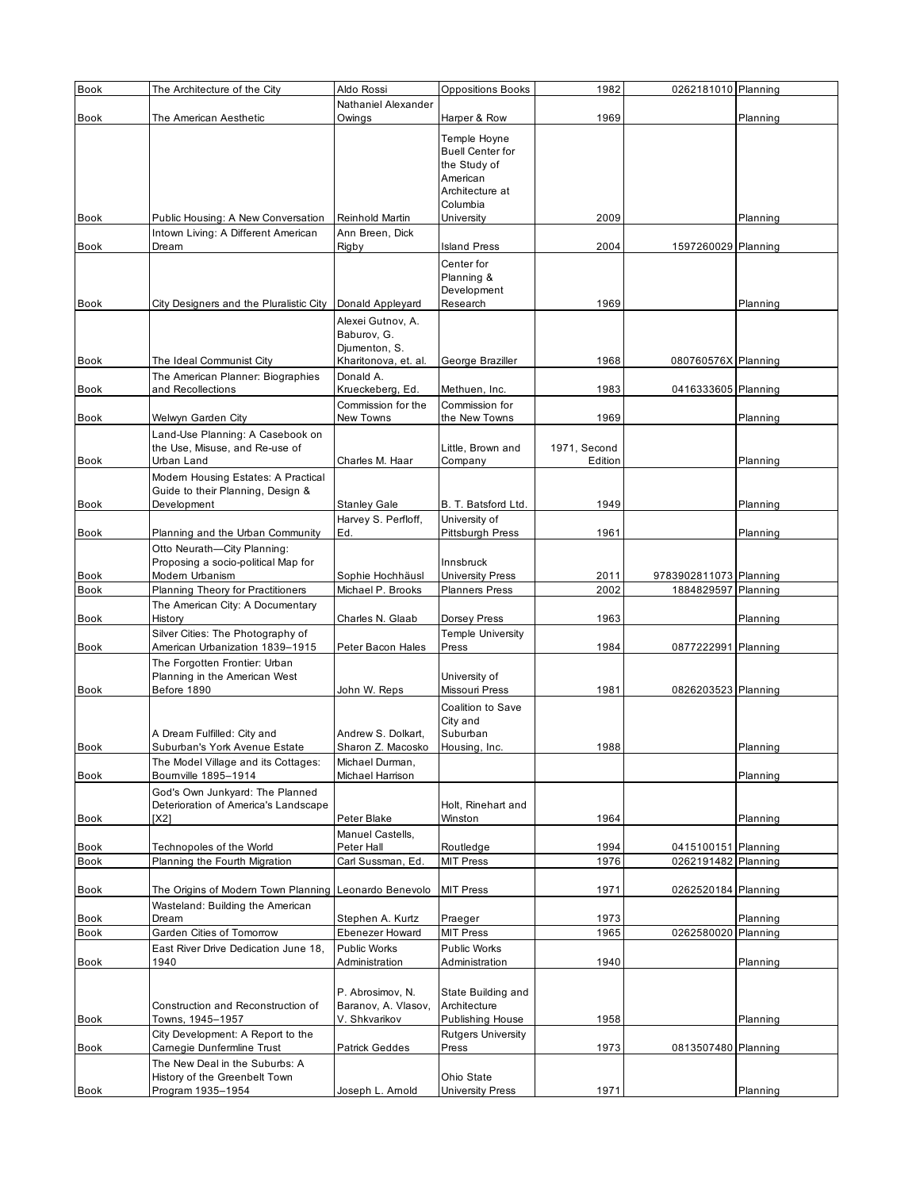| Book | The Architecture of the City | Aldo Rossi | Oppositions Books | 1982 | 0262181010 | Planning |
|---|---|---|---|---|---|---|
| Book | The American Aesthetic | Nathaniel Alexander Owings | Harper & Row | 1969 | | Planning |
| Book | Public Housing: A New Conversation | Reinhold Martin | Temple Hoyne Buell Center for the Study of American Architecture at Columbia University | 2009 | | Planning |
| Book | Intown Living: A Different American Dream | Ann Breen, Dick Rigby | Island Press | 2004 | 1597260029 | Planning |
| Book | City Designers and the Pluralistic City | Donald Appleyard | Center for Planning & Development Research | 1969 | | Planning |
| Book | The Ideal Communist City | Alexei Gutnov, A. Baburov, G. Djumenton, S. Kharitonova, et. al. | George Braziller | 1968 | 080760576X | Planning |
| Book | The American Planner: Biographies and Recollections | Donald A. Krueckeberg, Ed. | Methuen, Inc. | 1983 | 0416333605 | Planning |
| Book | Welwyn Garden City | Commission for the New Towns | Commission for the New Towns | 1969 | | Planning |
| Book | Land-Use Planning: A Casebook on the Use, Misuse, and Re-use of Urban Land | Charles M. Haar | Little, Brown and Company | 1971, Second Edition | | Planning |
| Book | Modern Housing Estates: A Practical Guide to their Planning, Design & Development | Stanley Gale | B. T. Batsford Ltd. | 1949 | | Planning |
| Book | Planning and the Urban Community | Harvey S. Perfloff, Ed. | University of Pittsburgh Press | 1961 | | Planning |
| Book | Otto Neurath—City Planning: Proposing a socio-political Map for Modern Urbanism | Sophie Hochhäusl | Innsbruck University Press | 2011 | 9783902811073 | Planning |
| Book | Planning Theory for Practitioners | Michael P. Brooks | Planners Press | 2002 | 1884829597 | Planning |
| Book | The American City: A Documentary History | Charles N. Glaab | Dorsey Press | 1963 | | Planning |
| Book | Silver Cities: The Photography of American Urbanization 1839–1915 | Peter Bacon Hales | Temple University Press | 1984 | 0877222991 | Planning |
| Book | The Forgotten Frontier: Urban Planning in the American West Before 1890 | John W. Reps | University of Missouri Press | 1981 | 0826203523 | Planning |
| Book | A Dream Fulfilled: City and Suburban's York Avenue Estate | Andrew S. Dolkart, Sharon Z. Macosko | Coalition to Save City and Suburban Housing, Inc. | 1988 | | Planning |
| Book | The Model Village and its Cottages: Bournville 1895–1914 | Michael Durman, Michael Harrison | | | | Planning |
| Book | God's Own Junkyard: The Planned Deterioration of America's Landscape [X2] | Peter Blake | Holt, Rinehart and Winston | 1964 | | Planning |
| Book | Technopoles of the World | Manuel Castells, Peter Hall | Routledge | 1994 | 0415100151 | Planning |
| Book | Planning the Fourth Migration | Carl Sussman, Ed. | MIT Press | 1976 | 0262191482 | Planning |
| Book | The Origins of Modern Town Planning | Leonardo Benevolo | MIT Press | 1971 | 0262520184 | Planning |
| Book | Wasteland: Building the American Dream | Stephen A. Kurtz | Praeger | 1973 | | Planning |
| Book | Garden Cities of Tomorrow | Ebenezer Howard | MIT Press | 1965 | 0262580020 | Planning |
| Book | East River Drive Dedication June 18, 1940 | Public Works Administration | Public Works Administration | 1940 | | Planning |
| Book | Construction and Reconstruction of Towns, 1945–1957 | P. Abrosimov, N. Baranov, A. Vlasov, V. Shkvarikov | State Building and Architecture Publishing House | 1958 | | Planning |
| Book | City Development: A Report to the Carnegie Dunfermline Trust | Patrick Geddes | Rutgers University Press | 1973 | 0813507480 | Planning |
| Book | The New Deal in the Suburbs: A History of the Greenbelt Town Program 1935–1954 | Joseph L. Arnold | Ohio State University Press | 1971 | | Planning |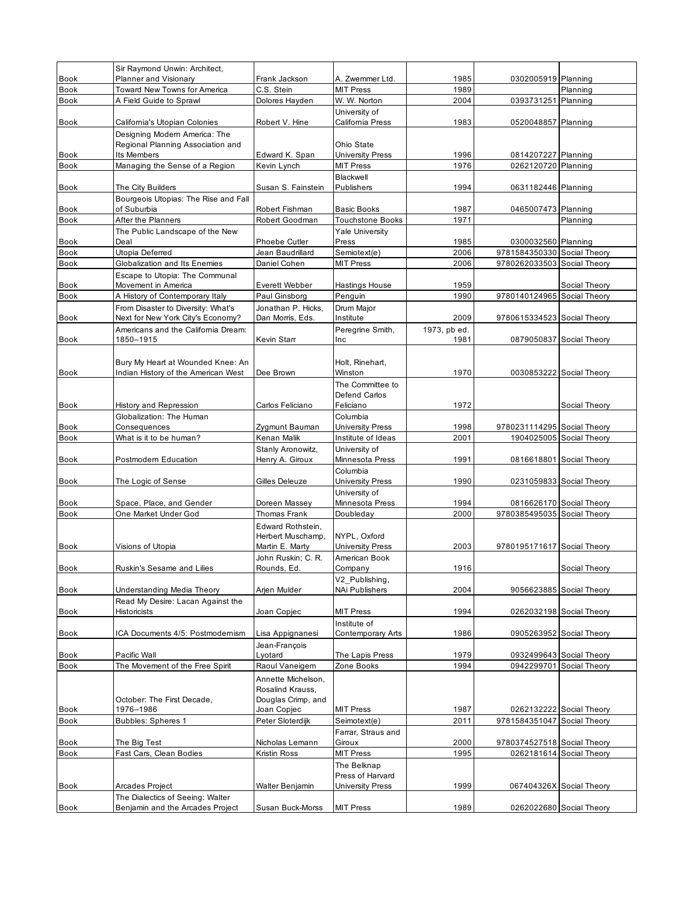| | | | | | | |
|---|---|---|---|---|---|---|
| Book | Sir Raymond Unwin: Architect, Planner and Visionary | Frank Jackson | A. Zwemmer Ltd. | 1985 | 0302005919 | Planning |
| Book | Toward New Towns for America | C.S. Stein | MIT Press | 1989 | | Planning |
| Book | A Field Guide to Sprawl | Dolores Hayden | W. W. Norton | 2004 | 0393731251 | Planning |
| Book | California's Utopian Colonies | Robert V. Hine | University of California Press | 1983 | 0520048857 | Planning |
| Book | Designing Modern America: The Regional Planning Association and Its Members | Edward K. Span | Ohio State University Press | 1996 | 0814207227 | Planning |
| Book | Managing the Sense of a Region | Kevin Lynch | MIT Press | 1976 | 0262120720 | Planning |
| Book | The City Builders | Susan S. Fainstein | Blackwell Publishers | 1994 | 0631182446 | Planning |
| Book | Bourgeois Utopias: The Rise and Fall of Suburbia | Robert Fishman | Basic Books | 1987 | 0465007473 | Planning |
| Book | After the Planners | Robert Goodman | Touchstone Books | 1971 | | Planning |
| Book | The Public Landscape of the New Deal | Phoebe Cutler | Yale University Press | 1985 | 0300032560 | Planning |
| Book | Utopia Deferred | Jean Baudrillard | Semiotext(e) | 2006 | 9781584350330 | Social Theory |
| Book | Globalization and Its Enemies | Daniel Cohen | MIT Press | 2006 | 9780262033503 | Social Theory |
| Book | Escape to Utopia: The Communal Movement in America | Everett Webber | Hastings House | 1959 | | Social Theory |
| Book | A History of Contemporary Italy | Paul Ginsborg | Penguin | 1990 | 9780140124965 | Social Theory |
| Book | From Disaster to Diversity: What's Next for New York City's Economy? | Jonathan P. Hicks, Dan Morris, Eds. | Drum Major Institute | 2009 | 9780615334523 | Social Theory |
| Book | Americans and the California Dream: 1850–1915 | Kevin Starr | Peregrine Smith, Inc | 1973, pb ed. 1981 | 0879050837 | Social Theory |
| Book | Bury My Heart at Wounded Knee: An Indian History of the American West | Dee Brown | Holt, Rinehart, Winston | 1970 | 0030853222 | Social Theory |
| Book | History and Repression | Carlos Feliciano | The Committee to Defend Carlos Feliciano | 1972 | | Social Theory |
| Book | Globalization: The Human Consequences | Zygmunt Bauman | Columbia University Press | 1998 | 9780231114295 | Social Theory |
| Book | What is it to be human? | Kenan Malik | Institute of Ideas | 2001 | 1904025005 | Social Theory |
| Book | Postmodern Education | Stanly Aronowitz, Henry A. Giroux | University of Minnesota Press | 1991 | 0816618801 | Social Theory |
| Book | The Logic of Sense | Gilles Deleuze | Columbia University Press | 1990 | 0231059833 | Social Theory |
| Book | Space, Place, and Gender | Doreen Massey | University of Minnesota Press | 1994 | 0816626170 | Social Theory |
| Book | One Market Under God | Thomas Frank | Doubleday | 2000 | 9780385495035 | Social Theory |
| Book | Visions of Utopia | Edward Rothstein, Herbert Muschamp, Martin E. Marty | NYPL, Oxford University Press | 2003 | 9780195171617 | Social Theory |
| Book | Ruskin's Sesame and Lilies | John Ruskin; C. R. Rounds, Ed. | American Book Company | 1916 | | Social Theory |
| Book | Understanding Media Theory | Arjen Mulder | V2_Publishing, NAi Publishers | 2004 | 9056623885 | Social Theory |
| Book | Read My Desire: Lacan Against the Historicists | Joan Copjec | MIT Press | 1994 | 0262032198 | Social Theory |
| Book | ICA Documents 4/5: Postmodernism | Lisa Appignanesi | Institute of Contemporary Arts | 1986 | 0905263952 | Social Theory |
| Book | Pacific Wall | Jean-François Lyotard | The Lapis Press | 1979 | 0932499643 | Social Theory |
| Book | The Movement of the Free Spirit | Raoul Vaneigem | Zone Books | 1994 | 0942299701 | Social Theory |
| Book | October: The First Decade, 1976–1986 | Annette Michelson, Rosalind Krauss, Douglas Crimp, and Joan Copjec | MIT Press | 1987 | 0262132222 | Social Theory |
| Book | Bubbles: Spheres 1 | Peter Sloterdijk | Seimotext(e) | 2011 | 9781584351047 | Social Theory |
| Book | The Big Test | Nicholas Lemann | Farrar, Straus and Giroux | 2000 | 9780374527518 | Social Theory |
| Book | Fast Cars, Clean Bodies | Kristin Ross | MIT Press | 1995 | 0262181614 | Social Theory |
| Book | Arcades Project | Walter Benjamin | The Belknap Press of Harvard University Press | 1999 | 067404326X | Social Theory |
| Book | The Dialectics of Seeing: Walter Benjamin and the Arcades Project | Susan Buck-Morss | MIT Press | 1989 | 0262022680 | Social Theory |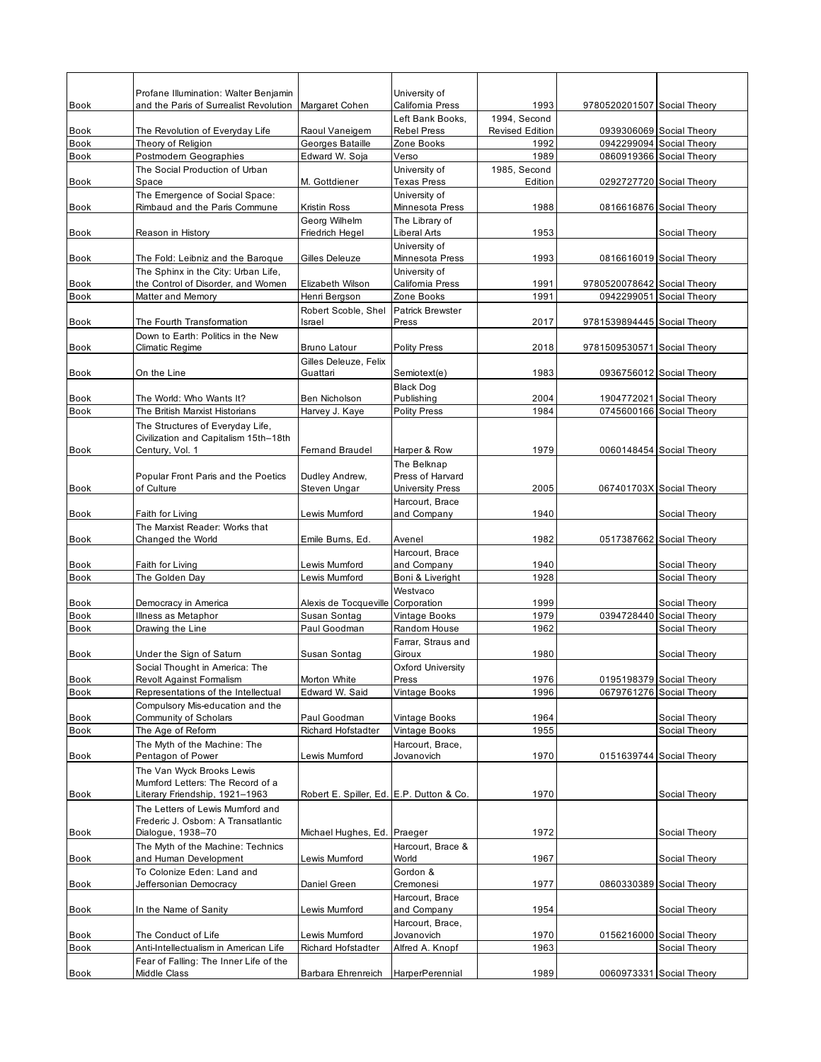| Book | Profane Illumination: Walter Benjamin and the Paris of Surrealist Revolution | Margaret Cohen | University of California Press | 1993 | 9780520201507 | Social Theory |
|---|---|---|---|---|---|---|
| Book | The Revolution of Everyday Life | Raoul Vaneigem | Left Bank Books, Rebel Press | 1994, Second Revised Edition | 0939306069 | Social Theory |
| Book | Theory of Religion | Georges Bataille | Zone Books | 1992 | 0942299094 | Social Theory |
| Book | Postmodern Geographies | Edward W. Soja | Verso | 1989 | 0860919366 | Social Theory |
| Book | The Social Production of Urban Space | M. Gottdiener | University of Texas Press | 1985, Second Edition | 0292727720 | Social Theory |
| Book | The Emergence of Social Space: Rimbaud and the Paris Commune | Kristin Ross | University of Minnesota Press | 1988 | 0816616876 | Social Theory |
| Book | Reason in History | Georg Wilhelm Friedrich Hegel | The Library of Liberal Arts | 1953 | | Social Theory |
| Book | The Fold: Leibniz and the Baroque | Gilles Deleuze | University of Minnesota Press | 1993 | 0816616019 | Social Theory |
| Book | The Sphinx in the City: Urban Life, the Control of Disorder, and Women | Elizabeth Wilson | University of California Press | 1991 | 9780520078642 | Social Theory |
| Book | Matter and Memory | Henri Bergson | Zone Books | 1991 | 0942299051 | Social Theory |
| Book | The Fourth Transformation | Robert Scoble, Shel Israel | Patrick Brewster Press | 2017 | 9781539894445 | Social Theory |
| Book | Down to Earth: Politics in the New Climatic Regime | Bruno Latour | Polity Press | 2018 | 9781509530571 | Social Theory |
| Book | On the Line | Gilles Deleuze, Felix Guattari | Semiotext(e) | 1983 | 0936756012 | Social Theory |
| Book | The World: Who Wants It? | Ben Nicholson | Black Dog Publishing | 2004 | 1904772021 | Social Theory |
| Book | The British Marxist Historians | Harvey J. Kaye | Polity Press | 1984 | 0745600166 | Social Theory |
| Book | The Structures of Everyday Life, Civilization and Capitalism 15th–18th Century, Vol. 1 | Fernand Braudel | Harper & Row | 1979 | 0060148454 | Social Theory |
| Book | Popular Front Paris and the Poetics of Culture | Dudley Andrew, Steven Ungar | The Belknap Press of Harvard University Press | 2005 | 067401703X | Social Theory |
| Book | Faith for Living | Lewis Mumford | Harcourt, Brace and Company | 1940 | | Social Theory |
| Book | The Marxist Reader: Works that Changed the World | Emile Burns, Ed. | Avenel | 1982 | 0517387662 | Social Theory |
| Book | Faith for Living | Lewis Mumford | Harcourt, Brace and Company | 1940 | | Social Theory |
| Book | The Golden Day | Lewis Mumford | Boni & Liveright | 1928 | | Social Theory |
| Book | Democracy in America | Alexis de Tocqueville | Westvaco Corporation | 1999 | | Social Theory |
| Book | Illness as Metaphor | Susan Sontag | Vintage Books | 1979 | 0394728440 | Social Theory |
| Book | Drawing the Line | Paul Goodman | Random House | 1962 | | Social Theory |
| Book | Under the Sign of Saturn | Susan Sontag | Farrar, Straus and Giroux | 1980 | | Social Theory |
| Book | Social Thought in America: The Revolt Against Formalism | Morton White | Oxford University Press | 1976 | 0195198379 | Social Theory |
| Book | Representations of the Intellectual | Edward W. Said | Vintage Books | 1996 | 0679761276 | Social Theory |
| Book | Compulsory Mis-education and the Community of Scholars | Paul Goodman | Vintage Books | 1964 | | Social Theory |
| Book | The Age of Reform | Richard Hofstadter | Vintage Books | 1955 | | Social Theory |
| Book | The Myth of the Machine: The Pentagon of Power | Lewis Mumford | Harcourt, Brace, Jovanovich | 1970 | 0151639744 | Social Theory |
| Book | The Van Wyck Brooks Lewis Mumford Letters: The Record of a Literary Friendship, 1921–1963 | Robert E. Spiller, Ed. | E.P. Dutton & Co. | 1970 | | Social Theory |
| Book | The Letters of Lewis Mumford and Frederic J. Osborn: A Transatlantic Dialogue, 1938–70 | Michael Hughes, Ed. | Praeger | 1972 | | Social Theory |
| Book | The Myth of the Machine: Technics and Human Development | Lewis Mumford | Harcourt, Brace & World | 1967 | | Social Theory |
| Book | To Colonize Eden: Land and Jeffersonian Democracy | Daniel Green | Gordon & Cremonesi | 1977 | 0860330389 | Social Theory |
| Book | In the Name of Sanity | Lewis Mumford | Harcourt, Brace and Company | 1954 | | Social Theory |
| Book | The Conduct of Life | Lewis Mumford | Harcourt, Brace, Jovanovich | 1970 | 0156216000 | Social Theory |
| Book | Anti-Intellectualism in American Life | Richard Hofstadter | Alfred A. Knopf | 1963 | | Social Theory |
| Book | Fear of Falling: The Inner Life of the Middle Class | Barbara Ehrenreich | HarperPerennial | 1989 | 0060973331 | Social Theory |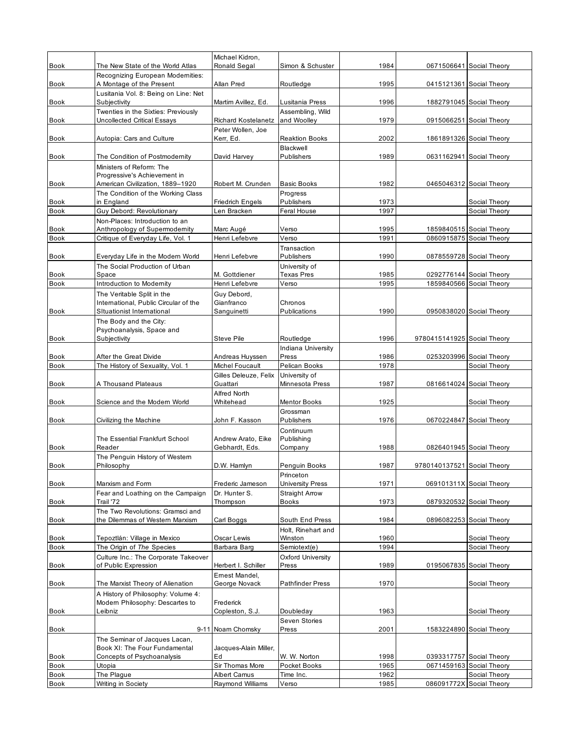| | | | | | | |
|---|---|---|---|---|---|---|
| Book | The New State of the World Atlas | Michael Kidron, Ronald Segal | Simon & Schuster | 1984 | 0671506641 | Social Theory |
| Book | Recognizing European Modernities: A Montage of the Present | Allan Pred | Routledge | 1995 | 0415121361 | Social Theory |
| Book | Lusitania Vol. 8: Being on Line: Net Subjectivity | Martim Avillez, Ed. | Lusitania Press | 1996 | 1882791045 | Social Theory |
| Book | Twenties in the Sixties: Previously Uncollected Critical Essays | Richard Kostelanetz | Assembling, Wild and Woolley | 1979 | 0915066251 | Social Theory |
| Book | Autopia: Cars and Culture | Peter Wollen, Joe Kerr, Ed. | Reaktion Books | 2002 | 1861891326 | Social Theory |
| Book | The Condition of Postmodernity | David Harvey | Blackwell Publishers | 1989 | 0631162941 | Social Theory |
| Book | Ministers of Reform: The Progressive's Achievement in American Civilization, 1889–1920 | Robert M. Crunden | Basic Books | 1982 | 0465046312 | Social Theory |
| Book | The Condition of the Working Class in England | Friedrich Engels | Progress Publishers | 1973 | | Social Theory |
| Book | Guy Debord: Revolutionary | Len Bracken | Feral House | 1997 | | Social Theory |
| Book | Non-Places: Introduction to an Anthropology of Supermodernity | Marc Augé | Verso | 1995 | 1859840515 | Social Theory |
| Book | Critique of Everyday Life, Vol. 1 | Henri Lefebvre | Verso | 1991 | 0860915875 | Social Theory |
| Book | Everyday Life in the Modern World | Henri Lefebvre | Transaction Publishers | 1990 | 0878559728 | Social Theory |
| Book | The Social Production of Urban Space | M. Gottdiener | University of Texas Pres | 1985 | 0292776144 | Social Theory |
| Book | Introduction to Modernity | Henri Lefebvre | Verso | 1995 | 1859840566 | Social Theory |
| Book | The Veritable Split in the International, Public Circular of the SItuationist International | Guy Debord, Gianfranco Sanguinetti | Chronos Publications | 1990 | 0950838020 | Social Theory |
| Book | The Body and the City: Psychoanalysis, Space and Subjectivity | Steve Pile | Routledge | 1996 | 9780415141925 | Social Theory |
| Book | After the Great Divide | Andreas Huyssen | Indiana University Press | 1986 | 0253203996 | Social Theory |
| Book | The History of Sexuality, Vol. 1 | Michel Foucault | Pelican Books | 1978 | | Social Theory |
| Book | A Thousand Plateaus | Gilles Deleuze, Felix Guattari | University of Minnesota Press | 1987 | 0816614024 | Social Theory |
| Book | Science and the Modern World | Alfred North Whitehead | Mentor Books | 1925 | | Social Theory |
| Book | Civilizing the Machine | John F. Kasson | Grossman Publishers | 1976 | 0670224847 | Social Theory |
| Book | The Essential Frankfurt School Reader | Andrew Arato, Eike Gebhardt, Eds. | Continuum Publishing Company | 1988 | 0826401945 | Social Theory |
| Book | The Penguin History of Western Philosophy | D.W. Hamlyn | Penguin Books | 1987 | 9780140137521 | Social Theory |
| Book | Marxism and Form | Frederic Jameson | Princeton University Press | 1971 | 069101311X | Social Theory |
| Book | Fear and Loathing on the Campaign Trail '72 | Dr. Hunter S. Thompson | Straight Arrow Books | 1973 | 0879320532 | Social Theory |
| Book | The Two Revolutions: Gramsci and the Dilemmas of Western Marxism | Carl Boggs | South End Press | 1984 | 0896082253 | Social Theory |
| Book | Tepoztlán: Village in Mexico | Oscar Lewis | Holt, Rinehart and Winston | 1960 | | Social Theory |
| Book | The Origin of *The* Species | Barbara Barg | Semiotext(e) | 1994 | | Social Theory |
| Book | Culture Inc.: The Corporate Takeover of Public Expression | Herbert I. Schiller | Oxford University Press | 1989 | 0195067835 | Social Theory |
| Book | The Marxist Theory of Alienation | Ernest Mandel, George Novack | Pathfinder Press | 1970 | | Social Theory |
| Book | A History of Philosophy: Volume 4: Modern Philosophy: Descartes to Leibniz | Frederick Copleston, S.J. | Doubleday | 1963 | | Social Theory |
| Book | 9-11 | Noam Chomsky | Seven Stories Press | 2001 | 1583224890 | Social Theory |
| Book | The Seminar of Jacques Lacan, Book XI: The Four Fundamental Concepts of Psychoanalysis | Jacques-Alain Miller, Ed | W. W. Norton | 1998 | 0393317757 | Social Theory |
| Book | Utopia | Sir Thomas More | Pocket Books | 1965 | 0671459163 | Social Theory |
| Book | The Plague | Albert Camus | Time Inc. | 1962 | | Social Theory |
| Book | Writing in Society | Raymond Williams | Verso | 1985 | 086091772X | Social Theory |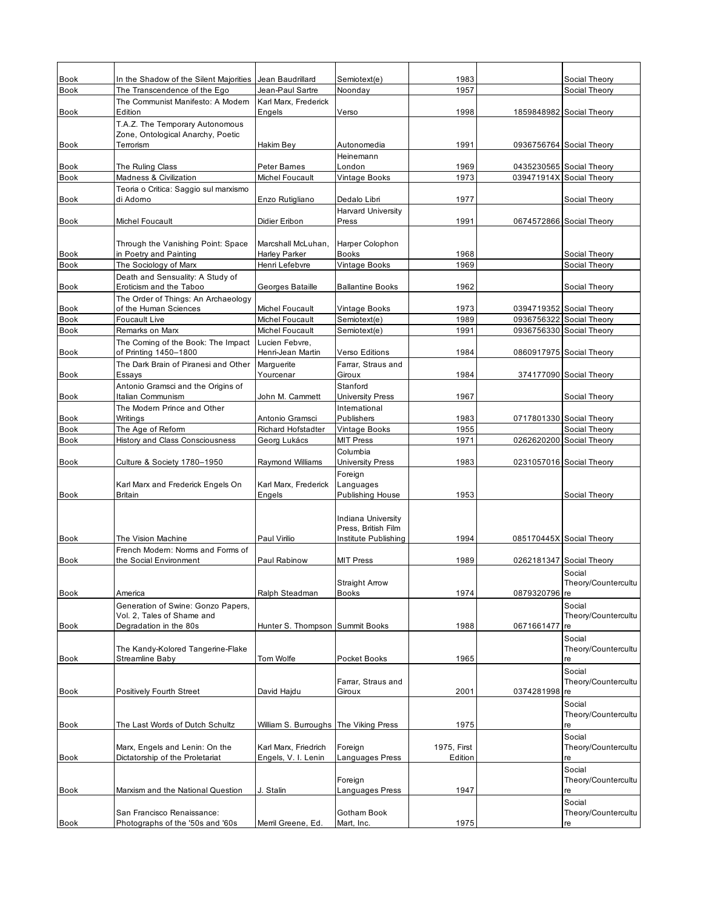| | | | | | | |
|---|---|---|---|---|---|---|
| Book | In the Shadow of the Silent Majorities | Jean Baudrillard | Semiotext(e) | 1983 | | Social Theory |
| Book | The Transcendence of the Ego | Jean-Paul Sartre | Noonday | 1957 | | Social Theory |
| Book | The Communist Manifesto: A Modern Edition | Karl Marx, Frederick Engels | Verso | 1998 | 1859848982 | Social Theory |
| Book | T.A.Z. The Temporary Autonomous Zone, Ontological Anarchy, Poetic Terrorism | Hakim Bey | Autonomedia | 1991 | 0936756764 | Social Theory |
| Book | The Ruling Class | Peter Barnes | Heinemann London | 1969 | 0435230565 | Social Theory |
| Book | Madness & Civilization | Michel Foucault | Vintage Books | 1973 | 039471914X | Social Theory |
| Book | Teoria o Critica: Saggio sul marxismo di Adorno | Enzo Rutigliano | Dedalo Libri | 1977 | | Social Theory |
| Book | Michel Foucault | Didier Eribon | Harvard University Press | 1991 | 0674572866 | Social Theory |
| Book | Through the Vanishing Point: Space in Poetry and Painting | Marcshall McLuhan, Harley Parker | Harper Colophon Books | 1968 | | Social Theory |
| Book | The Sociology of Marx | Henri Lefebvre | Vintage Books | 1969 | | Social Theory |
| Book | Death and Sensuality: A Study of Eroticism and the Taboo | Georges Bataille | Ballantine Books | 1962 | | Social Theory |
| Book | The Order of Things: An Archaeology of the Human Sciences | Michel Foucault | Vintage Books | 1973 | 0394719352 | Social Theory |
| Book | Foucault Live | Michel Foucault | Semiotext(e) | 1989 | 0936756322 | Social Theory |
| Book | Remarks on Marx | Michel Foucault | Semiotext(e) | 1991 | 0936756330 | Social Theory |
| Book | The Coming of the Book: The Impact of Printing 1450–1800 | Lucien Febvre, Henri-Jean Martin | Verso Editions | 1984 | 0860917975 | Social Theory |
| Book | The Dark Brain of Piranesi and Other Essays | Marguerite Yourcenar | Farrar, Straus and Giroux | 1984 | 374177090 | Social Theory |
| Book | Antonio Gramsci and the Origins of Italian Communism | John M. Cammett | Stanford University Press | 1967 | | Social Theory |
| Book | The Modern Prince and Other Writings | Antonio Gramsci | International Publishers | 1983 | 0717801330 | Social Theory |
| Book | The Age of Reform | Richard Hofstadter | Vintage Books | 1955 | | Social Theory |
| Book | History and Class Consciousness | Georg Lukács | MIT Press | 1971 | 0262620200 | Social Theory |
| Book | Culture & Society 1780–1950 | Raymond Williams | Columbia University Press | 1983 | 0231057016 | Social Theory |
| Book | Karl Marx and Frederick Engels On Britain | Karl Marx, Frederick Engels | Foreign Languages Publishing House | 1953 | | Social Theory |
| Book | The Vision Machine | Paul Virilio | Indiana University Press, British Film Institute Publishing | 1994 | 085170445X | Social Theory |
| Book | French Modern: Norms and Forms of the Social Environment | Paul Rabinow | MIT Press | 1989 | 0262181347 | Social Theory |
| Book | America | Ralph Steadman | Straight Arrow Books | 1974 | 0879320796 | Social Theory/Counterculture |
| Book | Generation of Swine: Gonzo Papers, Vol. 2, Tales of Shame and Degradation in the 80s | Hunter S. Thompson | Summit Books | 1988 | 0671661477 | Social Theory/Counterculture |
| Book | The Kandy-Kolored Tangerine-Flake Streamline Baby | Tom Wolfe | Pocket Books | 1965 | | Social Theory/Counterculture |
| Book | Positively Fourth Street | David Hajdu | Farrar, Straus and Giroux | 2001 | 0374281998 | Social Theory/Counterculture |
| Book | The Last Words of Dutch Schultz | William S. Burroughs | The Viking Press | 1975 | | Social Theory/Counterculture |
| Book | Marx, Engels and Lenin: On the Dictatorship of the Proletariat | Karl Marx, Friedrich Engels, V. I. Lenin | Foreign Languages Press | 1975, First Edition | | Social Theory/Counterculture |
| Book | Marxism and the National Question | J. Stalin | Foreign Languages Press | 1947 | | Social Theory/Counterculture |
| Book | San Francisco Renaissance: Photographs of the '50s and '60s | Merril Greene, Ed. | Gotham Book Mart, Inc. | 1975 | | Social Theory/Counterculture |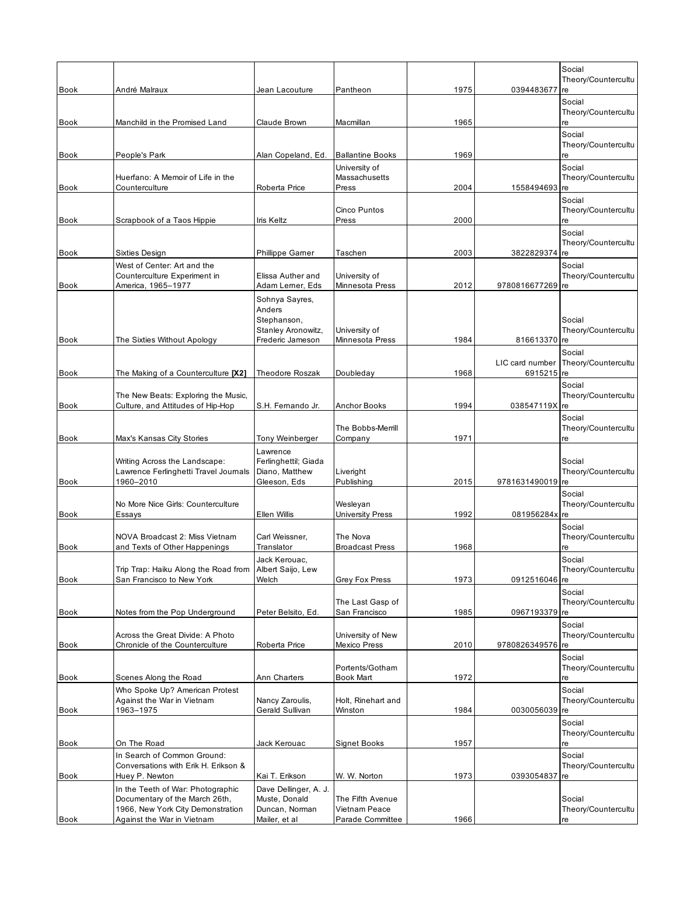| | | | | | | |
|---|---|---|---|---|---|---|
| Book | André Malraux | Jean Lacouture | Pantheon | 1975 | 0394483677 | Social Theory/Counterculture |
| Book | Manchild in the Promised Land | Claude Brown | Macmillan | 1965 | | Social Theory/Counterculture |
| Book | People's Park | Alan Copeland, Ed. | Ballantine Books | 1969 | | Social Theory/Counterculture |
| Book | Huerfano: A Memoir of Life in the Counterculture | Roberta Price | University of Massachusetts Press | 2004 | 1558494693 | Social Theory/Counterculture |
| Book | Scrapbook of a Taos Hippie | Iris Keltz | Cinco Puntos Press | 2000 | | Social Theory/Counterculture |
| Book | Sixties Design | Phillippe Garner | Taschen | 2003 | 3822829374 | Social Theory/Counterculture |
| Book | West of Center: Art and the Counterculture Experiment in America, 1965–1977 | Elissa Auther and Adam Lerner, Eds | University of Minnesota Press | 2012 | 9780816677269 | Social Theory/Counterculture |
| Book | The Sixties Without Apology | Sohnya Sayres, Anders Stephanson, Stanley Aronowitz, Frederic Jameson | University of Minnesota Press | 1984 | 816613370 | Social Theory/Counterculture |
| Book | The Making of a Counterculture **[X2]** | Theodore Roszak | Doubleday | 1968 | LIC card number 6915215 | Social Theory/Counterculture |
| Book | The New Beats: Exploring the Music, Culture, and Attitudes of Hip-Hop | S.H. Fernando Jr. | Anchor Books | 1994 | 038547119X | Social Theory/Counterculture |
| Book | Max's Kansas City Stories | Tony Weinberger | The Bobbs-Merrill Company | 1971 | | Social Theory/Counterculture |
| Book | Writing Across the Landscape: Lawrence Ferlinghetti Travel Journals 1960–2010 | Lawrence Ferlinghettil; Giada Diano, Matthew Gleeson, Eds | Liveright Publishing | 2015 | 9781631490019 | Social Theory/Counterculture |
| Book | No More Nice Girls: Counterculture Essays | Ellen Willis | Wesleyan University Press | 1992 | 081956284x | Social Theory/Counterculture |
| Book | NOVA Broadcast 2: Miss Vietnam and Texts of Other Happenings | Carl Weissner, Translator | The Nova Broadcast Press | 1968 | | Social Theory/Counterculture |
| Book | Trip Trap: Haiku Along the Road from San Francisco to New York | Jack Kerouac, Albert Saijo, Lew Welch | Grey Fox Press | 1973 | 0912516046 | Social Theory/Counterculture |
| Book | Notes from the Pop Underground | Peter Belsito, Ed. | The Last Gasp of San Francisco | 1985 | 0967193379 | Social Theory/Counterculture |
| Book | Across the Great Divide: A Photo Chronicle of the Counterculture | Roberta Price | University of New Mexico Press | 2010 | 9780826349576 | Social Theory/Counterculture |
| Book | Scenes Along the Road | Ann Charters | Portents/Gotham Book Mart | 1972 | | Social Theory/Counterculture |
| Book | Who Spoke Up? American Protest Against the War in Vietnam 1963–1975 | Nancy Zaroulis, Gerald Sullivan | Holt, Rinehart and Winston | 1984 | 0030056039 | Social Theory/Counterculture |
| Book | On The Road | Jack Kerouac | Signet Books | 1957 | | Social Theory/Counterculture |
| Book | In Search of Common Ground: Conversations with Erik H. Erikson & Huey P. Newton | Kai T. Erikson | W. W. Norton | 1973 | 0393054837 | Social Theory/Counterculture |
| Book | In the Teeth of War: Photographic Documentary of the March 26th, 1966, New York City Demonstration Against the War in Vietnam | Dave Dellinger, A. J. Muste, Donald Duncan, Norman Mailer, et al | The Fifth Avenue Vietnam Peace Parade Committee | 1966 | | Social Theory/Counterculture |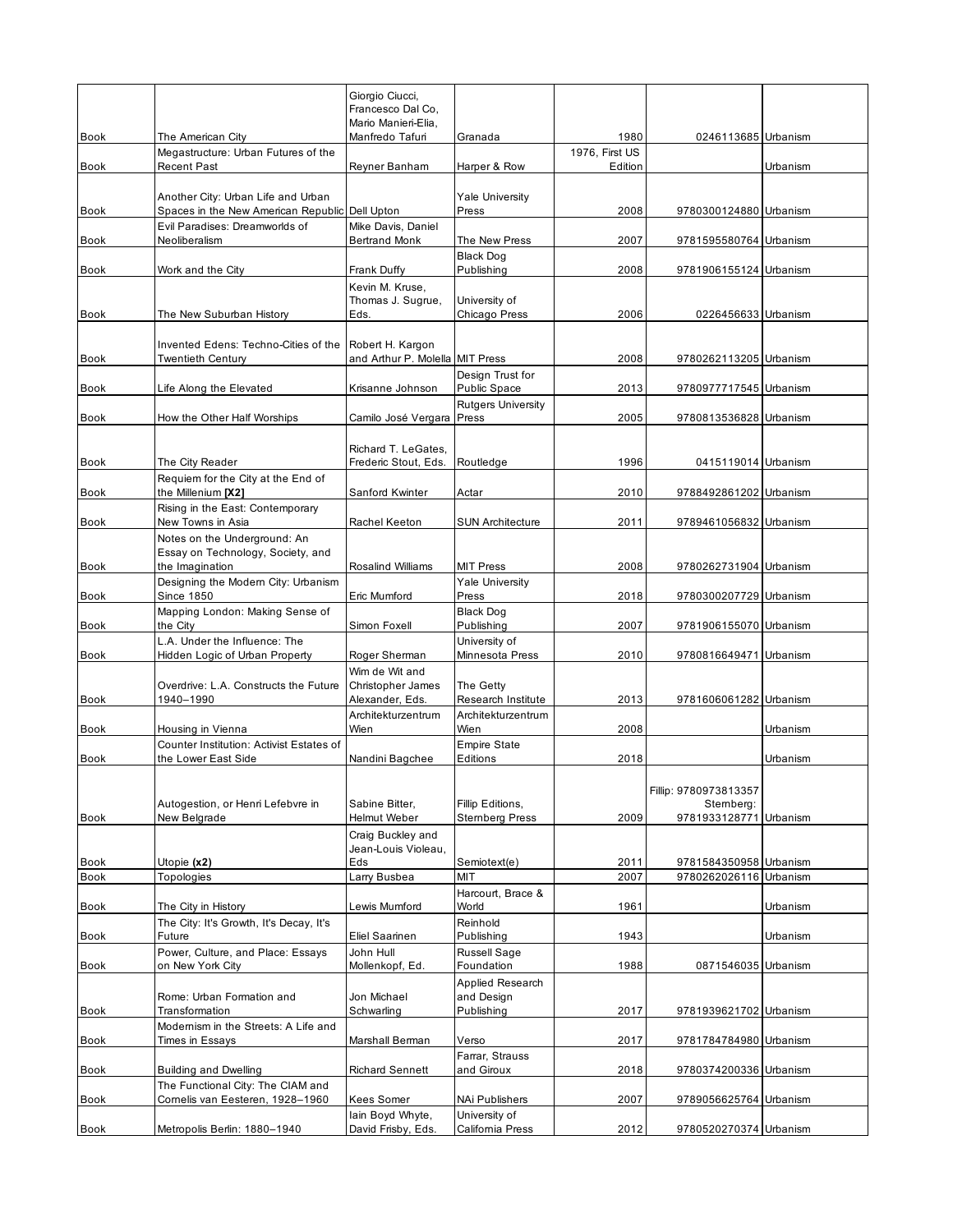| | | | | | | |
|---|---|---|---|---|---|---|
| Book | The American City | Giorgio Ciucci, Francesco Dal Co, Mario Manieri-Elia, Manfredo Tafuri | Granada | 1980 | 0246113685 | Urbanism |
| Book | Megastructure: Urban Futures of the Recent Past | Reyner Banham | Harper & Row | 1976, First US Edition | | Urbanism |
| Book | Another City: Urban Life and Urban Spaces in the New American Republic | Dell Upton | Yale University Press | 2008 | 9780300124880 | Urbanism |
| Book | Evil Paradises: Dreamworlds of Neoliberalism | Mike Davis, Daniel Bertrand Monk | The New Press | 2007 | 9781595580764 | Urbanism |
| Book | Work and the City | Frank Duffy | Black Dog Publishing | 2008 | 9781906155124 | Urbanism |
| Book | The New Suburban History | Kevin M. Kruse, Thomas J. Sugrue, Eds. | University of Chicago Press | 2006 | 0226456633 | Urbanism |
| Book | Invented Edens: Techno-Cities of the Twentieth Century | Robert H. Kargon and Arthur P. Molella | MIT Press | 2008 | 9780262113205 | Urbanism |
| Book | Life Along the Elevated | Krisanne Johnson | Design Trust for Public Space | 2013 | 9780977717545 | Urbanism |
| Book | How the Other Half Worships | Camilo José Vergara | Rutgers University Press | 2005 | 9780813536828 | Urbanism |
| Book | The City Reader | Richard T. LeGates, Frederic Stout, Eds. | Routledge | 1996 | 0415119014 | Urbanism |
| Book | Requiem for the City at the End of the Millenium **[X2]** | Sanford Kwinter | Actar | 2010 | 9788492861202 | Urbanism |
| Book | Rising in the East: Contemporary New Towns in Asia | Rachel Keeton | SUN Architecture | 2011 | 9789461056832 | Urbanism |
| Book | Notes on the Underground: An Essay on Technology, Society, and the Imagination | Rosalind Williams | MIT Press | 2008 | 9780262731904 | Urbanism |
| Book | Designing the Modern City: Urbanism Since 1850 | Eric Mumford | Yale University Press | 2018 | 9780300207729 | Urbanism |
| Book | Mapping London: Making Sense of the City | Simon Foxell | Black Dog Publishing | 2007 | 9781906155070 | Urbanism |
| Book | L.A. Under the Influence: The Hidden Logic of Urban Property | Roger Sherman | University of Minnesota Press | 2010 | 9780816649471 | Urbanism |
| Book | Overdrive: L.A. Constructs the Future 1940–1990 | Wim de Wit and Christopher James Alexander, Eds. | The Getty Research Institute | 2013 | 9781606061282 | Urbanism |
| Book | Housing in Vienna | Architekturzentrum Wien | Architekturzentrum Wien | 2008 | | Urbanism |
| Book | Counter Institution: Activist Estates of the Lower East Side | Nandini Bagchee | Empire State Editions | 2018 | | Urbanism |
| Book | Autogestion, or Henri Lefebvre in New Belgrade | Sabine Bitter, Helmut Weber | Fillip Editions, Sternberg Press | 2009 | Fillip: 9780973813357 Sternberg: 9781933128771 | Urbanism |
| Book | Utopie **(x2)** | Craig Buckley and Jean-Louis Violeau, Eds | Semiotext(e) | 2011 | 9781584350958 | Urbanism |
| Book | Topologies | Larry Busbea | MIT | 2007 | 9780262026116 | Urbanism |
| Book | The City in History | Lewis Mumford | Harcourt, Brace & World | 1961 | | Urbanism |
| Book | The City: It's Growth, It's Decay, It's Future | Eliel Saarinen | Reinhold Publishing | 1943 | | Urbanism |
| Book | Power, Culture, and Place: Essays on New York City | John Hull Mollenkopf, Ed. | Russell Sage Foundation | 1988 | 0871546035 | Urbanism |
| Book | Rome: Urban Formation and Transformation | Jon Michael Schwarling | Applied Research and Design Publishing | 2017 | 9781939621702 | Urbanism |
| Book | Modernism in the Streets: A Life and Times in Essays | Marshall Berman | Verso | 2017 | 9781784784980 | Urbanism |
| Book | Building and Dwelling | Richard Sennett | Farrar, Strauss and Giroux | 2018 | 9780374200336 | Urbanism |
| Book | The Functional City: The CIAM and Cornelis van Eesteren, 1928–1960 | Kees Somer | NAi Publishers | 2007 | 9789056625764 | Urbanism |
| Book | Metropolis Berlin: 1880–1940 | Iain Boyd Whyte, David Frisby, Eds. | University of California Press | 2012 | 9780520270374 | Urbanism |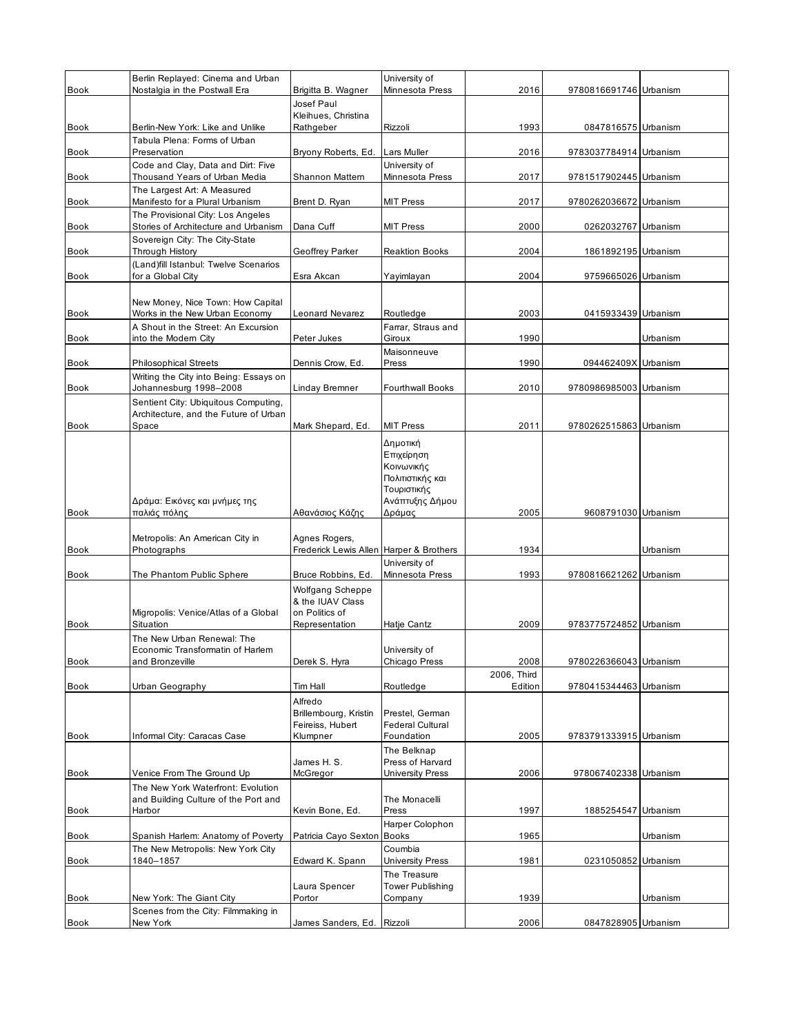| | | | | | | |
|---|---|---|---|---|---|---|
| Book | Berlin Replayed: Cinema and Urban Nostalgia in the Postwall Era | Brigitta B. Wagner | University of Minnesota Press | 2016 | 9780816691746 | Urbanism |
| Book | Berlin-New York: Like and Unlike | Josef Paul Kleihues, Christina Rathgeber | Rizzoli | 1993 | 0847816575 | Urbanism |
| Book | Tabula Plena: Forms of Urban Preservation | Bryony Roberts, Ed. | Lars Muller | 2016 | 9783037784914 | Urbanism |
| Book | Code and Clay, Data and Dirt: Five Thousand Years of Urban Media | Shannon Mattern | University of Minnesota Press | 2017 | 9781517902445 | Urbanism |
| Book | The Largest Art: A Measured Manifesto for a Plural Urbanism | Brent D. Ryan | MIT Press | 2017 | 9780262036672 | Urbanism |
| Book | The Provisional City: Los Angeles Stories of Architecture and Urbanism | Dana Cuff | MIT Press | 2000 | 0262032767 | Urbanism |
| Book | Sovereign City: The City-State Through History | Geoffrey Parker | Reaktion Books | 2004 | 1861892195 | Urbanism |
| Book | (Land)fill Istanbul: Twelve Scenarios for a Global City | Esra Akcan | Yayimlayan | 2004 | 9759665026 | Urbanism |
| Book | New Money, Nice Town: How Capital Works in the New Urban Economy | Leonard Nevarez | Routledge | 2003 | 0415933439 | Urbanism |
| Book | A Shout in the Street: An Excursion into the Modern City | Peter Jukes | Farrar, Straus and Giroux | 1990 | | Urbanism |
| Book | Philosophical Streets | Dennis Crow, Ed. | Maisonneuve Press | 1990 | 094462409X | Urbanism |
| Book | Writing the City into Being: Essays on Johannesburg 1998–2008 | Linday Bremner | Fourthwall Books | 2010 | 9780986985003 | Urbanism |
| Book | Sentient City: Ubiquitous Computing, Architecture, and the Future of Urban Space | Mark Shepard, Ed. | MIT Press | 2011 | 9780262515863 | Urbanism |
| Book | Δράμα: Εικόνες και μνήμες της παλιάς πόλης | Αθανάσιος Κάζης | Δημοτική Επιχείρηση Κοινωνικής Πολιτιστικής και Τουριστικής Ανάπτυξης Δήμου Δράμας | 2005 | 9608791030 | Urbanism |
| Book | Metropolis: An American City in Photographs | Agnes Rogers, Frederick Lewis Allen | Harper & Brothers | 1934 | | Urbanism |
| Book | The Phantom Public Sphere | Bruce Robbins, Ed. | University of Minnesota Press | 1993 | 9780816621262 | Urbanism |
| Book | Migropolis: Venice/Atlas of a Global Situation | Wolfgang Scheppe & the IUAV Class on Politics of Representation | Hatje Cantz | 2009 | 9783775724852 | Urbanism |
| Book | The New Urban Renewal: The Economic Transformatin of Harlem and Bronzeville | Derek S. Hyra | University of Chicago Press | 2008 | 9780226366043 | Urbanism |
| Book | Urban Geography | Tim Hall | Routledge | 2006, Third Edition | 9780415344463 | Urbanism |
| Book | Informal City: Caracas Case | Alfredo Brillembourg, Kristin Feireiss, Hubert Klumpner | Prestel, German Federal Cultural Foundation | 2005 | 9783791333915 | Urbanism |
| Book | Venice From The Ground Up | James H. S. McGregor | The Belknap Press of Harvard University Press | 2006 | 978067402338 | Urbanism |
| Book | The New York Waterfront: Evolution and Building Culture of the Port and Harbor | Kevin Bone, Ed. | The Monacelli Press | 1997 | 1885254547 | Urbanism |
| Book | Spanish Harlem: Anatomy of Poverty | Patricia Cayo Sexton | Harper Colophon Books | 1965 | | Urbanism |
| Book | The New Metropolis: New York City 1840–1857 | Edward K. Spann | Coumbia University Press | 1981 | 0231050852 | Urbanism |
| Book | New York: The Giant City | Laura Spencer Portor | The Treasure Tower Publishing Company | 1939 | | Urbanism |
| Book | Scenes from the City: Filmmaking in New York | James Sanders, Ed. | Rizzoli | 2006 | 0847828905 | Urbanism |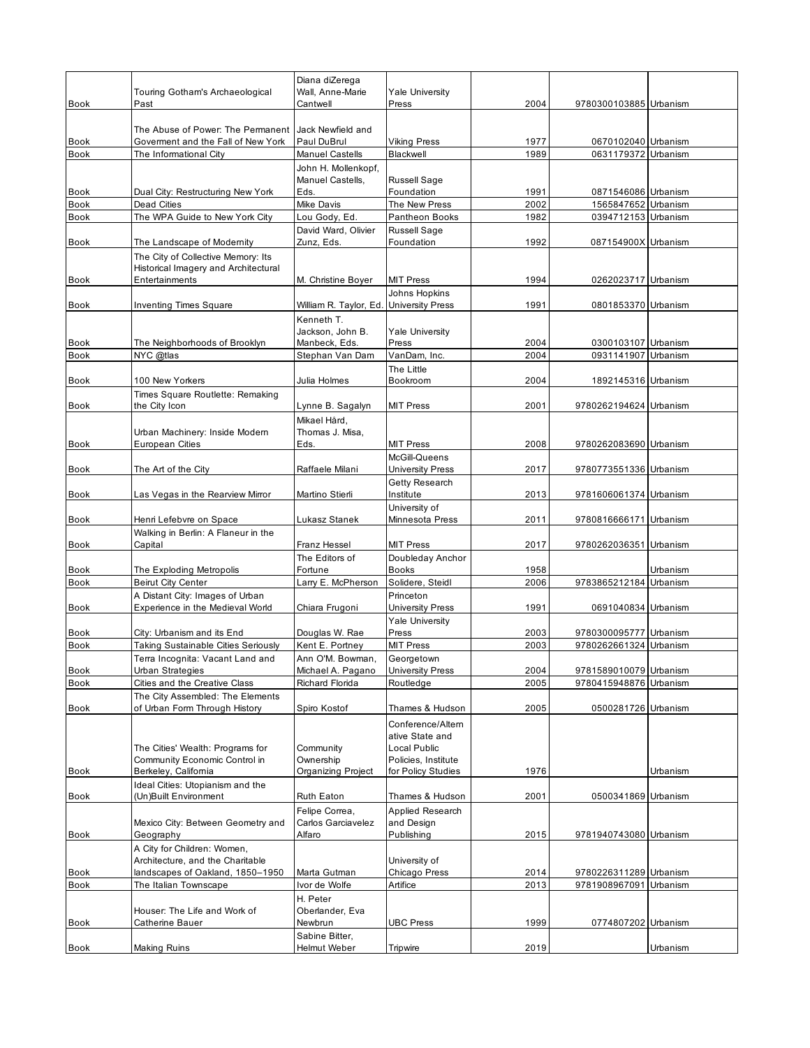| | | | | | | |
|---|---|---|---|---|---|---|
| Book | Touring Gotham's Archaeological Past | Diana diZerega Wall, Anne-Marie Cantwell | Yale University Press | 2004 | 9780300103885 | Urbanism |
| Book | The Abuse of Power: The Permanent Goverment and the Fall of New York | Jack Newfield and Paul DuBrul | Viking Press | 1977 | 0670102040 | Urbanism |
| Book | The Informational City | Manuel Castells | Blackwell | 1989 | 0631179372 | Urbanism |
| Book | Dual City: Restructuring New York | John H. Mollenkopf, Manuel Castells, Eds. | Russell Sage Foundation | 1991 | 0871546086 | Urbanism |
| Book | Dead Cities | Mike Davis | The New Press | 2002 | 1565847652 | Urbanism |
| Book | The WPA Guide to New York City | Lou Gody, Ed. | Pantheon Books | 1982 | 0394712153 | Urbanism |
| Book | The Landscape of Modernity | David Ward, Olivier Zunz, Eds. | Russell Sage Foundation | 1992 | 087154900X | Urbanism |
| Book | The City of Collective Memory: Its Historical Imagery and Architectural Entertainments | M. Christine Boyer | MIT Press | 1994 | 0262023717 | Urbanism |
| Book | Inventing Times Square | William R. Taylor, Ed. | Johns Hopkins University Press | 1991 | 0801853370 | Urbanism |
| Book | The Neighborhoods of Brooklyn | Kenneth T. Jackson, John B. Manbeck, Eds. | Yale University Press | 2004 | 0300103107 | Urbanism |
| Book | NYC @tlas | Stephan Van Dam | VanDam, Inc. | 2004 | 0931141907 | Urbanism |
| Book | 100 New Yorkers | Julia Holmes | The Little Bookroom | 2004 | 1892145316 | Urbanism |
| Book | Times Square Routlette: Remaking the City Icon | Lynne B. Sagalyn | MIT Press | 2001 | 9780262194624 | Urbanism |
| Book | Urban Machinery: Inside Modern European Cities | Mikael Hård, Thomas J. Misa, Eds. | MIT Press | 2008 | 9780262083690 | Urbanism |
| Book | The Art of the City | Raffaele Milani | McGill-Queens University Press | 2017 | 9780773551336 | Urbanism |
| Book | Las Vegas in the Rearview Mirror | Martino Stierli | Getty Research Institute | 2013 | 9781606061374 | Urbanism |
| Book | Henri Lefebvre on Space | Lukasz Stanek | University of Minnesota Press | 2011 | 9780816666171 | Urbanism |
| Book | Walking in Berlin: A Flaneur in the Capital | Franz Hessel | MIT Press | 2017 | 9780262036351 | Urbanism |
| Book | The Exploding Metropolis | The Editors of Fortune | Doubleday Anchor Books | 1958 | | Urbanism |
| Book | Beirut City Center | Larry E. McPherson | Solidere, Steidl | 2006 | 9783865212184 | Urbanism |
| Book | A Distant City: Images of Urban Experience in the Medieval World | Chiara Frugoni | Princeton University Press | 1991 | 0691040834 | Urbanism |
| Book | City: Urbanism and its End | Douglas W. Rae | Yale University Press | 2003 | 9780300095777 | Urbanism |
| Book | Taking Sustainable Cities Seriously | Kent E. Portney | MIT Press | 2003 | 9780262661324 | Urbanism |
| Book | Terra Incognita: Vacant Land and Urban Strategies | Ann O'M. Bowman, Michael A. Pagano | Georgetown University Press | 2004 | 9781589010079 | Urbanism |
| Book | Cities and the Creative Class | Richard Florida | Routledge | 2005 | 9780415948876 | Urbanism |
| Book | The City Assembled: The Elements of Urban Form Through History | Spiro Kostof | Thames & Hudson | 2005 | 0500281726 | Urbanism |
| Book | The Cities' Wealth: Programs for Community Economic Control in Berkeley, California | Community Ownership Organizing Project | Conference/Alternative State and Local Public Policies, Institute for Policy Studies | 1976 | | Urbanism |
| Book | Ideal Cities: Utopianism and the (Un)Built Environment | Ruth Eaton | Thames & Hudson | 2001 | 0500341869 | Urbanism |
| Book | Mexico City: Between Geometry and Geography | Felipe Correa, Carlos Garciavelez Alfaro | Applied Research and Design Publishing | 2015 | 9781940743080 | Urbanism |
| Book | A City for Children: Women, Architecture, and the Charitable landscapes of Oakland, 1850–1950 | Marta Gutman | University of Chicago Press | 2014 | 9780226311289 | Urbanism |
| Book | The Italian Townscape | Ivor de Wolfe | Artifice | 2013 | 9781908967091 | Urbanism |
| Book | Houser: The Life and Work of Catherine Bauer | H. Peter Oberlander, Eva Newbrun | UBC Press | 1999 | 0774807202 | Urbanism |
| Book | Making Ruins | Sabine Bitter, Helmut Weber | Tripwire | 2019 | | Urbanism |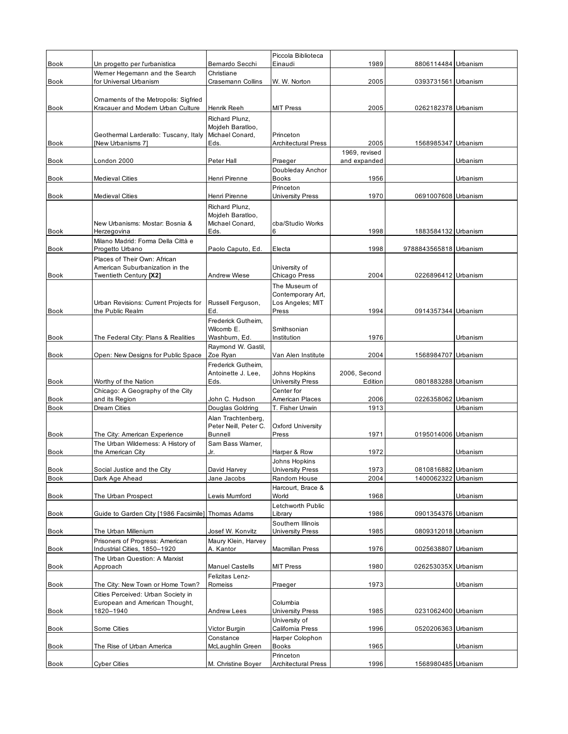| Book | Un progetto per l'urbanistica | Bernardo Secchi | Piccola Biblioteca Einaudi | 1989 | 8806114484 | Urbanism |
|---|---|---|---|---|---|---|
| Book | Werner Hegemann and the Search for Universal Urbanism | Christiane Crasemann Collins | W. W. Norton | 2005 | 0393731561 | Urbanism |
| Book | Ornaments of the Metropolis: Sigfried Kracauer and Modern Urban Culture | Henrik Reeh | MIT Press | 2005 | 0262182378 | Urbanism |
| Book | Geothermal Larderallo: Tuscany, Italy [New Urbanisms 7] | Richard Plunz, Mojdeh Baratloo, Michael Conard, Eds. | Princeton Architectural Press | 2005 | 1568985347 | Urbanism |
| Book | London 2000 | Peter Hall | Praeger | 1969, revised and expanded | | Urbanism |
| Book | Medieval Cities | Henri Pirenne | Doubleday Anchor Books | 1956 | | Urbanism |
| Book | Medieval Cities | Henri Pirenne | Princeton University Press | 1970 | 0691007608 | Urbanism |
| Book | New Urbanisms: Mostar: Bosnia & Herzegovina | Richard Plunz, Mojdeh Baratloo, Michael Conard, Eds. | cba/Studio Works 6 | 1998 | 1883584132 | Urbanism |
| Book | Milano Madrid: Forma Della Città e Progetto Urbano | Paolo Caputo, Ed. | Electa | 1998 | 9788843565818 | Urbanism |
| Book | Places of Their Own: African American Suburbanization in the Twentieth Century **[X2]** | Andrew Wiese | University of Chicago Press | 2004 | 0226896412 | Urbanism |
| Book | Urban Revisions: Current Projects for the Public Realm | Russell Ferguson, Ed. | The Museum of Contemporary Art, Los Angeles; MIT Press | 1994 | 0914357344 | Urbanism |
| Book | The Federal City: Plans & Realities | Frederick Gutheim, Wilcomb E. Washburn, Ed. | Smithsonian Institution | 1976 | | Urbanism |
| Book | Open: New Designs for Public Space | Raymond W. Gastil, Zoe Ryan | Van Alen Institute | 2004 | 1568984707 | Urbanism |
| Book | Worthy of the Nation | Frederick Gutheim, Antoinette J. Lee, Eds. | Johns Hopkins University Press | 2006, Second Edition | 0801883288 | Urbanism |
| Book | Chicago: A Geography of the City and its Region | John C. Hudson | Center for American Places | 2006 | 0226358062 | Urbanism |
| Book | Dream Cities | Douglas Goldring | T. Fisher Unwin | 1913 | | Urbanism |
| Book | The City: American Experience | Alan Trachtenberg, Peter Neill, Peter C. Bunnell | Oxford University Press | 1971 | 0195014006 | Urbanism |
| Book | The Urban Wilderness: A History of the American City | Sam Bass Warner, Jr. | Harper & Row | 1972 | | Urbanism |
| Book | Social Justice and the City | David Harvey | Johns Hopkins University Press | 1973 | 0810816882 | Urbanism |
| Book | Dark Age Ahead | Jane Jacobs | Random House | 2004 | 1400062322 | Urbanism |
| Book | The Urban Prospect | Lewis Mumford | Harcourt, Brace & World | 1968 | | Urbanism |
| Book | Guide to Garden City [1986 Facsimile] | Thomas Adams | Letchworth Public Library | 1986 | 0901354376 | Urbanism |
| Book | The Urban Millenium | Josef W. Konvitz | Southern Illinois University Press | 1985 | 0809312018 | Urbanism |
| Book | Prisoners of Progress: American Industrial Cities, 1850–1920 | Maury Klein, Harvey A. Kantor | Macmillan Press | 1976 | 0025638807 | Urbanism |
| Book | The Urban Question: A Marxist Approach | Manuel Castells | MIT Press | 1980 | 026253035X | Urbanism |
| Book | The City: New Town or Home Town? | Felizitas Lenz-Romeiss | Praeger | 1973 | | Urbanism |
| Book | Cities Perceived: Urban Society in European and American Thought, 1820–1940 | Andrew Lees | Columbia University Press | 1985 | 0231062400 | Urbanism |
| Book | Some Cities | Victor Burgin | University of California Press | 1996 | 0520206363 | Urbanism |
| Book | The Rise of Urban America | Constance McLaughlin Green | Harper Colophon Books | 1965 | | Urbanism |
| Book | Cyber Cities | M. Christine Boyer | Princeton Architectural Press | 1996 | 1568980485 | Urbanism |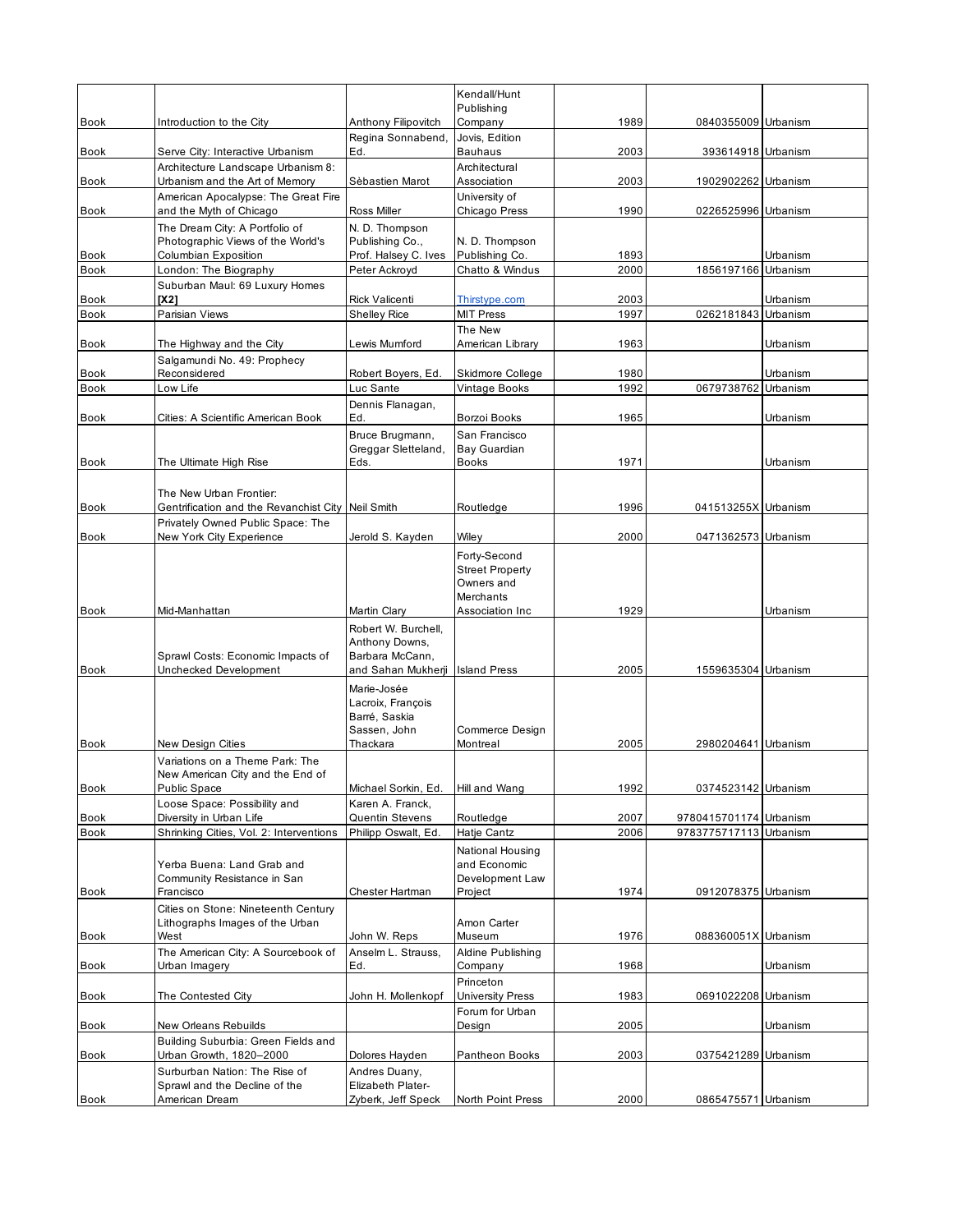| Book | Introduction to the City | Anthony Filipovitch | Kendall/Hunt Publishing Company | 1989 | 0840355009 | Urbanism |
|---|---|---|---|---|---|---|
| Book | Serve City: Interactive Urbanism | Regina Sonnabend, Ed. | Jovis, Edition Bauhaus | 2003 | 393614918 | Urbanism |
| Book | Architecture Landscape Urbanism 8: Urbanism and the Art of Memory | Sèbastien Marot | Architectural Association | 2003 | 1902902262 | Urbanism |
| Book | American Apocalypse: The Great Fire and the Myth of Chicago | Ross Miller | University of Chicago Press | 1990 | 0226525996 | Urbanism |
| Book | The Dream City: A Portfolio of Photographic Views of the World's Columbian Exposition | N. D. Thompson Publishing Co., Prof. Halsey C. Ives | N. D. Thompson Publishing Co. | 1893 | | Urbanism |
| Book | London: The Biography | Peter Ackroyd | Chatto & Windus | 2000 | 1856197166 | Urbanism |
| Book | Suburban Maul: 69 Luxury Homes **[X2]** | Rick Valicenti | Thirstype.com | 2003 | | Urbanism |
| Book | Parisian Views | Shelley Rice | MIT Press | 1997 | 0262181843 | Urbanism |
| Book | The Highway and the City | Lewis Mumford | The New American Library | 1963 | | Urbanism |
| Book | Salgamundi No. 49: Prophecy Reconsidered | Robert Boyers, Ed. | Skidmore College | 1980 | | Urbanism |
| Book | Low Life | Luc Sante | Vintage Books | 1992 | 0679738762 | Urbanism |
| Book | Cities: A Scientific American Book | Dennis Flanagan, Ed. | Borzoi Books | 1965 | | Urbanism |
| Book | The Ultimate High Rise | Bruce Brugmann, Greggar Sletteland, Eds. | San Francisco Bay Guardian Books | 1971 | | Urbanism |
| Book | The New Urban Frontier: Gentrification and the Revanchist City | Neil Smith | Routledge | 1996 | 041513255X | Urbanism |
| Book | Privately Owned Public Space: The New York City Experience | Jerold S. Kayden | Wiley | 2000 | 0471362573 | Urbanism |
| Book | Mid-Manhattan | Martin Clary | Forty-Second Street Property Owners and Merchants Association Inc | 1929 | | Urbanism |
| Book | Sprawl Costs: Economic Impacts of Unchecked Development | Robert W. Burchell, Anthony Downs, Barbara McCann, and Sahan Mukherji | Island Press | 2005 | 1559635304 | Urbanism |
| Book | New Design Cities | Marie-Josée Lacroix, François Barré, Saskia Sassen, John Thackara | Commerce Design Montreal | 2005 | 2980204641 | Urbanism |
| Book | Variations on a Theme Park: The New American City and the End of Public Space | Michael Sorkin, Ed. | Hill and Wang | 1992 | 0374523142 | Urbanism |
| Book | Loose Space: Possibility and Diversity in Urban Life | Karen A. Franck, Quentin Stevens | Routledge | 2007 | 9780415701174 | Urbanism |
| Book | Shrinking Cities, Vol. 2: Interventions | Philipp Oswalt, Ed. | Hatje Cantz | 2006 | 9783775717113 | Urbanism |
| Book | Yerba Buena: Land Grab and Community Resistance in San Francisco | Chester Hartman | National Housing and Economic Development Law Project | 1974 | 0912078375 | Urbanism |
| Book | Cities on Stone: Nineteenth Century Lithographs Images of the Urban West | John W. Reps | Amon Carter Museum | 1976 | 088360051X | Urbanism |
| Book | The American City: A Sourcebook of Urban Imagery | Anselm L. Strauss, Ed. | Aldine Publishing Company | 1968 | | Urbanism |
| Book | The Contested City | John H. Mollenkopf | Princeton University Press | 1983 | 0691022208 | Urbanism |
| Book | New Orleans Rebuilds | | Forum for Urban Design | 2005 | | Urbanism |
| Book | Building Suburbia: Green Fields and Urban Growth, 1820–2000 | Dolores Hayden | Pantheon Books | 2003 | 0375421289 | Urbanism |
| Book | Surburban Nation: The Rise of Sprawl and the Decline of the American Dream | Andres Duany, Elizabeth Plater-Zyberk, Jeff Speck | North Point Press | 2000 | 0865475571 | Urbanism |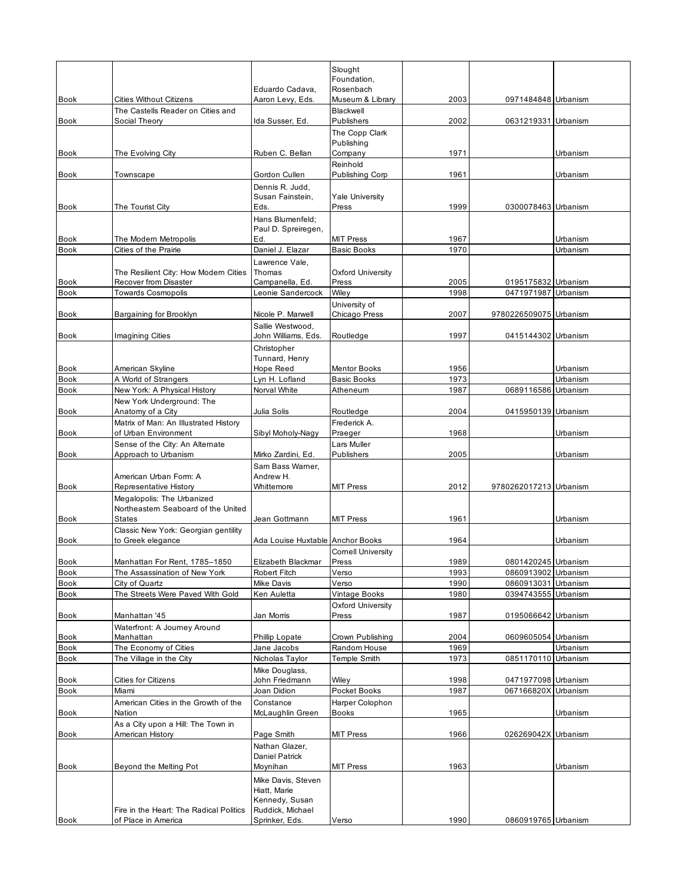| | | | | | | |
|---|---|---|---|---|---|---|
| Book | Cities Without Citizens | Eduardo Cadava, Aaron Levy, Eds. | Slought Foundation, Rosenbach Museum & Library | 2003 | 0971484848 | Urbanism |
| Book | The Castells Reader on Cities and Social Theory | Ida Susser, Ed. | Blackwell Publishers | 2002 | 0631219331 | Urbanism |
| Book | The Evolving City | Ruben C. Bellan | The Copp Clark Publishing Company | 1971 | | Urbanism |
| Book | Townscape | Gordon Cullen | Reinhold Publishing Corp | 1961 | | Urbanism |
| Book | The Tourist City | Dennis R. Judd, Susan Fainstein, Eds. | Yale University Press | 1999 | 0300078463 | Urbanism |
| Book | The Modern Metropolis | Hans Blumenfeld; Paul D. Spreiregen, Ed. | MIT Press | 1967 | | Urbanism |
| Book | Cities of the Prairie | Daniel J. Elazar | Basic Books | 1970 | | Urbanism |
| Book | The Resilient City: How Modern Cities Recover from Disaster | Lawrence Vale, Thomas Campanella, Ed. | Oxford University Press | 2005 | 0195175832 | Urbanism |
| Book | Towards Cosmopolis | Leonie Sandercock | Wiley | 1998 | 0471971987 | Urbanism |
| Book | Bargaining for Brooklyn | Nicole P. Marwell | University of Chicago Press | 2007 | 9780226509075 | Urbanism |
| Book | Imagining Cities | Sallie Westwood, John Williams, Eds. | Routledge | 1997 | 0415144302 | Urbanism |
| Book | American Skyline | Christopher Tunnard, Henry Hope Reed | Mentor Books | 1956 | | Urbanism |
| Book | A World of Strangers | Lyn H. Lofland | Basic Books | 1973 | | Urbanism |
| Book | New York: A Physical History | Norval White | Atheneum | 1987 | 0689116586 | Urbanism |
| Book | New York Underground: The Anatomy of a City | Julia Solis | Routledge | 2004 | 0415950139 | Urbanism |
| Book | Matrix of Man: An Illustrated History of Urban Environment | Sibyl Moholy-Nagy | Frederick A. Praeger | 1968 | | Urbanism |
| Book | Sense of the City: An Alternate Approach to Urbanism | Mirko Zardini, Ed. | Lars Muller Publishers | 2005 | | Urbanism |
| Book | American Urban Form: A Representative History | Sam Bass Warner, Andrew H. Whittemore | MIT Press | 2012 | 9780262017213 | Urbanism |
| Book | Megalopolis: The Urbanized Northeastern Seaboard of the United States | Jean Gottmann | MIT Press | 1961 | | Urbanism |
| Book | Classic New York: Georgian gentility to Greek elegance | Ada Louise Huxtable | Anchor Books | 1964 | | Urbanism |
| Book | Manhattan For Rent, 1785–1850 | Elizabeth Blackmar | Cornell University Press | 1989 | 0801420245 | Urbanism |
| Book | The Assassination of New York | Robert Fitch | Verso | 1993 | 0860913902 | Urbanism |
| Book | City of Quartz | Mike Davis | Verso | 1990 | 0860913031 | Urbanism |
| Book | The Streets Were Paved With Gold | Ken Auletta | Vintage Books | 1980 | 0394743555 | Urbanism |
| Book | Manhattan '45 | Jan Morris | Oxford University Press | 1987 | 0195066642 | Urbanism |
| Book | Waterfront: A Journey Around Manhattan | Phillip Lopate | Crown Publishing | 2004 | 0609605054 | Urbanism |
| Book | The Economy of Cities | Jane Jacobs | Random House | 1969 | | Urbanism |
| Book | The Village in the City | Nicholas Taylor | Temple Smith | 1973 | 0851170110 | Urbanism |
| Book | Cities for Citizens | Mike Douglass, John Friedmann | Wiley | 1998 | 0471977098 | Urbanism |
| Book | Miami | Joan Didion | Pocket Books | 1987 | 067166820X | Urbanism |
| Book | American Cities in the Growth of the Nation | Constance McLaughlin Green | Harper Colophon Books | 1965 | | Urbanism |
| Book | As a City upon a Hill: The Town in American History | Page Smith | MIT Press | 1966 | 026269042X | Urbanism |
| Book | Beyond the Melting Pot | Nathan Glazer, Daniel Patrick Moynihan | MIT Press | 1963 | | Urbanism |
| Book | Fire in the Heart: The Radical Politics of Place in America | Mike Davis, Steven Hiatt, Marie Kennedy, Susan Ruddick, Michael Sprinker, Eds. | Verso | 1990 | 0860919765 | Urbanism |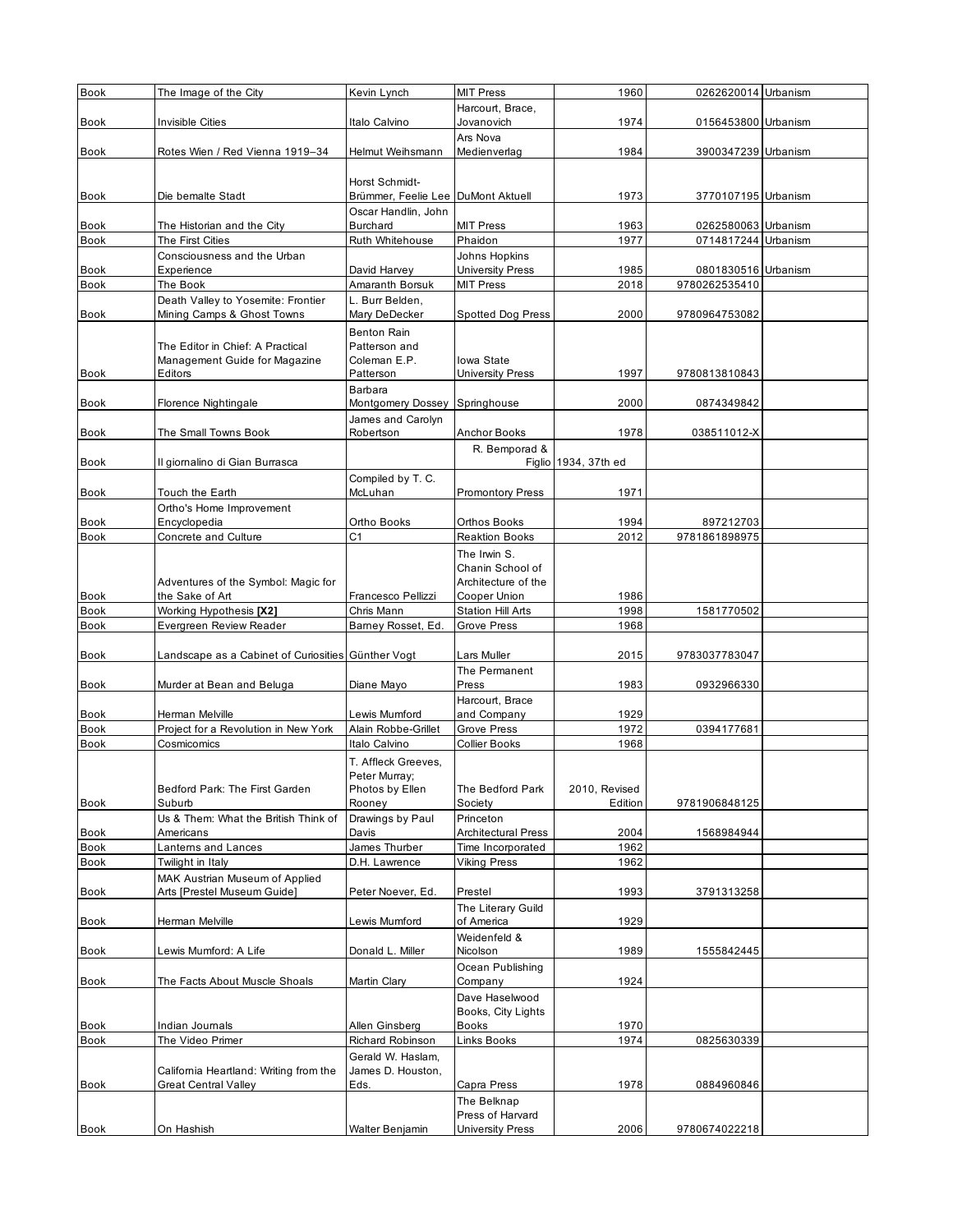| Book | The Image of the City | Kevin Lynch | MIT Press | 1960 | 0262620014 | Urbanism |
|---|---|---|---|---|---|---|
| Book | Invisible Cities | Italo Calvino | Harcourt, Brace, Jovanovich | 1974 | 0156453800 | Urbanism |
| Book | Rotes Wien / Red Vienna 1919–34 | Helmut Weihsmann | Ars Nova Medienverlag | 1984 | 3900347239 | Urbanism |
| Book | Die bemalte Stadt | Horst Schmidt-Brümmer, Feelie Lee | DuMont Aktuell | 1973 | 3770107195 | Urbanism |
| Book | The Historian and the City | Oscar Handlin, John Burchard | MIT Press | 1963 | 0262580063 | Urbanism |
| Book | The First Cities | Ruth Whitehouse | Phaidon | 1977 | 0714817244 | Urbanism |
| Book | Consciousness and the Urban Experience | David Harvey | Johns Hopkins University Press | 1985 | 0801830516 | Urbanism |
| Book | The Book | Amaranth Borsuk | MIT Press | 2018 | 9780262535410 | |
| Book | Death Valley to Yosemite: Frontier Mining Camps & Ghost Towns | L. Burr Belden, Mary DeDecker | Spotted Dog Press | 2000 | 9780964753082 | |
| Book | The Editor in Chief: A Practical Management Guide for Magazine Editors | Benton Rain Patterson and Coleman E.P. Patterson | Iowa State University Press | 1997 | 9780813810843 | |
| Book | Florence Nightingale | Barbara Montgomery Dossey | Springhouse | 2000 | 0874349842 | |
| Book | The Small Towns Book | James and Carolyn Robertson | Anchor Books | 1978 | 038511012-X | |
| Book | Il giornalino di Gian Burrasca | | R. Bemporad & Figlio | 1934, 37th ed | | |
| Book | Touch the Earth | Compiled by T. C. McLuhan | Promontory Press | 1971 | | |
| Book | Ortho's Home Improvement Encyclopedia | Ortho Books | Orthos Books | 1994 | 897212703 | |
| Book | Concrete and Culture | C1 | Reaktion Books | 2012 | 9781861898975 | |
| Book | Adventures of the Symbol: Magic for the Sake of Art | Francesco Pellizzi | The Irwin S. Chanin School of Architecture of the Cooper Union | 1986 | | |
| Book | Working Hypothesis **[X2]** | Chris Mann | Station Hill Arts | 1998 | 1581770502 | |
| Book | Evergreen Review Reader | Barney Rosset, Ed. | Grove Press | 1968 | | |
| Book | Landscape as a Cabinet of Curiosities | Günther Vogt | Lars Muller | 2015 | 9783037783047 | |
| Book | Murder at Bean and Beluga | Diane Mayo | The Permanent Press | 1983 | 0932966330 | |
| Book | Herman Melville | Lewis Mumford | Harcourt, Brace and Company | 1929 | | |
| Book | Project for a Revolution in New York | Alain Robbe-Grillet | Grove Press | 1972 | 0394177681 | |
| Book | Cosmicomics | Italo Calvino | Collier Books | 1968 | | |
| Book | Bedford Park: The First Garden Suburb | T. Affleck Greeves, Peter Murray; Photos by Ellen Rooney | The Bedford Park Society | 2010, Revised Edition | 9781906848125 | |
| Book | Us & Them: What the British Think of Americans | Drawings by Paul Davis | Princeton Architectural Press | 2004 | 1568984944 | |
| Book | Lanterns and Lances | James Thurber | Time Incorporated | 1962 | | |
| Book | Twilight in Italy | D.H. Lawrence | Viking Press | 1962 | | |
| Book | MAK Austrian Museum of Applied Arts [Prestel Museum Guide] | Peter Noever, Ed. | Prestel | 1993 | 3791313258 | |
| Book | Herman Melville | Lewis Mumford | The Literary Guild of America | 1929 | | |
| Book | Lewis Mumford: A Life | Donald L. Miller | Weidenfeld & Nicolson | 1989 | 1555842445 | |
| Book | The Facts About Muscle Shoals | Martin Clary | Ocean Publishing Company | 1924 | | |
| Book | Indian Journals | Allen Ginsberg | Dave Haselwood Books, City Lights Books | 1970 | | |
| Book | The Video Primer | Richard Robinson | Links Books | 1974 | 0825630339 | |
| Book | California Heartland: Writing from the Great Central Valley | Gerald W. Haslam, James D. Houston, Eds. | Capra Press | 1978 | 0884960846 | |
| Book | On Hashish | Walter Benjamin | The Belknap Press of Harvard University Press | 2006 | 9780674022218 | |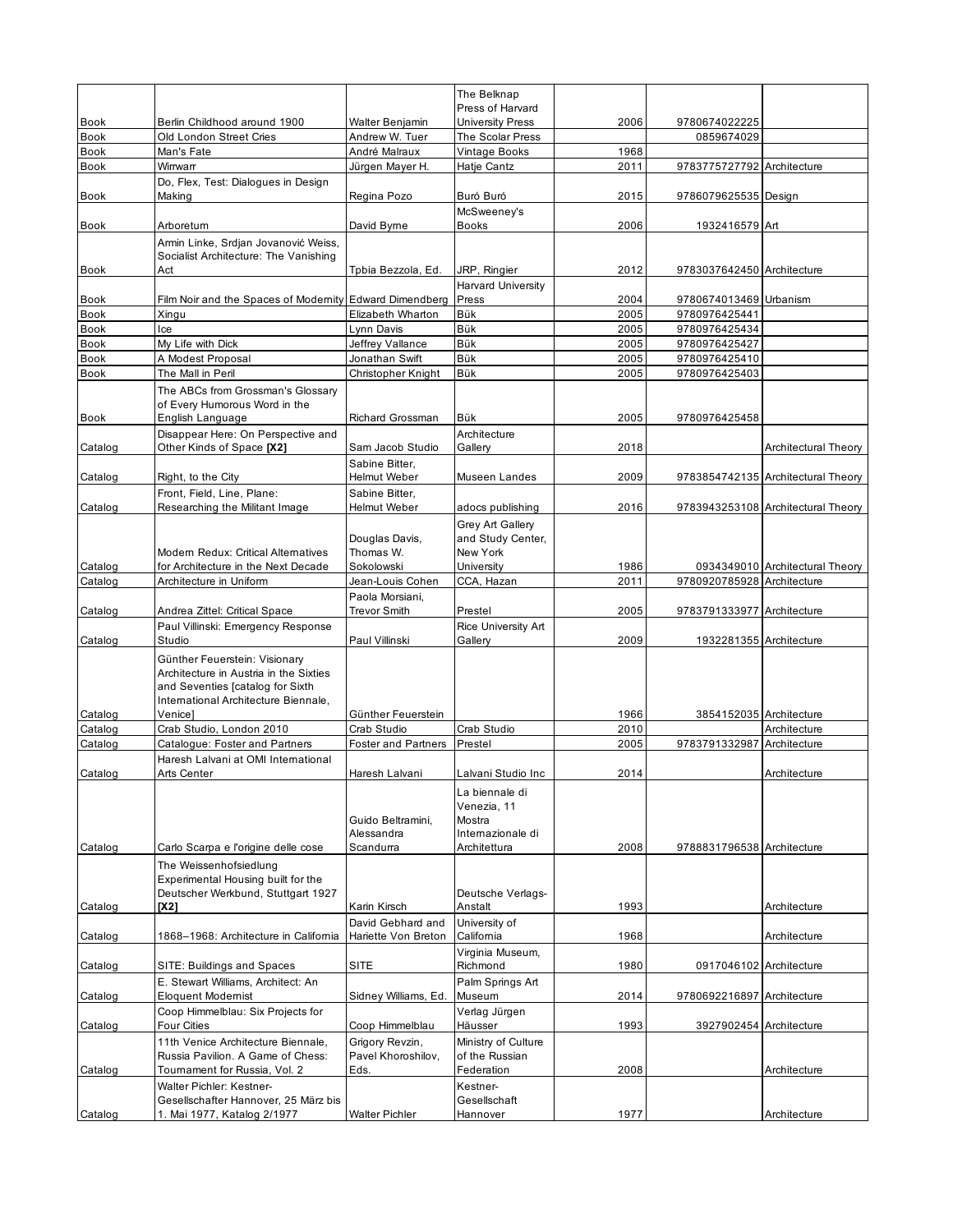| | | | | | | |
|---|---|---|---|---|---|---|
| Book | Berlin Childhood around 1900 | Walter Benjamin | The Belknap Press of Harvard University Press | 2006 | 9780674022225 | |
| Book | Old London Street Cries | Andrew W. Tuer | The Scolar Press | | 0859674029 | |
| Book | Man's Fate | André Malraux | Vintage Books | 1968 | | |
| Book | Wirrwarr | Jürgen Mayer H. | Hatje Cantz | 2011 | 9783775727792 | Architecture |
| Book | Do, Flex, Test: Dialogues in Design Making | Regina Pozo | Buró Buró | 2015 | 9786079625535 | Design |
| Book | Arboretum | David Byrne | McSweeney's Books | 2006 | 1932416579 | Art |
| Book | Armin Linke, Srdjan Jovanović Weiss, Socialist Architecture: The Vanishing Act | Tpbia Bezzola, Ed. | JRP, Ringier | 2012 | 9783037642450 | Architecture |
| Book | Film Noir and the Spaces of Modernity | Edward Dimendberg | Harvard University Press | 2004 | 9780674013469 | Urbanism |
| Book | Xingu | Elizabeth Wharton | Bük | 2005 | 9780976425441 | |
| Book | Ice | Lynn Davis | Bük | 2005 | 9780976425434 | |
| Book | My Life with Dick | Jeffrey Vallance | Bük | 2005 | 9780976425427 | |
| Book | A Modest Proposal | Jonathan Swift | Bük | 2005 | 9780976425410 | |
| Book | The Mall in Peril | Christopher Knight | Bük | 2005 | 9780976425403 | |
| Book | The ABCs from Grossman's Glossary of Every Humorous Word in the English Language | Richard Grossman | Bük | 2005 | 9780976425458 | |
| Catalog | Disappear Here: On Perspective and Other Kinds of Space **[X2]** | Sam Jacob Studio | Architecture Gallery | 2018 | | Architectural Theory |
| Catalog | Right, to the City | Sabine Bitter, Helmut Weber | Museen Landes | 2009 | 9783854742135 | Architectural Theory |
| Catalog | Front, Field, Line, Plane: Researching the Militant Image | Sabine Bitter, Helmut Weber | adocs publishing | 2016 | 9783943253108 | Architectural Theory |
| Catalog | Modern Redux: Critical Alternatives for Architecture in the Next Decade | Douglas Davis, Thomas W. Sokolowski | Grey Art Gallery and Study Center, New York University | 1986 | 0934349010 | Architectural Theory |
| Catalog | Architecture in Uniform | Jean-Louis Cohen | CCA, Hazan | 2011 | 9780920785928 | Architecture |
| Catalog | Andrea Zittel: Critical Space | Paola Morsiani, Trevor Smith | Prestel | 2005 | 9783791333977 | Architecture |
| Catalog | Paul Villinski: Emergency Response Studio | Paul Villinski | Rice University Art Gallery | 2009 | 1932281355 | Architecture |
| Catalog | Günther Feuerstein: Visionary Architecture in Austria in the Sixties and Seventies [catalog for Sixth International Architecture Biennale, Venice] | Günther Feuerstein | | 1966 | 3854152035 | Architecture |
| Catalog | Crab Studio, London 2010 | Crab Studio | Crab Studio | 2010 | | Architecture |
| Catalog | Catalogue: Foster and Partners | Foster and Partners | Prestel | 2005 | 9783791332987 | Architecture |
| Catalog | Haresh Lalvani at OMI International Arts Center | Haresh Lalvani | Lalvani Studio Inc | 2014 | | Architecture |
| Catalog | Carlo Scarpa e l'origine delle cose | Guido Beltramini, Alessandra Scandurra | La biennale di Venezia, 11 Mostra Internazionale di Architettura | 2008 | 9788831796538 | Architecture |
| Catalog | The Weissenhofsiedlung Experimental Housing built for the Deutscher Werkbund, Stuttgart 1927 **[X2]** | Karin Kirsch | Deutsche Verlags-Anstalt | 1993 | | Architecture |
| Catalog | 1868–1968: Architecture in California | David Gebhard and Hariette Von Breton | University of California | 1968 | | Architecture |
| Catalog | SITE: Buildings and Spaces | SITE | Virginia Museum, Richmond | 1980 | 0917046102 | Architecture |
| Catalog | E. Stewart Williams, Architect: An Eloquent Modernist | Sidney Williams, Ed. | Palm Springs Art Museum | 2014 | 9780692216897 | Architecture |
| Catalog | Coop Himmelblau: Six Projects for Four Cities | Coop Himmelblau | Verlag Jürgen Häusser | 1993 | 3927902454 | Architecture |
| Catalog | 11th Venice Architecture Biennale, Russia Pavilion. A Game of Chess: Tournament for Russia, Vol. 2 | Grigory Revzin, Pavel Khoroshilov, Eds. | Ministry of Culture of the Russian Federation | 2008 | | Architecture |
| Catalog | Walter Pichler: Kestner-Gesellschafter Hannover, 25 März bis 1. Mai 1977, Katalog 2/1977 | Walter Pichler | Kestner-Gesellschaft Hannover | 1977 | | Architecture |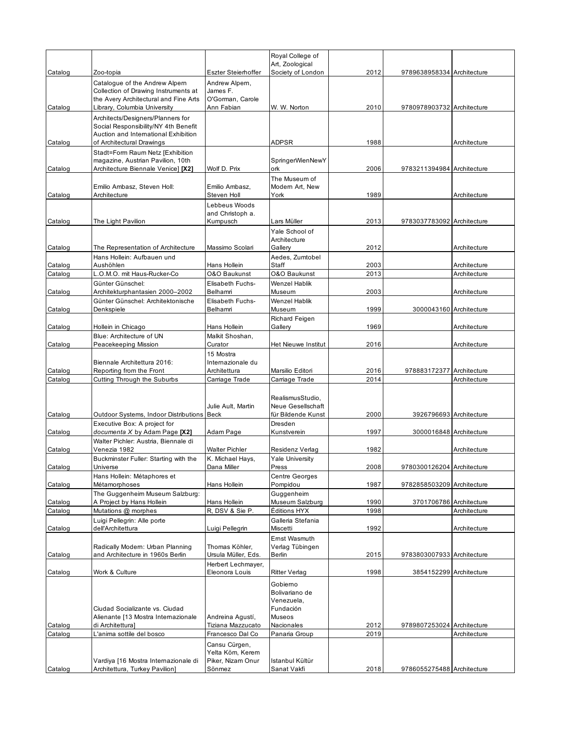| | | | | | | |
|---|---|---|---|---|---|---|
| Catalog | Zoo-topia | Eszter Steierhoffer | Royal College of Art, Zoological Society of London | 2012 | 9789638958334 | Architecture |
| Catalog | Catalogue of the Andrew Alpern Collection of Drawing Instruments at the Avery Architectural and Fine Arts Library, Columbia University | Andrew Alpern, James F. O'Gorman, Carole Ann Fabian | W. W. Norton | 2010 | 9780978903732 | Architecture |
| Catalog | Architects/Designers/Planners for Social Responsibility/NY 4th Benefit Auction and International Exhibition of Architectural Drawings | | ADPSR | 1988 | | Architecture |
| Catalog | Stadt=Form Raum Netz [Exhibition magazine, Austrian Pavilion, 10th Architecture Biennale Venice] **[X2]** | Wolf D. Prix | SpringerWienNewYork | 2006 | 9783211394984 | Architecture |
| Catalog | Emilio Ambasz, Steven Holl: Architecture | Emilio Ambasz, Steven Holl | The Museum of Modern Art, New York | 1989 | | Architecture |
| Catalog | The Light Pavilion | Lebbeus Woods and Christoph a. Kumpusch | Lars Müller | 2013 | 9783037783092 | Architecture |
| Catalog | The Representation of Architecture | Massimo Scolari | Yale School of Architecture Gallery | 2012 | | Architecture |
| Catalog | Hans Hollein: Aufbauen und Aushöhlen | Hans Hollein | Aedes, Zumtobel Staff | 2003 | | Architecture |
| Catalog | L.O.M.O. mit Haus-Rucker-Co | O&O Baukunst | O&O Baukunst | 2013 | | Architecture |
| Catalog | Günter Günschel: Architekturphantasien 2000–2002 | Elisabeth Fuchs-Belhamri | Wenzel Hablik Museum | 2003 | | Architecture |
| Catalog | Günter Günschel: Architektonische Denkspiele | Elisabeth Fuchs-Belhamri | Wenzel Hablik Museum | 1999 | 3000043160 | Architecture |
| Catalog | Hollein in Chicago | Hans Hollein | Richard Feigen Gallery | 1969 | | Architecture |
| Catalog | Blue: Architecture of UN Peacekeeping Mission | Malkit Shoshan, Curator | Het Nieuwe Institut | 2016 | | Architecture |
| Catalog | Biennale Architettura 2016: Reporting from the Front | 15 Mostra Internazionale du Architettura | Marsilio Editori | 2016 | 978883172377 | Architecture |
| Catalog | Cutting Through the Suburbs | Carriage Trade | Carriage Trade | 2014 | | Architecture |
| Catalog | Outdoor Systems, Indoor Distributions | Julie Ault, Martin Beck | RealismusStudio, Neue Gesellschaft für Bildende Kunst | 2000 | 3926796693 | Architecture |
| Catalog | Executive Box: A project for *documenta X* by Adam Page **[X2]** | Adam Page | Dresden Kunstverein | 1997 | 3000016848 | Architecture |
| Catalog | Walter Pichler: Austria, Biennale di Venezia 1982 | Walter Pichler | Residenz Verlag | 1982 | | Architecture |
| Catalog | Buckminster Fuller: Starting with the Universe | K. Michael Hays, Dana Miller | Yale University Press | 2008 | 9780300126204 | Architecture |
| Catalog | Hans Hollein: Métaphores et Métamorphoses | Hans Hollein | Centre Georges Pompidou | 1987 | 9782858503209 | Architecture |
| Catalog | The Guggenheim Museum Salzburg: A Project by Hans Hollein | Hans Hollein | Guggenheim Museum Salzburg | 1990 | 3701706786 | Architecture |
| Catalog | Mutations @ morphes | R, DSV & Sie P. | Éditions HYX | 1998 | | Architecture |
| Catalog | Luigi Pellegrin: Alle porte dell'Architettura | Luigi Pellegrin | Galleria Stefania Miscetti | 1992 | | Architecture |
| Catalog | Radically Modern: Urban Planning and Architecture in 1960s Berlin | Thomas Köhler, Ursula Müller, Eds. | Ernst Wasmuth Verlag Tübingen Berlin | 2015 | 9783803007933 | Architecture |
| Catalog | Work & Culture | Herbert Lechmayer, Eleonora Louis | Ritter Verlag | 1998 | 3854152299 | Architecture |
| Catalog | Ciudad Socializante vs. Ciudad Alienante [13 Mostra Internazionale di Architettura] | Andreina Agustí, Tiziana Mazzucato | Gobierno Bolivariano de Venezuela, Fundación Museos Nacionales | 2012 | 9789807253024 | Architecture |
| Catalog | L'anima sottile del bosco | Francesco Dal Co | Panaria Group | 2019 | | Architecture |
| Catalog | Vardiya [16 Mostra Internazionale di Architettura, Turkey Pavilion] | Cansu Cürgen, Yelta Köm, Kerem Piker, Nizam Onur Sönmez | Istanbul Kültür Sanat Vakfi | 2018 | 9786055275488 | Architecture |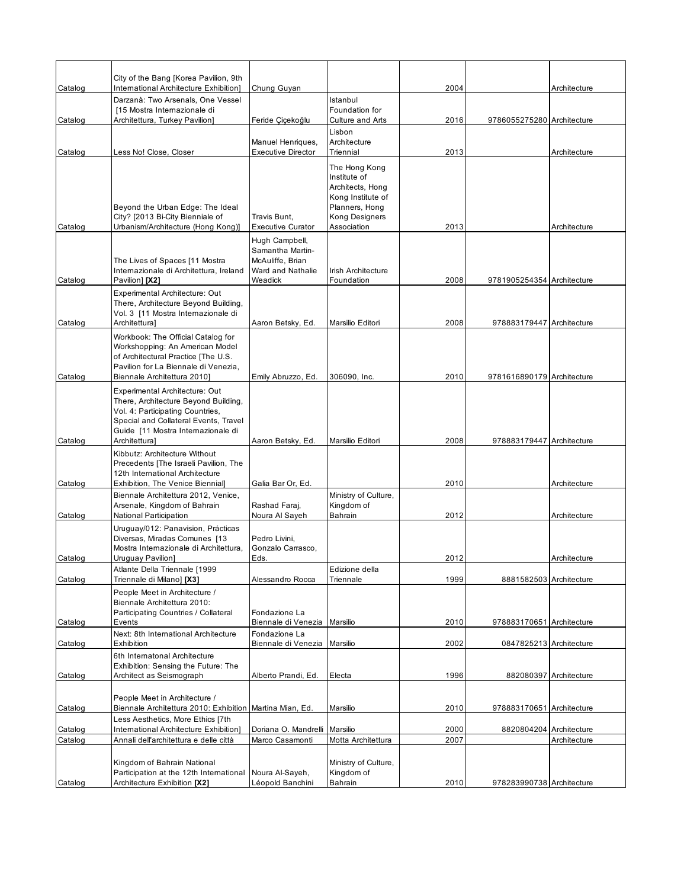| Catalog | City of the Bang [Korea Pavilion, 9th International Architecture Exhibition] | Chung Guyan | | 2004 | | Architecture |
|---|---|---|---|---|---|---|
| Catalog | Darzanà: Two Arsenals, One Vessel [15 Mostra Internazionale di Architettura, Turkey Pavilion] | Feride Çiçekoğlu | Istanbul Foundation for Culture and Arts | 2016 | 9786055275280 | Architecture |
| Catalog | Less No! Close, Closer | Manuel Henriques, Executive Director | Lisbon Architecture Triennial | 2013 | | Architecture |
| Catalog | Beyond the Urban Edge: The Ideal City? [2013 Bi-City Bienniale of Urbanism/Architecture (Hong Kong)] | Travis Bunt, Executive Curator | The Hong Kong Institute of Architects, Hong Kong Institute of Planners, Hong Kong Designers Association | 2013 | | Architecture |
| Catalog | The Lives of Spaces [11 Mostra Internazionale di Architettura, Ireland Pavilion] **[X2]** | Hugh Campbell, Samantha Martin-McAuliffe, Brian Ward and Nathalie Weadick | Irish Architecture Foundation | 2008 | 9781905254354 | Architecture |
| Catalog | Experimental Architecture: Out There, Architecture Beyond Building, Vol. 3 [11 Mostra Internazionale di Architettura] | Aaron Betsky, Ed. | Marsilio Editori | 2008 | 978883179447 | Architecture |
| Catalog | Workbook: The Official Catalog for Workshopping: An American Model of Architectural Practice [The U.S. Pavilion for La Biennale di Venezia, Biennale Architettura 2010] | Emily Abruzzo, Ed. | 306090, Inc. | 2010 | 9781616890179 | Architecture |
| Catalog | Experimental Architecture: Out There, Architecture Beyond Building, Vol. 4: Participating Countries, Special and Collateral Events, Travel Guide [11 Mostra Internazionale di Architettura] | Aaron Betsky, Ed. | Marsilio Editori | 2008 | 978883179447 | Architecture |
| Catalog | Kibbutz: Architecture Without Precedents [The Israeli Pavilion, The 12th International Architecture Exhibition, The Venice Biennial] | Galia Bar Or, Ed. | | 2010 | | Architecture |
| Catalog | Biennale Architettura 2012, Venice, Arsenale, Kingdom of Bahrain National Participation | Rashad Faraj, Noura Al Sayeh | Ministry of Culture, Kingdom of Bahrain | 2012 | | Architecture |
| Catalog | Uruguay/012: Panavision, Prácticas Diversas, Miradas Comunes [13 Mostra Internazionale di Architettura, Uruguay Pavilion] | Pedro Livini, Gonzalo Carrasco, Eds. | | 2012 | | Architecture |
| Catalog | Atlante Della Triennale [1999 Triennale di Milano] **[X3]** | Alessandro Rocca | Edizione della Triennale | 1999 | 8881582503 | Architecture |
| Catalog | People Meet in Architecture / Biennale Architettura 2010: Participating Countries / Collateral Events | Fondazione La Biennale di Venezia | Marsilio | 2010 | 978883170651 | Architecture |
| Catalog | Next: 8th International Architecture Exhibition | Fondazione La Biennale di Venezia | Marsilio | 2002 | 0847825213 | Architecture |
| Catalog | 6th Internatonal Architecture Exhibition: Sensing the Future: The Architect as Seismograph | Alberto Prandi, Ed. | Electa | 1996 | 882080397 | Architecture |
| Catalog | People Meet in Architecture / Biennale Architettura 2010: Exhibition | Martina Mian, Ed. | Marsilio | 2010 | 978883170651 | Architecture |
| Catalog | Less Aesthetics, More Ethics [7th International Architecture Exhibition] | Doriana O. Mandrelli | Marsilio | 2000 | 8820804204 | Architecture |
| Catalog | Annali dell'architettura e delle città | Marco Casamonti | Motta Architettura | 2007 | | Architecture |
| Catalog | Kingdom of Bahrain National Participation at the 12th International Architecture Exhibition **[X2]** | Noura Al-Sayeh, Léopold Banchini | Ministry of Culture, Kingdom of Bahrain | 2010 | 978283990738 | Architecture |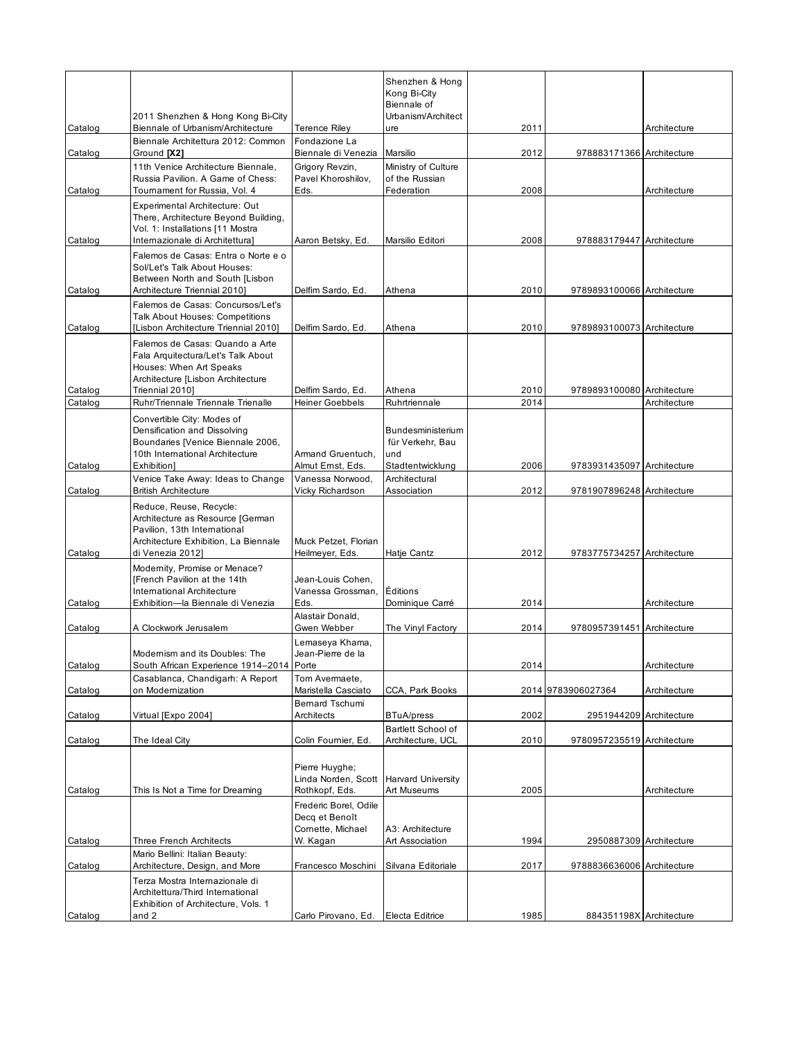| Catalog | 2011 Shenzhen & Hong Kong Bi-City Biennale of Urbanism/Architecture | Terence Riley | Shenzhen & Hong Kong Bi-City Biennale of Urbanism/Architecture | 2011 | | Architecture |
|---|---|---|---|---|---|---|
| Catalog | Biennale Architettura 2012: Common Ground **[X2]** | Fondazione La Biennale di Venezia | Marsilio | 2012 | 978883171366 | Architecture |
| Catalog | 11th Venice Architecture Biennale, Russia Pavilion. A Game of Chess: Tournament for Russia, Vol. 4 | Grigory Revzin, Pavel Khoroshilov, Eds. | Ministry of Culture of the Russian Federation | 2008 | | Architecture |
| Catalog | Experimental Architecture: Out There, Architecture Beyond Building, Vol. 1: Installations [11 Mostra Internazionale di Architettura] | Aaron Betsky, Ed. | Marsilio Editori | 2008 | 978883179447 | Architecture |
| Catalog | Falemos de Casas: Entra o Norte e o Sol/Let's Talk About Houses: Between North and South [Lisbon Architecture Triennial 2010] | Delfim Sardo, Ed. | Athena | 2010 | 9789893100066 | Architecture |
| Catalog | Falemos de Casas: Concursos/Let's Talk About Houses: Competitions [Lisbon Architecture Triennial 2010] | Delfim Sardo, Ed. | Athena | 2010 | 9789893100073 | Architecture |
| Catalog | Falemos de Casas: Quando a Arte Fala Arquitectura/Let's Talk About Houses: When Art Speaks Architecture [Lisbon Architecture Triennial 2010] | Delfim Sardo, Ed. | Athena | 2010 | 9789893100080 | Architecture |
| Catalog | Ruhr/Triennale Triennale Trienalle | Heiner Goebbels | Ruhrtriennale | 2014 | | Architecture |
| Catalog | Convertible City: Modes of Densification and Dissolving Boundaries [Venice Biennale 2006, 10th International Architecture Exhibition] | Armand Gruentuch, Almut Ernst, Eds. | Bundesministerium für Verkehr, Bau und Stadtentwicklung | 2006 | 9783931435097 | Architecture |
| Catalog | Venice Take Away: Ideas to Change British Architecture | Vanessa Norwood, Vicky Richardson | Architectural Association | 2012 | 9781907896248 | Architecture |
| Catalog | Reduce, Reuse, Recycle: Architecture as Resource [German Pavilion, 13th International Architecture Exhibition, La Biennale di Venezia 2012] | Muck Petzet, Florian Heilmeyer, Eds. | Hatje Cantz | 2012 | 9783775734257 | Architecture |
| Catalog | Modernity, Promise or Menace? [French Pavilion at the 14th International Architecture Exhibition—la Biennale di Venezia | Jean-Louis Cohen, Vanessa Grossman, Eds. | Éditions Dominique Carré | 2014 | | Architecture |
| Catalog | A Clockwork Jerusalem | Alastair Donald, Gwen Webber | The Vinyl Factory | 2014 | 9780957391451 | Architecture |
| Catalog | Modernism and its Doubles: The South African Experience 1914–2014 | Lemaseya Khama, Jean-Pierre de la Porte | | 2014 | | Architecture |
| Catalog | Casablanca, Chandigarh: A Report on Modernization | Tom Avermaete, Maristella Casciato | CCA, Park Books | 2014 | 9783906027364 | Architecture |
| Catalog | Virtual [Expo 2004] | Bernard Tschumi Architects | BTuA/press | 2002 | 2951944209 | Architecture |
| Catalog | The Ideal City | Colin Fournier, Ed. | Bartlett School of Architecture, UCL | 2010 | 9780957235519 | Architecture |
| Catalog | This Is Not a Time for Dreaming | Pierre Huyghe; Linda Norden, Scott Rothkopf, Eds. | Harvard University Art Museums | 2005 | | Architecture |
| Catalog | Three French Architects | Frederic Borel, Odile Decq et Benoît Cornette, Michael W. Kagan | A3: Architecture Art Association | 1994 | 2950887309 | Architecture |
| Catalog | Mario Bellini: Italian Beauty: Architecture, Design, and More | Francesco Moschini | Silvana Editoriale | 2017 | 9788836636006 | Architecture |
| Catalog | Terza Mostra Internazionale di Architettura/Third International Exhibition of Architecture, Vols. 1 and 2 | Carlo Pirovano, Ed. | Electa Editrice | 1985 | 884351198X | Architecture |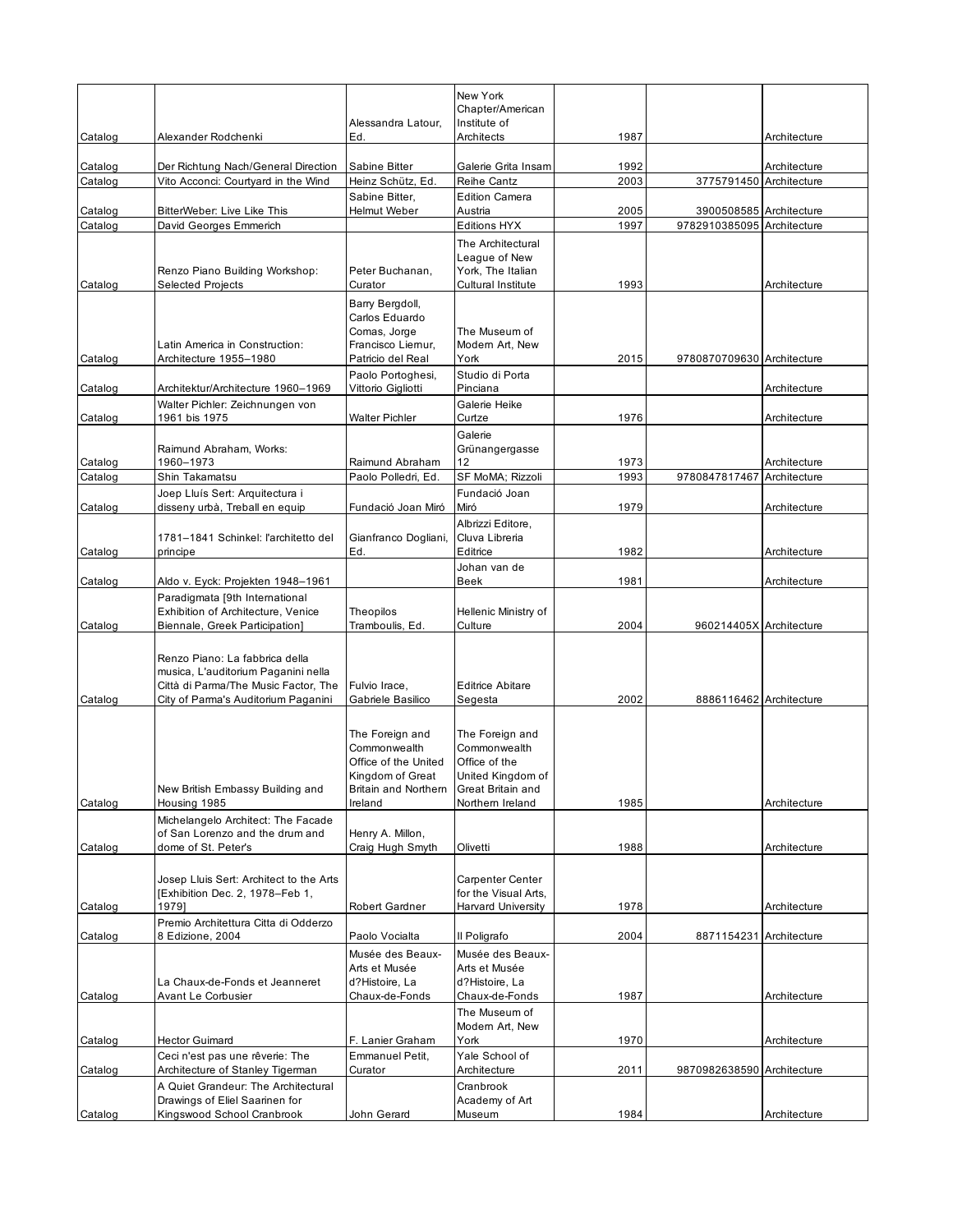| Catalog | Alexander Rodchenki | Alessandra Latour, Ed. | New York Chapter/American Institute of Architects | 1987 | | Architecture |
|---|---|---|---|---|---|---|
| Catalog | Der Richtung Nach/General Direction | Sabine Bitter | Galerie Grita Insam | 1992 | | Architecture |
| Catalog | Vito Acconci: Courtyard in the Wind | Heinz Schütz, Ed. | Reihe Cantz | 2003 | 3775791450 | Architecture |
| Catalog | BitterWeber: Live Like This | Sabine Bitter, Helmut Weber | Edition Camera Austria | 2005 | 3900508585 | Architecture |
| Catalog | David Georges Emmerich | | Editions HYX | 1997 | 9782910385095 | Architecture |
| Catalog | Renzo Piano Building Workshop: Selected Projects | Peter Buchanan, Curator | The Architectural League of New York, The Italian Cultural Institute | 1993 | | Architecture |
| Catalog | Latin America in Construction: Architecture 1955–1980 | Barry Bergdoll, Carlos Eduardo Comas, Jorge Francisco Liernur, Patricio del Real | The Museum of Modern Art, New York | 2015 | 9780870709630 | Architecture |
| Catalog | Architektur/Architecture 1960–1969 | Paolo Portoghesi, Vittorio Gigliotti | Studio di Porta Pinciana | | | Architecture |
| Catalog | Walter Pichler: Zeichnungen von 1961 bis 1975 | Walter Pichler | Galerie Heike Curtze | 1976 | | Architecture |
| Catalog | Raimund Abraham, Works: 1960–1973 | Raimund Abraham | Galerie Grünangergasse 12 | 1973 | | Architecture |
| Catalog | Shin Takamatsu | Paolo Polledri, Ed. | SF MoMA; Rizzoli | 1993 | 9780847817467 | Architecture |
| Catalog | Joep Lluís Sert: Arquitectura i disseny urbà, Treball en equip | Fundació Joan Miró | Fundació Joan Miró | 1979 | | Architecture |
| Catalog | 1781–1841 Schinkel: l'architetto del principe | Gianfranco Dogliani, Ed. | Albrizzi Editore, Cluva Libreria Editrice | 1982 | | Architecture |
| Catalog | Aldo v. Eyck: Projekten 1948–1961 | | Johan van de Beek | 1981 | | Architecture |
| Catalog | Paradigmata [9th International Exhibition of Architecture, Venice Biennale, Greek Participation] | Theopilos Tramboulis, Ed. | Hellenic Ministry of Culture | 2004 | 960214405X | Architecture |
| Catalog | Renzo Piano: La fabbrica della musica, L'auditorium Paganini nella Città di Parma/The Music Factor, The City of Parma's Auditorium Paganini | Fulvio Irace, Gabriele Basilico | Editrice Abitare Segesta | 2002 | 8886116462 | Architecture |
| Catalog | New British Embassy Building and Housing 1985 | The Foreign and Commonwealth Office of the United Kingdom of Great Britain and Northern Ireland | The Foreign and Commonwealth Office of the United Kingdom of Great Britain and Northern Ireland | 1985 | | Architecture |
| Catalog | Michelangelo Architect: The Facade of San Lorenzo and the drum and dome of St. Peter's | Henry A. Millon, Craig Hugh Smyth | Olivetti | 1988 | | Architecture |
| Catalog | Josep Lluis Sert: Architect to the Arts [Exhibition Dec. 2, 1978–Feb 1, 1979] | Robert Gardner | Carpenter Center for the Visual Arts, Harvard University | 1978 | | Architecture |
| Catalog | Premio Architettura Citta di Odderzo 8 Edizione, 2004 | Paolo Vocialta | Il Poligrafo | 2004 | 8871154231 | Architecture |
| Catalog | La Chaux-de-Fonds et Jeanneret Avant Le Corbusier | Musée des Beaux-Arts et Musée d?Histoire, La Chaux-de-Fonds | Musée des Beaux-Arts et Musée d?Histoire, La Chaux-de-Fonds | 1987 | | Architecture |
| Catalog | Hector Guimard | F. Lanier Graham | The Museum of Modern Art, New York | 1970 | | Architecture |
| Catalog | Ceci n'est pas une rêverie: The Architecture of Stanley Tigerman | Emmanuel Petit, Curator | Yale School of Architecture | 2011 | 9870982638590 | Architecture |
| Catalog | A Quiet Grandeur: The Architectural Drawings of Eliel Saarinen for Kingswood School Cranbrook | John Gerard | Cranbrook Academy of Art Museum | 1984 | | Architecture |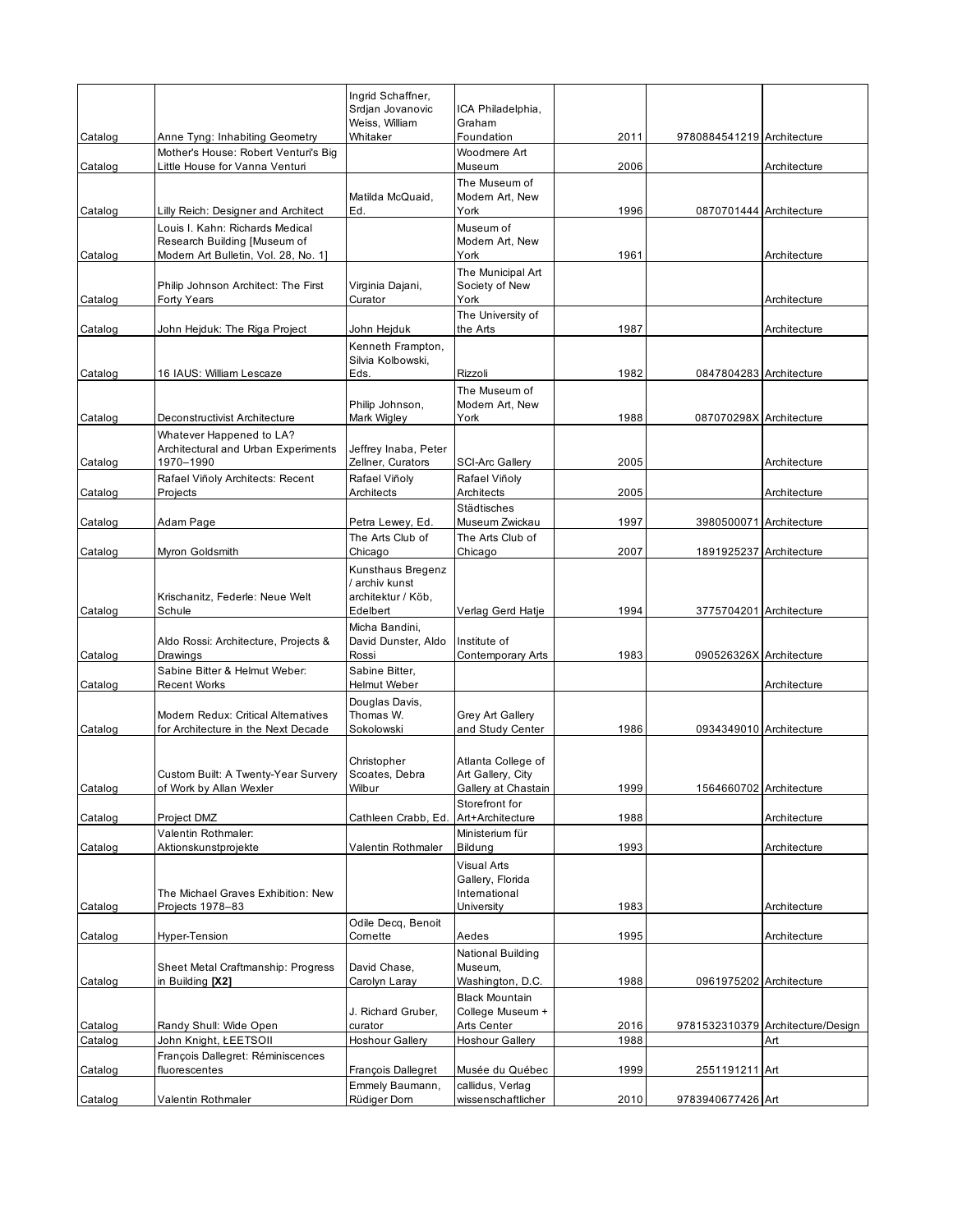| | | | | | | |
|---|---|---|---|---|---|---|
| Catalog | Anne Tyng: Inhabiting Geometry | Ingrid Schaffner, Srdjan Jovanovic Weiss, William Whitaker | ICA Philadelphia, Graham Foundation | 2011 | 9780884541219 | Architecture |
| Catalog | Mother's House: Robert Venturi's Big Little House for Vanna Venturi | | Woodmere Art Museum | 2006 | | Architecture |
| Catalog | Lilly Reich: Designer and Architect | Matilda McQuaid, Ed. | The Museum of Modern Art, New York | 1996 | 0870701444 | Architecture |
| Catalog | Louis I. Kahn: Richards Medical Research Building [Museum of Modern Art Bulletin, Vol. 28, No. 1] | | Museum of Modern Art, New York | 1961 | | Architecture |
| Catalog | Philip Johnson Architect: The First Forty Years | Virginia Dajani, Curator | The Municipal Art Society of New York | | | Architecture |
| Catalog | John Hejduk: The Riga Project | John Hejduk | The University of the Arts | 1987 | | Architecture |
| Catalog | 16 IAUS: William Lescaze | Kenneth Frampton, Silvia Kolbowski, Eds. | Rizzoli | 1982 | 0847804283 | Architecture |
| Catalog | Deconstructivist Architecture | Philip Johnson, Mark Wigley | The Museum of Modern Art, New York | 1988 | 087070298X | Architecture |
| Catalog | Whatever Happened to LA? Architectural and Urban Experiments 1970–1990 | Jeffrey Inaba, Peter Zellner, Curators | SCI-Arc Gallery | 2005 | | Architecture |
| Catalog | Rafael Viñoly Architects: Recent Projects | Rafael Viñoly Architects | Rafael Viñoly Architects | 2005 | | Architecture |
| Catalog | Adam Page | Petra Lewey, Ed. | Städtisches Museum Zwickau | 1997 | 3980500071 | Architecture |
| Catalog | Myron Goldsmith | The Arts Club of Chicago | The Arts Club of Chicago | 2007 | 1891925237 | Architecture |
| Catalog | Krischanitz, Federle: Neue Welt Schule | Kunsthaus Bregenz / archiv kunst architektur / Köb, Edelbert | Verlag Gerd Hatje | 1994 | 3775704201 | Architecture |
| Catalog | Aldo Rossi: Architecture, Projects & Drawings | Micha Bandini, David Dunster, Aldo Rossi | Institute of Contemporary Arts | 1983 | 090526326X | Architecture |
| Catalog | Sabine Bitter & Helmut Weber: Recent Works | Sabine Bitter, Helmut Weber | | | | Architecture |
| Catalog | Modern Redux: Critical Alternatives for Architecture in the Next Decade | Douglas Davis, Thomas W. Sokolowski | Grey Art Gallery and Study Center | 1986 | 0934349010 | Architecture |
| Catalog | Custom Built: A Twenty-Year Survery of Work by Allan Wexler | Christopher Scoates, Debra Wilbur | Atlanta College of Art Gallery, City Gallery at Chastain | 1999 | 1564660702 | Architecture |
| Catalog | Project DMZ | Cathleen Crabb, Ed. | Storefront for Art+Architecture | 1988 | | Architecture |
| Catalog | Valentin Rothmaler: Aktionskunstprojekte | Valentin Rothmaler | Ministerium für Bildung | 1993 | | Architecture |
| Catalog | The Michael Graves Exhibition: New Projects 1978–83 | | Visual Arts Gallery, Florida International University | 1983 | | Architecture |
| Catalog | Hyper-Tension | Odile Decq, Benoit Cornette | Aedes | 1995 | | Architecture |
| Catalog | Sheet Metal Craftmanship: Progress in Building **[X2]** | David Chase, Carolyn Laray | National Building Museum, Washington, D.C. | 1988 | 0961975202 | Architecture |
| Catalog | Randy Shull: Wide Open | J. Richard Gruber, curator | Black Mountain College Museum + Arts Center | 2016 | 9781532310379 | Architecture/Design |
| Catalog | John Knight, ŁEETSOII | Hoshour Gallery | Hoshour Gallery | 1988 | | Art |
| Catalog | François Dallegret: Réminiscences fluorescentes | François Dallegret | Musée du Québec | 1999 | 2551191211 | Art |
| Catalog | Valentin Rothmaler | Emmely Baumann, Rüdiger Dorn | callidus, Verlag wissenschaftlicher | 2010 | 9783940677426 | Art |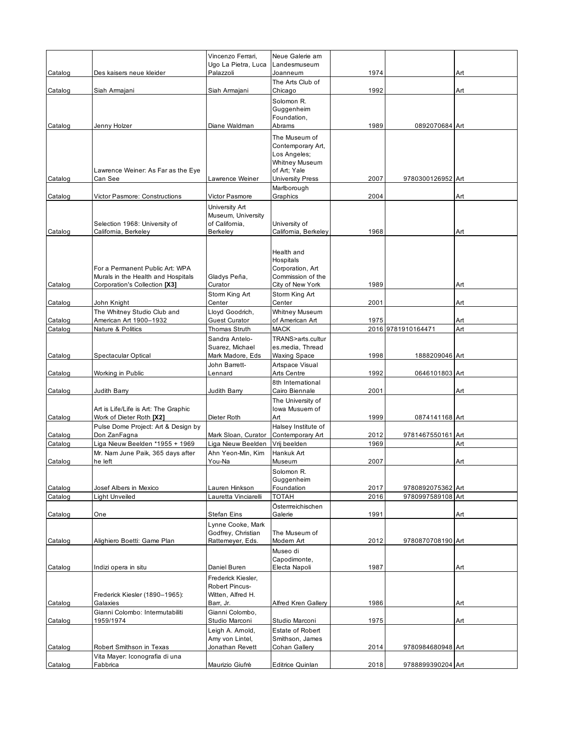| | | | | | | |
|---|---|---|---|---|---|---|
| Catalog | Des kaisers neue kleider | Vincenzo Ferrari, Ugo La Pietra, Luca Palazzoli | Neue Galerie am Landesmuseum Joanneum | 1974 | | Art |
| Catalog | Siah Armajani | Siah Armajani | The Arts Club of Chicago | 1992 | | Art |
| Catalog | Jenny Holzer | Diane Waldman | Solomon R. Guggenheim Foundation, Abrams | 1989 | 0892070684 | Art |
| Catalog | Lawrence Weiner: As Far as the Eye Can See | Lawrence Weiner | The Museum of Contemporary Art, Los Angeles; Whitney Museum of Art; Yale University Press | 2007 | 9780300126952 | Art |
| Catalog | Victor Pasmore: Constructions | Victor Pasmore | Marlborough Graphics | 2004 | | Art |
| Catalog | Selection 1968: University of California, Berkeley | University Art Museum, University of California, Berkeley | University of California, Berkeley | 1968 | | Art |
| Catalog | For a Permanent Public Art: WPA Murals in the Health and Hospitals Corporation's Collection **[X3]** | Gladys Peña, Curator | Health and Hospitals Corporation, Art Commission of the City of New York | 1989 | | Art |
| Catalog | John Knight | Storm King Art Center | Storm King Art Center | 2001 | | Art |
| Catalog | The Whitney Studio Club and American Art 1900–1932 | Lloyd Goodrich, Guest Curator | Whitney Museum of American Art | 1975 | | Art |
| Catalog | Nature & Politics | Thomas Struth | MACK | 2016 | 9781910164471 | Art |
| Catalog | Spectacular Optical | Sandra Antelo-Suarez, Michael Mark Madore, Eds | TRANS>arts.cultures.media, Thread Waxing Space | 1998 | 1888209046 | Art |
| Catalog | Working in Public | John Barrett-Lennard | Artspace Visual Arts Centre | 1992 | 0646101803 | Art |
| Catalog | Judith Barry | Judith Barry | 8th International Cairo Biennale | 2001 | | Art |
| Catalog | Art is Life/Life is Art: The Graphic Work of Dieter Roth **[X2]** | Dieter Roth | The University of Iowa Musuem of Art | 1999 | 0874141168 | Art |
| Catalog | Pulse Dome Project: Art & Design by Don ZanFagna | Mark Sloan, Curator | Halsey Institute of Contemporary Art | 2012 | 9781467550161 | Art |
| Catalog | Liga Nieuw Beelden *1955 + 1969 | Liga Nieuw Beelden | Vrij beelden | 1969 | | Art |
| Catalog | Mr. Nam June Paik, 365 days after he left | Ahn Yeon-Min, Kim You-Na | Hankuk Art Museum | 2007 | | Art |
| Catalog | Josef Albers in Mexico | Lauren Hinkson | Solomon R. Guggenheim Foundation | 2017 | 9780892075362 | Art |
| Catalog | Light Unveiled | Lauretta Vinciarelli | TOTAH | 2016 | 9780997589108 | Art |
| Catalog | One | Stefan Eins | Österrreichischen Galerie | 1991 | | Art |
| Catalog | Alighiero Boetti: Game Plan | Lynne Cooke, Mark Godfrey, Christian Rattemeyer, Eds. | The Museum of Modern Art | 2012 | 9780870708190 | Art |
| Catalog | Indizi opera in situ | Daniel Buren | Museo di Capodimonte, Electa Napoli | 1987 | | Art |
| Catalog | Frederick Kiesler (1890–1965): Galaxies | Frederick Kiesler, Robert Pincus-Witten, Alfred H. Barr, Jr. | Alfred Kren Gallery | 1986 | | Art |
| Catalog | Gianni Colombo: Intermutabiliti 1959/1974 | Gianni Colombo, Studio Marconi | Studio Marconi | 1975 | | Art |
| Catalog | Robert Smithson in Texas | Leigh A. Arnold, Amy von Lintel, Jonathan Revett | Estate of Robert Smithson, James Cohan Gallery | 2014 | 9780984680948 | Art |
| Catalog | Vita Mayer: Iconografia di una Fabbrica | Maurizio Giufrè | Editrice Quinlan | 2018 | 9788899390204 | Art |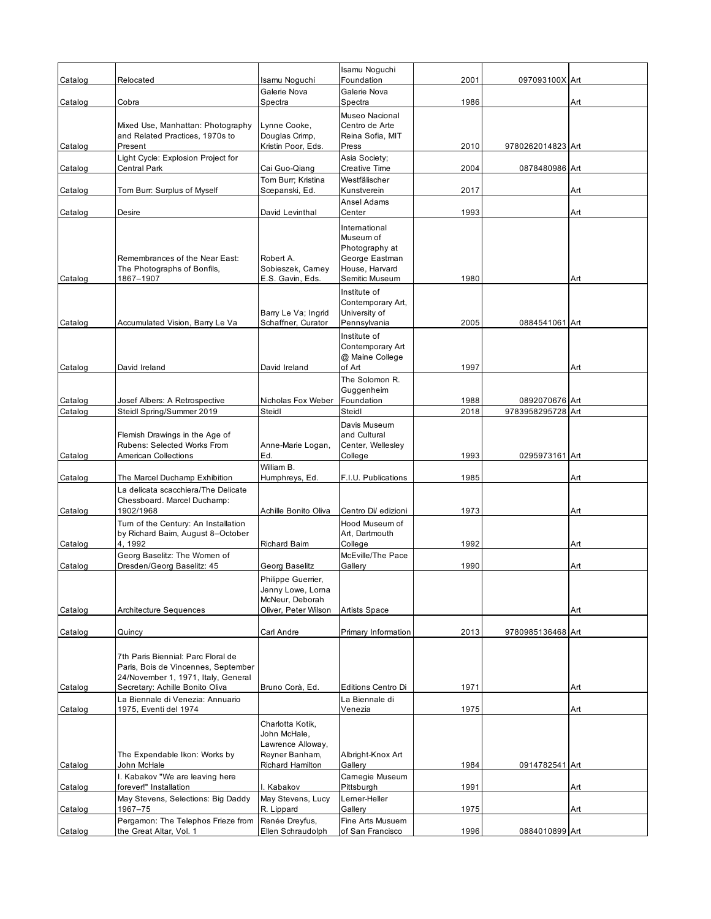| | | | | | | |
|---|---|---|---|---|---|---|
| Catalog | Relocated | Isamu Noguchi | Isamu Noguchi Foundation | 2001 | 097093100X | Art |
| Catalog | Cobra | Galerie Nova Spectra | Galerie Nova Spectra | 1986 | | Art |
| Catalog | Mixed Use, Manhattan: Photography and Related Practices, 1970s to Present | Lynne Cooke, Douglas Crimp, Kristin Poor, Eds. | Museo Nacional Centro de Arte Reina Sofia, MIT Press | 2010 | 9780262014823 | Art |
| Catalog | Light Cycle: Explosion Project for Central Park | Cai Guo-Qiang | Asia Society; Creative Time | 2004 | 0878480986 | Art |
| Catalog | Tom Burr: Surplus of Myself | Tom Burr; Kristina Scepanski, Ed. | Westfälischer Kunstverein | 2017 | | Art |
| Catalog | Desire | David Levinthal | Ansel Adams Center | 1993 | | Art |
| Catalog | Remembrances of the Near East: The Photographs of Bonfils, 1867–1907 | Robert A. Sobieszek, Carney E.S. Gavin, Eds. | International Museum of Photography at George Eastman House, Harvard Semitic Museum | 1980 | | Art |
| Catalog | Accumulated Vision, Barry Le Va | Barry Le Va; Ingrid Schaffner, Curator | Institute of Contemporary Art, University of Pennsylvania | 2005 | 0884541061 | Art |
| Catalog | David Ireland | David Ireland | Institute of Contemporary Art @ Maine College of Art | 1997 | | Art |
| Catalog | Josef Albers: A Retrospective | Nicholas Fox Weber | The Solomon R. Guggenheim Foundation | 1988 | 0892070676 | Art |
| Catalog | Steidl Spring/Summer 2019 | Steidl | Steidl | 2018 | 9783958295728 | Art |
| Catalog | Flemish Drawings in the Age of Rubens: Selected Works From American Collections | Anne-Marie Logan, Ed. | Davis Museum and Cultural Center, Wellesley College | 1993 | 0295973161 | Art |
| Catalog | The Marcel Duchamp Exhibition | William B. Humphreys, Ed. | F.I.U. Publications | 1985 | | Art |
| Catalog | La delicata scacchiera/The Delicate Chessboard. Marcel Duchamp: 1902/1968 | Achille Bonito Oliva | Centro Di/ edizioni | 1973 | | Art |
| Catalog | Turn of the Century: An Installation by Richard Baim, August 8–October 4, 1992 | Richard Baim | Hood Museum of Art, Dartmouth College | 1992 | | Art |
| Catalog | Georg Baselitz: The Women of Dresden/Georg Baselitz: 45 | Georg Baselitz | McEville/The Pace Gallery | 1990 | | Art |
| Catalog | Architecture Sequences | Philippe Guerrier, Jenny Lowe, Lorna McNeur, Deborah Oliver, Peter Wilson | Artists Space | | | Art |
| Catalog | Quincy | Carl Andre | Primary Information | 2013 | 9780985136468 | Art |
| Catalog | 7th Paris Biennial: Parc Floral de Paris, Bois de Vincennes, September 24/November 1, 1971, Italy, General Secretary: Achille Bonito Oliva | Bruno Corà, Ed. | Editions Centro Di | 1971 | | Art |
| Catalog | La Biennale di Venezia: Annuario 1975, Eventi del 1974 | | La Biennale di Venezia | 1975 | | Art |
| Catalog | The Expendable Ikon: Works by John McHale | Charlotta Kotik, John McHale, Lawrence Alloway, Reyner Banham, Richard Hamilton | Albright-Knox Art Gallery | 1984 | 0914782541 | Art |
| Catalog | I. Kabakov "We are leaving here forever!" Installation | I. Kabakov | Carnegie Museum Pittsburgh | 1991 | | Art |
| Catalog | May Stevens, Selections: Big Daddy 1967–75 | May Stevens, Lucy R. Lippard | Lerner-Heller Gallery | 1975 | | Art |
| Catalog | Pergamon: The Telephos Frieze from the Great Altar, Vol. 1 | Renée Dreyfus, Ellen Schraudolph | Fine Arts Musuem of San Francisco | 1996 | 0884010899 | Art |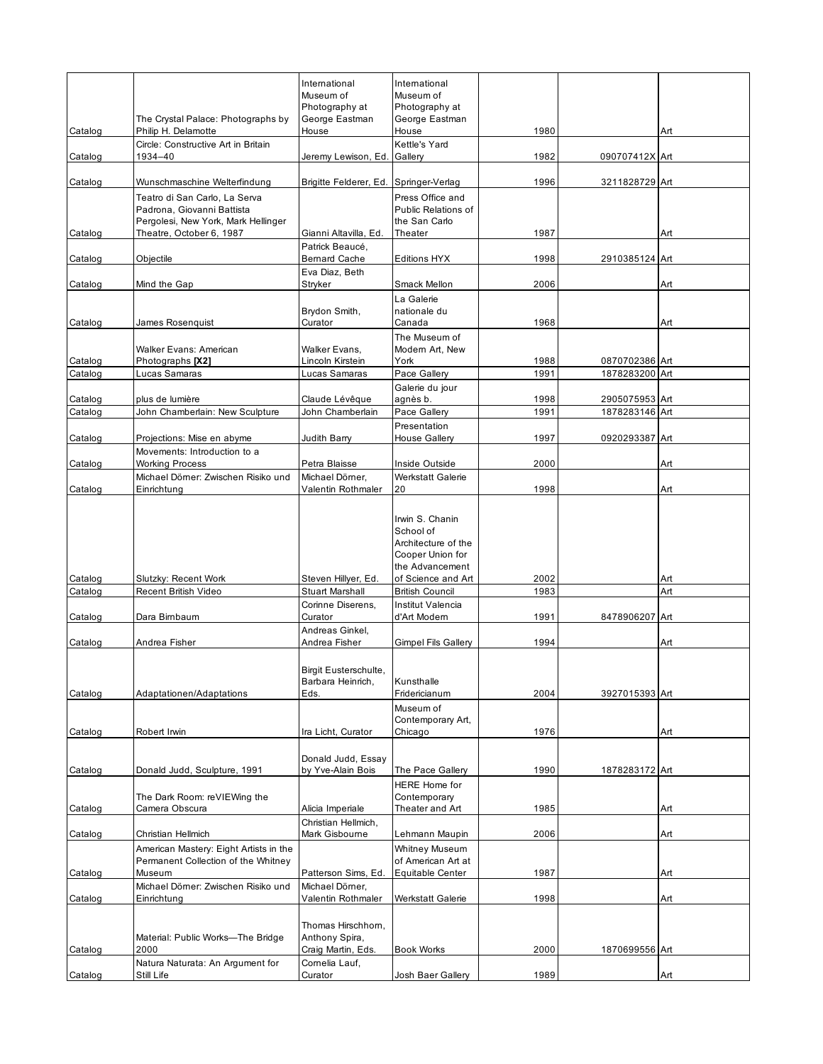| | | | | | | |
|---|---|---|---|---|---|---|
| Catalog | The Crystal Palace: Photographs by Philip H. Delamotte | International Museum of Photography at George Eastman House | International Museum of Photography at George Eastman House | 1980 | | Art |
| Catalog | Circle: Constructive Art in Britain 1934–40 | Jeremy Lewison, Ed. | Kettle's Yard Gallery | 1982 | 090707412X | Art |
| Catalog | Wunschmaschine Welterfindung | Brigitte Felderer, Ed. | Springer-Verlag | 1996 | 3211828729 | Art |
| Catalog | Teatro di San Carlo, La Serva Padrona, Giovanni Battista Pergolesi, New York, Mark Hellinger Theatre, October 6, 1987 | Gianni Altavilla, Ed. | Press Office and Public Relations of the San Carlo Theater | 1987 | | Art |
| Catalog | Objectile | Patrick Beaucé, Bernard Cache | Editions HYX | 1998 | 2910385124 | Art |
| Catalog | Mind the Gap | Eva Diaz, Beth Stryker | Smack Mellon | 2006 | | Art |
| Catalog | James Rosenquist | Brydon Smith, Curator | La Galerie nationale du Canada | 1968 | | Art |
| Catalog | Walker Evans: American Photographs **[X2]** | Walker Evans, Lincoln Kirstein | The Museum of Modern Art, New York | 1988 | 0870702386 | Art |
| Catalog | Lucas Samaras | Lucas Samaras | Pace Gallery | 1991 | 1878283200 | Art |
| Catalog | plus de lumière | Claude Lévêque | Galerie du jour agnès b. | 1998 | 2905075953 | Art |
| Catalog | John Chamberlain: New Sculpture | John Chamberlain | Pace Gallery | 1991 | 1878283146 | Art |
| Catalog | Projections: Mise en abyme | Judith Barry | Presentation House Gallery | 1997 | 0920293387 | Art |
| Catalog | Movements: Introduction to a Working Process | Petra Blaisse | Inside Outside | 2000 | | Art |
| Catalog | Michael Dörner: Zwischen Risiko und Einrichtung | Michael Dörner, Valentin Rothmaler | Werkstatt Galerie 20 | 1998 | | Art |
| Catalog | Slutzky: Recent Work | Steven Hillyer, Ed. | Irwin S. Chanin School of Architecture of the Cooper Union for the Advancement of Science and Art | 2002 | | Art |
| Catalog | Recent British Video | Stuart Marshall | British Council | 1983 | | Art |
| Catalog | Dara Birnbaum | Corinne Diserens, Curator | Institut Valencia d'Art Modern | 1991 | 8478906207 | Art |
| Catalog | Andrea Fisher | Andreas Ginkel, Andrea Fisher | Gimpel Fils Gallery | 1994 | | Art |
| Catalog | Adaptationen/Adaptations | Birgit Eusterschulte, Barbara Heinrich, Eds. | Kunsthalle Fridericianum | 2004 | 3927015393 | Art |
| Catalog | Robert Irwin | Ira Licht, Curator | Museum of Contemporary Art, Chicago | 1976 | | Art |
| Catalog | Donald Judd, Sculpture, 1991 | Donald Judd, Essay by Yve-Alain Bois | The Pace Gallery | 1990 | 1878283172 | Art |
| Catalog | The Dark Room: reVIEWing the Camera Obscura | Alicia Imperiale | HERE Home for Contemporary Theater and Art | 1985 | | Art |
| Catalog | Christian Hellmich | Christian Hellmich, Mark Gisbourne | Lehmann Maupin | 2006 | | Art |
| Catalog | American Mastery: Eight Artists in the Permanent Collection of the Whitney Museum | Patterson Sims, Ed. | Whitney Museum of American Art at Equitable Center | 1987 | | Art |
| Catalog | Michael Dörner: Zwischen Risiko und Einrichtung | Michael Dörner, Valentin Rothmaler | Werkstatt Galerie | 1998 | | Art |
| Catalog | Material: Public Works—The Bridge 2000 | Thomas Hirschhorn, Anthony Spira, Craig Martin, Eds. | Book Works | 2000 | 1870699556 | Art |
| Catalog | Natura Naturata: An Argument for Still Life | Cornelia Lauf, Curator | Josh Baer Gallery | 1989 | | Art |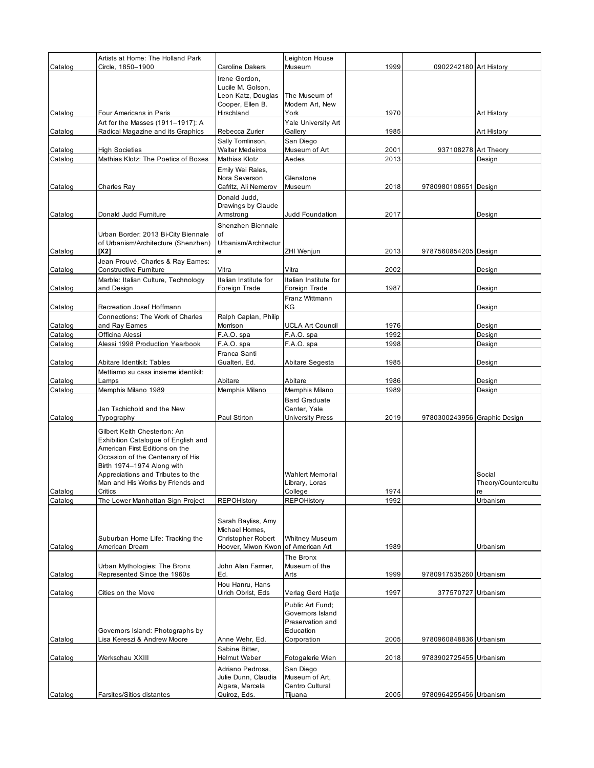| | | | | | | |
|---|---|---|---|---|---|---|
| Catalog | Artists at Home: The Holland Park Circle, 1850–1900 | Caroline Dakers | Leighton House Museum | 1999 | 0902242180 | Art History |
| Catalog | Four Americans in Paris | Irene Gordon, Lucile M. Golson, Leon Katz, Douglas Cooper, Ellen B. Hirschland | The Museum of Modern Art, New York | 1970 | | Art History |
| Catalog | Art for the Masses (1911–1917): A Radical Magazine and its Graphics | Rebecca Zurier | Yale University Art Gallery | 1985 | | Art History |
| Catalog | High Societies | Sally Tomlinson, Walter Medeiros | San Diego Museum of Art | 2001 | 937108278 | Art Theory |
| Catalog | Mathias Klotz: The Poetics of Boxes | Mathias Klotz | Aedes | 2013 | | Design |
| Catalog | Charles Ray | Emily Wei Rales, Nora Severson Cafritz, Ali Nemerov | Glenstone Museum | 2018 | 9780980108651 | Design |
| Catalog | Donald Judd Furniture | Donald Judd, Drawings by Claude Armstrong | Judd Foundation | 2017 | | Design |
| Catalog | Urban Border: 2013 Bi-City Biennale of Urbanism/Architecture (Shenzhen) **[X2]** | Shenzhen Biennale of Urbanism/Architecture | ZHI Wenjun | 2013 | 9787560854205 | Design |
| Catalog | Jean Prouvé, Charles & Ray Eames: Constructive Furniture | Vitra | Vitra | 2002 | | Design |
| Catalog | Marble: Italian Culture, Technology and Design | Italian Institute for Foreign Trade | Italian Institute for Foreign Trade | 1987 | | Design |
| Catalog | Recreation Josef Hoffmann | | Franz Wittmann KG | | | Design |
| Catalog | Connections: The Work of Charles and Ray Eames | Ralph Caplan, Philip Morrison | UCLA Art Council | 1976 | | Design |
| Catalog | Officina Alessi | F.A.O. spa | F.A.O. spa | 1992 | | Design |
| Catalog | Alessi 1998 Production Yearbook | F.A.O. spa | F.A.O. spa | 1998 | | Design |
| Catalog | Abitare Identikit: Tables | Franca Santi Gualteri, Ed. | Abitare Segesta | 1985 | | Design |
| Catalog | Mettiamo su casa insieme identikit: Lamps | Abitare | Abitare | 1986 | | Design |
| Catalog | Memphis Milano 1989 | Memphis Milano | Memphis Milano | 1989 | | Design |
| Catalog | Jan Tschichold and the New Typography | Paul Stirton | Bard Graduate Center, Yale University Press | 2019 | 9780300243956 | Graphic Design |
| Catalog | Gilbert Keith Chesterton: An Exhibition Catalogue of English and American First Editions on the Occasion of the Centenary of His Birth 1974–1974 Along with Appreciations and Tributes to the Man and His Works by Friends and Critics | | Wahlert Memorial Library, Loras College | 1974 | | Social Theory/Counterculture |
| Catalog | The Lower Manhattan Sign Project | REPOHistory | REPOHistory | 1992 | | Urbanism |
| Catalog | Suburban Home Life: Tracking the American Dream | Sarah Bayliss, Amy Michael Homes, Christopher Robert Hoover, Miwon Kwon | Whitney Museum of American Art | 1989 | | Urbanism |
| Catalog | Urban Mythologies: The Bronx Represented Since the 1960s | John Alan Farmer, Ed. | The Bronx Museum of the Arts | 1999 | 9780917535260 | Urbanism |
| Catalog | Cities on the Move | Hou Hanru, Hans Ulrich Obrist, Eds | Verlag Gerd Hatje | 1997 | 377570727 | Urbanism |
| Catalog | Governors Island: Photographs by Lisa Kereszi & Andrew Moore | Anne Wehr, Ed. | Public Art Fund; Governors Island Preservation and Education Corporation | 2005 | 9780960848836 | Urbanism |
| Catalog | Werkschau XXIII | Sabine Bitter, Helmut Weber | Fotogalerie Wien | 2018 | 9783902725455 | Urbanism |
| Catalog | Farsites/Sitios distantes | Adriano Pedrosa, Julie Dunn, Claudia Algara, Marcela Quiroz, Eds. | San Diego Museum of Art, Centro Cultural Tijuana | 2005 | 9780964255456 | Urbanism |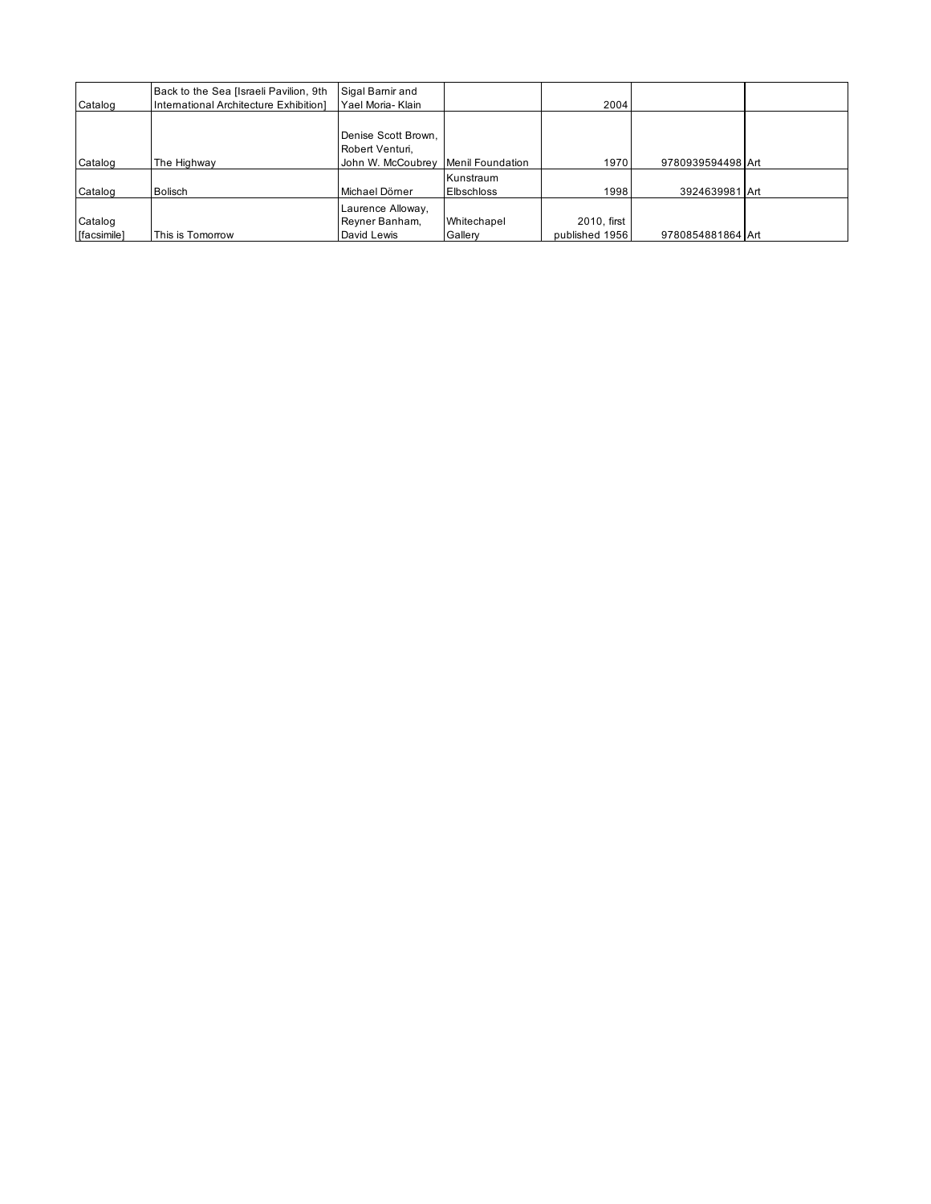| | | | | | | |
|---|---|---|---|---|---|---|
| Catalog | Back to the Sea [Israeli Pavilion, 9th International Architecture Exhibition] | Sigal Barnir and Yael Moria- Klain | | 2004 | | |
| Catalog | The Highway | Denise Scott Brown, Robert Venturi, John W. McCoubrey | Menil Foundation | 1970 | 9780939594498 | Art |
| Catalog | Bolisch | Michael Dörner | Kunstraum Elbschloss | 1998 | 3924639981 | Art |
| Catalog [facsimile] | This is Tomorrow | Laurence Alloway, Reyner Banham, David Lewis | Whitechapel Gallery | 2010, first published 1956 | 9780854881864 | Art |